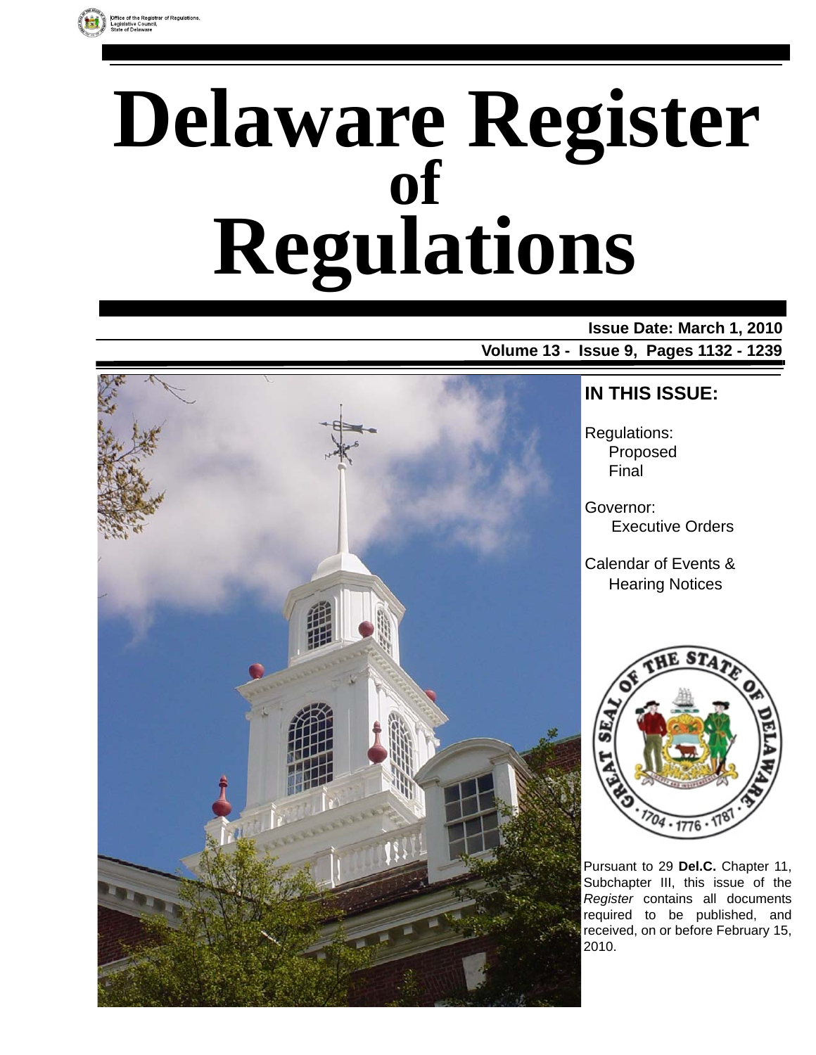Office of the Registrar of Regulations,
Legislative Council,
State of Delaware

# Delaware Register of Regulations

**Issue Date: March 1, 2010**

**Volume 13 - Issue 9, Pages 1132 - 1239**

## IN THIS ISSUE:

Regulations:
- Proposed
- Final

Governor:
- Executive Orders

Calendar of Events & Hearing Notices

Pursuant to 29 **Del.C.** Chapter 11, Subchapter III, this issue of the *Register* contains all documents required to be published, and received, on or before February 15, 2010.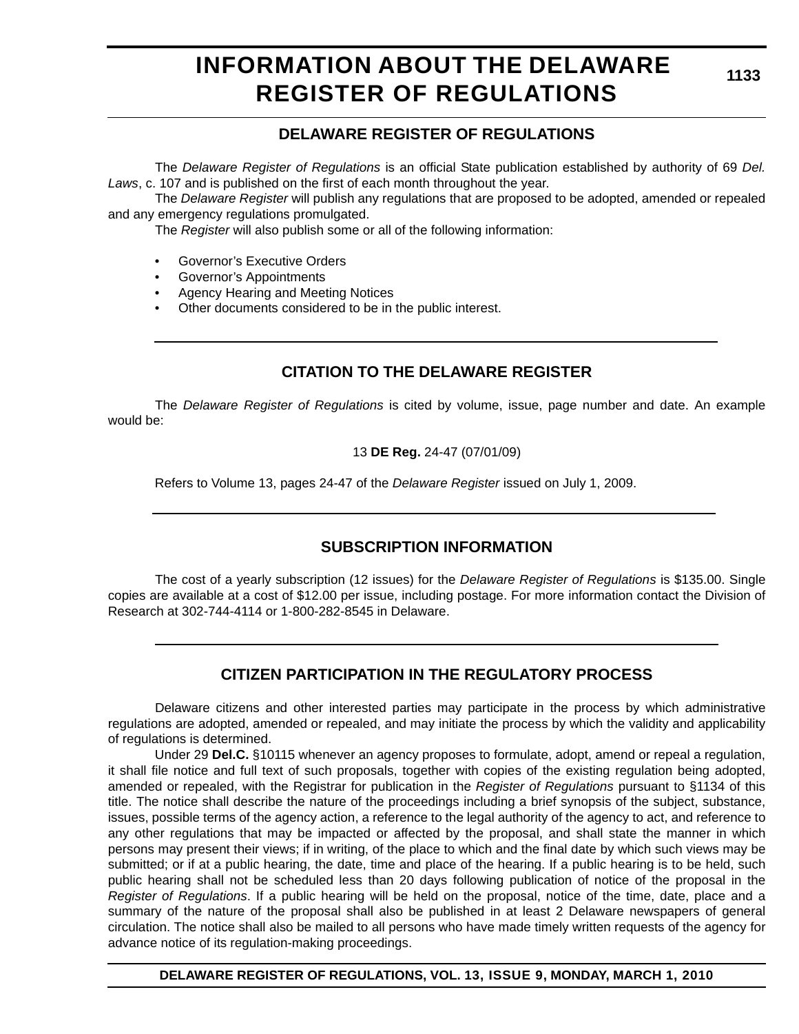# INFORMATION ABOUT THE DELAWARE REGISTER OF REGULATIONS

## DELAWARE REGISTER OF REGULATIONS

The *Delaware Register of Regulations* is an official State publication established by authority of 69 *Del. Laws*, c. 107 and is published on the first of each month throughout the year.

The *Delaware Register* will publish any regulations that are proposed to be adopted, amended or repealed and any emergency regulations promulgated.

The *Register* will also publish some or all of the following information:

- Governor's Executive Orders
- Governor's Appointments
- Agency Hearing and Meeting Notices
- Other documents considered to be in the public interest.

## CITATION TO THE DELAWARE REGISTER

The *Delaware Register of Regulations* is cited by volume, issue, page number and date. An example would be:

13 **DE Reg.** 24-47 (07/01/09)

Refers to Volume 13, pages 24-47 of the *Delaware Register* issued on July 1, 2009.

## SUBSCRIPTION INFORMATION

The cost of a yearly subscription (12 issues) for the *Delaware Register of Regulations* is $135.00. Single copies are available at a cost of $12.00 per issue, including postage. For more information contact the Division of Research at 302-744-4114 or 1-800-282-8545 in Delaware.

## CITIZEN PARTICIPATION IN THE REGULATORY PROCESS

Delaware citizens and other interested parties may participate in the process by which administrative regulations are adopted, amended or repealed, and may initiate the process by which the validity and applicability of regulations is determined.

Under 29 **Del.C.** §10115 whenever an agency proposes to formulate, adopt, amend or repeal a regulation, it shall file notice and full text of such proposals, together with copies of the existing regulation being adopted, amended or repealed, with the Registrar for publication in the *Register of Regulations* pursuant to §1134 of this title. The notice shall describe the nature of the proceedings including a brief synopsis of the subject, substance, issues, possible terms of the agency action, a reference to the legal authority of the agency to act, and reference to any other regulations that may be impacted or affected by the proposal, and shall state the manner in which persons may present their views; if in writing, of the place to which and the final date by which such views may be submitted; or if at a public hearing, the date, time and place of the hearing. If a public hearing is to be held, such public hearing shall not be scheduled less than 20 days following publication of notice of the proposal in the *Register of Regulations*. If a public hearing will be held on the proposal, notice of the time, date, place and a summary of the nature of the proposal shall also be published in at least 2 Delaware newspapers of general circulation. The notice shall also be mailed to all persons who have made timely written requests of the agency for advance notice of its regulation-making proceedings.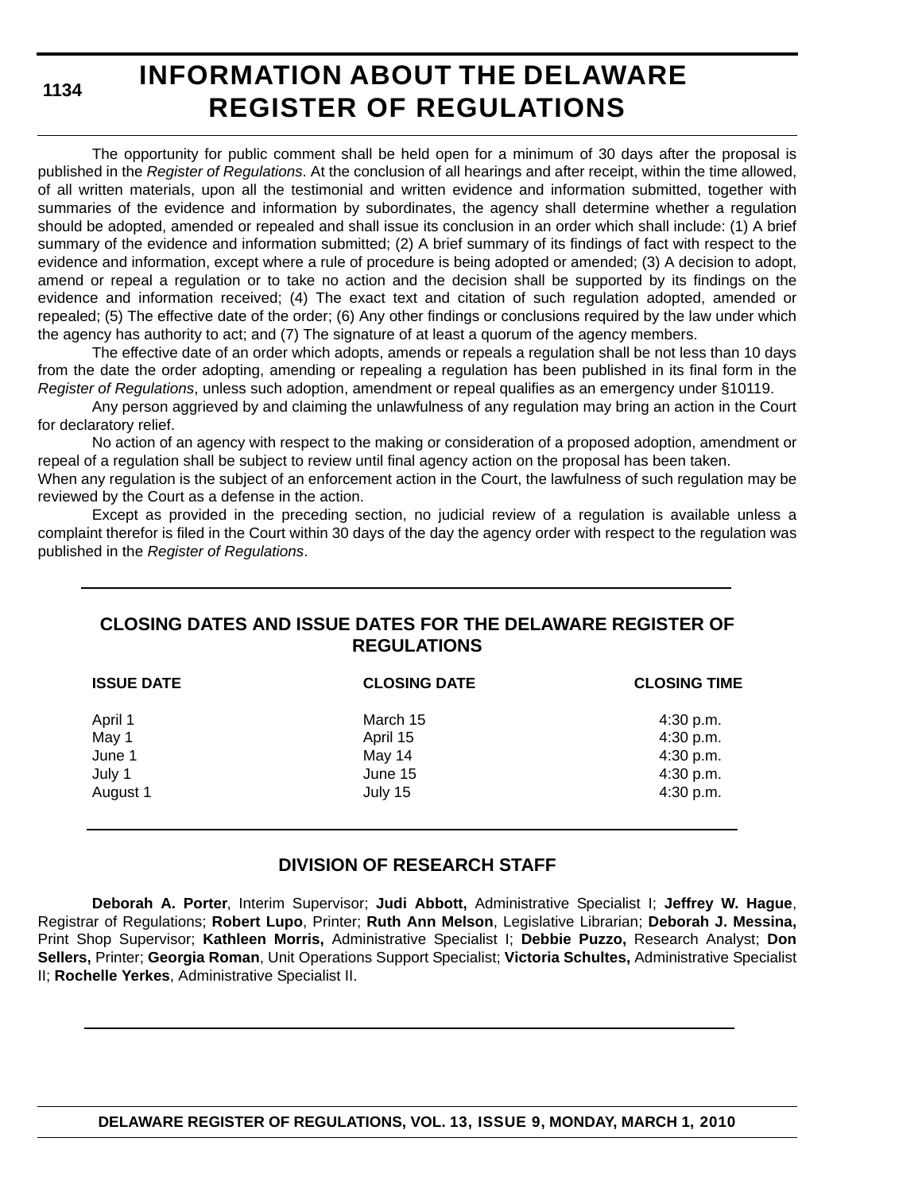# INFORMATION ABOUT THE DELAWARE REGISTER OF REGULATIONS

The opportunity for public comment shall be held open for a minimum of 30 days after the proposal is published in the *Register of Regulations*. At the conclusion of all hearings and after receipt, within the time allowed, of all written materials, upon all the testimonial and written evidence and information submitted, together with summaries of the evidence and information by subordinates, the agency shall determine whether a regulation should be adopted, amended or repealed and shall issue its conclusion in an order which shall include: (1) A brief summary of the evidence and information submitted; (2) A brief summary of its findings of fact with respect to the evidence and information, except where a rule of procedure is being adopted or amended; (3) A decision to adopt, amend or repeal a regulation or to take no action and the decision shall be supported by its findings on the evidence and information received; (4) The exact text and citation of such regulation adopted, amended or repealed; (5) The effective date of the order; (6) Any other findings or conclusions required by the law under which the agency has authority to act; and (7) The signature of at least a quorum of the agency members.

The effective date of an order which adopts, amends or repeals a regulation shall be not less than 10 days from the date the order adopting, amending or repealing a regulation has been published in its final form in the *Register of Regulations*, unless such adoption, amendment or repeal qualifies as an emergency under §10119.

Any person aggrieved by and claiming the unlawfulness of any regulation may bring an action in the Court for declaratory relief.

No action of an agency with respect to the making or consideration of a proposed adoption, amendment or repeal of a regulation shall be subject to review until final agency action on the proposal has been taken.
When any regulation is the subject of an enforcement action in the Court, the lawfulness of such regulation may be reviewed by the Court as a defense in the action.

Except as provided in the preceding section, no judicial review of a regulation is available unless a complaint therefor is filed in the Court within 30 days of the day the agency order with respect to the regulation was published in the *Register of Regulations*.

## CLOSING DATES AND ISSUE DATES FOR THE DELAWARE REGISTER OF REGULATIONS

| ISSUE DATE | CLOSING DATE | CLOSING TIME |
|---|---|---|
| April 1 | March 15 | 4:30 p.m. |
| May 1 | April 15 | 4:30 p.m. |
| June 1 | May 14 | 4:30 p.m. |
| July 1 | June 15 | 4:30 p.m. |
| August 1 | July 15 | 4:30 p.m. |

## DIVISION OF RESEARCH STAFF

**Deborah A. Porter**, Interim Supervisor; **Judi Abbott,** Administrative Specialist I; **Jeffrey W. Hague**, Registrar of Regulations; **Robert Lupo**, Printer; **Ruth Ann Melson**, Legislative Librarian; **Deborah J. Messina,** Print Shop Supervisor; **Kathleen Morris,** Administrative Specialist I; **Debbie Puzzo,** Research Analyst; **Don Sellers,** Printer; **Georgia Roman**, Unit Operations Support Specialist; **Victoria Schultes,** Administrative Specialist II; **Rochelle Yerkes**, Administrative Specialist II.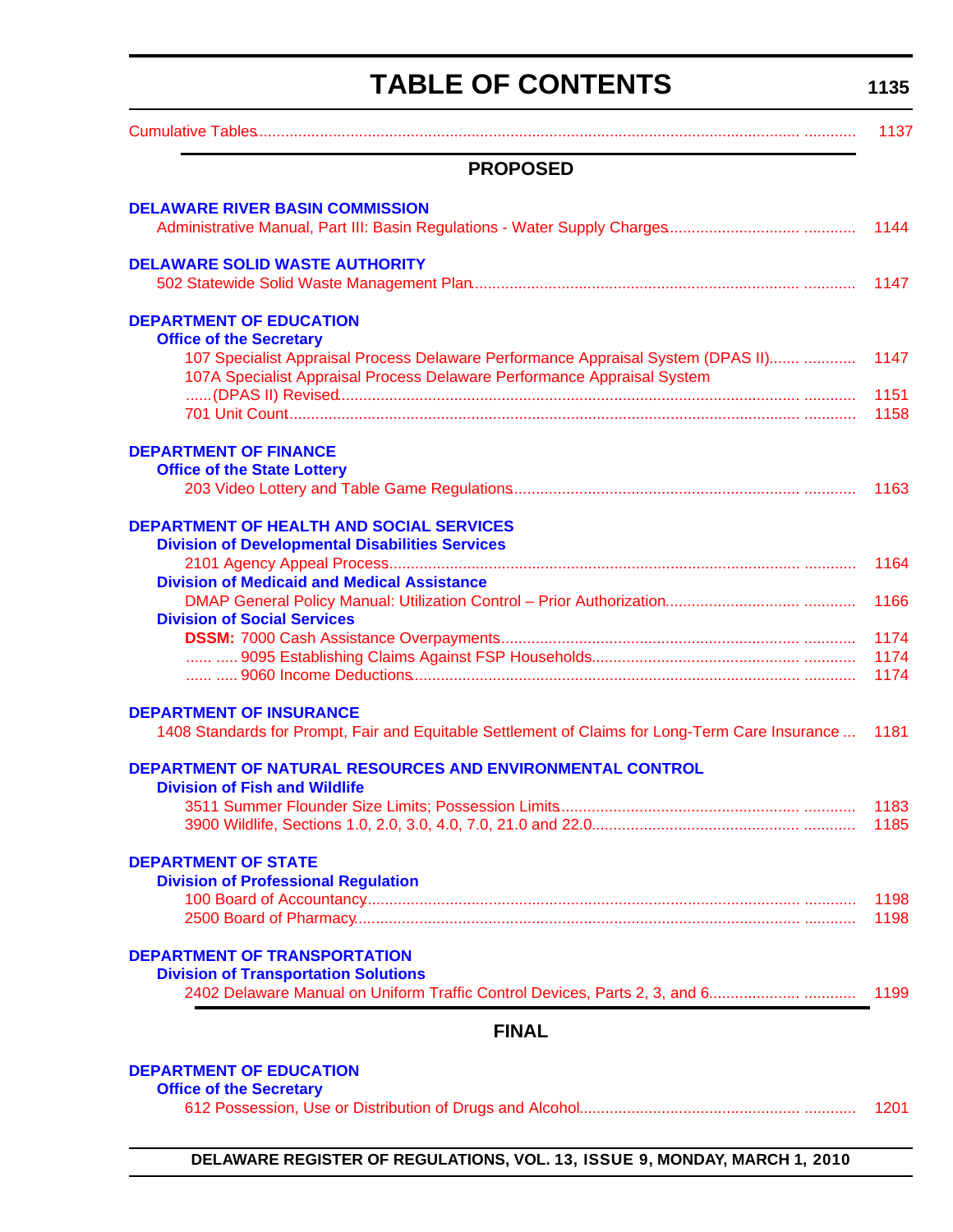# TABLE OF CONTENTS

Cumulative Tables ........................................................................ 1137

## PROPOSED

**DELAWARE RIVER BASIN COMMISSION**

Administrative Manual, Part III: Basin Regulations - Water Supply Charges ........................ 1144

**DELAWARE SOLID WASTE AUTHORITY**

502 Statewide Solid Waste Management Plan ........................ 1147

**DEPARTMENT OF EDUCATION**

**Office of the Secretary**

107 Specialist Appraisal Process Delaware Performance Appraisal System (DPAS II) ........................ 1147

107A Specialist Appraisal Process Delaware Performance Appraisal System (DPAS II) Revised ........................ 1151

701 Unit Count ........................ 1158

**DEPARTMENT OF FINANCE**

**Office of the State Lottery**

203 Video Lottery and Table Game Regulations ........................ 1163

**DEPARTMENT OF HEALTH AND SOCIAL SERVICES**

**Division of Developmental Disabilities Services**

2101 Agency Appeal Process ........................ 1164

**Division of Medicaid and Medical Assistance**

DMAP General Policy Manual: Utilization Control – Prior Authorization ........................ 1166

**Division of Social Services**

**DSSM:** 7000 Cash Assistance Overpayments ........................ 1174

9095 Establishing Claims Against FSP Households ........................ 1174

9060 Income Deductions ........................ 1174

**DEPARTMENT OF INSURANCE**

1408 Standards for Prompt, Fair and Equitable Settlement of Claims for Long-Term Care Insurance ... 1181

**DEPARTMENT OF NATURAL RESOURCES AND ENVIRONMENTAL CONTROL**

**Division of Fish and Wildlife**

3511 Summer Flounder Size Limits; Possession Limits ........................ 1183

3900 Wildlife, Sections 1.0, 2.0, 3.0, 4.0, 7.0, 21.0 and 22.0 ........................ 1185

**DEPARTMENT OF STATE**

**Division of Professional Regulation**

100 Board of Accountancy ........................ 1198

2500 Board of Pharmacy ........................ 1198

**DEPARTMENT OF TRANSPORTATION**

**Division of Transportation Solutions**

2402 Delaware Manual on Uniform Traffic Control Devices, Parts 2, 3, and 6 ........................ 1199

## FINAL

**DEPARTMENT OF EDUCATION**

**Office of the Secretary**

612 Possession, Use or Distribution of Drugs and Alcohol ........................ 1201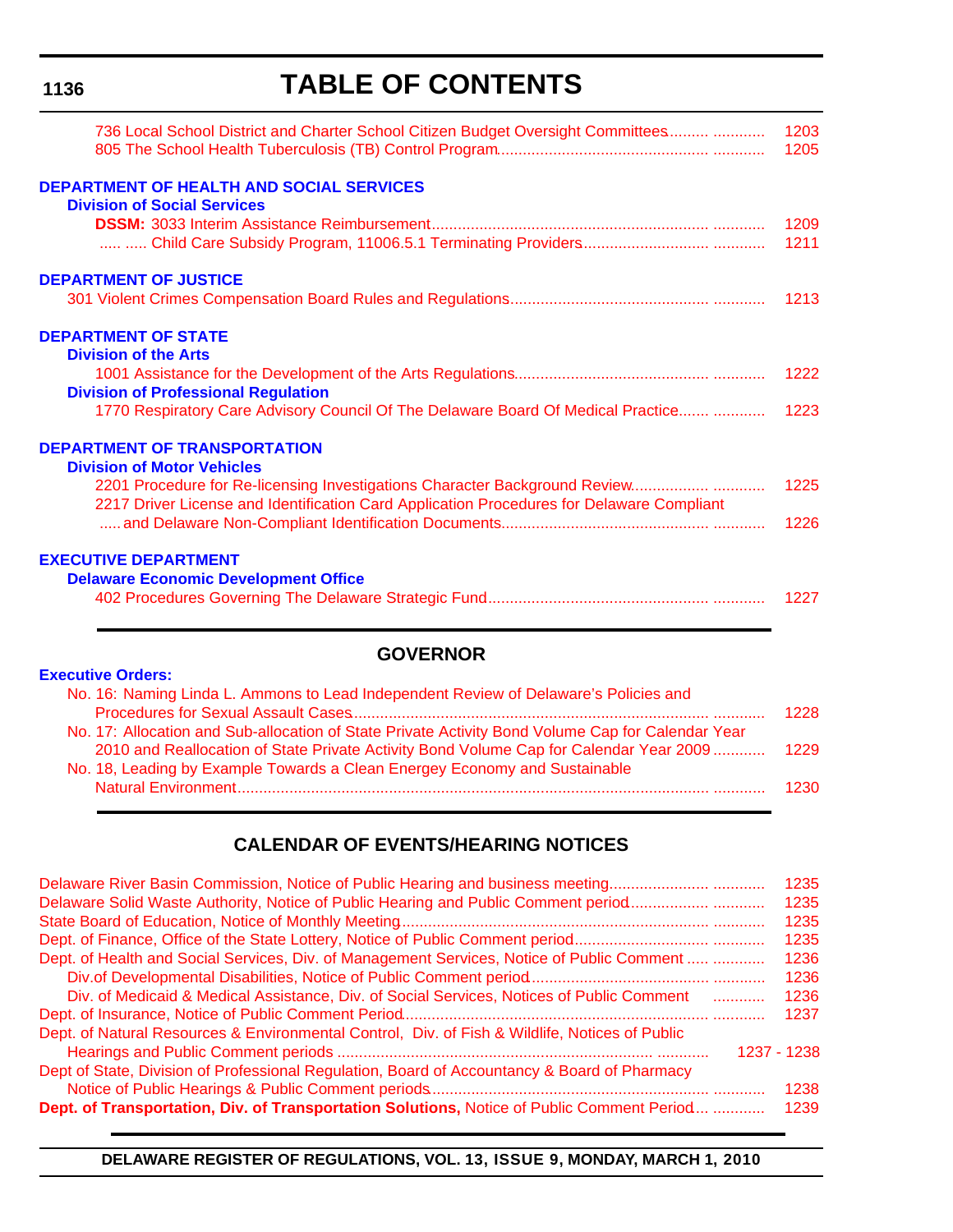# TABLE OF CONTENTS

736 Local School District and Charter School Citizen Budget Oversight Committees......... ............ 1203
805 The School Health Tuberculosis (TB) Control Program............................................... ............ 1205

**DEPARTMENT OF HEALTH AND SOCIAL SERVICES**

**Division of Social Services**

**DSSM:** 3033 Interim Assistance Reimbursement.............................................................. ............ 1209
..... ..... Child Care Subsidy Program, 11006.5.1 Terminating Providers........................... ............ 1211

**DEPARTMENT OF JUSTICE**

301 Violent Crimes Compensation Board Rules and Regulations............................................ ............ 1213

**DEPARTMENT OF STATE**

**Division of the Arts**

1001 Assistance for the Development of the Arts Regulations........................................... ............ 1222

**Division of Professional Regulation**

1770 Respiratory Care Advisory Council Of The Delaware Board Of Medical Practice....... ............ 1223

**DEPARTMENT OF TRANSPORTATION**

**Division of Motor Vehicles**

2201 Procedure for Re-licensing Investigations Character Background Review................. ............ 1225
2217 Driver License and Identification Card Application Procedures for Delaware Compliant ..... and Delaware Non-Compliant Identification Documents.............................................. ............ 1226

**EXECUTIVE DEPARTMENT**

**Delaware Economic Development Office**

402 Procedures Governing The Delaware Strategic Fund................................................. ............ 1227

## GOVERNOR

**Executive Orders:**

No. 16: Naming Linda L. Ammons to Lead Independent Review of Delaware's Policies and Procedures for Sexual Assault Cases................................................................................ ............ 1228
No. 17: Allocation and Sub-allocation of State Private Activity Bond Volume Cap for Calendar Year 2010 and Reallocation of State Private Activity Bond Volume Cap for Calendar Year 2009 ............ 1229
No. 18, Leading by Example Towards a Clean Energey Economy and Sustainable Natural Environment.......................................................................................................... ............ 1230

## CALENDAR OF EVENTS/HEARING NOTICES

Delaware River Basin Commission, Notice of Public Hearing and business meeting...................... ............ 1235
Delaware Solid Waste Authority, Notice of Public Hearing and Public Comment period................. ............ 1235
State Board of Education, Notice of Monthly Meeting..................................................................... ............ 1235
Dept. of Finance, Office of the State Lottery, Notice of Public Comment period............................. ............ 1235
Dept. of Health and Social Services, Div. of Management Services, Notice of Public Comment ..... ............ 1236
Div.of Developmental Disabilities, Notice of Public Comment period........................................ ............ 1236
Div. of Medicaid & Medical Assistance, Div. of Social Services, Notices of Public Comment ............ 1236
Dept. of Insurance, Notice of Public Comment Period..................................................................... ............ 1237
Dept. of Natural Resources & Environmental Control, Div. of Fish & Wildlife, Notices of Public Hearings and Public Comment periods ...................................................................... ............ 1237 - 1238
Dept of State, Division of Professional Regulation, Board of Accountancy & Board of Pharmacy Notice of Public Hearings & Public Comment periods.............................................................. ............ 1238
**Dept. of Transportation, Div. of Transportation Solutions,** Notice of Public Comment Period... ............ 1239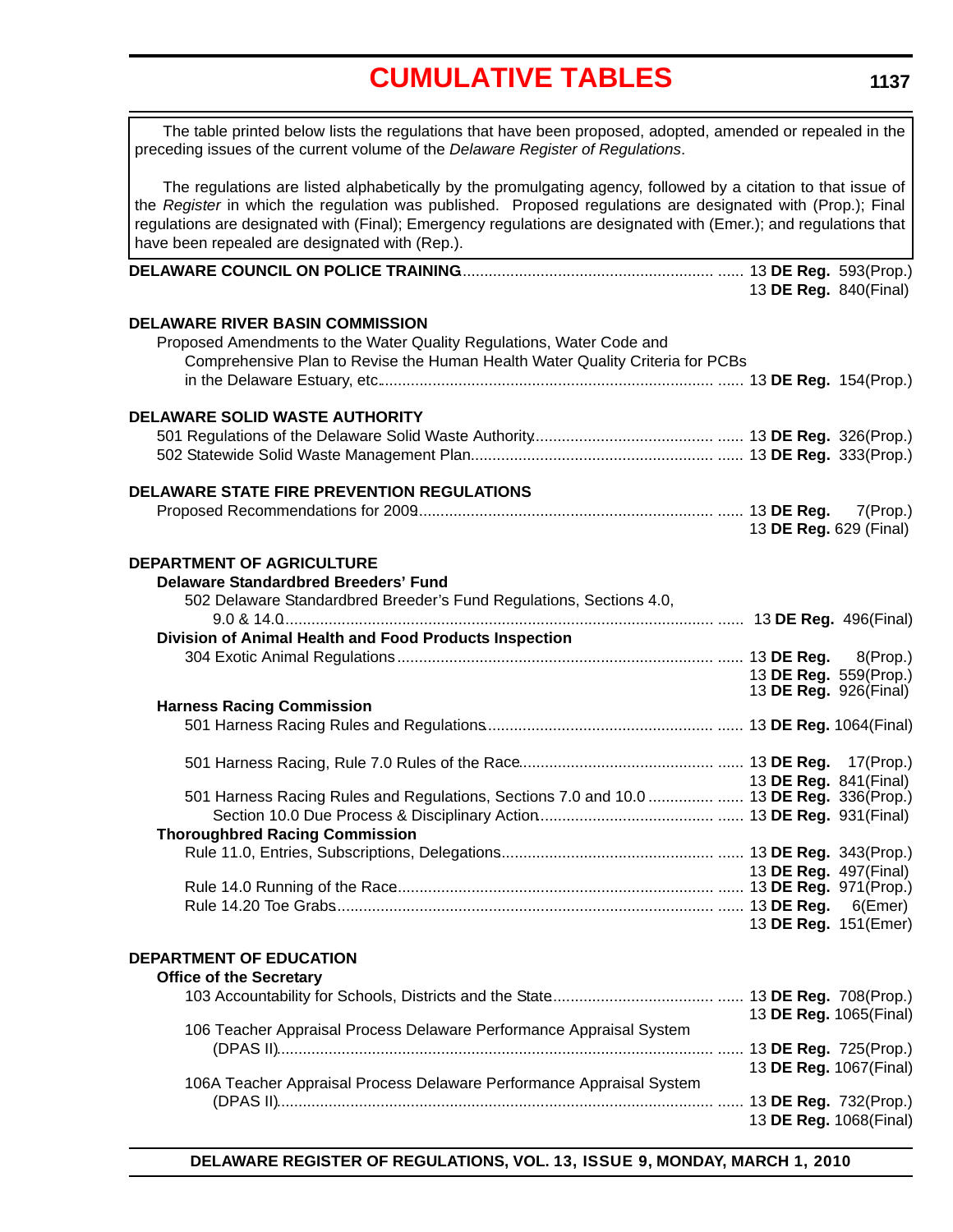# CUMULATIVE TABLES

The table printed below lists the regulations that have been proposed, adopted, amended or repealed in the preceding issues of the current volume of the *Delaware Register of Regulations*.

The regulations are listed alphabetically by the promulgating agency, followed by a citation to that issue of the *Register* in which the regulation was published. Proposed regulations are designated with (Prop.); Final regulations are designated with (Final); Emergency regulations are designated with (Emer.); and regulations that have been repealed are designated with (Rep.).

**DELAWARE COUNCIL ON POLICE TRAINING** ...... 13 **DE Reg.** 593(Prop.)
13 **DE Reg.** 840(Final)

**DELAWARE RIVER BASIN COMMISSION**

Proposed Amendments to the Water Quality Regulations, Water Code and Comprehensive Plan to Revise the Human Health Water Quality Criteria for PCBs in the Delaware Estuary, etc. ...... 13 **DE Reg.** 154(Prop.)

**DELAWARE SOLID WASTE AUTHORITY**

501 Regulations of the Delaware Solid Waste Authority ...... 13 **DE Reg.** 326(Prop.)
502 Statewide Solid Waste Management Plan ...... 13 **DE Reg.** 333(Prop.)

**DELAWARE STATE FIRE PREVENTION REGULATIONS**

Proposed Recommendations for 2009 ...... 13 **DE Reg.** 7(Prop.)
13 **DE Reg.** 629 (Final)

**DEPARTMENT OF AGRICULTURE**

**Delaware Standardbred Breeders' Fund**

502 Delaware Standardbred Breeder's Fund Regulations, Sections 4.0, 9.0 & 14.0 ...... 13 **DE Reg.** 496(Final)

**Division of Animal Health and Food Products Inspection**

304 Exotic Animal Regulations ...... 13 **DE Reg.** 8(Prop.)
13 **DE Reg.** 559(Prop.)
13 **DE Reg.** 926(Final)

**Harness Racing Commission**

501 Harness Racing Rules and Regulations ...... 13 **DE Reg.** 1064(Final)

501 Harness Racing, Rule 7.0 Rules of the Race ...... 13 **DE Reg.** 17(Prop.)
13 **DE Reg.** 841(Final)
501 Harness Racing Rules and Regulations, Sections 7.0 and 10.0 ...... 13 **DE Reg.** 336(Prop.)
Section 10.0 Due Process & Disciplinary Action ...... 13 **DE Reg.** 931(Final)

**Thoroughbred Racing Commission**

Rule 11.0, Entries, Subscriptions, Delegations ...... 13 **DE Reg.** 343(Prop.)
13 **DE Reg.** 497(Final)
Rule 14.0 Running of the Race ...... 13 **DE Reg.** 971(Prop.)
Rule 14.20 Toe Grabs ...... 13 **DE Reg.** 6(Emer)
13 **DE Reg.** 151(Emer)

**DEPARTMENT OF EDUCATION**

**Office of the Secretary**

103 Accountability for Schools, Districts and the State ...... 13 **DE Reg.** 708(Prop.)
13 **DE Reg.** 1065(Final)
106 Teacher Appraisal Process Delaware Performance Appraisal System (DPAS II) ...... 13 **DE Reg.** 725(Prop.)
13 **DE Reg.** 1067(Final)
106A Teacher Appraisal Process Delaware Performance Appraisal System (DPAS II) ...... 13 **DE Reg.** 732(Prop.)
13 **DE Reg.** 1068(Final)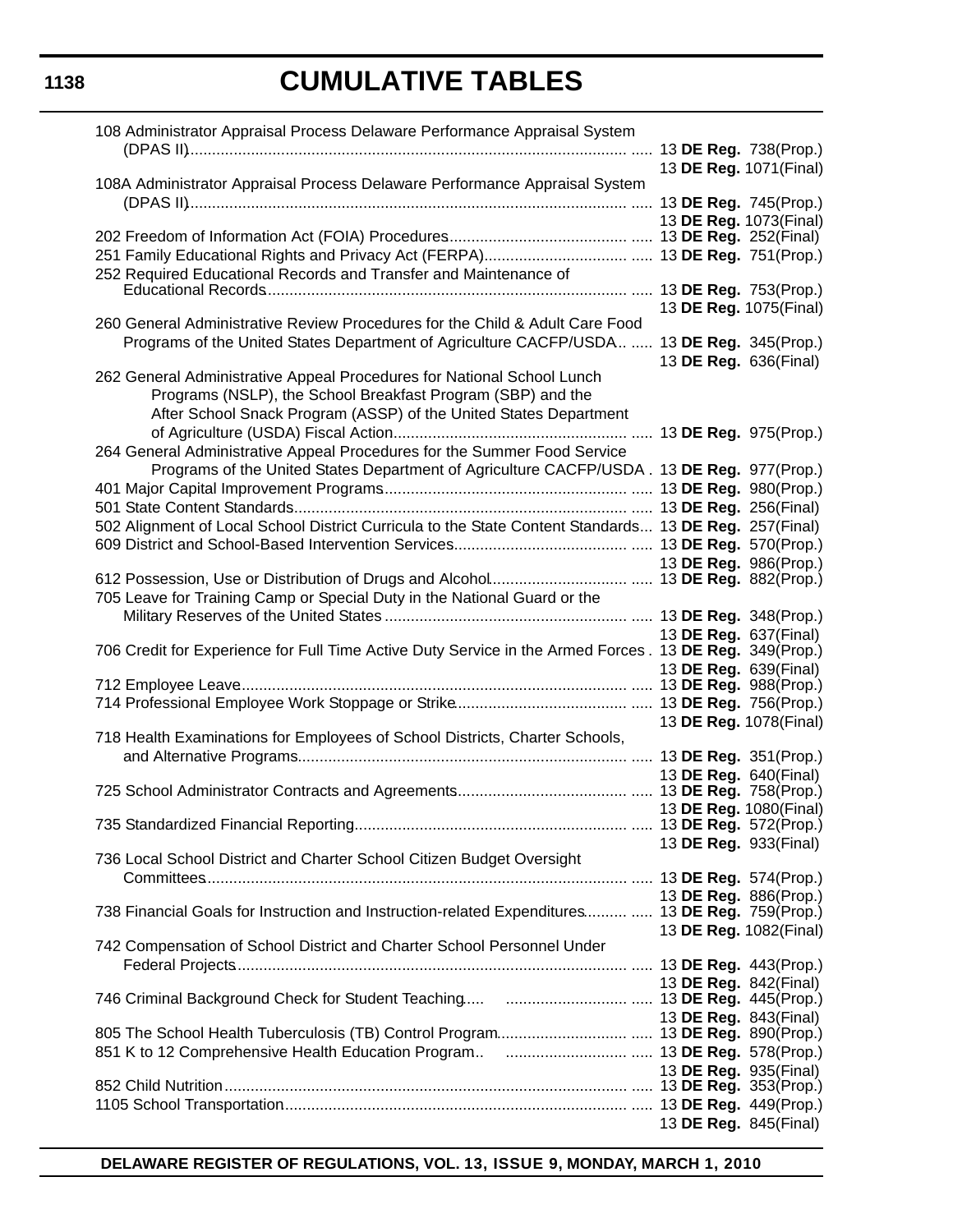# CUMULATIVE TABLES

108 Administrator Appraisal Process Delaware Performance Appraisal System (DPAS II)........ 13 **DE Reg.** 738(Prop.)
13 **DE Reg.** 1071(Final)

108A Administrator Appraisal Process Delaware Performance Appraisal System (DPAS II)........ 13 **DE Reg.** 745(Prop.)
13 **DE Reg.** 1073(Final)

202 Freedom of Information Act (FOIA) Procedures........ 13 **DE Reg.** 252(Final)

251 Family Educational Rights and Privacy Act (FERPA)........ 13 **DE Reg.** 751(Prop.)

252 Required Educational Records and Transfer and Maintenance of Educational Records........ 13 **DE Reg.** 753(Prop.)
13 **DE Reg.** 1075(Final)

260 General Administrative Review Procedures for the Child & Adult Care Food Programs of the United States Department of Agriculture CACFP/USDA........ 13 **DE Reg.** 345(Prop.)
13 **DE Reg.** 636(Final)

262 General Administrative Appeal Procedures for National School Lunch Programs (NSLP), the School Breakfast Program (SBP) and the After School Snack Program (ASSP) of the United States Department of Agriculture (USDA) Fiscal Action........ 13 **DE Reg.** 975(Prop.)

264 General Administrative Appeal Procedures for the Summer Food Service Programs of the United States Department of Agriculture CACFP/USDA . 13 **DE Reg.** 977(Prop.)

401 Major Capital Improvement Programs........ 13 **DE Reg.** 980(Prop.)

501 State Content Standards........ 13 **DE Reg.** 256(Final)

502 Alignment of Local School District Curricula to the State Content Standards... 13 **DE Reg.** 257(Final)

609 District and School-Based Intervention Services........ 13 **DE Reg.** 570(Prop.)
13 **DE Reg.** 986(Prop.)

612 Possession, Use or Distribution of Drugs and Alcohol........ 13 **DE Reg.** 882(Prop.)

705 Leave for Training Camp or Special Duty in the National Guard or the Military Reserves of the United States........ 13 **DE Reg.** 348(Prop.)
13 **DE Reg.** 637(Final)

706 Credit for Experience for Full Time Active Duty Service in the Armed Forces . 13 **DE Reg.** 349(Prop.)
13 **DE Reg.** 639(Final)

712 Employee Leave........ 13 **DE Reg.** 988(Prop.)

714 Professional Employee Work Stoppage or Strike........ 13 **DE Reg.** 756(Prop.)
13 **DE Reg.** 1078(Final)

718 Health Examinations for Employees of School Districts, Charter Schools, and Alternative Programs........ 13 **DE Reg.** 351(Prop.)
13 **DE Reg.** 640(Final)

725 School Administrator Contracts and Agreements........ 13 **DE Reg.** 758(Prop.)
13 **DE Reg.** 1080(Final)

735 Standardized Financial Reporting........ 13 **DE Reg.** 572(Prop.)
13 **DE Reg.** 933(Final)

736 Local School District and Charter School Citizen Budget Oversight Committees........ 13 **DE Reg.** 574(Prop.)
13 **DE Reg.** 886(Prop.)

738 Financial Goals for Instruction and Instruction-related Expenditures........ 13 **DE Reg.** 759(Prop.)
13 **DE Reg.** 1082(Final)

742 Compensation of School District and Charter School Personnel Under Federal Projects........ 13 **DE Reg.** 443(Prop.)
13 **DE Reg.** 842(Final)

746 Criminal Background Check for Student Teaching........ 13 **DE Reg.** 445(Prop.)
13 **DE Reg.** 843(Final)

805 The School Health Tuberculosis (TB) Control Program........ 13 **DE Reg.** 890(Prop.)

851 K to 12 Comprehensive Health Education Program........ 13 **DE Reg.** 578(Prop.)
13 **DE Reg.** 935(Final)

852 Child Nutrition........ 13 **DE Reg.** 353(Prop.)

1105 School Transportation........ 13 **DE Reg.** 449(Prop.)
13 **DE Reg.** 845(Final)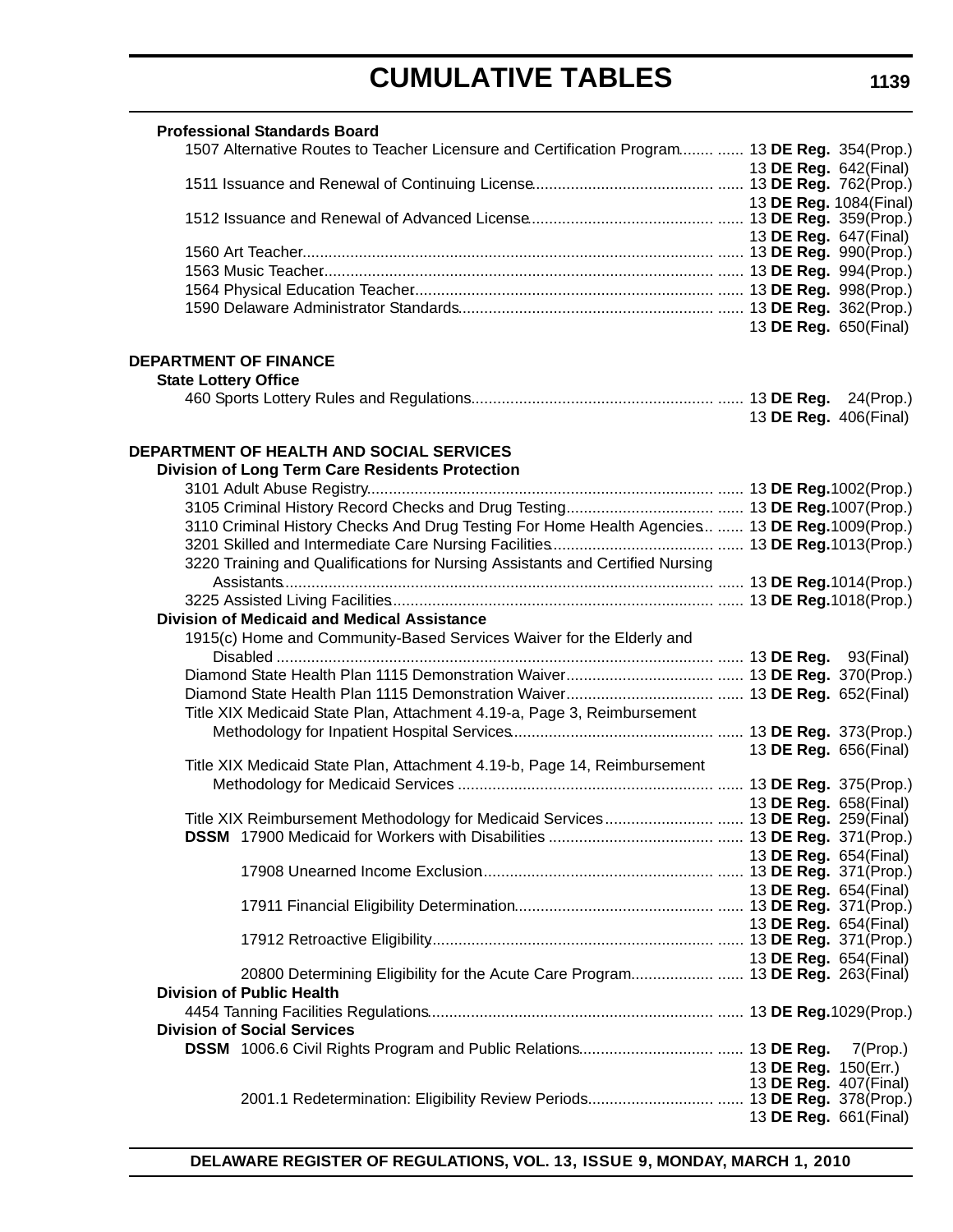# CUMULATIVE TABLES

**Professional Standards Board**

| Regulation | Citation |
|---|---|
| 1507 Alternative Routes to Teacher Licensure and Certification Program | 13 **DE Reg.** 354(Prop.) |
| | 13 **DE Reg.** 642(Final) |
| 1511 Issuance and Renewal of Continuing License | 13 **DE Reg.** 762(Prop.) |
| | 13 **DE Reg.** 1084(Final) |
| 1512 Issuance and Renewal of Advanced License | 13 **DE Reg.** 359(Prop.) |
| | 13 **DE Reg.** 647(Final) |
| 1560 Art Teacher | 13 **DE Reg.** 990(Prop.) |
| 1563 Music Teacher | 13 **DE Reg.** 994(Prop.) |
| 1564 Physical Education Teacher | 13 **DE Reg.** 998(Prop.) |
| 1590 Delaware Administrator Standards | 13 **DE Reg.** 362(Prop.) |
| | 13 **DE Reg.** 650(Final) |

## DEPARTMENT OF FINANCE

**State Lottery Office**

| Regulation | Citation |
|---|---|
| 460 Sports Lottery Rules and Regulations | 13 **DE Reg.** 24(Prop.) |
| | 13 **DE Reg.** 406(Final) |

## DEPARTMENT OF HEALTH AND SOCIAL SERVICES

**Division of Long Term Care Residents Protection**

| Regulation | Citation |
|---|---|
| 3101 Adult Abuse Registry | 13 **DE Reg.** 1002(Prop.) |
| 3105 Criminal History Record Checks and Drug Testing | 13 **DE Reg.** 1007(Prop.) |
| 3110 Criminal History Checks And Drug Testing For Home Health Agencies | 13 **DE Reg.** 1009(Prop.) |
| 3201 Skilled and Intermediate Care Nursing Facilities | 13 **DE Reg.** 1013(Prop.) |
| 3220 Training and Qualifications for Nursing Assistants and Certified Nursing Assistants | 13 **DE Reg.** 1014(Prop.) |
| 3225 Assisted Living Facilities | 13 **DE Reg.** 1018(Prop.) |

**Division of Medicaid and Medical Assistance**

| Regulation | Citation |
|---|---|
| 1915(c) Home and Community-Based Services Waiver for the Elderly and Disabled | 13 **DE Reg.** 93(Final) |
| Diamond State Health Plan 1115 Demonstration Waiver | 13 **DE Reg.** 370(Prop.) |
| Diamond State Health Plan 1115 Demonstration Waiver | 13 **DE Reg.** 652(Final) |
| Title XIX Medicaid State Plan, Attachment 4.19-a, Page 3, Reimbursement Methodology for Inpatient Hospital Services | 13 **DE Reg.** 373(Prop.) |
| | 13 **DE Reg.** 656(Final) |
| Title XIX Medicaid State Plan, Attachment 4.19-b, Page 14, Reimbursement Methodology for Medicaid Services | 13 **DE Reg.** 375(Prop.) |
| | 13 **DE Reg.** 658(Final) |
| Title XIX Reimbursement Methodology for Medicaid Services | 13 **DE Reg.** 259(Final) |
| **DSSM** 17900 Medicaid for Workers with Disabilities | 13 **DE Reg.** 371(Prop.) |
| | 13 **DE Reg.** 654(Final) |
| 17908 Unearned Income Exclusion | 13 **DE Reg.** 371(Prop.) |
| | 13 **DE Reg.** 654(Final) |
| 17911 Financial Eligibility Determination | 13 **DE Reg.** 371(Prop.) |
| | 13 **DE Reg.** 654(Final) |
| 17912 Retroactive Eligibility | 13 **DE Reg.** 371(Prop.) |
| | 13 **DE Reg.** 654(Final) |
| 20800 Determining Eligibility for the Acute Care Program | 13 **DE Reg.** 263(Final) |

**Division of Public Health**

| Regulation | Citation |
|---|---|
| 4454 Tanning Facilities Regulations | 13 **DE Reg.** 1029(Prop.) |

**Division of Social Services**

| Regulation | Citation |
|---|---|
| **DSSM** 1006.6 Civil Rights Program and Public Relations | 13 **DE Reg.** 7(Prop.) |
| | 13 **DE Reg.** 150(Err.) |
| | 13 **DE Reg.** 407(Final) |
| 2001.1 Redetermination: Eligibility Review Periods | 13 **DE Reg.** 378(Prop.) |
| | 13 **DE Reg.** 661(Final) |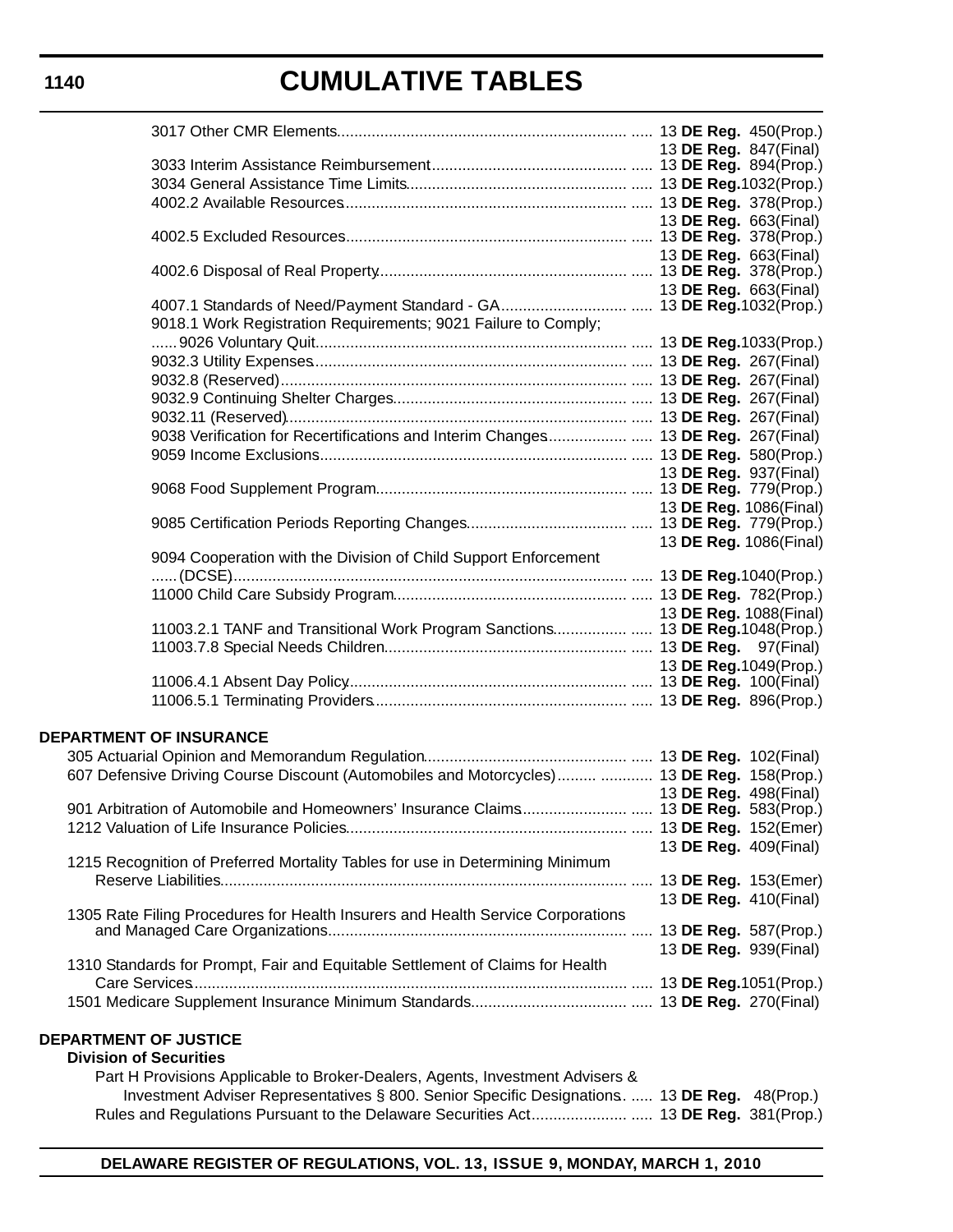3017 Other CMR Elements........................................................................ 13 **DE Reg.** 450(Prop.)
13 **DE Reg.** 847(Final)
3033 Interim Assistance Reimbursement............................................... 13 **DE Reg.** 894(Prop.)
3034 General Assistance Time Limits................................................... 13 **DE Reg.**1032(Prop.)
4002.2 Available Resources.................................................................. 13 **DE Reg.** 378(Prop.)
13 **DE Reg.** 663(Final)
4002.5 Excluded Resources.................................................................. 13 **DE Reg.** 378(Prop.)
13 **DE Reg.** 663(Final)
4002.6 Disposal of Real Property........................................................... 13 **DE Reg.** 378(Prop.)
13 **DE Reg.** 663(Final)
4007.1 Standards of Need/Payment Standard - GA.............................. 13 **DE Reg.**1032(Prop.)
9018.1 Work Registration Requirements; 9021 Failure to Comply;
......9026 Voluntary Quit.......................................................................... 13 **DE Reg.**1033(Prop.)
9032.3 Utility Expenses......................................................................... 13 **DE Reg.** 267(Final)
9032.8 (Reserved)................................................................................. 13 **DE Reg.** 267(Final)
9032.9 Continuing Shelter Charges....................................................... 13 **DE Reg.** 267(Final)
9032.11 (Reserved)............................................................................... 13 **DE Reg.** 267(Final)
9038 Verification for Recertifications and Interim Changes.................. 13 **DE Reg.** 267(Final)
9059 Income Exclusions........................................................................ 13 **DE Reg.** 580(Prop.)
13 **DE Reg.** 937(Final)
9068 Food Supplement Program........................................................... 13 **DE Reg.** 779(Prop.)
13 **DE Reg.** 1086(Final)
9085 Certification Periods Reporting Changes...................................... 13 **DE Reg.** 779(Prop.)
13 **DE Reg.** 1086(Final)
9094 Cooperation with the Division of Child Support Enforcement
......(DCSE)............................................................................................ 13 **DE Reg.**1040(Prop.)
11000 Child Care Subsidy Program...................................................... 13 **DE Reg.** 782(Prop.)
13 **DE Reg.** 1088(Final)
11003.2.1 TANF and Transitional Work Program Sanctions................. 13 **DE Reg.**1048(Prop.)
11003.7.8 Special Needs Children......................................................... 13 **DE Reg.** 97(Final)
13 **DE Reg.**1049(Prop.)
11006.4.1 Absent Day Policy................................................................. 13 **DE Reg.** 100(Final)
11006.5.1 Terminating Providers........................................................... 13 **DE Reg.** 896(Prop.)

**DEPARTMENT OF INSURANCE**

305 Actuarial Opinion and Memorandum Regulation............................................... 13 **DE Reg.** 102(Final)
607 Defensive Driving Course Discount (Automobiles and Motorcycles)......... ............ 13 **DE Reg.** 158(Prop.)
13 **DE Reg.** 498(Final)
901 Arbitration of Automobile and Homeowners' Insurance Claims........................ 13 **DE Reg.** 583(Prop.)
1212 Valuation of Life Insurance Policies.................................................................. 13 **DE Reg.** 152(Emer)
13 **DE Reg.** 409(Final)
1215 Recognition of Preferred Mortality Tables for use in Determining Minimum
Reserve Liabilities.............................................................................................. 13 **DE Reg.** 153(Emer)
13 **DE Reg.** 410(Final)
1305 Rate Filing Procedures for Health Insurers and Health Service Corporations
and Managed Care Organizations..................................................................... 13 **DE Reg.** 587(Prop.)
13 **DE Reg.** 939(Final)
1310 Standards for Prompt, Fair and Equitable Settlement of Claims for Health
Care Services..................................................................................................... 13 **DE Reg.**1051(Prop.)
1501 Medicare Supplement Insurance Minimum Standards.................................... 13 **DE Reg.** 270(Final)

**DEPARTMENT OF JUSTICE**

**Division of Securities**

Part H Provisions Applicable to Broker-Dealers, Agents, Investment Advisers &
Investment Adviser Representatives § 800. Senior Specific Designations. ..... 13 **DE Reg.** 48(Prop.)
Rules and Regulations Pursuant to the Delaware Securities Act...................... 13 **DE Reg.** 381(Prop.)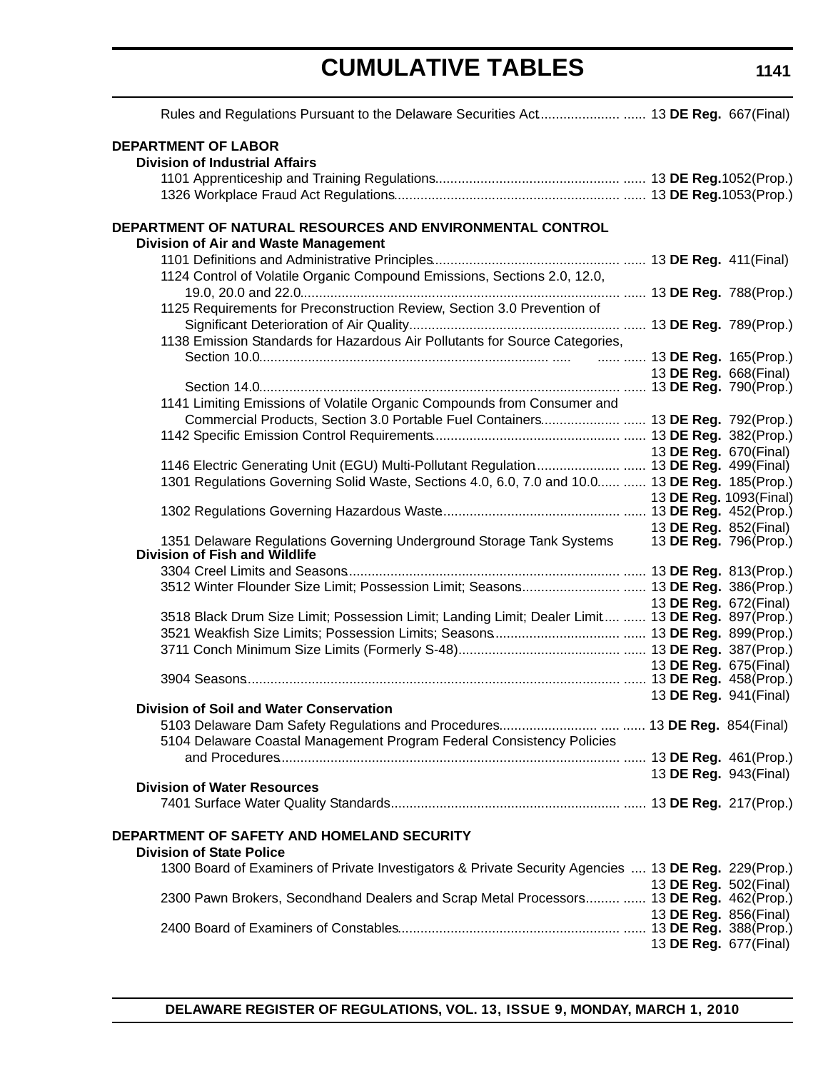Rules and Regulations Pursuant to the Delaware Securities Act..................... ...... 13 **DE Reg.** 667(Final)

**DEPARTMENT OF LABOR**

**Division of Industrial Affairs**

1101 Apprenticeship and Training Regulations................................................ ...... 13 **DE Reg.** 1052(Prop.)
1326 Workplace Fraud Act Regulations............................................................ ...... 13 **DE Reg.** 1053(Prop.)

**DEPARTMENT OF NATURAL RESOURCES AND ENVIRONMENTAL CONTROL**

**Division of Air and Waste Management**

1101 Definitions and Administrative Principles................................................. ...... 13 **DE Reg.** 411(Final)
1124 Control of Volatile Organic Compound Emissions, Sections 2.0, 12.0, 19.0, 20.0 and 22.0..................................................................................... ...... 13 **DE Reg.** 788(Prop.)
1125 Requirements for Preconstruction Review, Section 3.0 Prevention of Significant Deterioration of Air Quality........................................................ ...... 13 **DE Reg.** 789(Prop.)
1138 Emission Standards for Hazardous Air Pollutants for Source Categories,
Section 10.0............................................................................ ..... ...... ...... 13 **DE Reg.** 165(Prop.)
13 **DE Reg.** 668(Final)
Section 14.0................................................................................................ ...... 13 **DE Reg.** 790(Prop.)
1141 Limiting Emissions of Volatile Organic Compounds from Consumer and Commercial Products, Section 3.0 Portable Fuel Containers.................... ...... 13 **DE Reg.** 792(Prop.)
1142 Specific Emission Control Requirements................................................. ...... 13 **DE Reg.** 382(Prop.)
13 **DE Reg.** 670(Final)
1146 Electric Generating Unit (EGU) Multi-Pollutant Regulation...................... ...... 13 **DE Reg.** 499(Final)
1301 Regulations Governing Solid Waste, Sections 4.0, 6.0, 7.0 and 10.0...... ...... 13 **DE Reg.** 185(Prop.)
13 **DE Reg.** 1093(Final)
1302 Regulations Governing Hazardous Waste............................................... ...... 13 **DE Reg.** 452(Prop.)
13 **DE Reg.** 852(Final)
1351 Delaware Regulations Governing Underground Storage Tank Systems 13 **DE Reg.** 796(Prop.)

**Division of Fish and Wildlife**

3304 Creel Limits and Seasons........................................................................ ...... 13 **DE Reg.** 813(Prop.)
3512 Winter Flounder Size Limit; Possession Limit; Seasons.......................... ...... 13 **DE Reg.** 386(Prop.)
13 **DE Reg.** 672(Final)
3518 Black Drum Size Limit; Possession Limit; Landing Limit; Dealer Limit.... ...... 13 **DE Reg.** 897(Prop.)
3521 Weakfish Size Limits; Possession Limits; Seasons................................. ...... 13 **DE Reg.** 899(Prop.)
3711 Conch Minimum Size Limits (Formerly S-48)........................................... ...... 13 **DE Reg.** 387(Prop.)
13 **DE Reg.** 675(Final)
3904 Seasons.................................................................................................. ...... 13 **DE Reg.** 458(Prop.)
13 **DE Reg.** 941(Final)

**Division of Soil and Water Conservation**

5103 Delaware Dam Safety Regulations and Procedures......................... ..... ...... 13 **DE Reg.** 854(Final)
5104 Delaware Coastal Management Program Federal Consistency Policies and Procedures.......................................................................................... ...... 13 **DE Reg.** 461(Prop.)
13 **DE Reg.** 943(Final)

**Division of Water Resources**

7401 Surface Water Quality Standards............................................................. ...... 13 **DE Reg.** 217(Prop.)

**DEPARTMENT OF SAFETY AND HOMELAND SECURITY**

**Division of State Police**

1300 Board of Examiners of Private Investigators & Private Security Agencies .... 13 **DE Reg.** 229(Prop.)
13 **DE Reg.** 502(Final)
2300 Pawn Brokers, Secondhand Dealers and Scrap Metal Processors......... ...... 13 **DE Reg.** 462(Prop.)
13 **DE Reg.** 856(Final)
2400 Board of Examiners of Constables.......................................................... ...... 13 **DE Reg.** 388(Prop.)
13 **DE Reg.** 677(Final)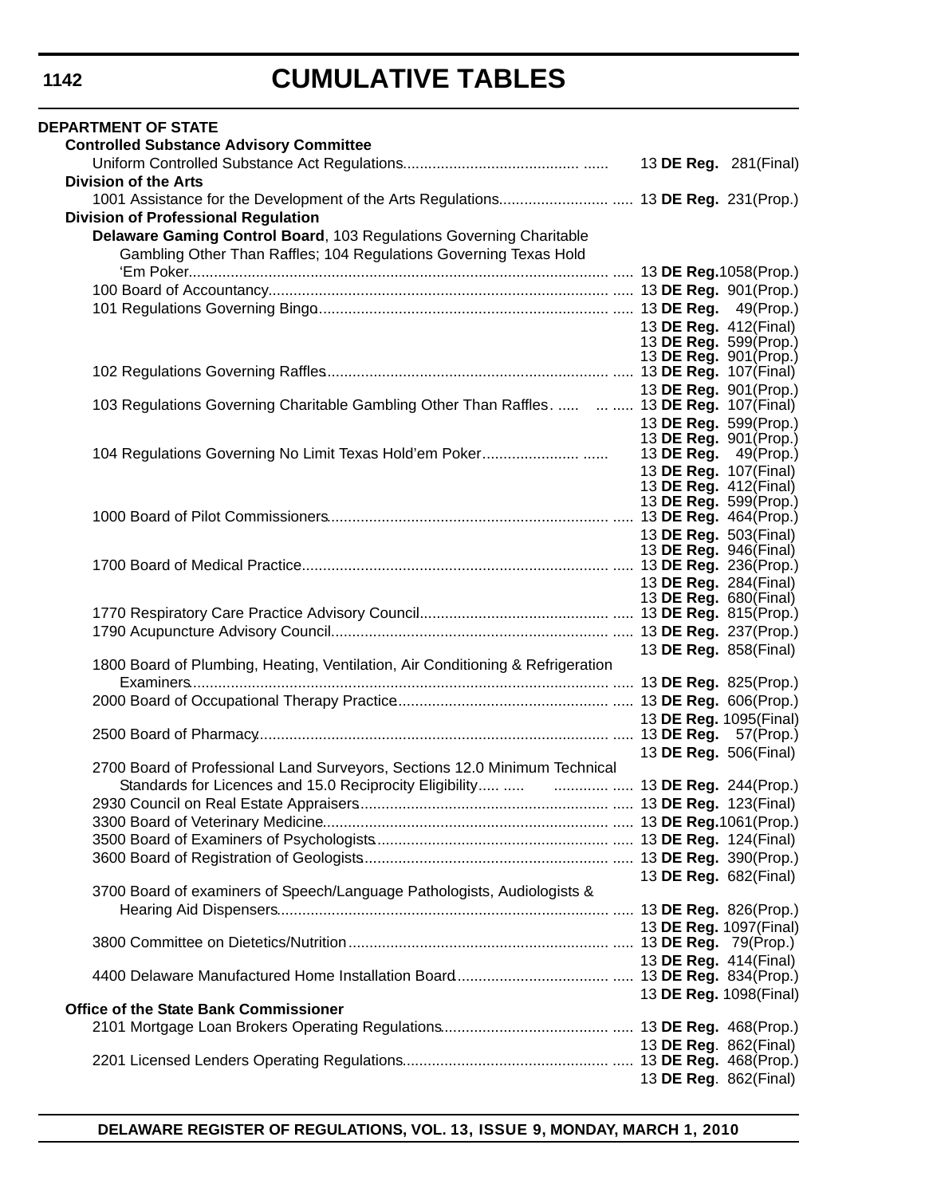# CUMULATIVE TABLES

**DEPARTMENT OF STATE**

**Controlled Substance Advisory Committee**

Uniform Controlled Substance Act Regulations........................................... ...... 13 **DE Reg.** 281(Final)

**Division of the Arts**

1001 Assistance for the Development of the Arts Regulations.......................... ..... 13 **DE Reg.** 231(Prop.)

**Division of Professional Regulation**

**Delaware Gaming Control Board**, 103 Regulations Governing Charitable Gambling Other Than Raffles; 104 Regulations Governing Texas Hold 'Em Poker.................................................................................................. ..... 13 **DE Reg.**1058(Prop.)

100 Board of Accountancy.................................................................................. ..... 13 **DE Reg.** 901(Prop.)

101 Regulations Governing Bingo...................................................................... ..... 13 **DE Reg.** 49(Prop.)
13 **DE Reg.** 412(Final)
13 **DE Reg.** 599(Prop.)
13 **DE Reg.** 901(Prop.)

102 Regulations Governing Raffles.................................................................... ..... 13 **DE Reg.** 107(Final)
13 **DE Reg.** 901(Prop.)

103 Regulations Governing Charitable Gambling Other Than Raffles. ..... ... ..... 13 **DE Reg.** 107(Final)
13 **DE Reg.** 599(Prop.)
13 **DE Reg.** 901(Prop.)

104 Regulations Governing No Limit Texas Hold'em Poker....................... ...... 13 **DE Reg.** 49(Prop.)
13 **DE Reg.** 107(Final)
13 **DE Reg.** 412(Final)
13 **DE Reg.** 599(Prop.)

1000 Board of Pilot Commissioners................................................................... ..... 13 **DE Reg.** 464(Prop.)
13 **DE Reg.** 503(Final)
13 **DE Reg.** 946(Final)

1700 Board of Medical Practice.......................................................................... ..... 13 **DE Reg.** 236(Prop.)
13 **DE Reg.** 284(Final)
13 **DE Reg.** 680(Final)

1770 Respiratory Care Practice Advisory Council............................................. ..... 13 **DE Reg.** 815(Prop.)

1790 Acupuncture Advisory Council................................................................... ..... 13 **DE Reg.** 237(Prop.)
13 **DE Reg.** 858(Final)

1800 Board of Plumbing, Heating, Ventilation, Air Conditioning & Refrigeration Examiners.................................................................................................. ..... 13 **DE Reg.** 825(Prop.)

2000 Board of Occupational Therapy Practice.................................................. ..... 13 **DE Reg.** 606(Prop.)
13 **DE Reg.** 1095(Final)

2500 Board of Pharmacy.................................................................................... ..... 13 **DE Reg.** 57(Prop.)
13 **DE Reg.** 506(Final)

2700 Board of Professional Land Surveyors, Sections 12.0 Minimum Technical Standards for Licences and 15.0 Reciprocity Eligibility..... ..... ............. ..... 13 **DE Reg.** 244(Prop.)

2930 Council on Real Estate Appraisers............................................................ ..... 13 **DE Reg.** 123(Final)

3300 Board of Veterinary Medicine..................................................................... ..... 13 **DE Reg.**1061(Prop.)

3500 Board of Examiners of Psychologists........................................................ ..... 13 **DE Reg.** 124(Final)

3600 Board of Registration of Geologists........................................................... ..... 13 **DE Reg.** 390(Prop.)
13 **DE Reg.** 682(Final)

3700 Board of examiners of Speech/Language Pathologists, Audiologists & Hearing Aid Dispensers............................................................................... ..... 13 **DE Reg.** 826(Prop.)
13 **DE Reg.** 1097(Final)

3800 Committee on Dietetics/Nutrition............................................................... ..... 13 **DE Reg.** 79(Prop.)
13 **DE Reg.** 414(Final)

4400 Delaware Manufactured Home Installation Board..................................... ..... 13 **DE Reg.** 834(Prop.)
13 **DE Reg.** 1098(Final)

**Office of the State Bank Commissioner**

2101 Mortgage Loan Brokers Operating Regulations......................................... ..... 13 **DE Reg.** 468(Prop.)
13 **DE Reg**. 862(Final)

2201 Licensed Lenders Operating Regulations.................................................. ..... 13 **DE Reg.** 468(Prop.)
13 **DE Reg**. 862(Final)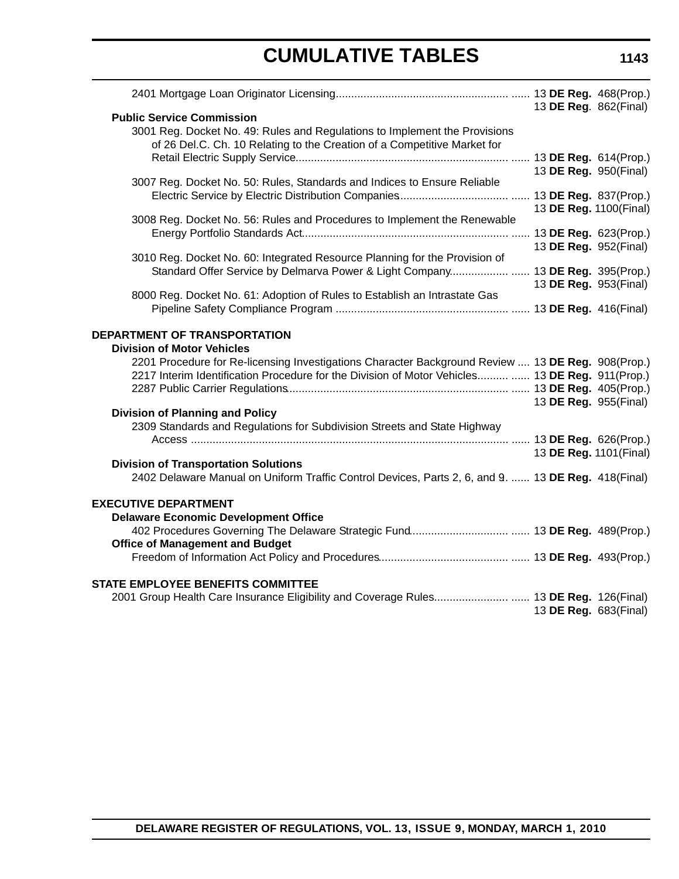# CUMULATIVE TABLES

2401 Mortgage Loan Originator Licensing........................................................ ...... 13 **DE Reg.** 468(Prop.)
13 **DE Reg**. 862(Final)

**Public Service Commission**

3001 Reg. Docket No. 49: Rules and Regulations to Implement the Provisions of 26 Del.C. Ch. 10 Relating to the Creation of a Competitive Market for Retail Electric Supply Service..................................................................... ...... 13 **DE Reg.** 614(Prop.)
13 **DE Reg.** 950(Final)

3007 Reg. Docket No. 50: Rules, Standards and Indices to Ensure Reliable Electric Service by Electric Distribution Companies.................................. ...... 13 **DE Reg.** 837(Prop.)
13 **DE Reg.** 1100(Final)

3008 Reg. Docket No. 56: Rules and Procedures to Implement the Renewable Energy Portfolio Standards Act................................................................... ...... 13 **DE Reg.** 623(Prop.)
13 **DE Reg.** 952(Final)

3010 Reg. Docket No. 60: Integrated Resource Planning for the Provision of Standard Offer Service by Delmarva Power & Light Company.................. ...... 13 **DE Reg.** 395(Prop.)
13 **DE Reg.** 953(Final)

8000 Reg. Docket No. 61: Adoption of Rules to Establish an Intrastate Gas Pipeline Safety Compliance Program ........................................................ ...... 13 **DE Reg.** 416(Final)

**DEPARTMENT OF TRANSPORTATION**

**Division of Motor Vehicles**

2201 Procedure for Re-licensing Investigations Character Background Review .... 13 **DE Reg.** 908(Prop.)
2217 Interim Identification Procedure for the Division of Motor Vehicles.......... ...... 13 **DE Reg.** 911(Prop.)
2287 Public Carrier Regulations....................................................................... ...... 13 **DE Reg.** 405(Prop.)
13 **DE Reg.** 955(Final)

**Division of Planning and Policy**

2309 Standards and Regulations for Subdivision Streets and State Highway Access ...................................................................................................... ...... 13 **DE Reg.** 626(Prop.)
13 **DE Reg.** 1101(Final)

**Division of Transportation Solutions**

2402 Delaware Manual on Uniform Traffic Control Devices, Parts 2, 6, and 9. ...... 13 **DE Reg.** 418(Final)

**EXECUTIVE DEPARTMENT**

**Delaware Economic Development Office**

402 Procedures Governing The Delaware Strategic Fund................................ ...... 13 **DE Reg.** 489(Prop.)

**Office of Management and Budget**

Freedom of Information Act Policy and Procedures.......................................... ...... 13 **DE Reg.** 493(Prop.)

**STATE EMPLOYEE BENEFITS COMMITTEE**

2001 Group Health Care Insurance Eligibility and Coverage Rules........................ ...... 13 **DE Reg.** 126(Final)
13 **DE Reg.** 683(Final)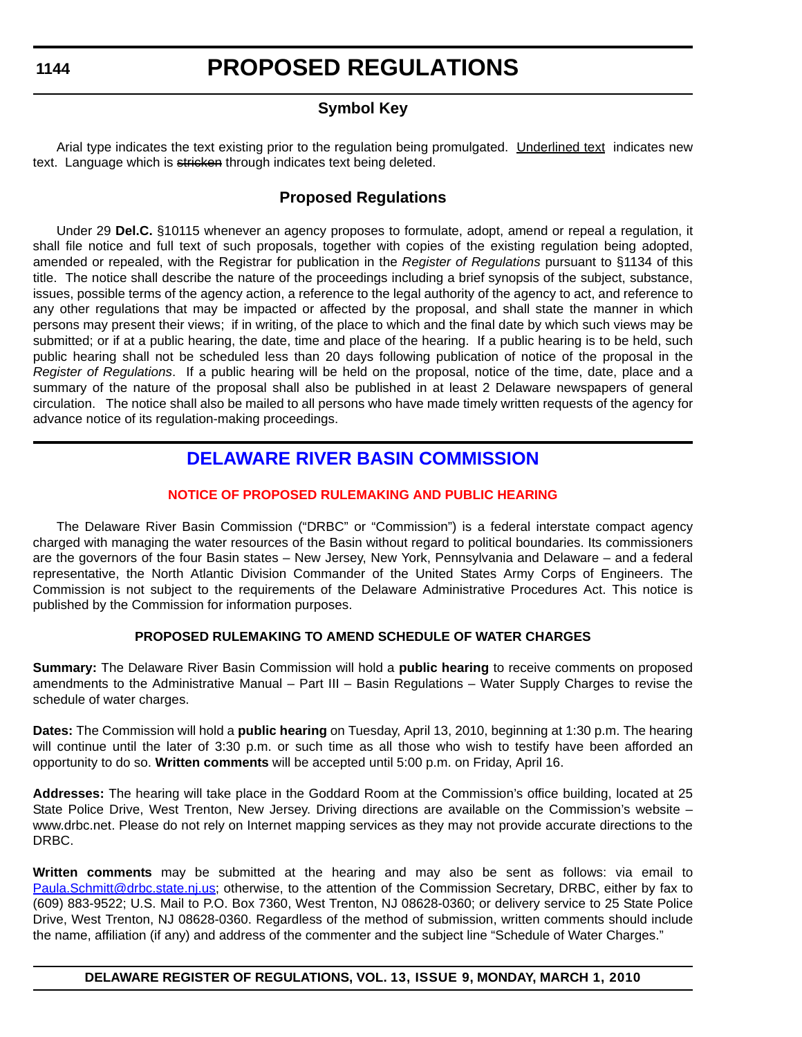# PROPOSED REGULATIONS

## Symbol Key

Arial type indicates the text existing prior to the regulation being promulgated. Underlined text indicates new text. Language which is ~~stricken~~ through indicates text being deleted.

## Proposed Regulations

Under 29 **Del.C.** §10115 whenever an agency proposes to formulate, adopt, amend or repeal a regulation, it shall file notice and full text of such proposals, together with copies of the existing regulation being adopted, amended or repealed, with the Registrar for publication in the *Register of Regulations* pursuant to §1134 of this title. The notice shall describe the nature of the proceedings including a brief synopsis of the subject, substance, issues, possible terms of the agency action, a reference to the legal authority of the agency to act, and reference to any other regulations that may be impacted or affected by the proposal, and shall state the manner in which persons may present their views; if in writing, of the place to which and the final date by which such views may be submitted; or if at a public hearing, the date, time and place of the hearing. If a public hearing is to be held, such public hearing shall not be scheduled less than 20 days following publication of notice of the proposal in the *Register of Regulations*. If a public hearing will be held on the proposal, notice of the time, date, place and a summary of the nature of the proposal shall also be published in at least 2 Delaware newspapers of general circulation. The notice shall also be mailed to all persons who have made timely written requests of the agency for advance notice of its regulation-making proceedings.

## DELAWARE RIVER BASIN COMMISSION

### NOTICE OF PROPOSED RULEMAKING AND PUBLIC HEARING

The Delaware River Basin Commission ("DRBC" or "Commission") is a federal interstate compact agency charged with managing the water resources of the Basin without regard to political boundaries. Its commissioners are the governors of the four Basin states – New Jersey, New York, Pennsylvania and Delaware – and a federal representative, the North Atlantic Division Commander of the United States Army Corps of Engineers. The Commission is not subject to the requirements of the Delaware Administrative Procedures Act. This notice is published by the Commission for information purposes.

**PROPOSED RULEMAKING TO AMEND SCHEDULE OF WATER CHARGES**

**Summary:** The Delaware River Basin Commission will hold a **public hearing** to receive comments on proposed amendments to the Administrative Manual – Part III – Basin Regulations – Water Supply Charges to revise the schedule of water charges.

**Dates:** The Commission will hold a **public hearing** on Tuesday, April 13, 2010, beginning at 1:30 p.m. The hearing will continue until the later of 3:30 p.m. or such time as all those who wish to testify have been afforded an opportunity to do so. **Written comments** will be accepted until 5:00 p.m. on Friday, April 16.

**Addresses:** The hearing will take place in the Goddard Room at the Commission's office building, located at 25 State Police Drive, West Trenton, New Jersey. Driving directions are available on the Commission's website – www.drbc.net. Please do not rely on Internet mapping services as they may not provide accurate directions to the DRBC.

**Written comments** may be submitted at the hearing and may also be sent as follows: via email to Paula.Schmitt@drbc.state.nj.us; otherwise, to the attention of the Commission Secretary, DRBC, either by fax to (609) 883-9522; U.S. Mail to P.O. Box 7360, West Trenton, NJ 08628-0360; or delivery service to 25 State Police Drive, West Trenton, NJ 08628-0360. Regardless of the method of submission, written comments should include the name, affiliation (if any) and address of the commenter and the subject line "Schedule of Water Charges."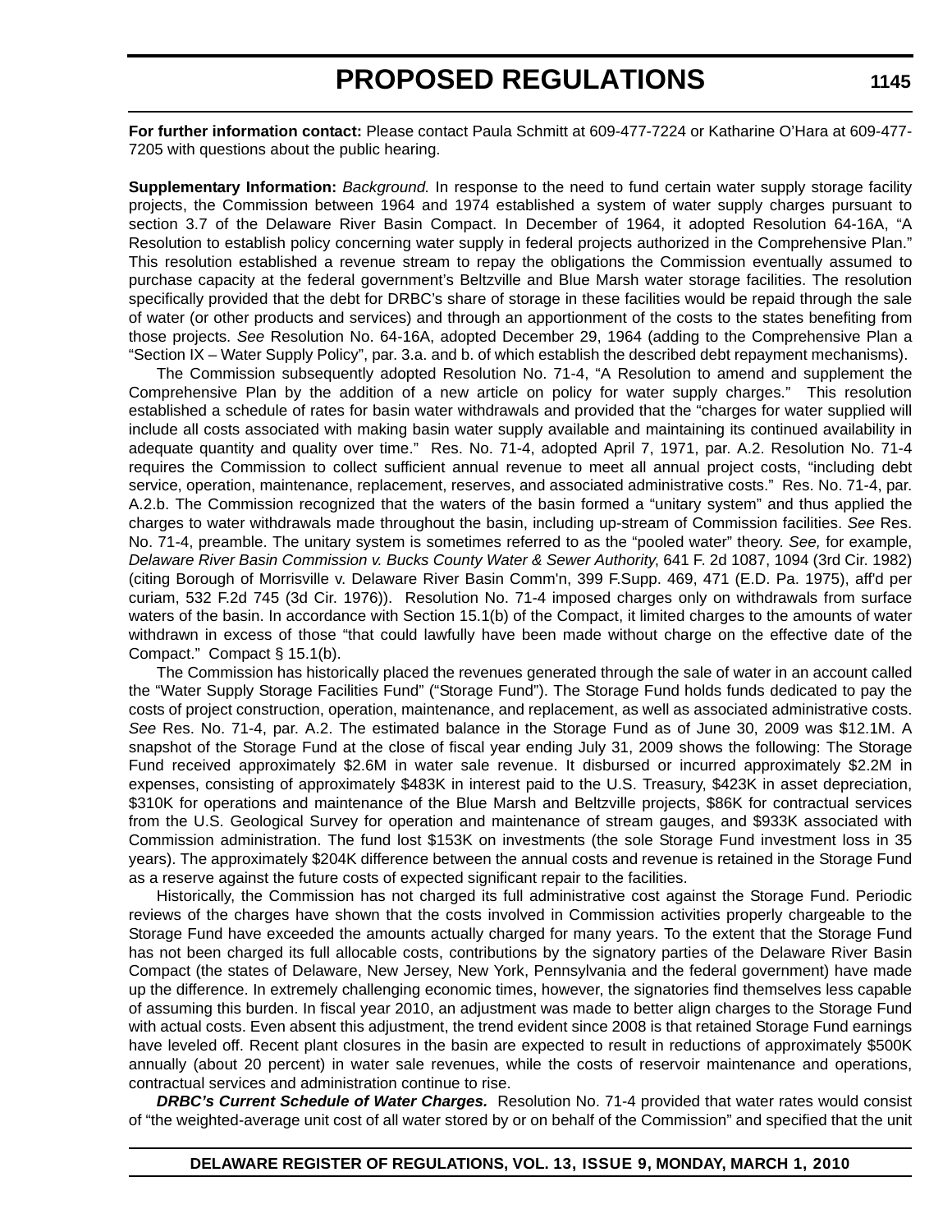**For further information contact:** Please contact Paula Schmitt at 609-477-7224 or Katharine O'Hara at 609-477-7205 with questions about the public hearing.

**Supplementary Information:** *Background.* In response to the need to fund certain water supply storage facility projects, the Commission between 1964 and 1974 established a system of water supply charges pursuant to section 3.7 of the Delaware River Basin Compact. In December of 1964, it adopted Resolution 64-16A, "A Resolution to establish policy concerning water supply in federal projects authorized in the Comprehensive Plan." This resolution established a revenue stream to repay the obligations the Commission eventually assumed to purchase capacity at the federal government's Beltzville and Blue Marsh water storage facilities. The resolution specifically provided that the debt for DRBC's share of storage in these facilities would be repaid through the sale of water (or other products and services) and through an apportionment of the costs to the states benefiting from those projects. *See* Resolution No. 64-16A, adopted December 29, 1964 (adding to the Comprehensive Plan a "Section IX – Water Supply Policy", par. 3.a. and b. of which establish the described debt repayment mechanisms).

The Commission subsequently adopted Resolution No. 71-4, "A Resolution to amend and supplement the Comprehensive Plan by the addition of a new article on policy for water supply charges." This resolution established a schedule of rates for basin water withdrawals and provided that the "charges for water supplied will include all costs associated with making basin water supply available and maintaining its continued availability in adequate quantity and quality over time." Res. No. 71-4, adopted April 7, 1971, par. A.2. Resolution No. 71-4 requires the Commission to collect sufficient annual revenue to meet all annual project costs, "including debt service, operation, maintenance, replacement, reserves, and associated administrative costs." Res. No. 71-4, par. A.2.b. The Commission recognized that the waters of the basin formed a "unitary system" and thus applied the charges to water withdrawals made throughout the basin, including up-stream of Commission facilities. *See* Res. No. 71-4, preamble. The unitary system is sometimes referred to as the "pooled water" theory. *See,* for example, *Delaware River Basin Commission v. Bucks County Water & Sewer Authority*, 641 F. 2d 1087, 1094 (3rd Cir. 1982) (citing Borough of Morrisville v. Delaware River Basin Comm'n, 399 F.Supp. 469, 471 (E.D. Pa. 1975), aff'd per curiam, 532 F.2d 745 (3d Cir. 1976)). Resolution No. 71-4 imposed charges only on withdrawals from surface waters of the basin. In accordance with Section 15.1(b) of the Compact, it limited charges to the amounts of water withdrawn in excess of those "that could lawfully have been made without charge on the effective date of the Compact." Compact § 15.1(b).

The Commission has historically placed the revenues generated through the sale of water in an account called the "Water Supply Storage Facilities Fund" ("Storage Fund"). The Storage Fund holds funds dedicated to pay the costs of project construction, operation, maintenance, and replacement, as well as associated administrative costs. *See* Res. No. 71-4, par. A.2. The estimated balance in the Storage Fund as of June 30, 2009 was $12.1M. A snapshot of the Storage Fund at the close of fiscal year ending July 31, 2009 shows the following: The Storage Fund received approximately $2.6M in water sale revenue. It disbursed or incurred approximately $2.2M in expenses, consisting of approximately $483K in interest paid to the U.S. Treasury, $423K in asset depreciation, $310K for operations and maintenance of the Blue Marsh and Beltzville projects, $86K for contractual services from the U.S. Geological Survey for operation and maintenance of stream gauges, and $933K associated with Commission administration. The fund lost $153K on investments (the sole Storage Fund investment loss in 35 years). The approximately $204K difference between the annual costs and revenue is retained in the Storage Fund as a reserve against the future costs of expected significant repair to the facilities.

Historically, the Commission has not charged its full administrative cost against the Storage Fund. Periodic reviews of the charges have shown that the costs involved in Commission activities properly chargeable to the Storage Fund have exceeded the amounts actually charged for many years. To the extent that the Storage Fund has not been charged its full allocable costs, contributions by the signatory parties of the Delaware River Basin Compact (the states of Delaware, New Jersey, New York, Pennsylvania and the federal government) have made up the difference. In extremely challenging economic times, however, the signatories find themselves less capable of assuming this burden. In fiscal year 2010, an adjustment was made to better align charges to the Storage Fund with actual costs. Even absent this adjustment, the trend evident since 2008 is that retained Storage Fund earnings have leveled off. Recent plant closures in the basin are expected to result in reductions of approximately $500K annually (about 20 percent) in water sale revenues, while the costs of reservoir maintenance and operations, contractual services and administration continue to rise.

***DRBC's Current Schedule of Water Charges.*** Resolution No. 71-4 provided that water rates would consist of "the weighted-average unit cost of all water stored by or on behalf of the Commission" and specified that the unit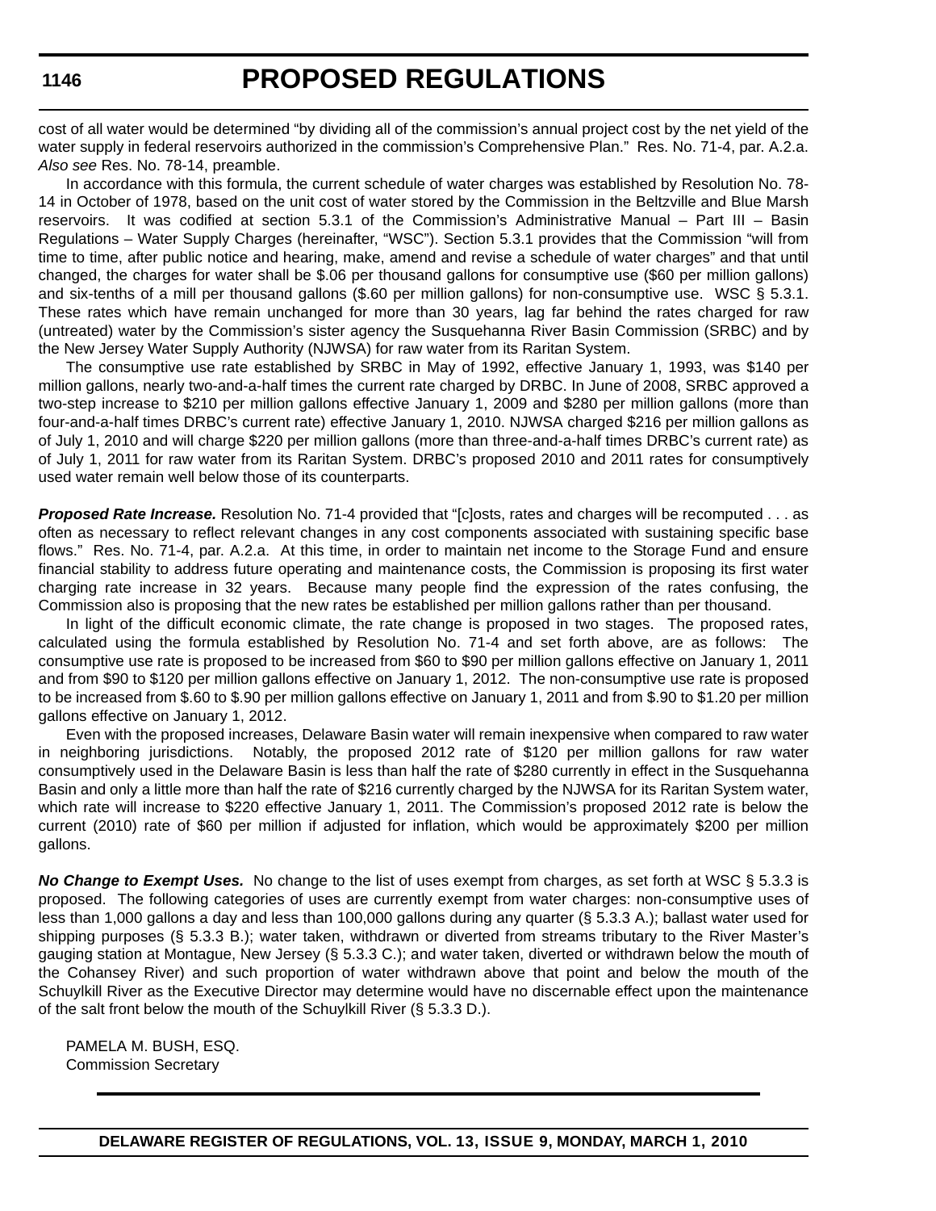cost of all water would be determined "by dividing all of the commission's annual project cost by the net yield of the water supply in federal reservoirs authorized in the commission's Comprehensive Plan." Res. No. 71-4, par. A.2.a. *Also see* Res. No. 78-14, preamble.

In accordance with this formula, the current schedule of water charges was established by Resolution No. 78-14 in October of 1978, based on the unit cost of water stored by the Commission in the Beltzville and Blue Marsh reservoirs. It was codified at section 5.3.1 of the Commission's Administrative Manual – Part III – Basin Regulations – Water Supply Charges (hereinafter, "WSC"). Section 5.3.1 provides that the Commission "will from time to time, after public notice and hearing, make, amend and revise a schedule of water charges" and that until changed, the charges for water shall be $.06 per thousand gallons for consumptive use ($60 per million gallons) and six-tenths of a mill per thousand gallons ($.60 per million gallons) for non-consumptive use. WSC § 5.3.1. These rates which have remain unchanged for more than 30 years, lag far behind the rates charged for raw (untreated) water by the Commission's sister agency the Susquehanna River Basin Commission (SRBC) and by the New Jersey Water Supply Authority (NJWSA) for raw water from its Raritan System.

The consumptive use rate established by SRBC in May of 1992, effective January 1, 1993, was $140 per million gallons, nearly two-and-a-half times the current rate charged by DRBC. In June of 2008, SRBC approved a two-step increase to $210 per million gallons effective January 1, 2009 and $280 per million gallons (more than four-and-a-half times DRBC's current rate) effective January 1, 2010. NJWSA charged $216 per million gallons as of July 1, 2010 and will charge $220 per million gallons (more than three-and-a-half times DRBC's current rate) as of July 1, 2011 for raw water from its Raritan System. DRBC's proposed 2010 and 2011 rates for consumptively used water remain well below those of its counterparts.

***Proposed Rate Increase.*** Resolution No. 71-4 provided that "[c]osts, rates and charges will be recomputed . . . as often as necessary to reflect relevant changes in any cost components associated with sustaining specific base flows." Res. No. 71-4, par. A.2.a. At this time, in order to maintain net income to the Storage Fund and ensure financial stability to address future operating and maintenance costs, the Commission is proposing its first water charging rate increase in 32 years. Because many people find the expression of the rates confusing, the Commission also is proposing that the new rates be established per million gallons rather than per thousand.

In light of the difficult economic climate, the rate change is proposed in two stages. The proposed rates, calculated using the formula established by Resolution No. 71-4 and set forth above, are as follows: The consumptive use rate is proposed to be increased from $60 to $90 per million gallons effective on January 1, 2011 and from $90 to $120 per million gallons effective on January 1, 2012. The non-consumptive use rate is proposed to be increased from $.60 to $.90 per million gallons effective on January 1, 2011 and from $.90 to $1.20 per million gallons effective on January 1, 2012.

Even with the proposed increases, Delaware Basin water will remain inexpensive when compared to raw water in neighboring jurisdictions. Notably, the proposed 2012 rate of $120 per million gallons for raw water consumptively used in the Delaware Basin is less than half the rate of $280 currently in effect in the Susquehanna Basin and only a little more than half the rate of $216 currently charged by the NJWSA for its Raritan System water, which rate will increase to $220 effective January 1, 2011. The Commission's proposed 2012 rate is below the current (2010) rate of $60 per million if adjusted for inflation, which would be approximately $200 per million gallons.

***No Change to Exempt Uses.*** No change to the list of uses exempt from charges, as set forth at WSC § 5.3.3 is proposed. The following categories of uses are currently exempt from water charges: non-consumptive uses of less than 1,000 gallons a day and less than 100,000 gallons during any quarter (§ 5.3.3 A.); ballast water used for shipping purposes (§ 5.3.3 B.); water taken, withdrawn or diverted from streams tributary to the River Master's gauging station at Montague, New Jersey (§ 5.3.3 C.); and water taken, diverted or withdrawn below the mouth of the Cohansey River) and such proportion of water withdrawn above that point and below the mouth of the Schuylkill River as the Executive Director may determine would have no discernable effect upon the maintenance of the salt front below the mouth of the Schuylkill River (§ 5.3.3 D.).

PAMELA M. BUSH, ESQ.
Commission Secretary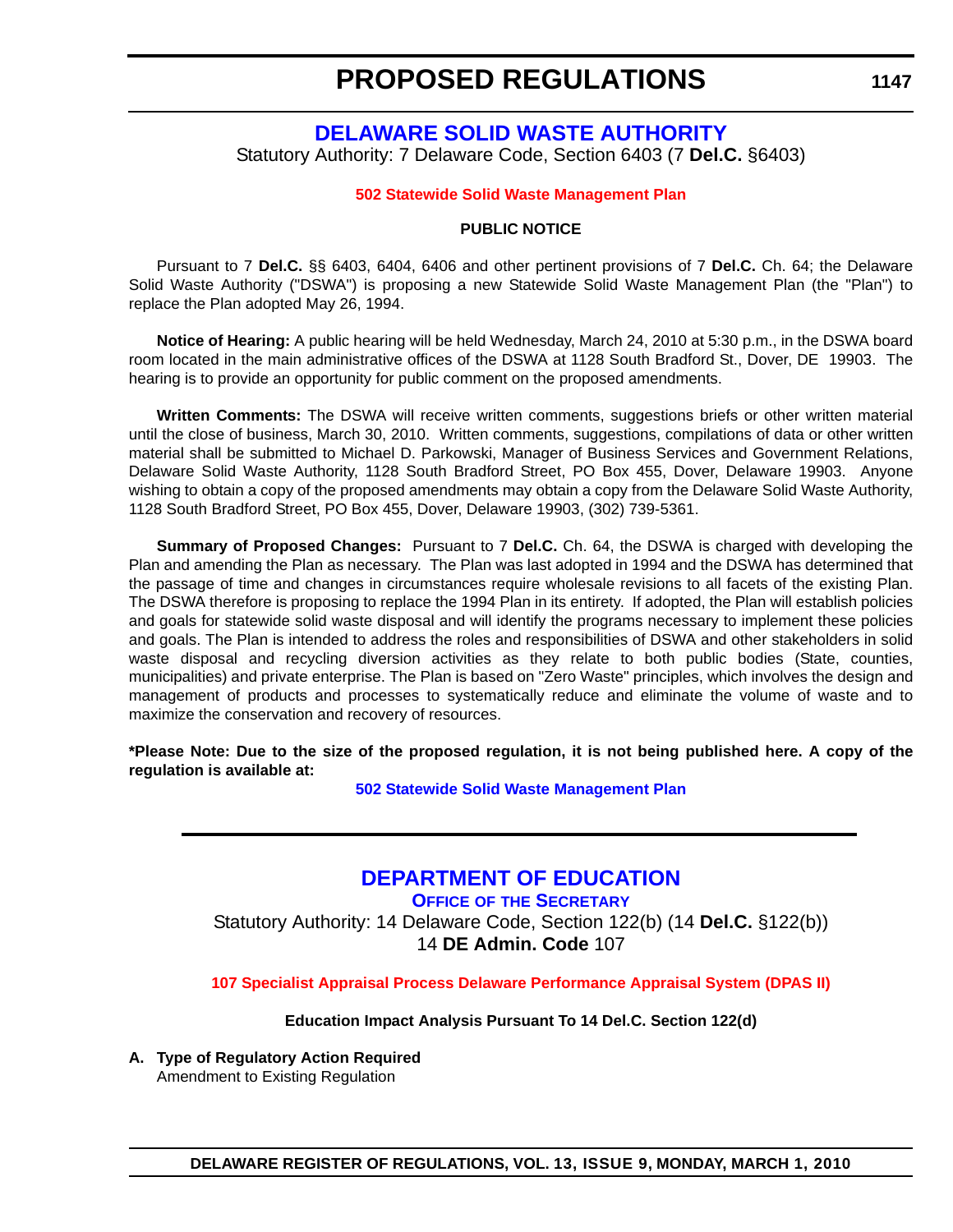# DELAWARE SOLID WASTE AUTHORITY

Statutory Authority: 7 Delaware Code, Section 6403 (7 **Del.C.** §6403)

**502 Statewide Solid Waste Management Plan**

**PUBLIC NOTICE**

Pursuant to 7 **Del.C.** §§ 6403, 6404, 6406 and other pertinent provisions of 7 **Del.C.** Ch. 64; the Delaware Solid Waste Authority ("DSWA") is proposing a new Statewide Solid Waste Management Plan (the "Plan") to replace the Plan adopted May 26, 1994.

**Notice of Hearing:** A public hearing will be held Wednesday, March 24, 2010 at 5:30 p.m., in the DSWA board room located in the main administrative offices of the DSWA at 1128 South Bradford St., Dover, DE 19903. The hearing is to provide an opportunity for public comment on the proposed amendments.

**Written Comments:** The DSWA will receive written comments, suggestions briefs or other written material until the close of business, March 30, 2010. Written comments, suggestions, compilations of data or other written material shall be submitted to Michael D. Parkowski, Manager of Business Services and Government Relations, Delaware Solid Waste Authority, 1128 South Bradford Street, PO Box 455, Dover, Delaware 19903. Anyone wishing to obtain a copy of the proposed amendments may obtain a copy from the Delaware Solid Waste Authority, 1128 South Bradford Street, PO Box 455, Dover, Delaware 19903, (302) 739-5361.

**Summary of Proposed Changes:** Pursuant to 7 **Del.C.** Ch. 64, the DSWA is charged with developing the Plan and amending the Plan as necessary. The Plan was last adopted in 1994 and the DSWA has determined that the passage of time and changes in circumstances require wholesale revisions to all facets of the existing Plan. The DSWA therefore is proposing to replace the 1994 Plan in its entirety. If adopted, the Plan will establish policies and goals for statewide solid waste disposal and will identify the programs necessary to implement these policies and goals. The Plan is intended to address the roles and responsibilities of DSWA and other stakeholders in solid waste disposal and recycling diversion activities as they relate to both public bodies (State, counties, municipalities) and private enterprise. The Plan is based on "Zero Waste" principles, which involves the design and management of products and processes to systematically reduce and eliminate the volume of waste and to maximize the conservation and recovery of resources.

***Please Note: Due to the size of the proposed regulation, it is not being published here. A copy of the regulation is available at:**

**502 Statewide Solid Waste Management Plan**

---

# DEPARTMENT OF EDUCATION

## OFFICE OF THE SECRETARY

Statutory Authority: 14 Delaware Code, Section 122(b) (14 **Del.C.** §122(b))
14 **DE Admin. Code** 107

**107 Specialist Appraisal Process Delaware Performance Appraisal System (DPAS II)**

**Education Impact Analysis Pursuant To 14 Del.C. Section 122(d)**

**A. Type of Regulatory Action Required**
Amendment to Existing Regulation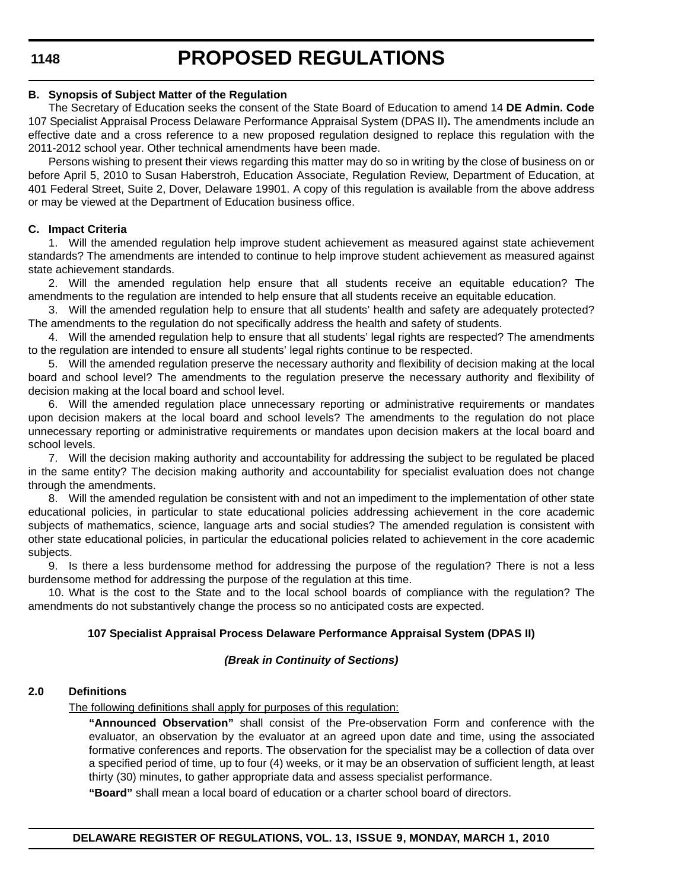**B. Synopsis of Subject Matter of the Regulation**

The Secretary of Education seeks the consent of the State Board of Education to amend 14 **DE Admin. Code** 107 Specialist Appraisal Process Delaware Performance Appraisal System (DPAS II)**.** The amendments include an effective date and a cross reference to a new proposed regulation designed to replace this regulation with the 2011-2012 school year. Other technical amendments have been made.

Persons wishing to present their views regarding this matter may do so in writing by the close of business on or before April 5, 2010 to Susan Haberstroh, Education Associate, Regulation Review, Department of Education, at 401 Federal Street, Suite 2, Dover, Delaware 19901. A copy of this regulation is available from the above address or may be viewed at the Department of Education business office.

**C. Impact Criteria**

1. Will the amended regulation help improve student achievement as measured against state achievement standards? The amendments are intended to continue to help improve student achievement as measured against state achievement standards.

2. Will the amended regulation help ensure that all students receive an equitable education? The amendments to the regulation are intended to help ensure that all students receive an equitable education.

3. Will the amended regulation help to ensure that all students' health and safety are adequately protected? The amendments to the regulation do not specifically address the health and safety of students.

4. Will the amended regulation help to ensure that all students' legal rights are respected? The amendments to the regulation are intended to ensure all students' legal rights continue to be respected.

5. Will the amended regulation preserve the necessary authority and flexibility of decision making at the local board and school level? The amendments to the regulation preserve the necessary authority and flexibility of decision making at the local board and school level.

6. Will the amended regulation place unnecessary reporting or administrative requirements or mandates upon decision makers at the local board and school levels? The amendments to the regulation do not place unnecessary reporting or administrative requirements or mandates upon decision makers at the local board and school levels.

7. Will the decision making authority and accountability for addressing the subject to be regulated be placed in the same entity? The decision making authority and accountability for specialist evaluation does not change through the amendments.

8. Will the amended regulation be consistent with and not an impediment to the implementation of other state educational policies, in particular to state educational policies addressing achievement in the core academic subjects of mathematics, science, language arts and social studies? The amended regulation is consistent with other state educational policies, in particular the educational policies related to achievement in the core academic subjects.

9. Is there a less burdensome method for addressing the purpose of the regulation? There is not a less burdensome method for addressing the purpose of the regulation at this time.

10. What is the cost to the State and to the local school boards of compliance with the regulation? The amendments do not substantively change the process so no anticipated costs are expected.

**107 Specialist Appraisal Process Delaware Performance Appraisal System (DPAS II)**

***(Break in Continuity of Sections)***

**2.0 Definitions**

The following definitions shall apply for purposes of this regulation:

**"Announced Observation"** shall consist of the Pre-observation Form and conference with the evaluator, an observation by the evaluator at an agreed upon date and time, using the associated formative conferences and reports. The observation for the specialist may be a collection of data over a specified period of time, up to four (4) weeks, or it may be an observation of sufficient length, at least thirty (30) minutes, to gather appropriate data and assess specialist performance.

**"Board"** shall mean a local board of education or a charter school board of directors.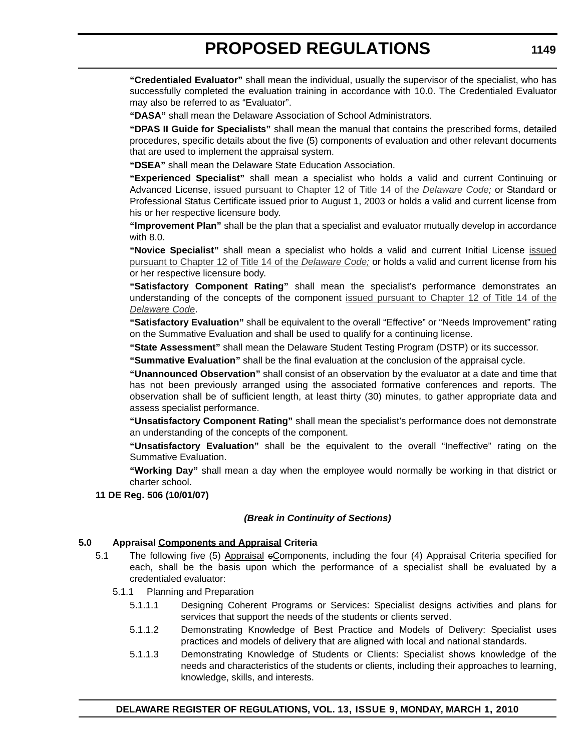**“Credentialed Evaluator”** shall mean the individual, usually the supervisor of the specialist, who has successfully completed the evaluation training in accordance with 10.0. The Credentialed Evaluator may also be referred to as “Evaluator”.

**“DASA”** shall mean the Delaware Association of School Administrators.

**“DPAS II Guide for Specialists”** shall mean the manual that contains the prescribed forms, detailed procedures, specific details about the five (5) components of evaluation and other relevant documents that are used to implement the appraisal system.

**“DSEA”** shall mean the Delaware State Education Association.

**“Experienced Specialist”** shall mean a specialist who holds a valid and current Continuing or Advanced License, issued pursuant to Chapter 12 of Title 14 of the *Delaware Code;* or Standard or Professional Status Certificate issued prior to August 1, 2003 or holds a valid and current license from his or her respective licensure body.

**“Improvement Plan”** shall be the plan that a specialist and evaluator mutually develop in accordance with 8.0.

**“Novice Specialist”** shall mean a specialist who holds a valid and current Initial License issued pursuant to Chapter 12 of Title 14 of the *Delaware Code;* or holds a valid and current license from his or her respective licensure body.

**“Satisfactory Component Rating”** shall mean the specialist’s performance demonstrates an understanding of the concepts of the component issued pursuant to Chapter 12 of Title 14 of the *Delaware Code*.

**“Satisfactory Evaluation”** shall be equivalent to the overall “Effective” or “Needs Improvement” rating on the Summative Evaluation and shall be used to qualify for a continuing license.

**“State Assessment”** shall mean the Delaware Student Testing Program (DSTP) or its successor.

**“Summative Evaluation”** shall be the final evaluation at the conclusion of the appraisal cycle.

**“Unannounced Observation”** shall consist of an observation by the evaluator at a date and time that has not been previously arranged using the associated formative conferences and reports. The observation shall be of sufficient length, at least thirty (30) minutes, to gather appropriate data and assess specialist performance.

**“Unsatisfactory Component Rating”** shall mean the specialist’s performance does not demonstrate an understanding of the concepts of the component.

**“Unsatisfactory Evaluation”** shall be the equivalent to the overall “Ineffective” rating on the Summative Evaluation.

**“Working Day”** shall mean a day when the employee would normally be working in that district or charter school.

**11 DE Reg. 506 (10/01/07)**

***(Break in Continuity of Sections)***

**5.0 Appraisal Components and Appraisal Criteria**

5.1 The following five (5) Appraisal ~~c~~Components, including the four (4) Appraisal Criteria specified for each, shall be the basis upon which the performance of a specialist shall be evaluated by a credentialed evaluator:

5.1.1 Planning and Preparation

5.1.1.1 Designing Coherent Programs or Services: Specialist designs activities and plans for services that support the needs of the students or clients served.

5.1.1.2 Demonstrating Knowledge of Best Practice and Models of Delivery: Specialist uses practices and models of delivery that are aligned with local and national standards.

5.1.1.3 Demonstrating Knowledge of Students or Clients: Specialist shows knowledge of the needs and characteristics of the students or clients, including their approaches to learning, knowledge, skills, and interests.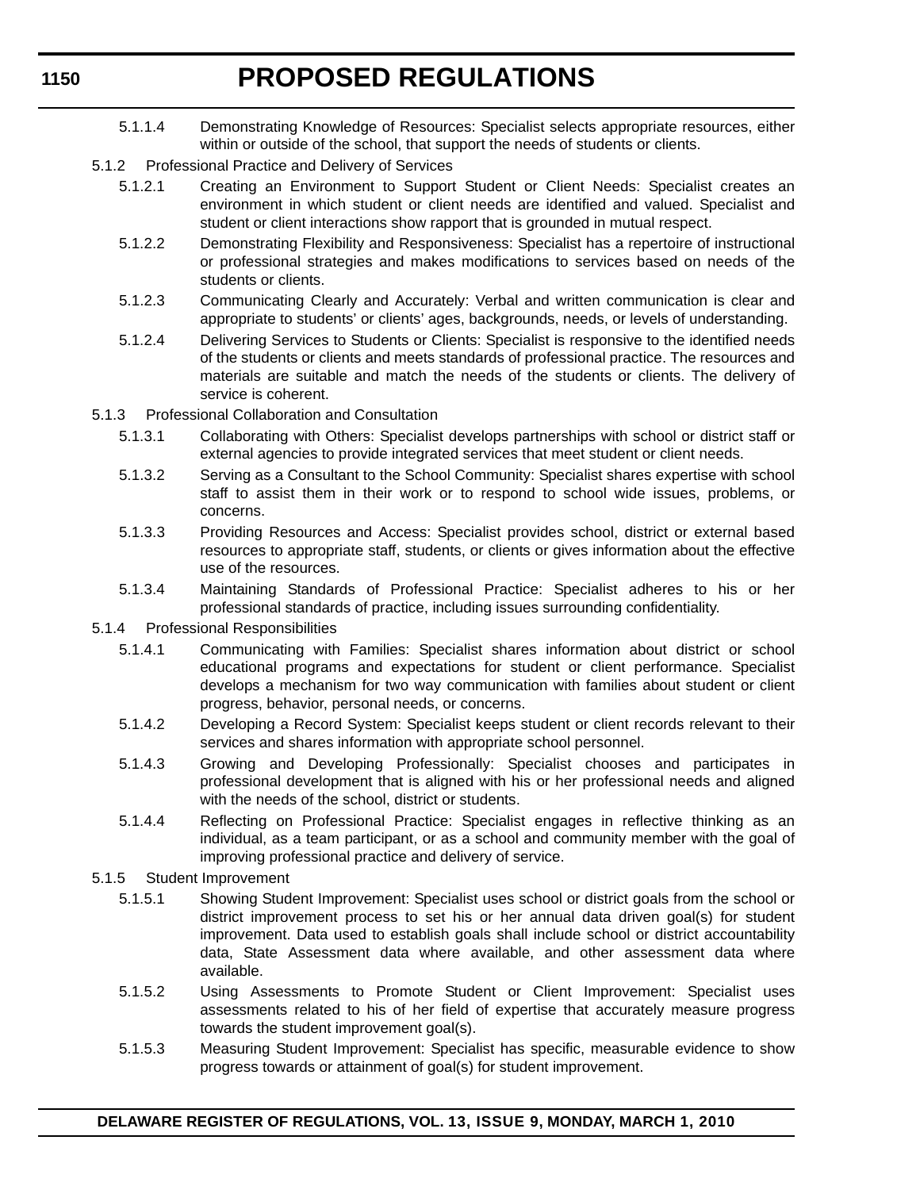5.1.1.4 Demonstrating Knowledge of Resources: Specialist selects appropriate resources, either within or outside of the school, that support the needs of students or clients.

5.1.2 Professional Practice and Delivery of Services

5.1.2.1 Creating an Environment to Support Student or Client Needs: Specialist creates an environment in which student or client needs are identified and valued. Specialist and student or client interactions show rapport that is grounded in mutual respect.

5.1.2.2 Demonstrating Flexibility and Responsiveness: Specialist has a repertoire of instructional or professional strategies and makes modifications to services based on needs of the students or clients.

5.1.2.3 Communicating Clearly and Accurately: Verbal and written communication is clear and appropriate to students' or clients' ages, backgrounds, needs, or levels of understanding.

5.1.2.4 Delivering Services to Students or Clients: Specialist is responsive to the identified needs of the students or clients and meets standards of professional practice. The resources and materials are suitable and match the needs of the students or clients. The delivery of service is coherent.

5.1.3 Professional Collaboration and Consultation

5.1.3.1 Collaborating with Others: Specialist develops partnerships with school or district staff or external agencies to provide integrated services that meet student or client needs.

5.1.3.2 Serving as a Consultant to the School Community: Specialist shares expertise with school staff to assist them in their work or to respond to school wide issues, problems, or concerns.

5.1.3.3 Providing Resources and Access: Specialist provides school, district or external based resources to appropriate staff, students, or clients or gives information about the effective use of the resources.

5.1.3.4 Maintaining Standards of Professional Practice: Specialist adheres to his or her professional standards of practice, including issues surrounding confidentiality.

5.1.4 Professional Responsibilities

5.1.4.1 Communicating with Families: Specialist shares information about district or school educational programs and expectations for student or client performance. Specialist develops a mechanism for two way communication with families about student or client progress, behavior, personal needs, or concerns.

5.1.4.2 Developing a Record System: Specialist keeps student or client records relevant to their services and shares information with appropriate school personnel.

5.1.4.3 Growing and Developing Professionally: Specialist chooses and participates in professional development that is aligned with his or her professional needs and aligned with the needs of the school, district or students.

5.1.4.4 Reflecting on Professional Practice: Specialist engages in reflective thinking as an individual, as a team participant, or as a school and community member with the goal of improving professional practice and delivery of service.

5.1.5 Student Improvement

5.1.5.1 Showing Student Improvement: Specialist uses school or district goals from the school or district improvement process to set his or her annual data driven goal(s) for student improvement. Data used to establish goals shall include school or district accountability data, State Assessment data where available, and other assessment data where available.

5.1.5.2 Using Assessments to Promote Student or Client Improvement: Specialist uses assessments related to his of her field of expertise that accurately measure progress towards the student improvement goal(s).

5.1.5.3 Measuring Student Improvement: Specialist has specific, measurable evidence to show progress towards or attainment of goal(s) for student improvement.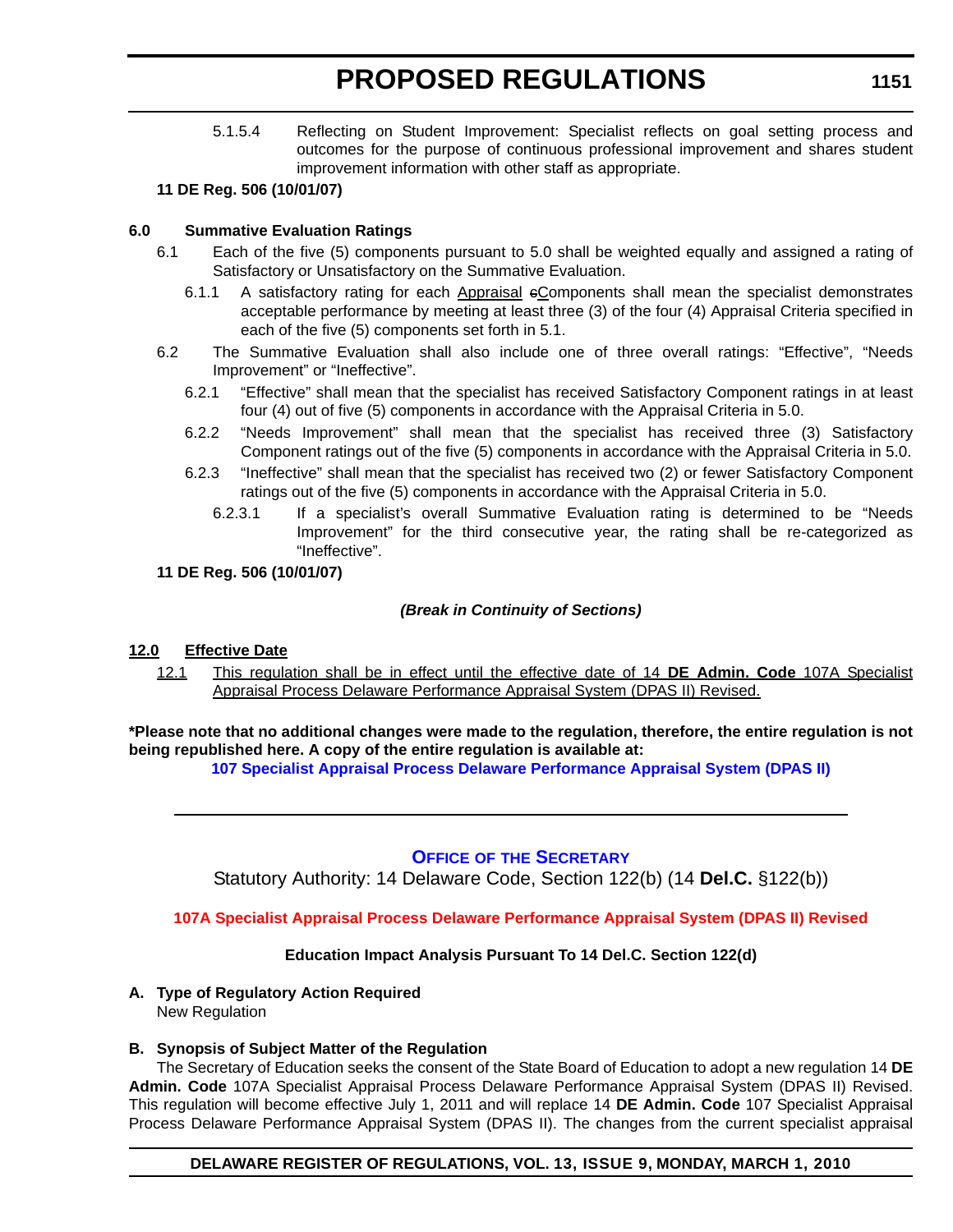5.1.5.4 Reflecting on Student Improvement: Specialist reflects on goal setting process and outcomes for the purpose of continuous professional improvement and shares student improvement information with other staff as appropriate.

**11 DE Reg. 506 (10/01/07)**

**6.0 Summative Evaluation Ratings**

6.1 Each of the five (5) components pursuant to 5.0 shall be weighted equally and assigned a rating of Satisfactory or Unsatisfactory on the Summative Evaluation.

6.1.1 A satisfactory rating for each <u>Appraisal</u> ~~c~~<u>C</u>omponents shall mean the specialist demonstrates acceptable performance by meeting at least three (3) of the four (4) Appraisal Criteria specified in each of the five (5) components set forth in 5.1.

6.2 The Summative Evaluation shall also include one of three overall ratings: "Effective", "Needs Improvement" or "Ineffective".

6.2.1 "Effective" shall mean that the specialist has received Satisfactory Component ratings in at least four (4) out of five (5) components in accordance with the Appraisal Criteria in 5.0.

6.2.2 "Needs Improvement" shall mean that the specialist has received three (3) Satisfactory Component ratings out of the five (5) components in accordance with the Appraisal Criteria in 5.0.

6.2.3 "Ineffective" shall mean that the specialist has received two (2) or fewer Satisfactory Component ratings out of the five (5) components in accordance with the Appraisal Criteria in 5.0.

6.2.3.1 If a specialist's overall Summative Evaluation rating is determined to be "Needs Improvement" for the third consecutive year, the rating shall be re-categorized as "Ineffective".

**11 DE Reg. 506 (10/01/07)**

***(Break in Continuity of Sections)***

**<u>12.0 Effective Date</u>**

<u>12.1 This regulation shall be in effect until the effective date of 14 **DE Admin. Code** 107A Specialist Appraisal Process Delaware Performance Appraisal System (DPAS II) Revised.</u>

**\*Please note that no additional changes were made to the regulation, therefore, the entire regulation is not being republished here. A copy of the entire regulation is available at:**

**107 Specialist Appraisal Process Delaware Performance Appraisal System (DPAS II)**

---

## OFFICE OF THE SECRETARY

Statutory Authority: 14 Delaware Code, Section 122(b) (14 **Del.C.** §122(b))

**107A Specialist Appraisal Process Delaware Performance Appraisal System (DPAS II) Revised**

**Education Impact Analysis Pursuant To 14 Del.C. Section 122(d)**

**A. Type of Regulatory Action Required**

New Regulation

**B. Synopsis of Subject Matter of the Regulation**

The Secretary of Education seeks the consent of the State Board of Education to adopt a new regulation 14 **DE Admin. Code** 107A Specialist Appraisal Process Delaware Performance Appraisal System (DPAS II) Revised. This regulation will become effective July 1, 2011 and will replace 14 **DE Admin. Code** 107 Specialist Appraisal Process Delaware Performance Appraisal System (DPAS II). The changes from the current specialist appraisal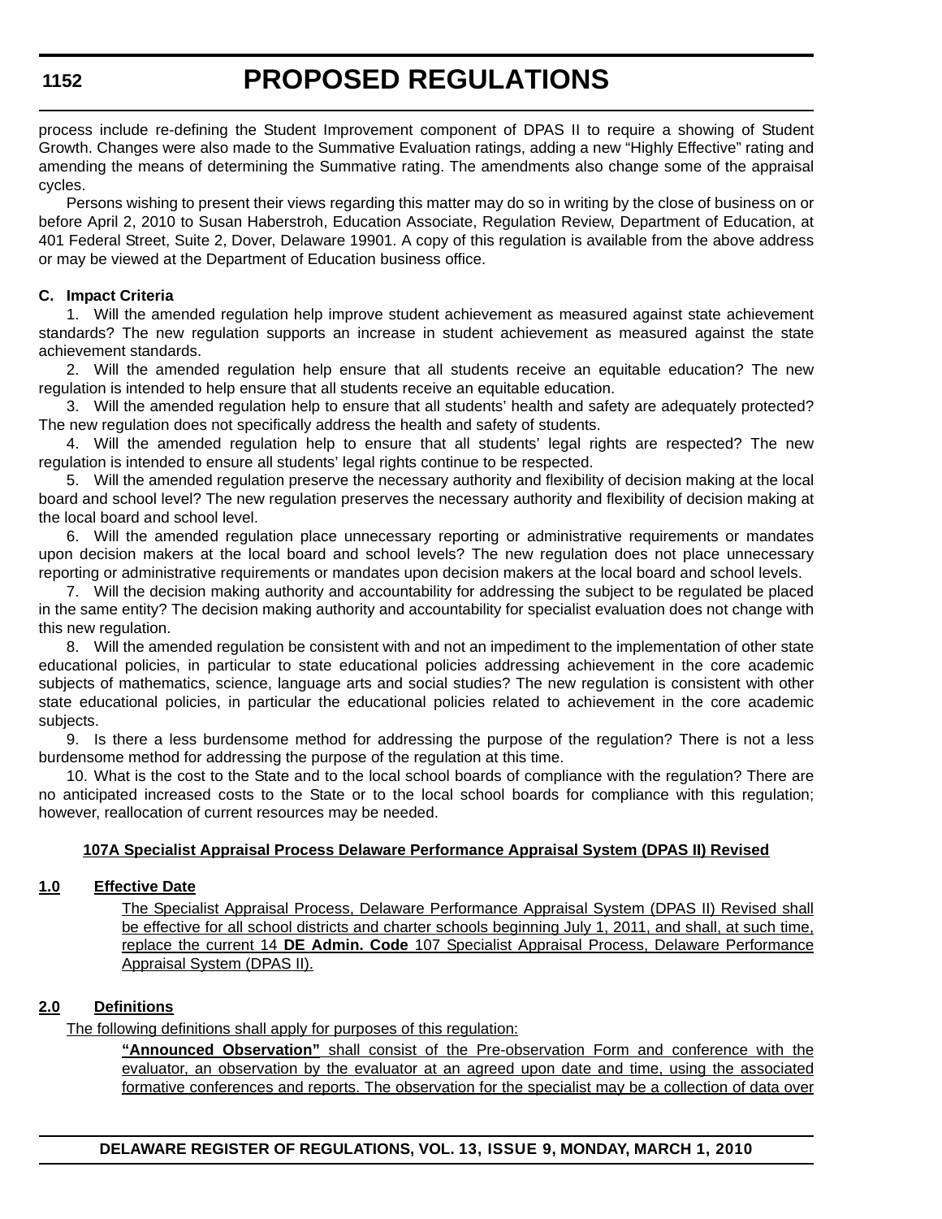process include re-defining the Student Improvement component of DPAS II to require a showing of Student Growth. Changes were also made to the Summative Evaluation ratings, adding a new "Highly Effective" rating and amending the means of determining the Summative rating. The amendments also change some of the appraisal cycles.

Persons wishing to present their views regarding this matter may do so in writing by the close of business on or before April 2, 2010 to Susan Haberstroh, Education Associate, Regulation Review, Department of Education, at 401 Federal Street, Suite 2, Dover, Delaware 19901. A copy of this regulation is available from the above address or may be viewed at the Department of Education business office.

**C. Impact Criteria**

1. Will the amended regulation help improve student achievement as measured against state achievement standards? The new regulation supports an increase in student achievement as measured against the state achievement standards.

2. Will the amended regulation help ensure that all students receive an equitable education? The new regulation is intended to help ensure that all students receive an equitable education.

3. Will the amended regulation help to ensure that all students' health and safety are adequately protected? The new regulation does not specifically address the health and safety of students.

4. Will the amended regulation help to ensure that all students' legal rights are respected? The new regulation is intended to ensure all students' legal rights continue to be respected.

5. Will the amended regulation preserve the necessary authority and flexibility of decision making at the local board and school level? The new regulation preserves the necessary authority and flexibility of decision making at the local board and school level.

6. Will the amended regulation place unnecessary reporting or administrative requirements or mandates upon decision makers at the local board and school levels? The new regulation does not place unnecessary reporting or administrative requirements or mandates upon decision makers at the local board and school levels.

7. Will the decision making authority and accountability for addressing the subject to be regulated be placed in the same entity? The decision making authority and accountability for specialist evaluation does not change with this new regulation.

8. Will the amended regulation be consistent with and not an impediment to the implementation of other state educational policies, in particular to state educational policies addressing achievement in the core academic subjects of mathematics, science, language arts and social studies? The new regulation is consistent with other state educational policies, in particular the educational policies related to achievement in the core academic subjects.

9. Is there a less burdensome method for addressing the purpose of the regulation? There is not a less burdensome method for addressing the purpose of the regulation at this time.

10. What is the cost to the State and to the local school boards of compliance with the regulation? There are no anticipated increased costs to the State or to the local school boards for compliance with this regulation; however, reallocation of current resources may be needed.

**107A Specialist Appraisal Process Delaware Performance Appraisal System (DPAS II) Revised**

**1.0 Effective Date**

The Specialist Appraisal Process, Delaware Performance Appraisal System (DPAS II) Revised shall be effective for all school districts and charter schools beginning July 1, 2011, and shall, at such time, replace the current 14 **DE Admin. Code** 107 Specialist Appraisal Process, Delaware Performance Appraisal System (DPAS II).

**2.0 Definitions**

The following definitions shall apply for purposes of this regulation:

**"Announced Observation"** shall consist of the Pre-observation Form and conference with the evaluator, an observation by the evaluator at an agreed upon date and time, using the associated formative conferences and reports. The observation for the specialist may be a collection of data over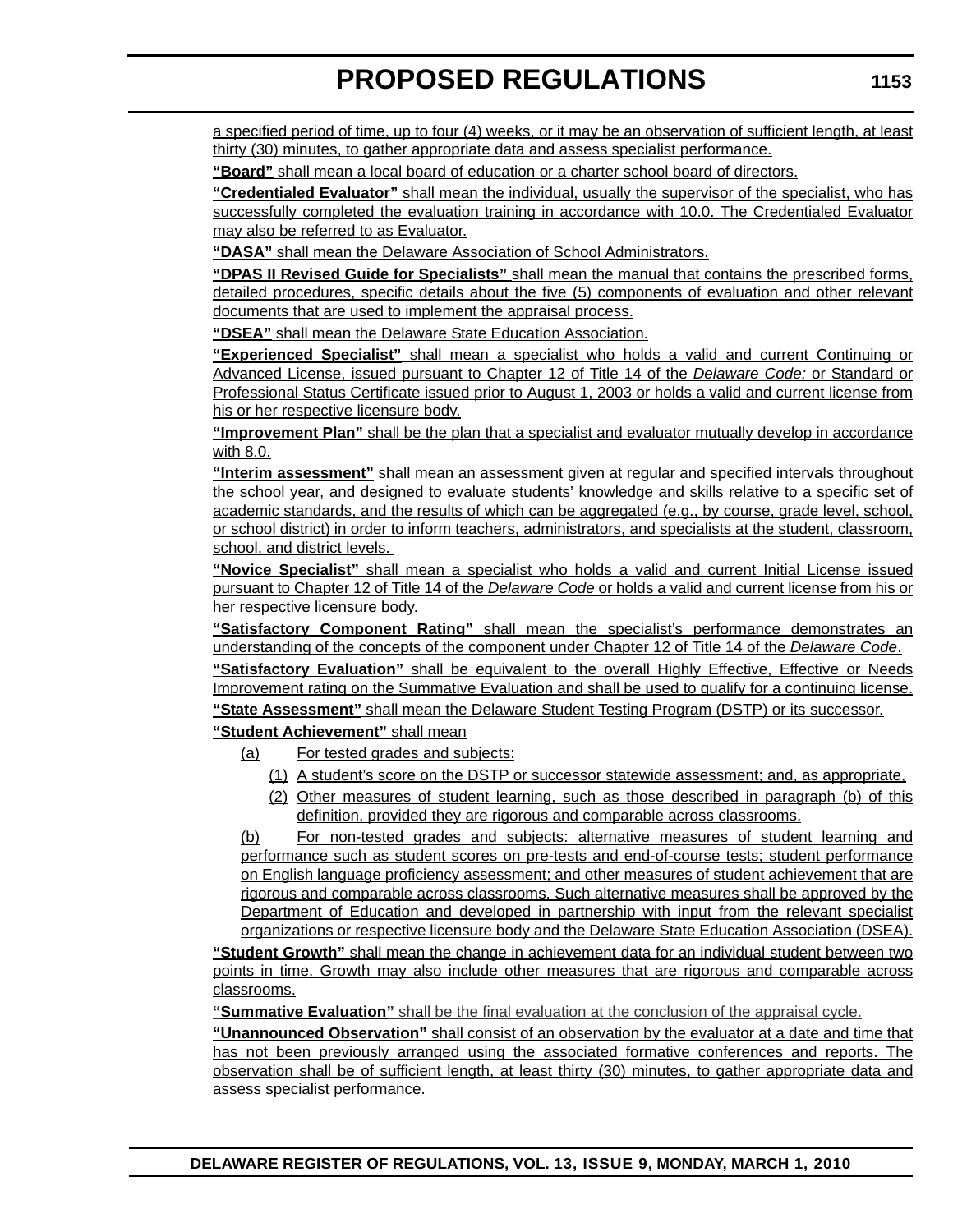a specified period of time, up to four (4) weeks, or it may be an observation of sufficient length, at least thirty (30) minutes, to gather appropriate data and assess specialist performance.

**"Board"** shall mean a local board of education or a charter school board of directors.

**"Credentialed Evaluator"** shall mean the individual, usually the supervisor of the specialist, who has successfully completed the evaluation training in accordance with 10.0. The Credentialed Evaluator may also be referred to as Evaluator.

**"DASA"** shall mean the Delaware Association of School Administrators.

**"DPAS II Revised Guide for Specialists"** shall mean the manual that contains the prescribed forms, detailed procedures, specific details about the five (5) components of evaluation and other relevant documents that are used to implement the appraisal process.

**"DSEA"** shall mean the Delaware State Education Association.

**"Experienced Specialist"** shall mean a specialist who holds a valid and current Continuing or Advanced License, issued pursuant to Chapter 12 of Title 14 of the *Delaware Code;* or Standard or Professional Status Certificate issued prior to August 1, 2003 or holds a valid and current license from his or her respective licensure body.

**"Improvement Plan"** shall be the plan that a specialist and evaluator mutually develop in accordance with 8.0.

**"Interim assessment"** shall mean an assessment given at regular and specified intervals throughout the school year, and designed to evaluate students' knowledge and skills relative to a specific set of academic standards, and the results of which can be aggregated (e.g., by course, grade level, school, or school district) in order to inform teachers, administrators, and specialists at the student, classroom, school, and district levels.

**"Novice Specialist"** shall mean a specialist who holds a valid and current Initial License issued pursuant to Chapter 12 of Title 14 of the *Delaware Code* or holds a valid and current license from his or her respective licensure body.

**"Satisfactory Component Rating"** shall mean the specialist's performance demonstrates an understanding of the concepts of the component under Chapter 12 of Title 14 of the *Delaware Code*.

**"Satisfactory Evaluation"** shall be equivalent to the overall Highly Effective, Effective or Needs Improvement rating on the Summative Evaluation and shall be used to qualify for a continuing license.

**"State Assessment"** shall mean the Delaware Student Testing Program (DSTP) or its successor.

**"Student Achievement"** shall mean

(a) For tested grades and subjects:

(1) A student's score on the DSTP or successor statewide assessment; and, as appropriate,

(2) Other measures of student learning, such as those described in paragraph (b) of this definition, provided they are rigorous and comparable across classrooms.

(b) For non-tested grades and subjects: alternative measures of student learning and performance such as student scores on pre-tests and end-of-course tests; student performance on English language proficiency assessment; and other measures of student achievement that are rigorous and comparable across classrooms. Such alternative measures shall be approved by the Department of Education and developed in partnership with input from the relevant specialist organizations or respective licensure body and the Delaware State Education Association (DSEA).

**"Student Growth"** shall mean the change in achievement data for an individual student between two points in time. Growth may also include other measures that are rigorous and comparable across classrooms.

**"Summative Evaluation"** shall be the final evaluation at the conclusion of the appraisal cycle.

**"Unannounced Observation"** shall consist of an observation by the evaluator at a date and time that has not been previously arranged using the associated formative conferences and reports. The observation shall be of sufficient length, at least thirty (30) minutes, to gather appropriate data and assess specialist performance.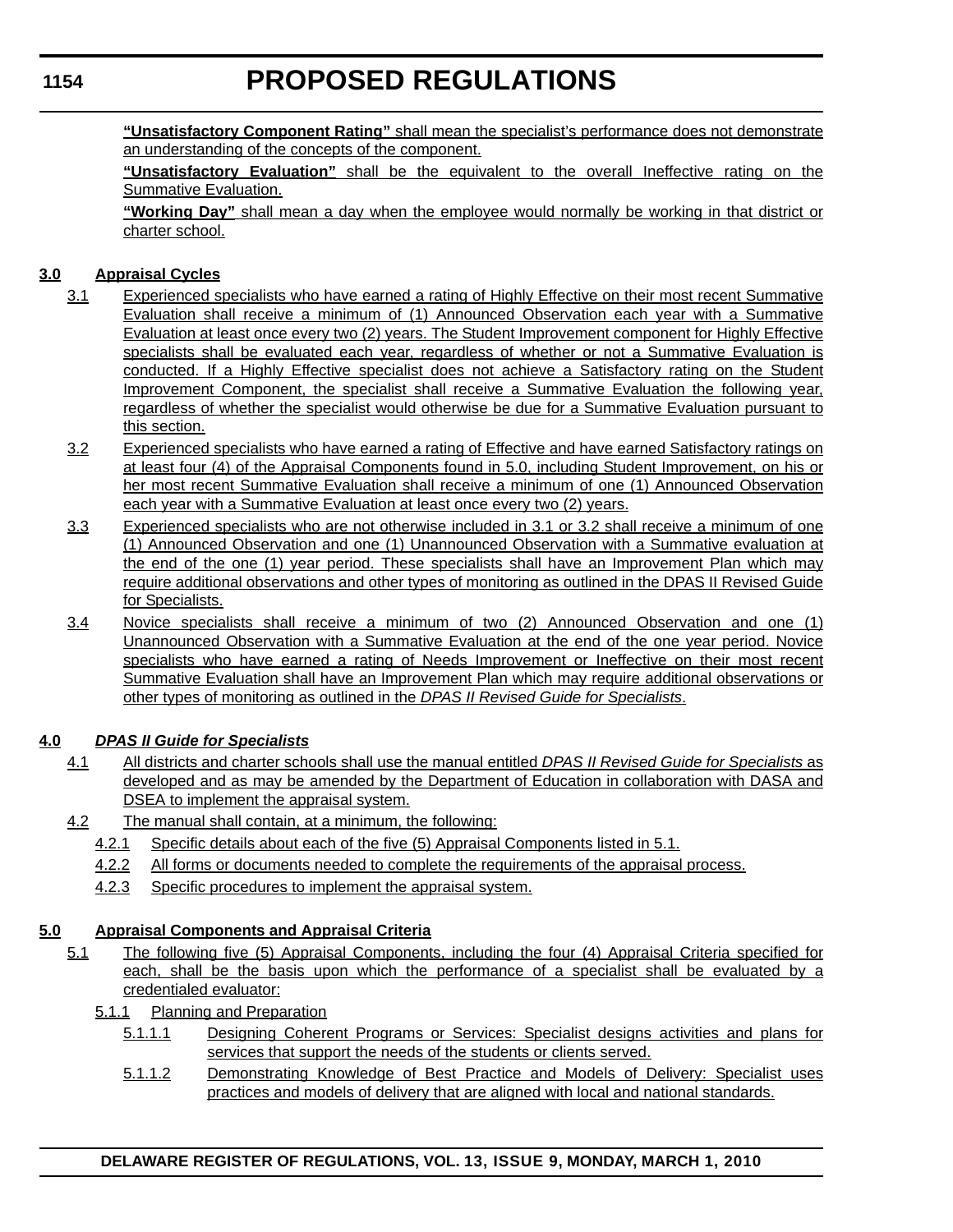**"Unsatisfactory Component Rating"** shall mean the specialist's performance does not demonstrate an understanding of the concepts of the component.

**"Unsatisfactory Evaluation"** shall be the equivalent to the overall Ineffective rating on the Summative Evaluation.

**"Working Day"** shall mean a day when the employee would normally be working in that district or charter school.

**3.0 Appraisal Cycles**

3.1 Experienced specialists who have earned a rating of Highly Effective on their most recent Summative Evaluation shall receive a minimum of (1) Announced Observation each year with a Summative Evaluation at least once every two (2) years. The Student Improvement component for Highly Effective specialists shall be evaluated each year, regardless of whether or not a Summative Evaluation is conducted. If a Highly Effective specialist does not achieve a Satisfactory rating on the Student Improvement Component, the specialist shall receive a Summative Evaluation the following year, regardless of whether the specialist would otherwise be due for a Summative Evaluation pursuant to this section.

3.2 Experienced specialists who have earned a rating of Effective and have earned Satisfactory ratings on at least four (4) of the Appraisal Components found in 5.0, including Student Improvement, on his or her most recent Summative Evaluation shall receive a minimum of one (1) Announced Observation each year with a Summative Evaluation at least once every two (2) years.

3.3 Experienced specialists who are not otherwise included in 3.1 or 3.2 shall receive a minimum of one (1) Announced Observation and one (1) Unannounced Observation with a Summative evaluation at the end of the one (1) year period. These specialists shall have an Improvement Plan which may require additional observations and other types of monitoring as outlined in the DPAS II Revised Guide for Specialists.

3.4 Novice specialists shall receive a minimum of two (2) Announced Observation and one (1) Unannounced Observation with a Summative Evaluation at the end of the one year period. Novice specialists who have earned a rating of Needs Improvement or Ineffective on their most recent Summative Evaluation shall have an Improvement Plan which may require additional observations or other types of monitoring as outlined in the *DPAS II Revised Guide for Specialists*.

**4.0 *DPAS II Guide for Specialists***

4.1 All districts and charter schools shall use the manual entitled *DPAS II Revised Guide for Specialists* as developed and as may be amended by the Department of Education in collaboration with DASA and DSEA to implement the appraisal system.

4.2 The manual shall contain, at a minimum, the following:

4.2.1 Specific details about each of the five (5) Appraisal Components listed in 5.1.

4.2.2 All forms or documents needed to complete the requirements of the appraisal process.

4.2.3 Specific procedures to implement the appraisal system.

**5.0 Appraisal Components and Appraisal Criteria**

5.1 The following five (5) Appraisal Components, including the four (4) Appraisal Criteria specified for each, shall be the basis upon which the performance of a specialist shall be evaluated by a credentialed evaluator:

5.1.1 Planning and Preparation

5.1.1.1 Designing Coherent Programs or Services: Specialist designs activities and plans for services that support the needs of the students or clients served.

5.1.1.2 Demonstrating Knowledge of Best Practice and Models of Delivery: Specialist uses practices and models of delivery that are aligned with local and national standards.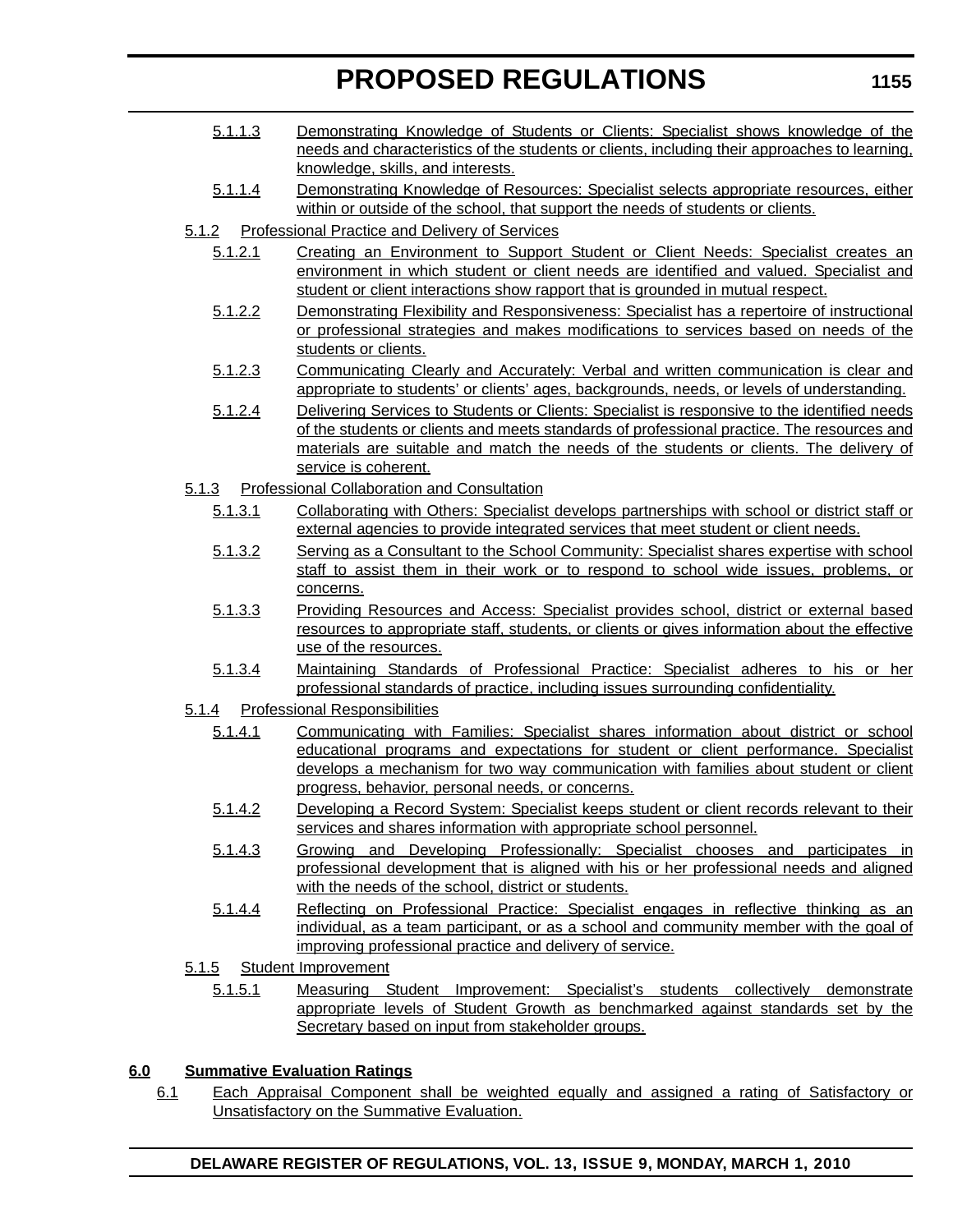5.1.1.3 Demonstrating Knowledge of Students or Clients: Specialist shows knowledge of the needs and characteristics of the students or clients, including their approaches to learning, knowledge, skills, and interests.

5.1.1.4 Demonstrating Knowledge of Resources: Specialist selects appropriate resources, either within or outside of the school, that support the needs of students or clients.

5.1.2 Professional Practice and Delivery of Services

5.1.2.1 Creating an Environment to Support Student or Client Needs: Specialist creates an environment in which student or client needs are identified and valued. Specialist and student or client interactions show rapport that is grounded in mutual respect.

5.1.2.2 Demonstrating Flexibility and Responsiveness: Specialist has a repertoire of instructional or professional strategies and makes modifications to services based on needs of the students or clients.

5.1.2.3 Communicating Clearly and Accurately: Verbal and written communication is clear and appropriate to students' or clients' ages, backgrounds, needs, or levels of understanding.

5.1.2.4 Delivering Services to Students or Clients: Specialist is responsive to the identified needs of the students or clients and meets standards of professional practice. The resources and materials are suitable and match the needs of the students or clients. The delivery of service is coherent.

5.1.3 Professional Collaboration and Consultation

5.1.3.1 Collaborating with Others: Specialist develops partnerships with school or district staff or external agencies to provide integrated services that meet student or client needs.

5.1.3.2 Serving as a Consultant to the School Community: Specialist shares expertise with school staff to assist them in their work or to respond to school wide issues, problems, or concerns.

5.1.3.3 Providing Resources and Access: Specialist provides school, district or external based resources to appropriate staff, students, or clients or gives information about the effective use of the resources.

5.1.3.4 Maintaining Standards of Professional Practice: Specialist adheres to his or her professional standards of practice, including issues surrounding confidentiality.

5.1.4 Professional Responsibilities

5.1.4.1 Communicating with Families: Specialist shares information about district or school educational programs and expectations for student or client performance. Specialist develops a mechanism for two way communication with families about student or client progress, behavior, personal needs, or concerns.

5.1.4.2 Developing a Record System: Specialist keeps student or client records relevant to their services and shares information with appropriate school personnel.

5.1.4.3 Growing and Developing Professionally: Specialist chooses and participates in professional development that is aligned with his or her professional needs and aligned with the needs of the school, district or students.

5.1.4.4 Reflecting on Professional Practice: Specialist engages in reflective thinking as an individual, as a team participant, or as a school and community member with the goal of improving professional practice and delivery of service.

5.1.5 Student Improvement

5.1.5.1 Measuring Student Improvement: Specialist's students collectively demonstrate appropriate levels of Student Growth as benchmarked against standards set by the Secretary based on input from stakeholder groups.

**6.0 Summative Evaluation Ratings**

6.1 Each Appraisal Component shall be weighted equally and assigned a rating of Satisfactory or Unsatisfactory on the Summative Evaluation.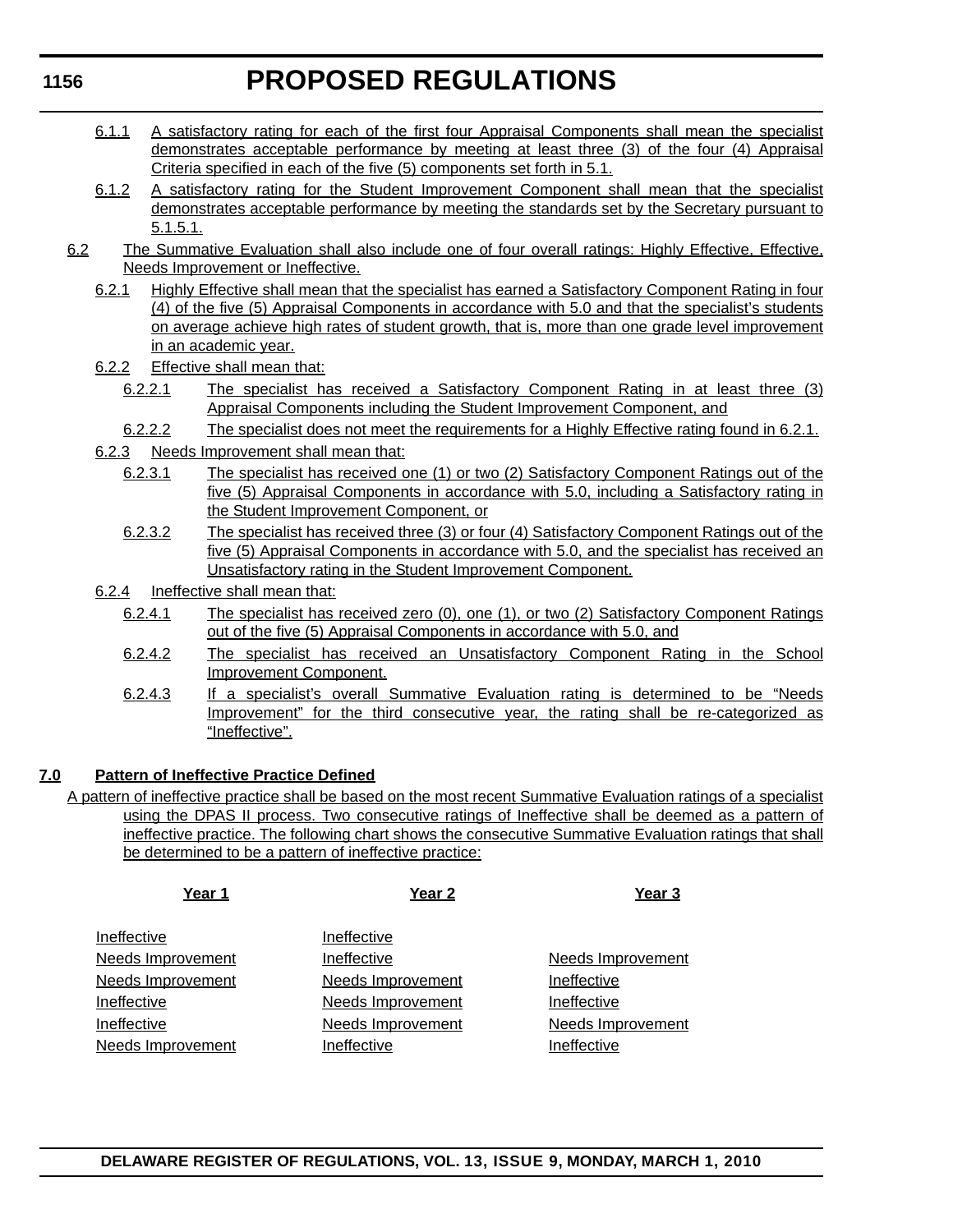6.1.1 A satisfactory rating for each of the first four Appraisal Components shall mean the specialist demonstrates acceptable performance by meeting at least three (3) of the four (4) Appraisal Criteria specified in each of the five (5) components set forth in 5.1.

6.1.2 A satisfactory rating for the Student Improvement Component shall mean that the specialist demonstrates acceptable performance by meeting the standards set by the Secretary pursuant to 5.1.5.1.

6.2 The Summative Evaluation shall also include one of four overall ratings: Highly Effective, Effective, Needs Improvement or Ineffective.

6.2.1 Highly Effective shall mean that the specialist has earned a Satisfactory Component Rating in four (4) of the five (5) Appraisal Components in accordance with 5.0 and that the specialist's students on average achieve high rates of student growth, that is, more than one grade level improvement in an academic year.

6.2.2 Effective shall mean that:

6.2.2.1 The specialist has received a Satisfactory Component Rating in at least three (3) Appraisal Components including the Student Improvement Component, and

6.2.2.2 The specialist does not meet the requirements for a Highly Effective rating found in 6.2.1.

6.2.3 Needs Improvement shall mean that:

6.2.3.1 The specialist has received one (1) or two (2) Satisfactory Component Ratings out of the five (5) Appraisal Components in accordance with 5.0, including a Satisfactory rating in the Student Improvement Component, or

6.2.3.2 The specialist has received three (3) or four (4) Satisfactory Component Ratings out of the five (5) Appraisal Components in accordance with 5.0, and the specialist has received an Unsatisfactory rating in the Student Improvement Component.

6.2.4 Ineffective shall mean that:

6.2.4.1 The specialist has received zero (0), one (1), or two (2) Satisfactory Component Ratings out of the five (5) Appraisal Components in accordance with 5.0, and

6.2.4.2 The specialist has received an Unsatisfactory Component Rating in the School Improvement Component.

6.2.4.3 If a specialist's overall Summative Evaluation rating is determined to be "Needs Improvement" for the third consecutive year, the rating shall be re-categorized as "Ineffective".

**7.0 Pattern of Ineffective Practice Defined**

A pattern of ineffective practice shall be based on the most recent Summative Evaluation ratings of a specialist using the DPAS II process. Two consecutive ratings of Ineffective shall be deemed as a pattern of ineffective practice. The following chart shows the consecutive Summative Evaluation ratings that shall be determined to be a pattern of ineffective practice:

| Year 1 | Year 2 | Year 3 |
|---|---|---|
| Ineffective | Ineffective | |
| Needs Improvement | Ineffective | Needs Improvement |
| Needs Improvement | Needs Improvement | Ineffective |
| Ineffective | Needs Improvement | Ineffective |
| Ineffective | Needs Improvement | Needs Improvement |
| Needs Improvement | Ineffective | Ineffective |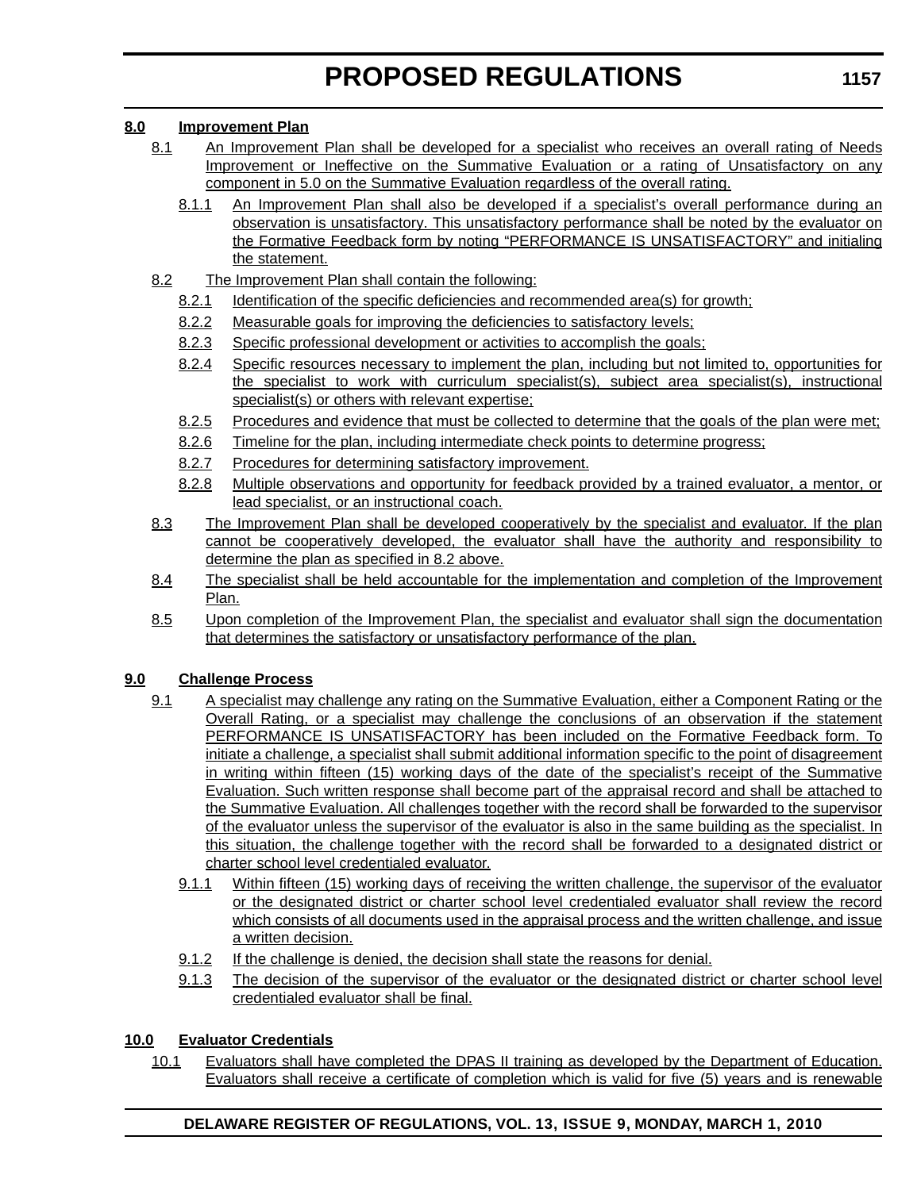**8.0 Improvement Plan**

8.1 An Improvement Plan shall be developed for a specialist who receives an overall rating of Needs Improvement or Ineffective on the Summative Evaluation or a rating of Unsatisfactory on any component in 5.0 on the Summative Evaluation regardless of the overall rating.

8.1.1 An Improvement Plan shall also be developed if a specialist's overall performance during an observation is unsatisfactory. This unsatisfactory performance shall be noted by the evaluator on the Formative Feedback form by noting "PERFORMANCE IS UNSATISFACTORY" and initialing the statement.

8.2 The Improvement Plan shall contain the following:

8.2.1 Identification of the specific deficiencies and recommended area(s) for growth;

8.2.2 Measurable goals for improving the deficiencies to satisfactory levels;

8.2.3 Specific professional development or activities to accomplish the goals;

8.2.4 Specific resources necessary to implement the plan, including but not limited to, opportunities for the specialist to work with curriculum specialist(s), subject area specialist(s), instructional specialist(s) or others with relevant expertise;

8.2.5 Procedures and evidence that must be collected to determine that the goals of the plan were met;

8.2.6 Timeline for the plan, including intermediate check points to determine progress;

8.2.7 Procedures for determining satisfactory improvement.

8.2.8 Multiple observations and opportunity for feedback provided by a trained evaluator, a mentor, or lead specialist, or an instructional coach.

8.3 The Improvement Plan shall be developed cooperatively by the specialist and evaluator. If the plan cannot be cooperatively developed, the evaluator shall have the authority and responsibility to determine the plan as specified in 8.2 above.

8.4 The specialist shall be held accountable for the implementation and completion of the Improvement Plan.

8.5 Upon completion of the Improvement Plan, the specialist and evaluator shall sign the documentation that determines the satisfactory or unsatisfactory performance of the plan.

**9.0 Challenge Process**

9.1 A specialist may challenge any rating on the Summative Evaluation, either a Component Rating or the Overall Rating, or a specialist may challenge the conclusions of an observation if the statement PERFORMANCE IS UNSATISFACTORY has been included on the Formative Feedback form. To initiate a challenge, a specialist shall submit additional information specific to the point of disagreement in writing within fifteen (15) working days of the date of the specialist's receipt of the Summative Evaluation. Such written response shall become part of the appraisal record and shall be attached to the Summative Evaluation. All challenges together with the record shall be forwarded to the supervisor of the evaluator unless the supervisor of the evaluator is also in the same building as the specialist. In this situation, the challenge together with the record shall be forwarded to a designated district or charter school level credentialed evaluator.

9.1.1 Within fifteen (15) working days of receiving the written challenge, the supervisor of the evaluator or the designated district or charter school level credentialed evaluator shall review the record which consists of all documents used in the appraisal process and the written challenge, and issue a written decision.

9.1.2 If the challenge is denied, the decision shall state the reasons for denial.

9.1.3 The decision of the supervisor of the evaluator or the designated district or charter school level credentialed evaluator shall be final.

**10.0 Evaluator Credentials**

10.1 Evaluators shall have completed the DPAS II training as developed by the Department of Education. Evaluators shall receive a certificate of completion which is valid for five (5) years and is renewable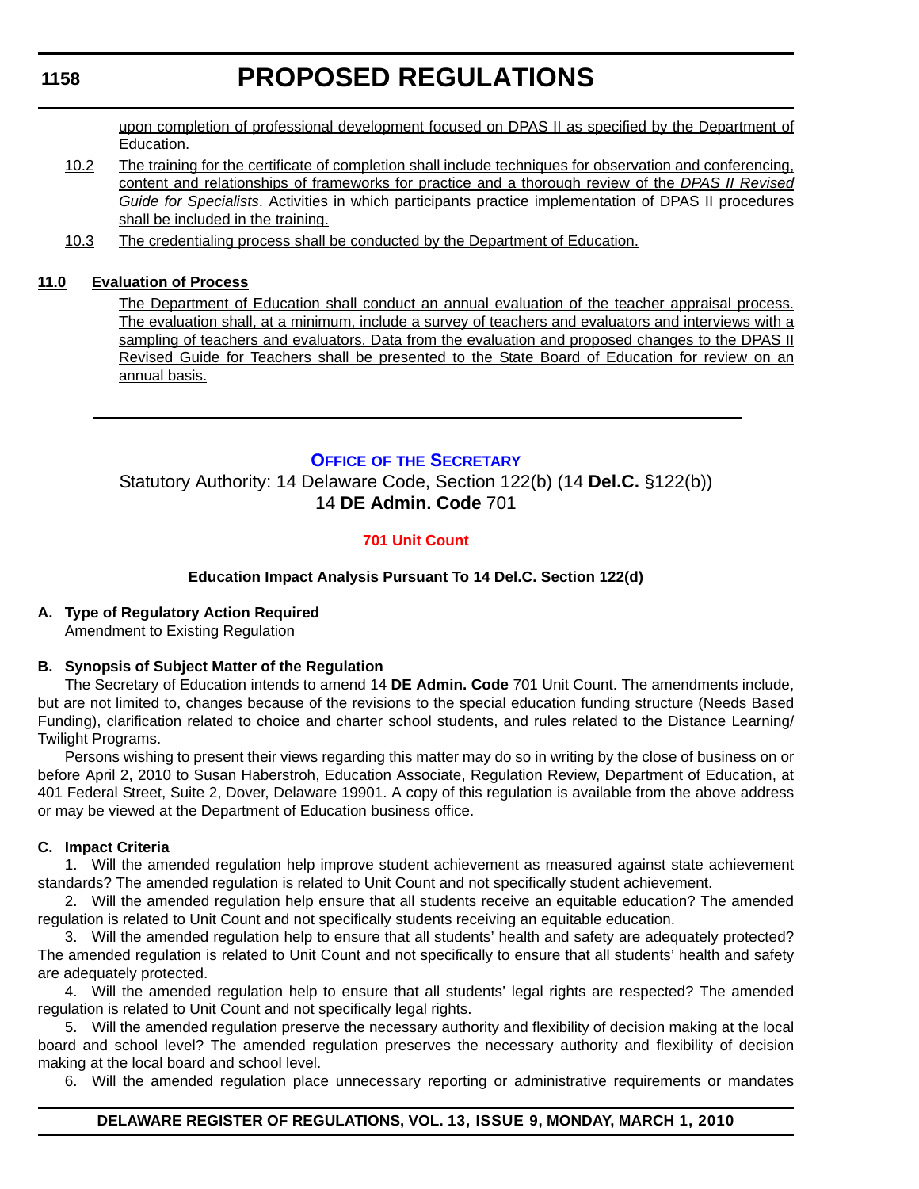upon completion of professional development focused on DPAS II as specified by the Department of Education.

10.2 The training for the certificate of completion shall include techniques for observation and conferencing, content and relationships of frameworks for practice and a thorough review of the *DPAS II Revised Guide for Specialists*. Activities in which participants practice implementation of DPAS II procedures shall be included in the training.

10.3 The credentialing process shall be conducted by the Department of Education.

**11.0 Evaluation of Process**

The Department of Education shall conduct an annual evaluation of the teacher appraisal process. The evaluation shall, at a minimum, include a survey of teachers and evaluators and interviews with a sampling of teachers and evaluators. Data from the evaluation and proposed changes to the DPAS II Revised Guide for Teachers shall be presented to the State Board of Education for review on an annual basis.

---

## OFFICE OF THE SECRETARY

Statutory Authority: 14 Delaware Code, Section 122(b) (14 **Del.C.** §122(b))
14 **DE Admin. Code** 701

### 701 Unit Count

**Education Impact Analysis Pursuant To 14 Del.C. Section 122(d)**

**A. Type of Regulatory Action Required**

Amendment to Existing Regulation

**B. Synopsis of Subject Matter of the Regulation**

The Secretary of Education intends to amend 14 **DE Admin. Code** 701 Unit Count. The amendments include, but are not limited to, changes because of the revisions to the special education funding structure (Needs Based Funding), clarification related to choice and charter school students, and rules related to the Distance Learning/Twilight Programs.

Persons wishing to present their views regarding this matter may do so in writing by the close of business on or before April 2, 2010 to Susan Haberstroh, Education Associate, Regulation Review, Department of Education, at 401 Federal Street, Suite 2, Dover, Delaware 19901. A copy of this regulation is available from the above address or may be viewed at the Department of Education business office.

**C. Impact Criteria**

1. Will the amended regulation help improve student achievement as measured against state achievement standards? The amended regulation is related to Unit Count and not specifically student achievement.

2. Will the amended regulation help ensure that all students receive an equitable education? The amended regulation is related to Unit Count and not specifically students receiving an equitable education.

3. Will the amended regulation help to ensure that all students' health and safety are adequately protected? The amended regulation is related to Unit Count and not specifically to ensure that all students' health and safety are adequately protected.

4. Will the amended regulation help to ensure that all students' legal rights are respected? The amended regulation is related to Unit Count and not specifically legal rights.

5. Will the amended regulation preserve the necessary authority and flexibility of decision making at the local board and school level? The amended regulation preserves the necessary authority and flexibility of decision making at the local board and school level.

6. Will the amended regulation place unnecessary reporting or administrative requirements or mandates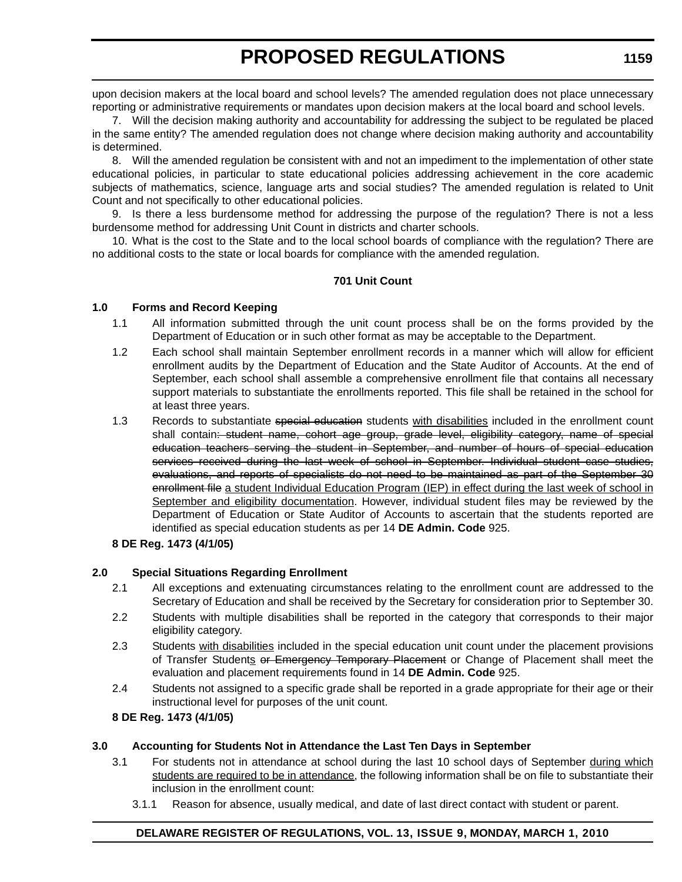upon decision makers at the local board and school levels? The amended regulation does not place unnecessary reporting or administrative requirements or mandates upon decision makers at the local board and school levels.

7. Will the decision making authority and accountability for addressing the subject to be regulated be placed in the same entity? The amended regulation does not change where decision making authority and accountability is determined.

8. Will the amended regulation be consistent with and not an impediment to the implementation of other state educational policies, in particular to state educational policies addressing achievement in the core academic subjects of mathematics, science, language arts and social studies? The amended regulation is related to Unit Count and not specifically to other educational policies.

9. Is there a less burdensome method for addressing the purpose of the regulation? There is not a less burdensome method for addressing Unit Count in districts and charter schools.

10. What is the cost to the State and to the local school boards of compliance with the regulation? There are no additional costs to the state or local boards for compliance with the amended regulation.

**701 Unit Count**

**1.0 Forms and Record Keeping**

1.1 All information submitted through the unit count process shall be on the forms provided by the Department of Education or in such other format as may be acceptable to the Department.

1.2 Each school shall maintain September enrollment records in a manner which will allow for efficient enrollment audits by the Department of Education and the State Auditor of Accounts. At the end of September, each school shall assemble a comprehensive enrollment file that contains all necessary support materials to substantiate the enrollments reported. This file shall be retained in the school for at least three years.

1.3 Records to substantiate ~~special education~~ students <u>with disabilities</u> included in the enrollment count shall contain~~: student name, cohort age group, grade level, eligibility category, name of special education teachers serving the student in September, and number of hours of special education services received during the last week of school in September. Individual student case studies, evaluations, and reports of specialists do not need to be maintained as part of the September 30 enrollment file~~ <u>a student Individual Education Program (IEP) in effect during the last week of school in September and eligibility documentation</u>. However, individual student files may be reviewed by the Department of Education or State Auditor of Accounts to ascertain that the students reported are identified as special education students as per 14 **DE Admin. Code** 925.

**8 DE Reg. 1473 (4/1/05)**

**2.0 Special Situations Regarding Enrollment**

2.1 All exceptions and extenuating circumstances relating to the enrollment count are addressed to the Secretary of Education and shall be received by the Secretary for consideration prior to September 30.

2.2 Students with multiple disabilities shall be reported in the category that corresponds to their major eligibility category.

2.3 Students <u>with disabilities</u> included in the special education unit count under the placement provisions of Transfer Student<u>s</u> ~~or Emergency Temporary Placement~~ or Change of Placement shall meet the evaluation and placement requirements found in 14 **DE Admin. Code** 925.

2.4 Students not assigned to a specific grade shall be reported in a grade appropriate for their age or their instructional level for purposes of the unit count.

**8 DE Reg. 1473 (4/1/05)**

**3.0 Accounting for Students Not in Attendance the Last Ten Days in September**

3.1 For students not in attendance at school during the last 10 school days of September <u>during which students are required to be in attendance</u>, the following information shall be on file to substantiate their inclusion in the enrollment count:

3.1.1 Reason for absence, usually medical, and date of last direct contact with student or parent.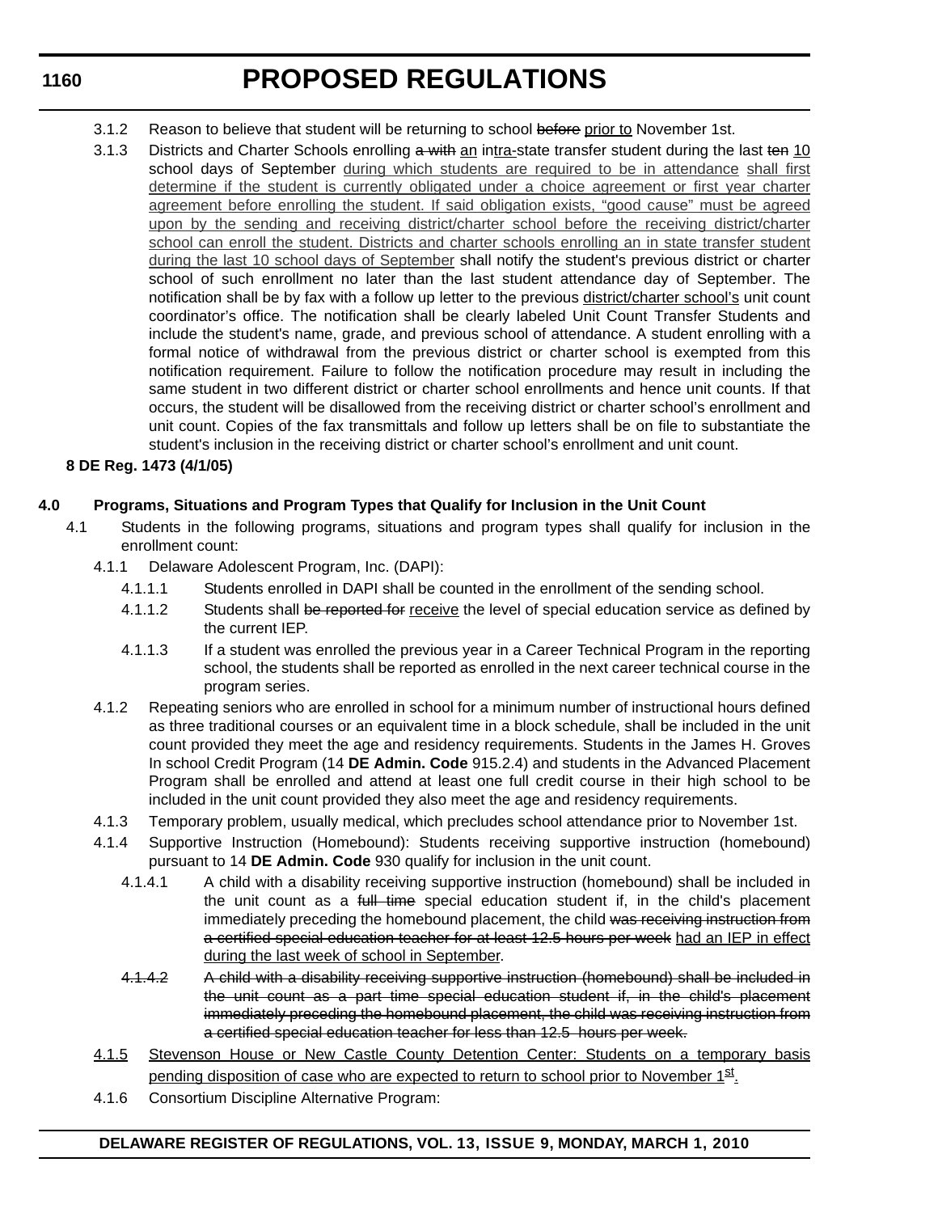3.1.2 Reason to believe that student will be returning to school ~~before~~ prior to November 1st.

3.1.3 Districts and Charter Schools enrolling ~~a with~~ an intra-state transfer student during the last ~~ten~~ 10 school days of September during which students are required to be in attendance shall first determine if the student is currently obligated under a choice agreement or first year charter agreement before enrolling the student. If said obligation exists, “good cause” must be agreed upon by the sending and receiving district/charter school before the receiving district/charter school can enroll the student. Districts and charter schools enrolling an in state transfer student during the last 10 school days of September shall notify the student's previous district or charter school of such enrollment no later than the last student attendance day of September. The notification shall be by fax with a follow up letter to the previous district/charter school’s unit count coordinator’s office. The notification shall be clearly labeled Unit Count Transfer Students and include the student's name, grade, and previous school of attendance. A student enrolling with a formal notice of withdrawal from the previous district or charter school is exempted from this notification requirement. Failure to follow the notification procedure may result in including the same student in two different district or charter school enrollments and hence unit counts. If that occurs, the student will be disallowed from the receiving district or charter school’s enrollment and unit count. Copies of the fax transmittals and follow up letters shall be on file to substantiate the student's inclusion in the receiving district or charter school’s enrollment and unit count.

**8 DE Reg. 1473 (4/1/05)**

**4.0 Programs, Situations and Program Types that Qualify for Inclusion in the Unit Count**

4.1 Students in the following programs, situations and program types shall qualify for inclusion in the enrollment count:

4.1.1 Delaware Adolescent Program, Inc. (DAPI):

4.1.1.1 Students enrolled in DAPI shall be counted in the enrollment of the sending school.

4.1.1.2 Students shall ~~be reported for~~ receive the level of special education service as defined by the current IEP.

4.1.1.3 If a student was enrolled the previous year in a Career Technical Program in the reporting school, the students shall be reported as enrolled in the next career technical course in the program series.

4.1.2 Repeating seniors who are enrolled in school for a minimum number of instructional hours defined as three traditional courses or an equivalent time in a block schedule, shall be included in the unit count provided they meet the age and residency requirements. Students in the James H. Groves In school Credit Program (14 **DE Admin. Code** 915.2.4) and students in the Advanced Placement Program shall be enrolled and attend at least one full credit course in their high school to be included in the unit count provided they also meet the age and residency requirements.

4.1.3 Temporary problem, usually medical, which precludes school attendance prior to November 1st.

4.1.4 Supportive Instruction (Homebound): Students receiving supportive instruction (homebound) pursuant to 14 **DE Admin. Code** 930 qualify for inclusion in the unit count.

4.1.4.1 A child with a disability receiving supportive instruction (homebound) shall be included in the unit count as a ~~full time~~ special education student if, in the child's placement immediately preceding the homebound placement, the child ~~was receiving instruction from a certified special education teacher for at least 12.5 hours per week~~ had an IEP in effect during the last week of school in September.

~~4.1.4.2 A child with a disability receiving supportive instruction (homebound) shall be included in the unit count as a part time special education student if, in the child's placement immediately preceding the homebound placement, the child was receiving instruction from a certified special education teacher for less than 12.5 hours per week.~~

4.1.5 Stevenson House or New Castle County Detention Center: Students on a temporary basis pending disposition of case who are expected to return to school prior to November 1st.

4.1.6 Consortium Discipline Alternative Program: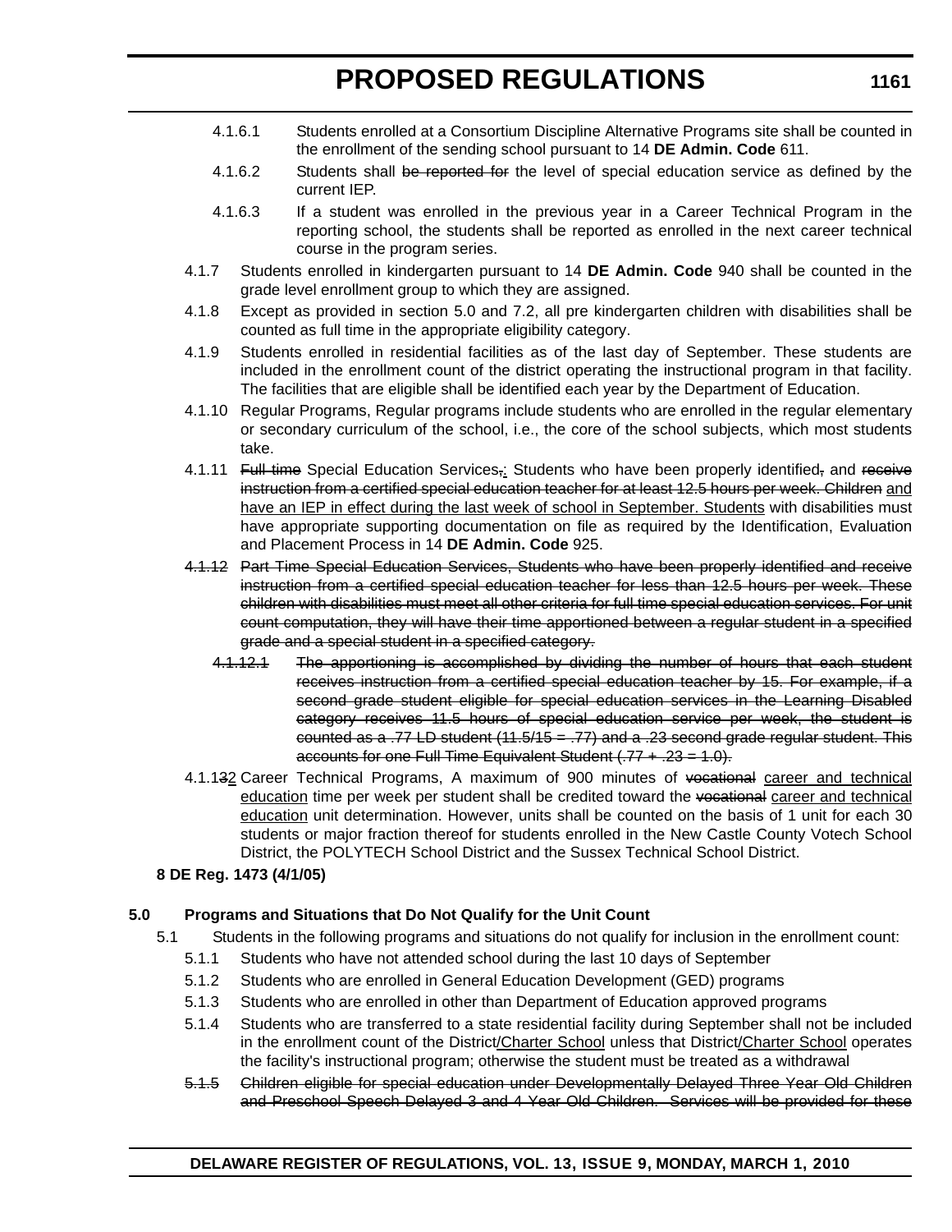4.1.6.1 Students enrolled at a Consortium Discipline Alternative Programs site shall be counted in the enrollment of the sending school pursuant to 14 **DE Admin. Code** 611.

4.1.6.2 Students shall ~~be reported for~~ the level of special education service as defined by the current IEP.

4.1.6.3 If a student was enrolled in the previous year in a Career Technical Program in the reporting school, the students shall be reported as enrolled in the next career technical course in the program series.

4.1.7 Students enrolled in kindergarten pursuant to 14 **DE Admin. Code** 940 shall be counted in the grade level enrollment group to which they are assigned.

4.1.8 Except as provided in section 5.0 and 7.2, all pre kindergarten children with disabilities shall be counted as full time in the appropriate eligibility category.

4.1.9 Students enrolled in residential facilities as of the last day of September. These students are included in the enrollment count of the district operating the instructional program in that facility. The facilities that are eligible shall be identified each year by the Department of Education.

4.1.10 Regular Programs, Regular programs include students who are enrolled in the regular elementary or secondary curriculum of the school, i.e., the core of the school subjects, which most students take.

4.1.11 ~~Full time~~ Special Education Services~~,~~<u>:</u> Students who have been properly identified~~,~~ and ~~receive instruction from a certified special education teacher for at least 12.5 hours per week. Children~~ <u>and have an IEP in effect during the last week of school in September. Students</u> with disabilities must have appropriate supporting documentation on file as required by the Identification, Evaluation and Placement Process in 14 **DE Admin. Code** 925.

~~4.1.12 Part Time Special Education Services, Students who have been properly identified and receive instruction from a certified special education teacher for less than 12.5 hours per week. These children with disabilities must meet all other criteria for full time special education services. For unit count computation, they will have their time apportioned between a regular student in a specified grade and a special student in a specified category.~~

~~4.1.12.1 The apportioning is accomplished by dividing the number of hours that each student receives instruction from a certified special education teacher by 15. For example, if a second grade student eligible for special education services in the Learning Disabled category receives 11.5 hours of special education service per week, the student is counted as a .77 LD student (11.5/15 = .77) and a .23 second grade regular student. This accounts for one Full Time Equivalent Student (.77 + .23 = 1.0).~~

4.1.1~~3~~<u>2</u> Career Technical Programs, A maximum of 900 minutes of ~~vocational~~ <u>career and technical education</u> time per week per student shall be credited toward the ~~vocational~~ <u>career and technical education</u> unit determination. However, units shall be counted on the basis of 1 unit for each 30 students or major fraction thereof for students enrolled in the New Castle County Votech School District, the POLYTECH School District and the Sussex Technical School District.

**8 DE Reg. 1473 (4/1/05)**

**5.0 Programs and Situations that Do Not Qualify for the Unit Count**

5.1 Students in the following programs and situations do not qualify for inclusion in the enrollment count:

5.1.1 Students who have not attended school during the last 10 days of September

5.1.2 Students who are enrolled in General Education Development (GED) programs

5.1.3 Students who are enrolled in other than Department of Education approved programs

5.1.4 Students who are transferred to a state residential facility during September shall not be included in the enrollment count of the District<u>/Charter School</u> unless that District<u>/Charter School</u> operates the facility's instructional program; otherwise the student must be treated as a withdrawal

~~5.1.5 Children eligible for special education under Developmentally Delayed Three Year Old Children and Preschool Speech Delayed 3 and 4 Year Old Children. Services will be provided for these~~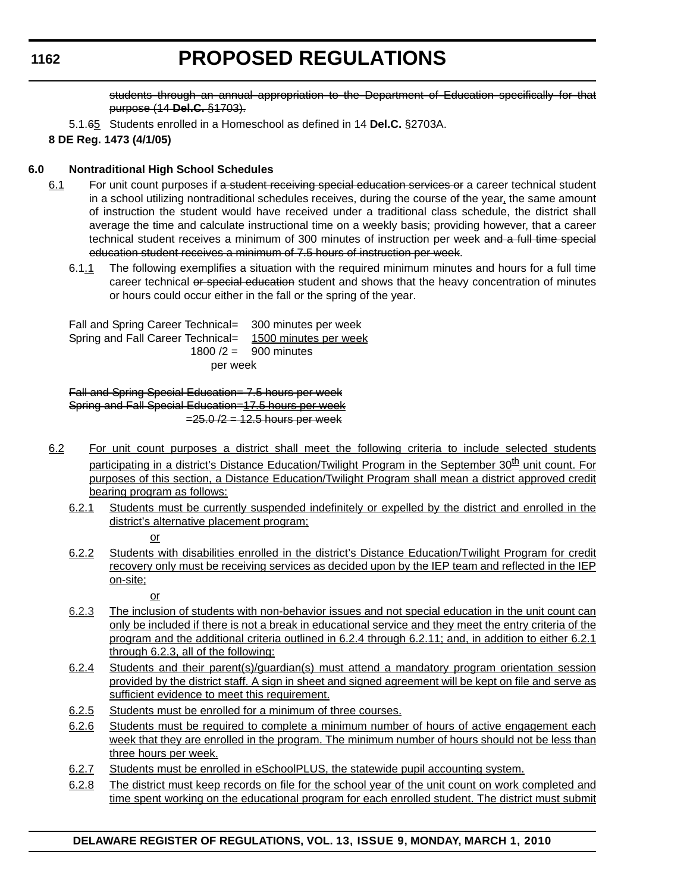students through an annual appropriation to the Department of Education specifically for that purpose (14 **Del.C.** §1703).

5.1.65 Students enrolled in a Homeschool as defined in 14 **Del.C.** §2703A.

**8 DE Reg. 1473 (4/1/05)**

**6.0 Nontraditional High School Schedules**

6.1 For unit count purposes if a student receiving special education services or a career technical student in a school utilizing nontraditional schedules receives, during the course of the year, the same amount of instruction the student would have received under a traditional class schedule, the district shall average the time and calculate instructional time on a weekly basis; providing however, that a career technical student receives a minimum of 300 minutes of instruction per week and a full time special education student receives a minimum of 7.5 hours of instruction per week.

6.1.1 The following exemplifies a situation with the required minimum minutes and hours for a full time career technical or special education student and shows that the heavy concentration of minutes or hours could occur either in the fall or the spring of the year.

Fall and Spring Career Technical= 300 minutes per week
Spring and Fall Career Technical= 1500 minutes per week
1800 /2 = 900 minutes per week

Fall and Spring Special Education= 7.5 hours per week
Spring and Fall Special Education=17.5 hours per week
=25.0 /2 = 12.5 hours per week

6.2 For unit count purposes a district shall meet the following criteria to include selected students participating in a district's Distance Education/Twilight Program in the September 30th unit count. For purposes of this section, a Distance Education/Twilight Program shall mean a district approved credit bearing program as follows:

6.2.1 Students must be currently suspended indefinitely or expelled by the district and enrolled in the district's alternative placement program;

or

6.2.2 Students with disabilities enrolled in the district's Distance Education/Twilight Program for credit recovery only must be receiving services as decided upon by the IEP team and reflected in the IEP on-site;

or

6.2.3 The inclusion of students with non-behavior issues and not special education in the unit count can only be included if there is not a break in educational service and they meet the entry criteria of the program and the additional criteria outlined in 6.2.4 through 6.2.11; and, in addition to either 6.2.1 through 6.2.3, all of the following:

6.2.4 Students and their parent(s)/guardian(s) must attend a mandatory program orientation session provided by the district staff. A sign in sheet and signed agreement will be kept on file and serve as sufficient evidence to meet this requirement.

6.2.5 Students must be enrolled for a minimum of three courses.

6.2.6 Students must be required to complete a minimum number of hours of active engagement each week that they are enrolled in the program. The minimum number of hours should not be less than three hours per week.

6.2.7 Students must be enrolled in eSchoolPLUS, the statewide pupil accounting system.

6.2.8 The district must keep records on file for the school year of the unit count on work completed and time spent working on the educational program for each enrolled student. The district must submit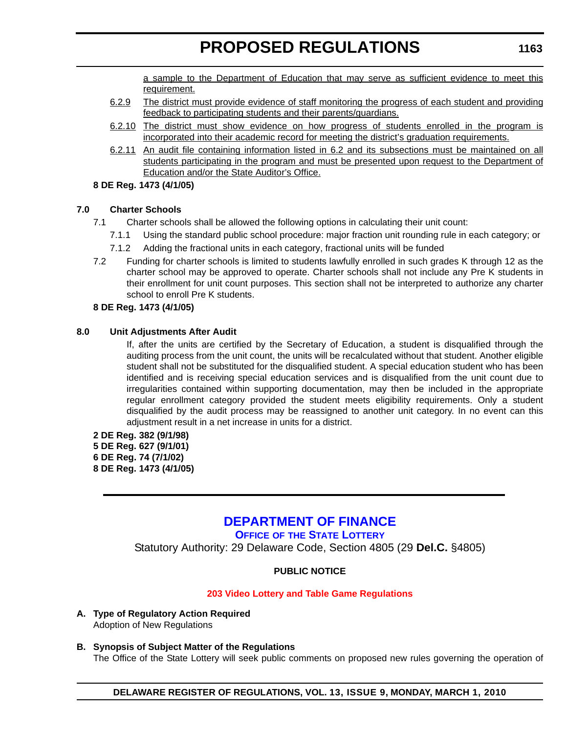a sample to the Department of Education that may serve as sufficient evidence to meet this requirement.

6.2.9 The district must provide evidence of staff monitoring the progress of each student and providing feedback to participating students and their parents/guardians.

6.2.10 The district must show evidence on how progress of students enrolled in the program is incorporated into their academic record for meeting the district's graduation requirements.

6.2.11 An audit file containing information listed in 6.2 and its subsections must be maintained on all students participating in the program and must be presented upon request to the Department of Education and/or the State Auditor's Office.

**8 DE Reg. 1473 (4/1/05)**

**7.0 Charter Schools**

7.1 Charter schools shall be allowed the following options in calculating their unit count:

7.1.1 Using the standard public school procedure: major fraction unit rounding rule in each category; or

7.1.2 Adding the fractional units in each category, fractional units will be funded

7.2 Funding for charter schools is limited to students lawfully enrolled in such grades K through 12 as the charter school may be approved to operate. Charter schools shall not include any Pre K students in their enrollment for unit count purposes. This section shall not be interpreted to authorize any charter school to enroll Pre K students.

**8 DE Reg. 1473 (4/1/05)**

**8.0 Unit Adjustments After Audit**

If, after the units are certified by the Secretary of Education, a student is disqualified through the auditing process from the unit count, the units will be recalculated without that student. Another eligible student shall not be substituted for the disqualified student. A special education student who has been identified and is receiving special education services and is disqualified from the unit count due to irregularities contained within supporting documentation, may then be included in the appropriate regular enrollment category provided the student meets eligibility requirements. Only a student disqualified by the audit process may be reassigned to another unit category. In no event can this adjustment result in a net increase in units for a district.

**2 DE Reg. 382 (9/1/98)**
**5 DE Reg. 627 (9/1/01)**
**6 DE Reg. 74 (7/1/02)**
**8 DE Reg. 1473 (4/1/05)**

---

# DEPARTMENT OF FINANCE

## OFFICE OF THE STATE LOTTERY

Statutory Authority: 29 Delaware Code, Section 4805 (29 **Del.C.** §4805)

**PUBLIC NOTICE**

**203 Video Lottery and Table Game Regulations**

**A. Type of Regulatory Action Required**

Adoption of New Regulations

**B. Synopsis of Subject Matter of the Regulations**

The Office of the State Lottery will seek public comments on proposed new rules governing the operation of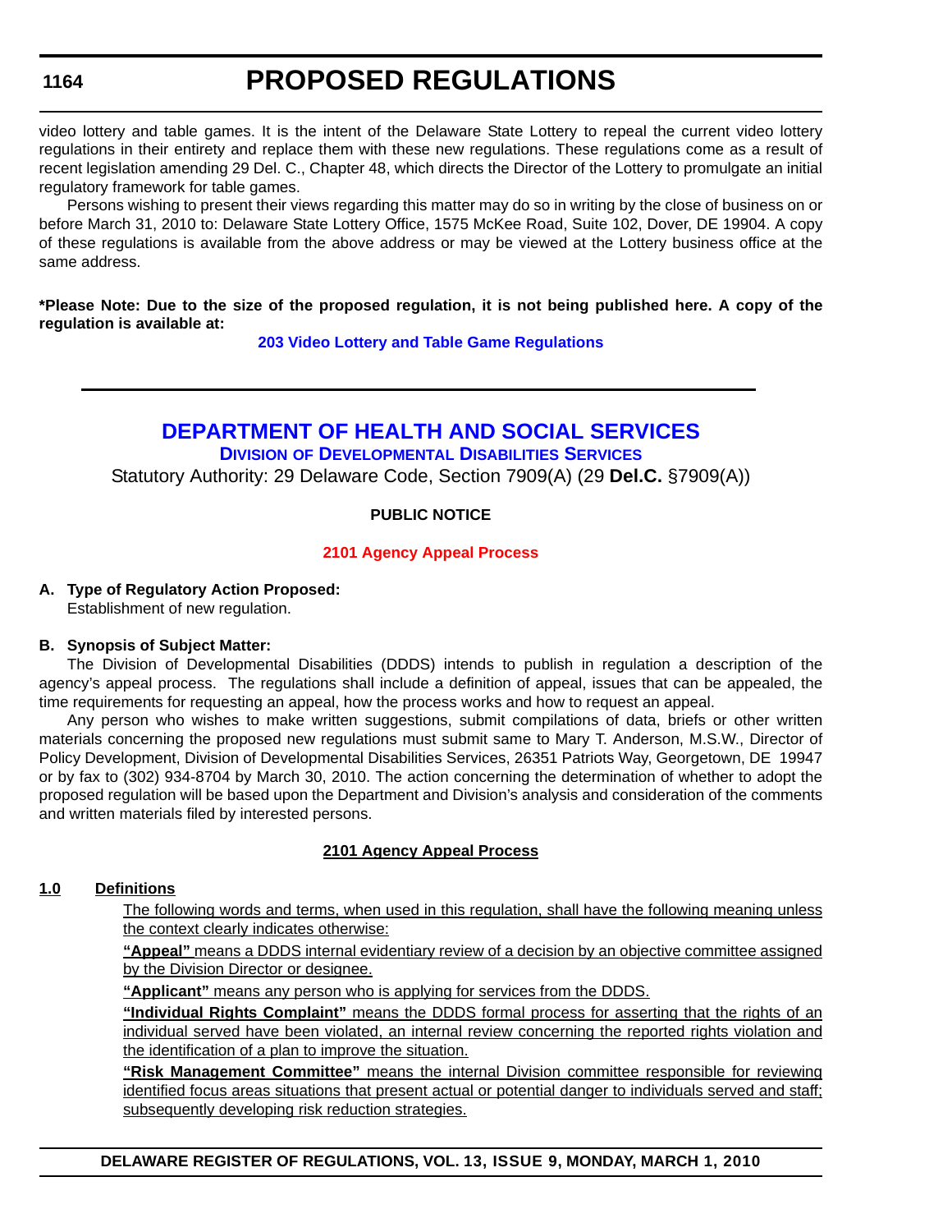video lottery and table games. It is the intent of the Delaware State Lottery to repeal the current video lottery regulations in their entirety and replace them with these new regulations. These regulations come as a result of recent legislation amending 29 Del. C., Chapter 48, which directs the Director of the Lottery to promulgate an initial regulatory framework for table games.

Persons wishing to present their views regarding this matter may do so in writing by the close of business on or before March 31, 2010 to: Delaware State Lottery Office, 1575 McKee Road, Suite 102, Dover, DE 19904. A copy of these regulations is available from the above address or may be viewed at the Lottery business office at the same address.

**\*Please Note: Due to the size of the proposed regulation, it is not being published here. A copy of the regulation is available at:**

**203 Video Lottery and Table Game Regulations**

---

## DEPARTMENT OF HEALTH AND SOCIAL SERVICES

### DIVISION OF DEVELOPMENTAL DISABILITIES SERVICES

Statutory Authority: 29 Delaware Code, Section 7909(A) (29 **Del.C.** §7909(A))

**PUBLIC NOTICE**

**2101 Agency Appeal Process**

**A. Type of Regulatory Action Proposed:**

Establishment of new regulation.

**B. Synopsis of Subject Matter:**

The Division of Developmental Disabilities (DDDS) intends to publish in regulation a description of the agency's appeal process. The regulations shall include a definition of appeal, issues that can be appealed, the time requirements for requesting an appeal, how the process works and how to request an appeal.

Any person who wishes to make written suggestions, submit compilations of data, briefs or other written materials concerning the proposed new regulations must submit same to Mary T. Anderson, M.S.W., Director of Policy Development, Division of Developmental Disabilities Services, 26351 Patriots Way, Georgetown, DE 19947 or by fax to (302) 934-8704 by March 30, 2010. The action concerning the determination of whether to adopt the proposed regulation will be based upon the Department and Division's analysis and consideration of the comments and written materials filed by interested persons.

**2101 Agency Appeal Process**

**1.0 Definitions**

The following words and terms, when used in this regulation, shall have the following meaning unless the context clearly indicates otherwise:

**"Appeal"** means a DDDS internal evidentiary review of a decision by an objective committee assigned by the Division Director or designee.

**"Applicant"** means any person who is applying for services from the DDDS.

**"Individual Rights Complaint"** means the DDDS formal process for asserting that the rights of an individual served have been violated, an internal review concerning the reported rights violation and the identification of a plan to improve the situation.

**"Risk Management Committee"** means the internal Division committee responsible for reviewing identified focus areas situations that present actual or potential danger to individuals served and staff; subsequently developing risk reduction strategies.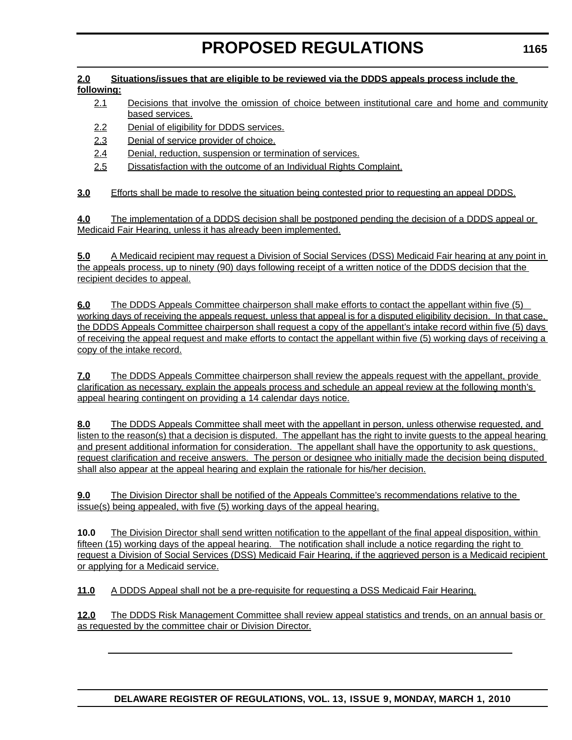**2.0 Situations/issues that are eligible to be reviewed via the DDDS appeals process include the following:**

2.1 Decisions that involve the omission of choice between institutional care and home and community based services.

2.2 Denial of eligibility for DDDS services.

2.3 Denial of service provider of choice.

2.4 Denial, reduction, suspension or termination of services.

2.5 Dissatisfaction with the outcome of an Individual Rights Complaint.

**3.0** Efforts shall be made to resolve the situation being contested prior to requesting an appeal DDDS.

**4.0** The implementation of a DDDS decision shall be postponed pending the decision of a DDDS appeal or Medicaid Fair Hearing, unless it has already been implemented.

**5.0** A Medicaid recipient may request a Division of Social Services (DSS) Medicaid Fair hearing at any point in the appeals process, up to ninety (90) days following receipt of a written notice of the DDDS decision that the recipient decides to appeal.

**6.0** The DDDS Appeals Committee chairperson shall make efforts to contact the appellant within five (5) working days of receiving the appeals request, unless that appeal is for a disputed eligibility decision. In that case, the DDDS Appeals Committee chairperson shall request a copy of the appellant's intake record within five (5) days of receiving the appeal request and make efforts to contact the appellant within five (5) working days of receiving a copy of the intake record.

**7.0** The DDDS Appeals Committee chairperson shall review the appeals request with the appellant, provide clarification as necessary, explain the appeals process and schedule an appeal review at the following month's appeal hearing contingent on providing a 14 calendar days notice.

**8.0** The DDDS Appeals Committee shall meet with the appellant in person, unless otherwise requested, and listen to the reason(s) that a decision is disputed. The appellant has the right to invite guests to the appeal hearing and present additional information for consideration. The appellant shall have the opportunity to ask questions, request clarification and receive answers. The person or designee who initially made the decision being disputed shall also appear at the appeal hearing and explain the rationale for his/her decision.

**9.0** The Division Director shall be notified of the Appeals Committee's recommendations relative to the issue(s) being appealed, with five (5) working days of the appeal hearing.

**10.0** The Division Director shall send written notification to the appellant of the final appeal disposition, within fifteen (15) working days of the appeal hearing. The notification shall include a notice regarding the right to request a Division of Social Services (DSS) Medicaid Fair Hearing, if the aggrieved person is a Medicaid recipient or applying for a Medicaid service.

**11.0** A DDDS Appeal shall not be a pre-requisite for requesting a DSS Medicaid Fair Hearing.

**12.0** The DDDS Risk Management Committee shall review appeal statistics and trends, on an annual basis or as requested by the committee chair or Division Director.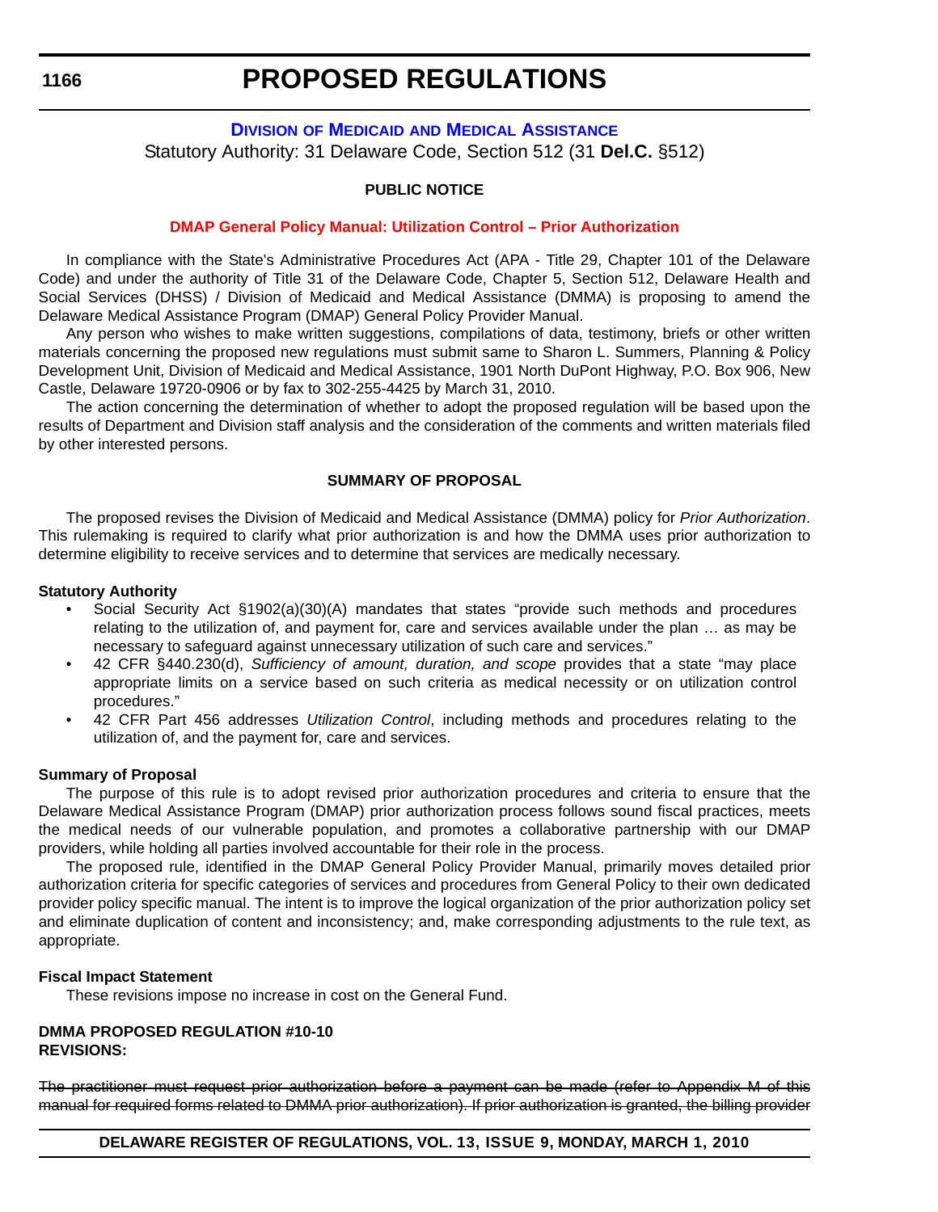# PROPOSED REGULATIONS

## DIVISION OF MEDICAID AND MEDICAL ASSISTANCE

Statutory Authority: 31 Delaware Code, Section 512 (31 **Del.C.** §512)

**PUBLIC NOTICE**

**DMAP General Policy Manual: Utilization Control – Prior Authorization**

In compliance with the State's Administrative Procedures Act (APA - Title 29, Chapter 101 of the Delaware Code) and under the authority of Title 31 of the Delaware Code, Chapter 5, Section 512, Delaware Health and Social Services (DHSS) / Division of Medicaid and Medical Assistance (DMMA) is proposing to amend the Delaware Medical Assistance Program (DMAP) General Policy Provider Manual.

Any person who wishes to make written suggestions, compilations of data, testimony, briefs or other written materials concerning the proposed new regulations must submit same to Sharon L. Summers, Planning & Policy Development Unit, Division of Medicaid and Medical Assistance, 1901 North DuPont Highway, P.O. Box 906, New Castle, Delaware 19720-0906 or by fax to 302-255-4425 by March 31, 2010.

The action concerning the determination of whether to adopt the proposed regulation will be based upon the results of Department and Division staff analysis and the consideration of the comments and written materials filed by other interested persons.

**SUMMARY OF PROPOSAL**

The proposed revises the Division of Medicaid and Medical Assistance (DMMA) policy for *Prior Authorization*. This rulemaking is required to clarify what prior authorization is and how the DMMA uses prior authorization to determine eligibility to receive services and to determine that services are medically necessary.

**Statutory Authority**

- Social Security Act §1902(a)(30)(A) mandates that states "provide such methods and procedures relating to the utilization of, and payment for, care and services available under the plan … as may be necessary to safeguard against unnecessary utilization of such care and services."
- 42 CFR §440.230(d), *Sufficiency of amount, duration, and scope* provides that a state "may place appropriate limits on a service based on such criteria as medical necessity or on utilization control procedures."
- 42 CFR Part 456 addresses *Utilization Control*, including methods and procedures relating to the utilization of, and the payment for, care and services.

**Summary of Proposal**

The purpose of this rule is to adopt revised prior authorization procedures and criteria to ensure that the Delaware Medical Assistance Program (DMAP) prior authorization process follows sound fiscal practices, meets the medical needs of our vulnerable population, and promotes a collaborative partnership with our DMAP providers, while holding all parties involved accountable for their role in the process.

The proposed rule, identified in the DMAP General Policy Provider Manual, primarily moves detailed prior authorization criteria for specific categories of services and procedures from General Policy to their own dedicated provider policy specific manual. The intent is to improve the logical organization of the prior authorization policy set and eliminate duplication of content and inconsistency; and, make corresponding adjustments to the rule text, as appropriate.

**Fiscal Impact Statement**

These revisions impose no increase in cost on the General Fund.

**DMMA PROPOSED REGULATION #10-10**
**REVISIONS:**

~~The practitioner must request prior authorization before a payment can be made (refer to Appendix M of this manual for required forms related to DMMA prior authorization). If prior authorization is granted, the billing provider~~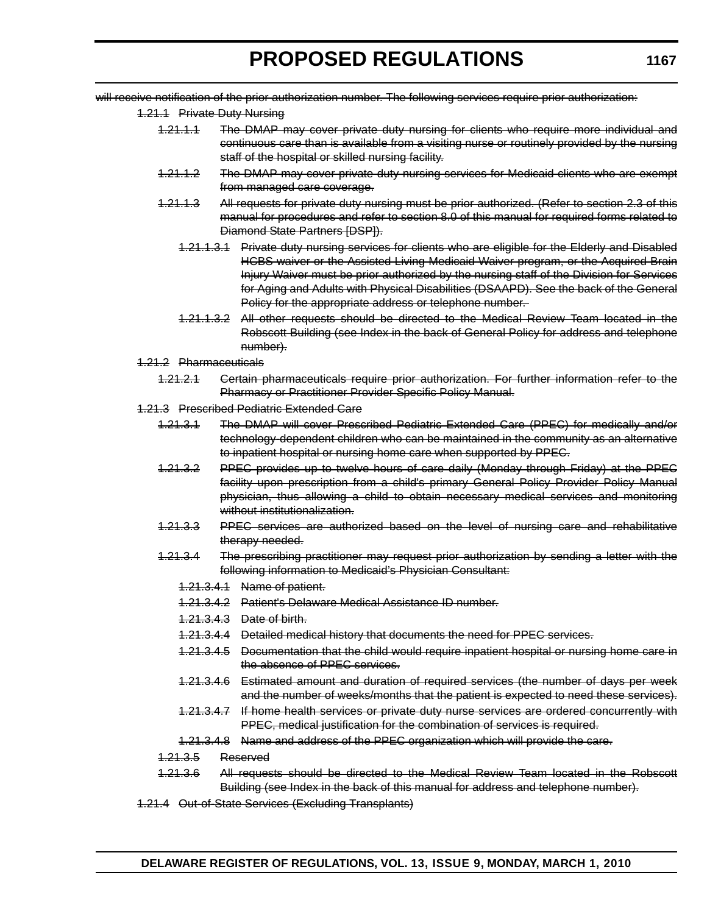~~will receive notification of the prior authorization number. The following services require prior authorization:~~

~~1.21.1 Private Duty Nursing~~

~~1.21.1.1 The DMAP may cover private duty nursing for clients who require more individual and continuous care than is available from a visiting nurse or routinely provided by the nursing staff of the hospital or skilled nursing facility.~~

~~1.21.1.2 The DMAP may cover private duty nursing services for Medicaid clients who are exempt from managed care coverage.~~

~~1.21.1.3 All requests for private duty nursing must be prior authorized. (Refer to section 2.3 of this manual for procedures and refer to section 8.0 of this manual for required forms related to Diamond State Partners [DSP]).~~

~~1.21.1.3.1 Private duty nursing services for clients who are eligible for the Elderly and Disabled HCBS waiver or the Assisted Living Medicaid Waiver program, or the Acquired Brain Injury Waiver must be prior authorized by the nursing staff of the Division for Services for Aging and Adults with Physical Disabilities (DSAAPD). See the back of the General Policy for the appropriate address or telephone number.~~

~~1.21.1.3.2 All other requests should be directed to the Medical Review Team located in the Robscott Building (see Index in the back of General Policy for address and telephone number).~~

~~1.21.2 Pharmaceuticals~~

~~1.21.2.1 Certain pharmaceuticals require prior authorization. For further information refer to the Pharmacy or Practitioner Provider Specific Policy Manual.~~

~~1.21.3 Prescribed Pediatric Extended Care~~

~~1.21.3.1 The DMAP will cover Prescribed Pediatric Extended Care (PPEC) for medically and/or technology-dependent children who can be maintained in the community as an alternative to inpatient hospital or nursing home care when supported by PPEC.~~

~~1.21.3.2 PPEC provides up to twelve hours of care daily (Monday through Friday) at the PPEC facility upon prescription from a child's primary General Policy Provider Policy Manual physician, thus allowing a child to obtain necessary medical services and monitoring without institutionalization.~~

~~1.21.3.3 PPEC services are authorized based on the level of nursing care and rehabilitative therapy needed.~~

~~1.21.3.4 The prescribing practitioner may request prior authorization by sending a letter with the following information to Medicaid's Physician Consultant:~~

~~1.21.3.4.1 Name of patient.~~

~~1.21.3.4.2 Patient's Delaware Medical Assistance ID number.~~

~~1.21.3.4.3 Date of birth.~~

~~1.21.3.4.4 Detailed medical history that documents the need for PPEC services.~~

~~1.21.3.4.5 Documentation that the child would require inpatient hospital or nursing home care in the absence of PPEC services.~~

~~1.21.3.4.6 Estimated amount and duration of required services (the number of days per week and the number of weeks/months that the patient is expected to need these services).~~

~~1.21.3.4.7 If home health services or private duty nurse services are ordered concurrently with PPEC, medical justification for the combination of services is required.~~

~~1.21.3.4.8 Name and address of the PPEC organization which will provide the care.~~

~~1.21.3.5 Reserved~~

~~1.21.3.6 All requests should be directed to the Medical Review Team located in the Robscott Building (see Index in the back of this manual for address and telephone number).~~

~~1.21.4 Out-of-State Services (Excluding Transplants)~~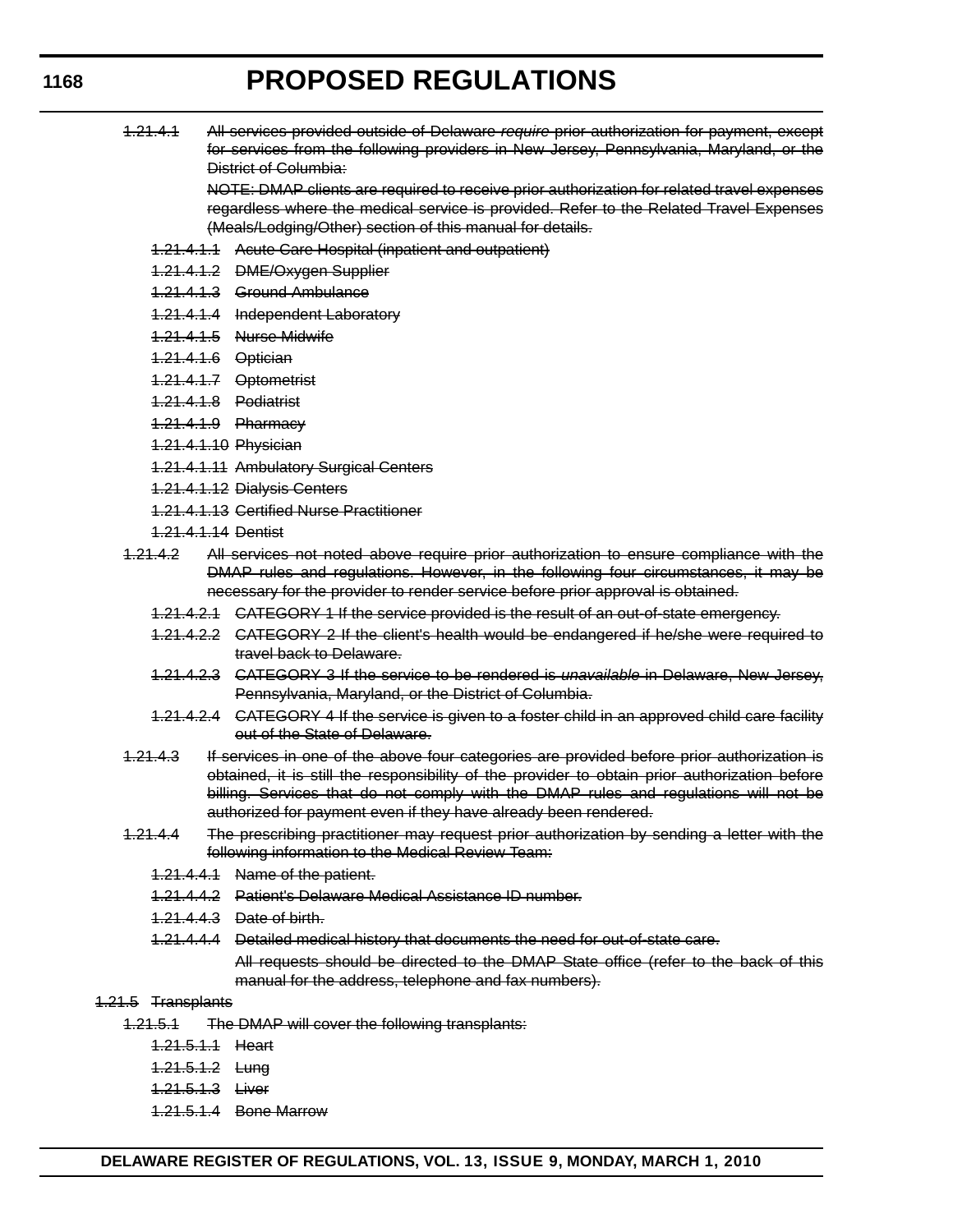~~1.21.4.1 All services provided outside of Delaware *require* prior authorization for payment, except for services from the following providers in New Jersey, Pennsylvania, Maryland, or the District of Columbia:~~

~~NOTE: DMAP clients are required to receive prior authorization for related travel expenses regardless where the medical service is provided. Refer to the Related Travel Expenses (Meals/Lodging/Other) section of this manual for details.~~

~~1.21.4.1.1 Acute Care Hospital (inpatient and outpatient)~~

~~1.21.4.1.2 DME/Oxygen Supplier~~

~~1.21.4.1.3 Ground Ambulance~~

~~1.21.4.1.4 Independent Laboratory~~

~~1.21.4.1.5 Nurse Midwife~~

~~1.21.4.1.6 Optician~~

~~1.21.4.1.7 Optometrist~~

~~1.21.4.1.8 Podiatrist~~

~~1.21.4.1.9 Pharmacy~~

~~1.21.4.1.10 Physician~~

~~1.21.4.1.11 Ambulatory Surgical Centers~~

~~1.21.4.1.12 Dialysis Centers~~

~~1.21.4.1.13 Certified Nurse Practitioner~~

~~1.21.4.1.14 Dentist~~

~~1.21.4.2 All services not noted above require prior authorization to ensure compliance with the DMAP rules and regulations. However, in the following four circumstances, it may be necessary for the provider to render service before prior approval is obtained.~~

~~1.21.4.2.1 CATEGORY 1 If the service provided is the result of an out-of-state emergency.~~

~~1.21.4.2.2 CATEGORY 2 If the client's health would be endangered if he/she were required to travel back to Delaware.~~

~~1.21.4.2.3 CATEGORY 3 If the service to be rendered is *unavailable* in Delaware, New Jersey, Pennsylvania, Maryland, or the District of Columbia.~~

~~1.21.4.2.4 CATEGORY 4 If the service is given to a foster child in an approved child care facility out of the State of Delaware.~~

~~1.21.4.3 If services in one of the above four categories are provided before prior authorization is obtained, it is still the responsibility of the provider to obtain prior authorization before billing. Services that do not comply with the DMAP rules and regulations will not be authorized for payment even if they have already been rendered.~~

~~1.21.4.4 The prescribing practitioner may request prior authorization by sending a letter with the following information to the Medical Review Team:~~

~~1.21.4.4.1 Name of the patient.~~

~~1.21.4.4.2 Patient's Delaware Medical Assistance ID number.~~

~~1.21.4.4.3 Date of birth.~~

~~1.21.4.4.4 Detailed medical history that documents the need for out-of-state care.~~

~~All requests should be directed to the DMAP State office (refer to the back of this manual for the address, telephone and fax numbers).~~

~~1.21.5 Transplants~~

~~1.21.5.1 The DMAP will cover the following transplants:~~

~~1.21.5.1.1 Heart~~

~~1.21.5.1.2 Lung~~

~~1.21.5.1.3 Liver~~

~~1.21.5.1.4 Bone Marrow~~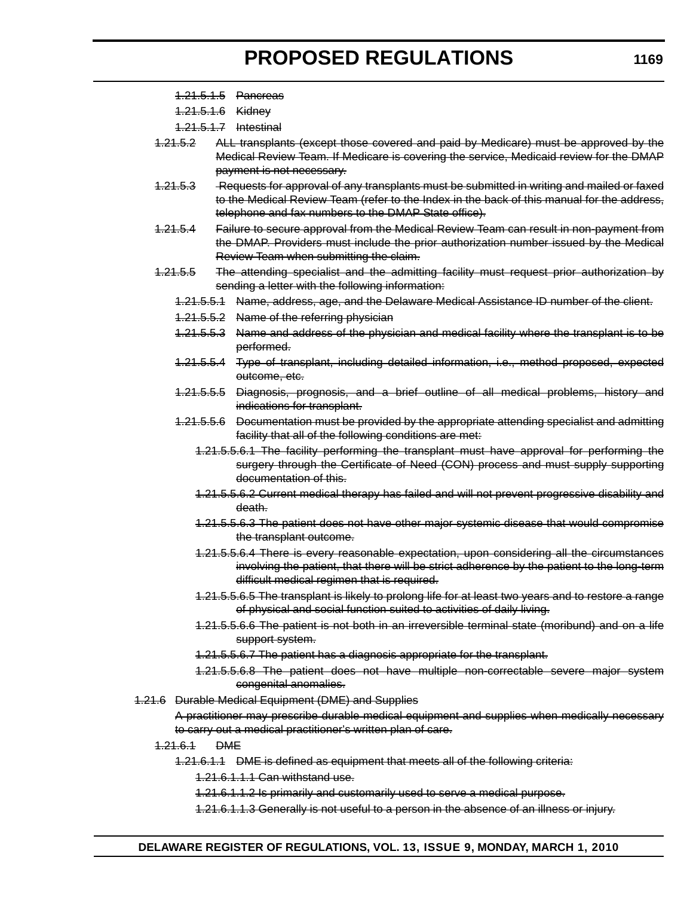~~1.21.5.1.5 Pancreas~~

~~1.21.5.1.6 Kidney~~

~~1.21.5.1.7 Intestinal~~

~~1.21.5.2 ALL transplants (except those covered and paid by Medicare) must be approved by the Medical Review Team. If Medicare is covering the service, Medicaid review for the DMAP payment is not necessary.~~

~~1.21.5.3 Requests for approval of any transplants must be submitted in writing and mailed or faxed to the Medical Review Team (refer to the Index in the back of this manual for the address, telephone and fax numbers to the DMAP State office).~~

~~1.21.5.4 Failure to secure approval from the Medical Review Team can result in non-payment from the DMAP. Providers must include the prior authorization number issued by the Medical Review Team when submitting the claim.~~

~~1.21.5.5 The attending specialist and the admitting facility must request prior authorization by sending a letter with the following information:~~

~~1.21.5.5.1 Name, address, age, and the Delaware Medical Assistance ID number of the client.~~

~~1.21.5.5.2 Name of the referring physician~~

~~1.21.5.5.3 Name and address of the physician and medical facility where the transplant is to be performed.~~

~~1.21.5.5.4 Type of transplant, including detailed information, i.e., method proposed, expected outcome, etc.~~

~~1.21.5.5.5 Diagnosis, prognosis, and a brief outline of all medical problems, history and indications for transplant.~~

~~1.21.5.5.6 Documentation must be provided by the appropriate attending specialist and admitting facility that all of the following conditions are met:~~

~~1.21.5.5.6.1 The facility performing the transplant must have approval for performing the surgery through the Certificate of Need (CON) process and must supply supporting documentation of this.~~

~~1.21.5.5.6.2 Current medical therapy has failed and will not prevent progressive disability and death.~~

~~1.21.5.5.6.3 The patient does not have other major systemic disease that would compromise the transplant outcome.~~

~~1.21.5.5.6.4 There is every reasonable expectation, upon considering all the circumstances involving the patient, that there will be strict adherence by the patient to the long-term difficult medical regimen that is required.~~

~~1.21.5.5.6.5 The transplant is likely to prolong life for at least two years and to restore a range of physical and social function suited to activities of daily living.~~

~~1.21.5.5.6.6 The patient is not both in an irreversible terminal state (moribund) and on a life support system.~~

~~1.21.5.5.6.7 The patient has a diagnosis appropriate for the transplant.~~

~~1.21.5.5.6.8 The patient does not have multiple non-correctable severe major system congenital anomalies.~~

~~1.21.6 Durable Medical Equipment (DME) and Supplies~~

~~A practitioner may prescribe durable medical equipment and supplies when medically necessary to carry out a medical practitioner's written plan of care.~~

~~1.21.6.1 DME~~

~~1.21.6.1.1 DME is defined as equipment that meets all of the following criteria:~~

~~1.21.6.1.1.1 Can withstand use.~~

~~1.21.6.1.1.2 Is primarily and customarily used to serve a medical purpose.~~

~~1.21.6.1.1.3 Generally is not useful to a person in the absence of an illness or injury.~~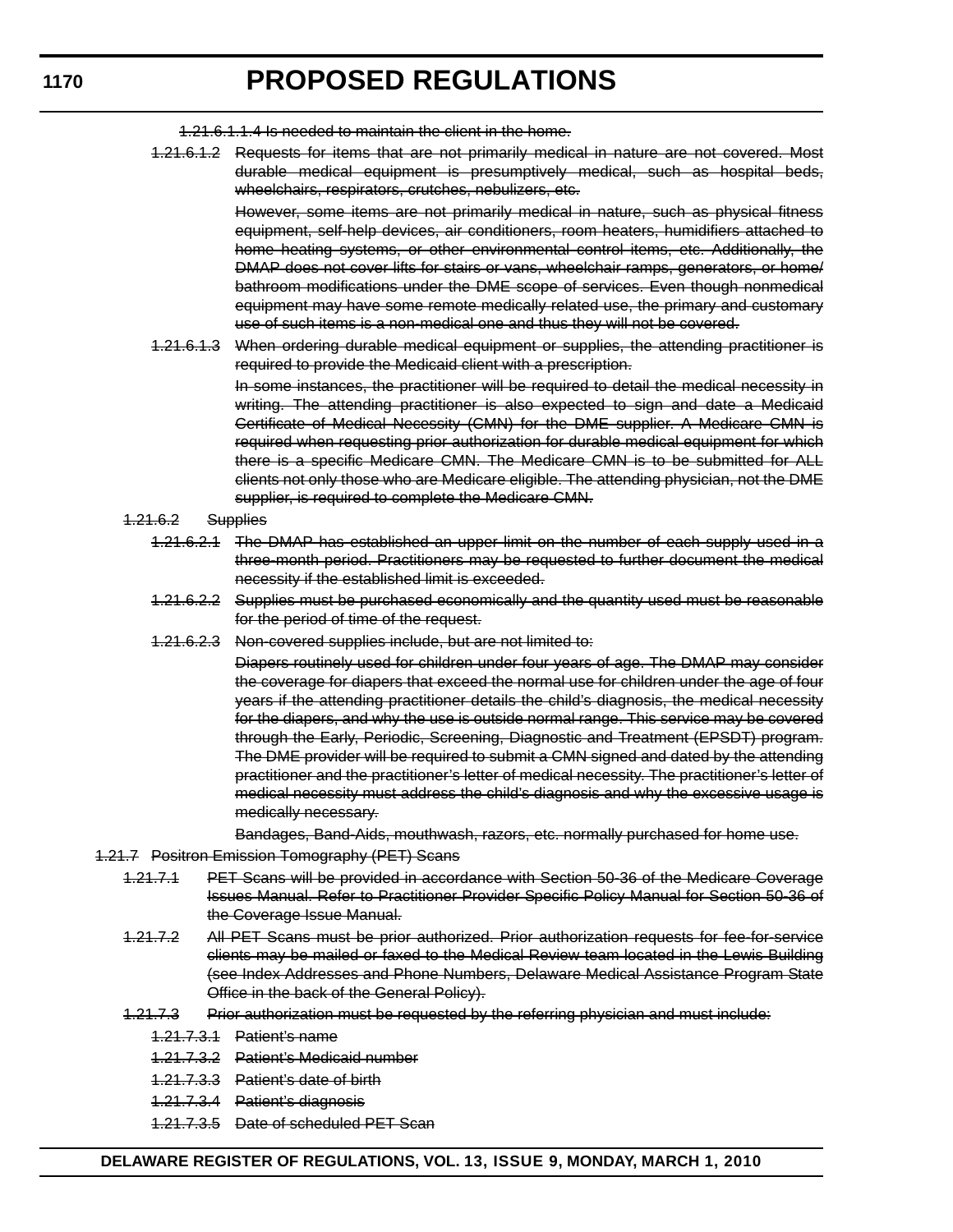~~1.21.6.1.1.4 Is needed to maintain the client in the home.~~

~~1.21.6.1.2 Requests for items that are not primarily medical in nature are not covered. Most durable medical equipment is presumptively medical, such as hospital beds, wheelchairs, respirators, crutches, nebulizers, etc.~~

~~However, some items are not primarily medical in nature, such as physical fitness equipment, self-help devices, air conditioners, room heaters, humidifiers attached to home heating systems, or other environmental control items, etc. Additionally, the DMAP does not cover lifts for stairs or vans, wheelchair ramps, generators, or home/bathroom modifications under the DME scope of services. Even though nonmedical equipment may have some remote medically related use, the primary and customary use of such items is a non-medical one and thus they will not be covered.~~

~~1.21.6.1.3 When ordering durable medical equipment or supplies, the attending practitioner is required to provide the Medicaid client with a prescription.~~

~~In some instances, the practitioner will be required to detail the medical necessity in writing. The attending practitioner is also expected to sign and date a Medicaid Certificate of Medical Necessity (CMN) for the DME supplier. A Medicare CMN is required when requesting prior authorization for durable medical equipment for which there is a specific Medicare CMN. The Medicare CMN is to be submitted for ALL clients not only those who are Medicare eligible. The attending physician, not the DME supplier, is required to complete the Medicare CMN.~~

~~1.21.6.2 Supplies~~

~~1.21.6.2.1 The DMAP has established an upper limit on the number of each supply used in a three-month period. Practitioners may be requested to further document the medical necessity if the established limit is exceeded.~~

~~1.21.6.2.2 Supplies must be purchased economically and the quantity used must be reasonable for the period of time of the request.~~

~~1.21.6.2.3 Non-covered supplies include, but are not limited to:~~

~~Diapers routinely used for children under four years of age. The DMAP may consider the coverage for diapers that exceed the normal use for children under the age of four years if the attending practitioner details the child's diagnosis, the medical necessity for the diapers, and why the use is outside normal range. This service may be covered through the Early, Periodic, Screening, Diagnostic and Treatment (EPSDT) program. The DME provider will be required to submit a CMN signed and dated by the attending practitioner and the practitioner's letter of medical necessity. The practitioner's letter of medical necessity must address the child's diagnosis and why the excessive usage is medically necessary.~~

~~Bandages, Band-Aids, mouthwash, razors, etc. normally purchased for home use.~~

~~1.21.7 Positron Emission Tomography (PET) Scans~~

~~1.21.7.1 PET Scans will be provided in accordance with Section 50-36 of the Medicare Coverage Issues Manual. Refer to Practitioner Provider Specific Policy Manual for Section 50-36 of the Coverage Issue Manual.~~

~~1.21.7.2 All PET Scans must be prior authorized. Prior authorization requests for fee-for-service clients may be mailed or faxed to the Medical Review team located in the Lewis Building (see Index Addresses and Phone Numbers, Delaware Medical Assistance Program State Office in the back of the General Policy).~~

~~1.21.7.3 Prior authorization must be requested by the referring physician and must include:~~

~~1.21.7.3.1 Patient's name~~

~~1.21.7.3.2 Patient's Medicaid number~~

~~1.21.7.3.3 Patient's date of birth~~

~~1.21.7.3.4 Patient's diagnosis~~

~~1.21.7.3.5 Date of scheduled PET Scan~~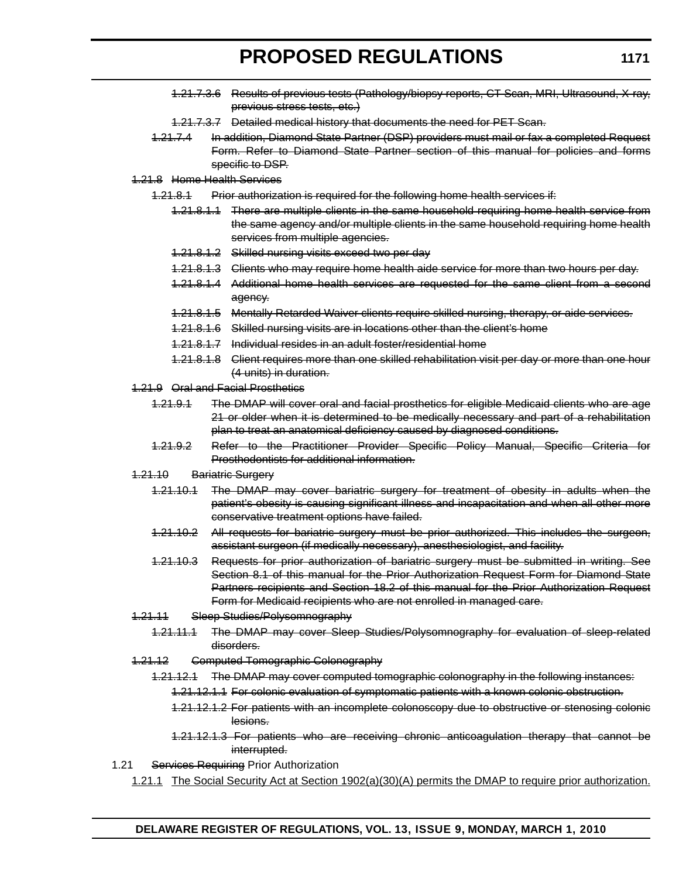~~1.21.7.3.6 Results of previous tests (Pathology/biopsy reports, CT Scan, MRI, Ultrasound, X-ray, previous stress tests, etc.)~~

~~1.21.7.3.7 Detailed medical history that documents the need for PET Scan.~~

~~1.21.7.4 In addition, Diamond State Partner (DSP) providers must mail or fax a completed Request Form. Refer to Diamond State Partner section of this manual for policies and forms specific to DSP.~~

~~1.21.8 Home Health Services~~

~~1.21.8.1 Prior authorization is required for the following home health services if:~~

~~1.21.8.1.1 There are multiple clients in the same household requiring home health service from the same agency and/or multiple clients in the same household requiring home health services from multiple agencies.~~

~~1.21.8.1.2 Skilled nursing visits exceed two per day~~

~~1.21.8.1.3 Clients who may require home health aide service for more than two hours per day.~~

~~1.21.8.1.4 Additional home health services are requested for the same client from a second agency.~~

~~1.21.8.1.5 Mentally Retarded Waiver clients require skilled nursing, therapy, or aide services.~~

~~1.21.8.1.6 Skilled nursing visits are in locations other than the client's home~~

~~1.21.8.1.7 Individual resides in an adult foster/residential home~~

~~1.21.8.1.8 Client requires more than one skilled rehabilitation visit per day or more than one hour (4 units) in duration.~~

~~1.21.9 Oral and Facial Prosthetics~~

~~1.21.9.1 The DMAP will cover oral and facial prosthetics for eligible Medicaid clients who are age 21 or older when it is determined to be medically necessary and part of a rehabilitation plan to treat an anatomical deficiency caused by diagnosed conditions.~~

~~1.21.9.2 Refer to the Practitioner Provider Specific Policy Manual, Specific Criteria for Prosthodontists for additional information.~~

~~1.21.10 Bariatric Surgery~~

~~1.21.10.1 The DMAP may cover bariatric surgery for treatment of obesity in adults when the patient's obesity is causing significant illness and incapacitation and when all other more conservative treatment options have failed.~~

~~1.21.10.2 All requests for bariatric surgery must be prior authorized. This includes the surgeon, assistant surgeon (if medically necessary), anesthesiologist, and facility.~~

~~1.21.10.3 Requests for prior authorization of bariatric surgery must be submitted in writing. See Section 8.1 of this manual for the Prior Authorization Request Form for Diamond State Partners recipients and Section 18.2 of this manual for the Prior Authorization Request Form for Medicaid recipients who are not enrolled in managed care.~~

~~1.21.11 Sleep Studies/Polysomnography~~

~~1.21.11.1 The DMAP may cover Sleep Studies/Polysomnography for evaluation of sleep-related disorders.~~

~~1.21.12 Computed Tomographic Colonography~~

~~1.21.12.1 The DMAP may cover computed tomographic colonography in the following instances:~~

~~1.21.12.1.1 For colonic evaluation of symptomatic patients with a known colonic obstruction.~~

~~1.21.12.1.2 For patients with an incomplete colonoscopy due to obstructive or stenosing colonic lesions.~~

~~1.21.12.1.3 For patients who are receiving chronic anticoagulation therapy that cannot be interrupted.~~

1.21 ~~Services Requiring~~ Prior Authorization

<u>1.21.1 The Social Security Act at Section 1902(a)(30)(A) permits the DMAP to require prior authorization.</u>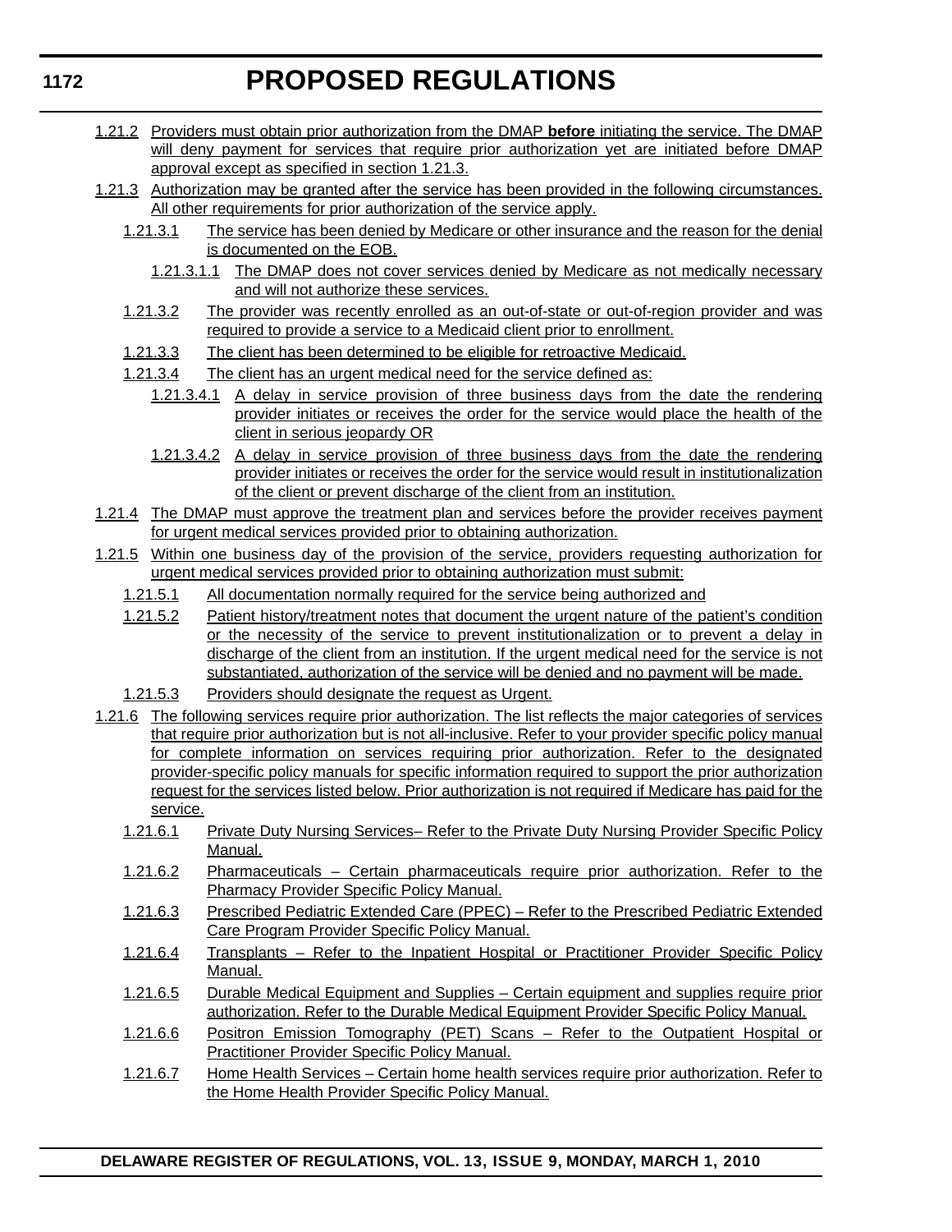1.21.2 Providers must obtain prior authorization from the DMAP **before** initiating the service. The DMAP will deny payment for services that require prior authorization yet are initiated before DMAP approval except as specified in section 1.21.3.

1.21.3 Authorization may be granted after the service has been provided in the following circumstances. All other requirements for prior authorization of the service apply.

1.21.3.1 The service has been denied by Medicare or other insurance and the reason for the denial is documented on the EOB.

1.21.3.1.1 The DMAP does not cover services denied by Medicare as not medically necessary and will not authorize these services.

1.21.3.2 The provider was recently enrolled as an out-of-state or out-of-region provider and was required to provide a service to a Medicaid client prior to enrollment.

1.21.3.3 The client has been determined to be eligible for retroactive Medicaid.

1.21.3.4 The client has an urgent medical need for the service defined as:

1.21.3.4.1 A delay in service provision of three business days from the date the rendering provider initiates or receives the order for the service would place the health of the client in serious jeopardy OR

1.21.3.4.2 A delay in service provision of three business days from the date the rendering provider initiates or receives the order for the service would result in institutionalization of the client or prevent discharge of the client from an institution.

1.21.4 The DMAP must approve the treatment plan and services before the provider receives payment for urgent medical services provided prior to obtaining authorization.

1.21.5 Within one business day of the provision of the service, providers requesting authorization for urgent medical services provided prior to obtaining authorization must submit:

1.21.5.1 All documentation normally required for the service being authorized and

1.21.5.2 Patient history/treatment notes that document the urgent nature of the patient's condition or the necessity of the service to prevent institutionalization or to prevent a delay in discharge of the client from an institution. If the urgent medical need for the service is not substantiated, authorization of the service will be denied and no payment will be made.

1.21.5.3 Providers should designate the request as Urgent.

1.21.6 The following services require prior authorization. The list reflects the major categories of services that require prior authorization but is not all-inclusive. Refer to your provider specific policy manual for complete information on services requiring prior authorization. Refer to the designated provider-specific policy manuals for specific information required to support the prior authorization request for the services listed below. Prior authorization is not required if Medicare has paid for the service.

1.21.6.1 Private Duty Nursing Services– Refer to the Private Duty Nursing Provider Specific Policy Manual.

1.21.6.2 Pharmaceuticals – Certain pharmaceuticals require prior authorization. Refer to the Pharmacy Provider Specific Policy Manual.

1.21.6.3 Prescribed Pediatric Extended Care (PPEC) – Refer to the Prescribed Pediatric Extended Care Program Provider Specific Policy Manual.

1.21.6.4 Transplants – Refer to the Inpatient Hospital or Practitioner Provider Specific Policy Manual.

1.21.6.5 Durable Medical Equipment and Supplies – Certain equipment and supplies require prior authorization. Refer to the Durable Medical Equipment Provider Specific Policy Manual.

1.21.6.6 Positron Emission Tomography (PET) Scans – Refer to the Outpatient Hospital or Practitioner Provider Specific Policy Manual.

1.21.6.7 Home Health Services – Certain home health services require prior authorization. Refer to the Home Health Provider Specific Policy Manual.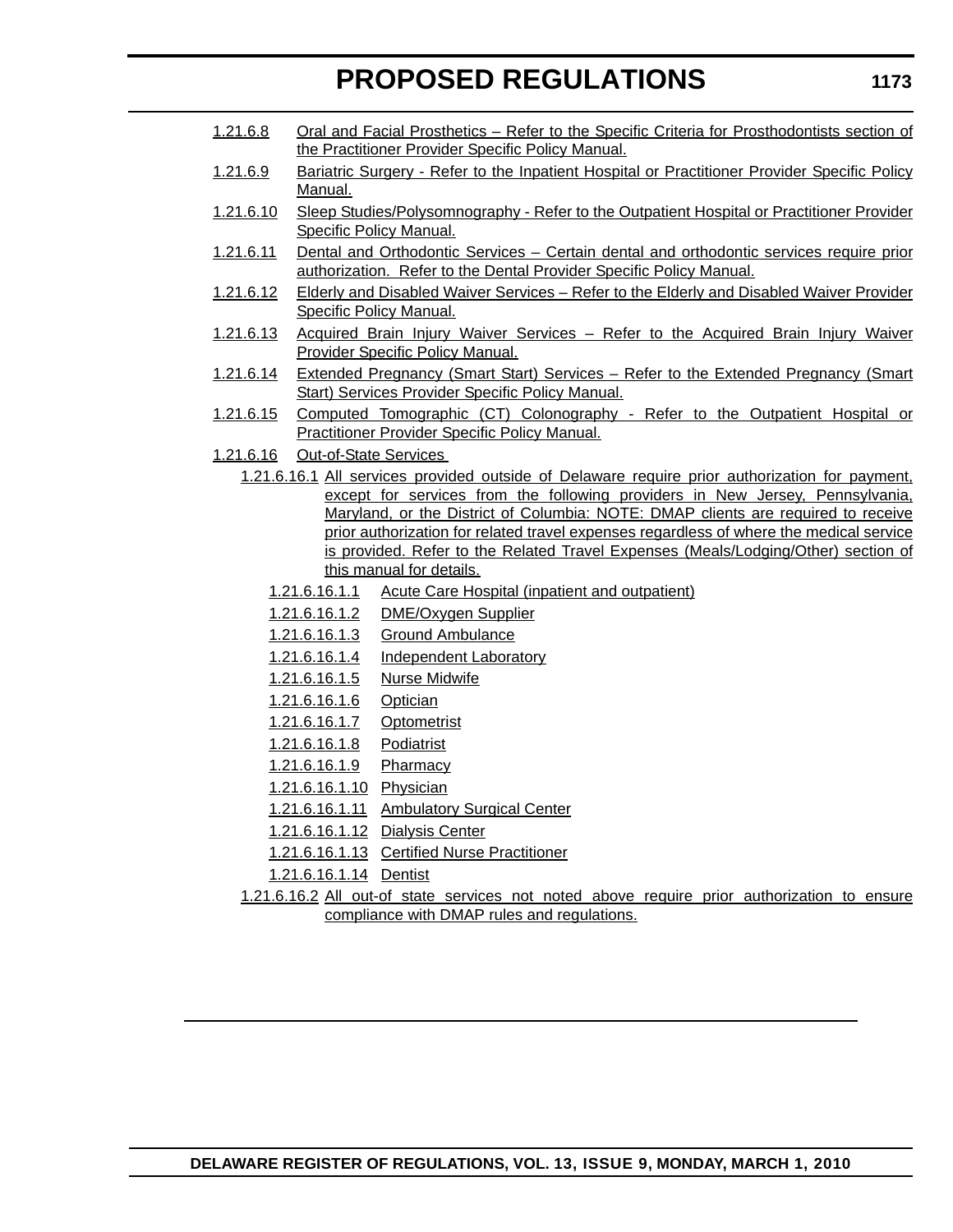1.21.6.8 Oral and Facial Prosthetics – Refer to the Specific Criteria for Prosthodontists section of the Practitioner Provider Specific Policy Manual.

1.21.6.9 Bariatric Surgery - Refer to the Inpatient Hospital or Practitioner Provider Specific Policy Manual.

1.21.6.10 Sleep Studies/Polysomnography - Refer to the Outpatient Hospital or Practitioner Provider Specific Policy Manual.

1.21.6.11 Dental and Orthodontic Services – Certain dental and orthodontic services require prior authorization. Refer to the Dental Provider Specific Policy Manual.

1.21.6.12 Elderly and Disabled Waiver Services – Refer to the Elderly and Disabled Waiver Provider Specific Policy Manual.

1.21.6.13 Acquired Brain Injury Waiver Services – Refer to the Acquired Brain Injury Waiver Provider Specific Policy Manual.

1.21.6.14 Extended Pregnancy (Smart Start) Services – Refer to the Extended Pregnancy (Smart Start) Services Provider Specific Policy Manual.

1.21.6.15 Computed Tomographic (CT) Colonography - Refer to the Outpatient Hospital or Practitioner Provider Specific Policy Manual.

1.21.6.16 Out-of-State Services

1.21.6.16.1 All services provided outside of Delaware require prior authorization for payment, except for services from the following providers in New Jersey, Pennsylvania, Maryland, or the District of Columbia: NOTE: DMAP clients are required to receive prior authorization for related travel expenses regardless of where the medical service is provided. Refer to the Related Travel Expenses (Meals/Lodging/Other) section of this manual for details.

1.21.6.16.1.1 Acute Care Hospital (inpatient and outpatient)

1.21.6.16.1.2 DME/Oxygen Supplier

1.21.6.16.1.3 Ground Ambulance

1.21.6.16.1.4 Independent Laboratory

1.21.6.16.1.5 Nurse Midwife

1.21.6.16.1.6 Optician

1.21.6.16.1.7 Optometrist

1.21.6.16.1.8 Podiatrist

1.21.6.16.1.9 Pharmacy

1.21.6.16.1.10 Physician

1.21.6.16.1.11 Ambulatory Surgical Center

1.21.6.16.1.12 Dialysis Center

1.21.6.16.1.13 Certified Nurse Practitioner

1.21.6.16.1.14 Dentist

1.21.6.16.2 All out-of state services not noted above require prior authorization to ensure compliance with DMAP rules and regulations.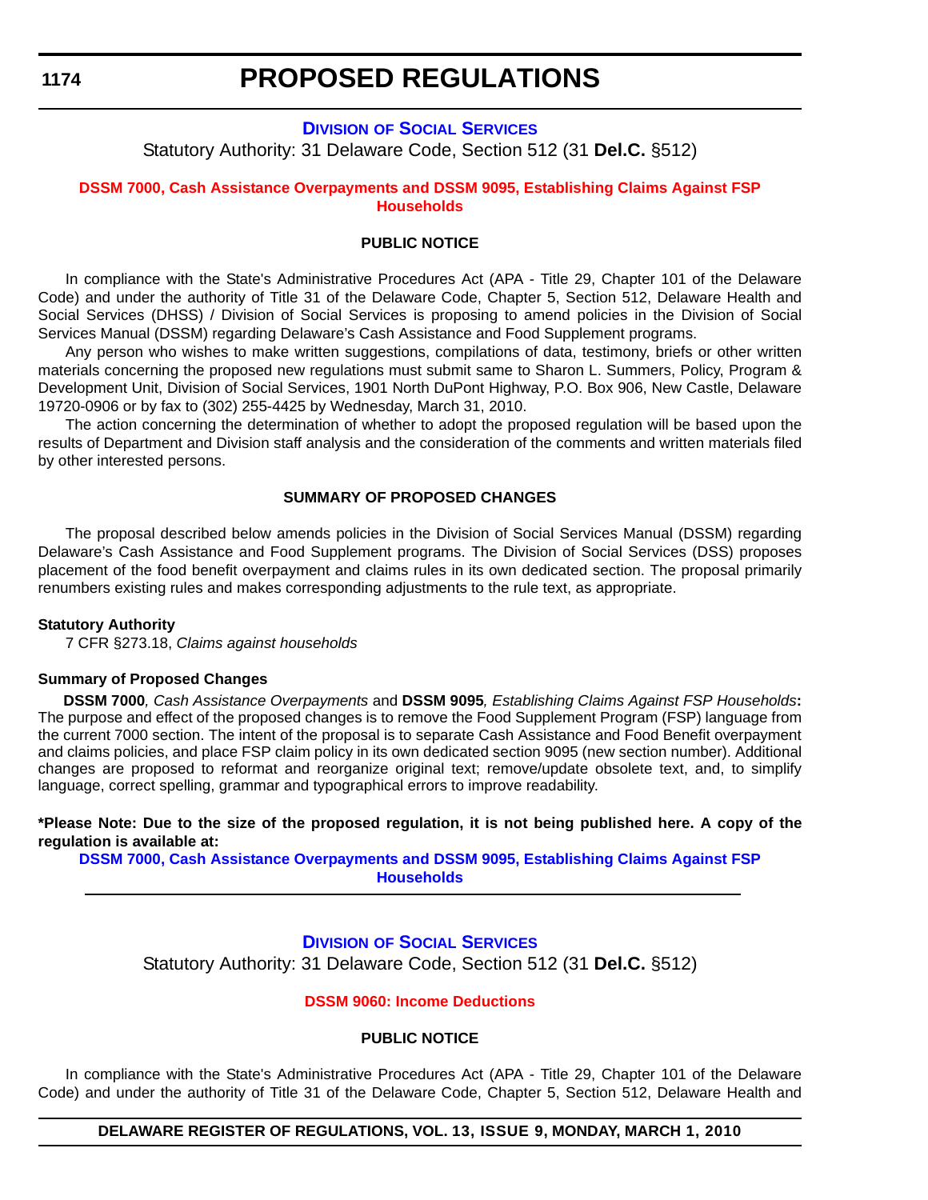# PROPOSED REGULATIONS

## DIVISION OF SOCIAL SERVICES

Statutory Authority: 31 Delaware Code, Section 512 (31 **Del.C.** §512)

### DSSM 7000, Cash Assistance Overpayments and DSSM 9095, Establishing Claims Against FSP Households

#### PUBLIC NOTICE

In compliance with the State's Administrative Procedures Act (APA - Title 29, Chapter 101 of the Delaware Code) and under the authority of Title 31 of the Delaware Code, Chapter 5, Section 512, Delaware Health and Social Services (DHSS) / Division of Social Services is proposing to amend policies in the Division of Social Services Manual (DSSM) regarding Delaware's Cash Assistance and Food Supplement programs.

Any person who wishes to make written suggestions, compilations of data, testimony, briefs or other written materials concerning the proposed new regulations must submit same to Sharon L. Summers, Policy, Program & Development Unit, Division of Social Services, 1901 North DuPont Highway, P.O. Box 906, New Castle, Delaware 19720-0906 or by fax to (302) 255-4425 by Wednesday, March 31, 2010.

The action concerning the determination of whether to adopt the proposed regulation will be based upon the results of Department and Division staff analysis and the consideration of the comments and written materials filed by other interested persons.

#### SUMMARY OF PROPOSED CHANGES

The proposal described below amends policies in the Division of Social Services Manual (DSSM) regarding Delaware's Cash Assistance and Food Supplement programs. The Division of Social Services (DSS) proposes placement of the food benefit overpayment and claims rules in its own dedicated section. The proposal primarily renumbers existing rules and makes corresponding adjustments to the rule text, as appropriate.

**Statutory Authority**

7 CFR §273.18, *Claims against households*

**Summary of Proposed Changes**

**DSSM 7000**, *Cash Assistance Overpayments* and **DSSM 9095**, *Establishing Claims Against FSP Households***:** The purpose and effect of the proposed changes is to remove the Food Supplement Program (FSP) language from the current 7000 section. The intent of the proposal is to separate Cash Assistance and Food Benefit overpayment and claims policies, and place FSP claim policy in its own dedicated section 9095 (new section number). Additional changes are proposed to reformat and reorganize original text; remove/update obsolete text, and, to simplify language, correct spelling, grammar and typographical errors to improve readability.

**\*Please Note: Due to the size of the proposed regulation, it is not being published here. A copy of the regulation is available at:**

**DSSM 7000, Cash Assistance Overpayments and DSSM 9095, Establishing Claims Against FSP Households**

---

## DIVISION OF SOCIAL SERVICES

Statutory Authority: 31 Delaware Code, Section 512 (31 **Del.C.** §512)

### DSSM 9060: Income Deductions

#### PUBLIC NOTICE

In compliance with the State's Administrative Procedures Act (APA - Title 29, Chapter 101 of the Delaware Code) and under the authority of Title 31 of the Delaware Code, Chapter 5, Section 512, Delaware Health and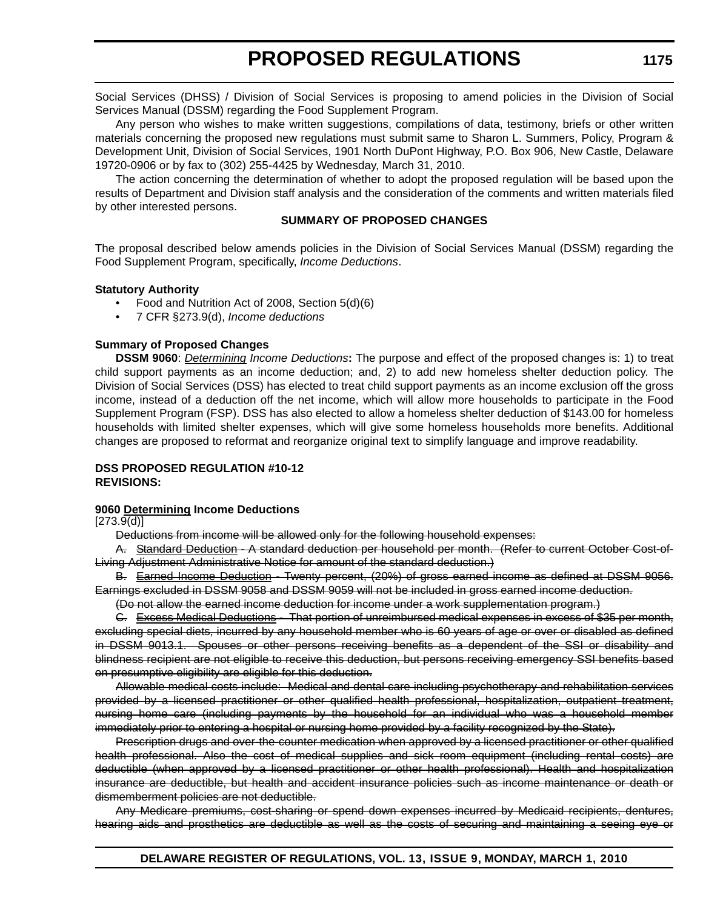Social Services (DHSS) / Division of Social Services is proposing to amend policies in the Division of Social Services Manual (DSSM) regarding the Food Supplement Program.

Any person who wishes to make written suggestions, compilations of data, testimony, briefs or other written materials concerning the proposed new regulations must submit same to Sharon L. Summers, Policy, Program & Development Unit, Division of Social Services, 1901 North DuPont Highway, P.O. Box 906, New Castle, Delaware 19720-0906 or by fax to (302) 255-4425 by Wednesday, March 31, 2010.

The action concerning the determination of whether to adopt the proposed regulation will be based upon the results of Department and Division staff analysis and the consideration of the comments and written materials filed by other interested persons.

**SUMMARY OF PROPOSED CHANGES**

The proposal described below amends policies in the Division of Social Services Manual (DSSM) regarding the Food Supplement Program, specifically, *Income Deductions*.

**Statutory Authority**

- Food and Nutrition Act of 2008, Section 5(d)(6)
- 7 CFR §273.9(d), *Income deductions*

**Summary of Proposed Changes**

**DSSM 9060**: *Determining Income Deductions***:** The purpose and effect of the proposed changes is: 1) to treat child support payments as an income deduction; and, 2) to add new homeless shelter deduction policy. The Division of Social Services (DSS) has elected to treat child support payments as an income exclusion off the gross income, instead of a deduction off the net income, which will allow more households to participate in the Food Supplement Program (FSP). DSS has also elected to allow a homeless shelter deduction of $143.00 for homeless households with limited shelter expenses, which will give some homeless households more benefits. Additional changes are proposed to reformat and reorganize original text to simplify language and improve readability.

**DSS PROPOSED REGULATION #10-12**
**REVISIONS:**

**9060 Determining Income Deductions**

[273.9(d)]

~~Deductions from income will be allowed only for the following household expenses:~~

~~A. Standard Deduction - A standard deduction per household per month. (Refer to current October Cost-of-Living Adjustment Administrative Notice for amount of the standard deduction.)~~

~~B. Earned Income Deduction - Twenty percent, (20%) of gross earned income as defined at DSSM 9056. Earnings excluded in DSSM 9058 and DSSM 9059 will not be included in gross earned income deduction.~~

~~(Do not allow the earned income deduction for income under a work supplementation program.)~~

~~C. Excess Medical Deductions - That portion of unreimbursed medical expenses in excess of $35 per month, excluding special diets, incurred by any household member who is 60 years of age or over or disabled as defined in DSSM 9013.1. Spouses or other persons receiving benefits as a dependent of the SSI or disability and blindness recipient are not eligible to receive this deduction, but persons receiving emergency SSI benefits based on presumptive eligibility are eligible for this deduction.~~

~~Allowable medical costs include: Medical and dental care including psychotherapy and rehabilitation services provided by a licensed practitioner or other qualified health professional, hospitalization, outpatient treatment, nursing home care (including payments by the household for an individual who was a household member immediately prior to entering a hospital or nursing home provided by a facility recognized by the State).~~

~~Prescription drugs and over-the-counter medication when approved by a licensed practitioner or other qualified health professional. Also the cost of medical supplies and sick room equipment (including rental costs) are deductible (when approved by a licensed practitioner or other health professional). Health and hospitalization insurance are deductible, but health and accident insurance policies such as income maintenance or death or dismemberment policies are not deductible.~~

~~Any Medicare premiums, cost-sharing or spend down expenses incurred by Medicaid recipients, dentures, hearing aids and prosthetics are deductible as well as the costs of securing and maintaining a seeing eye or~~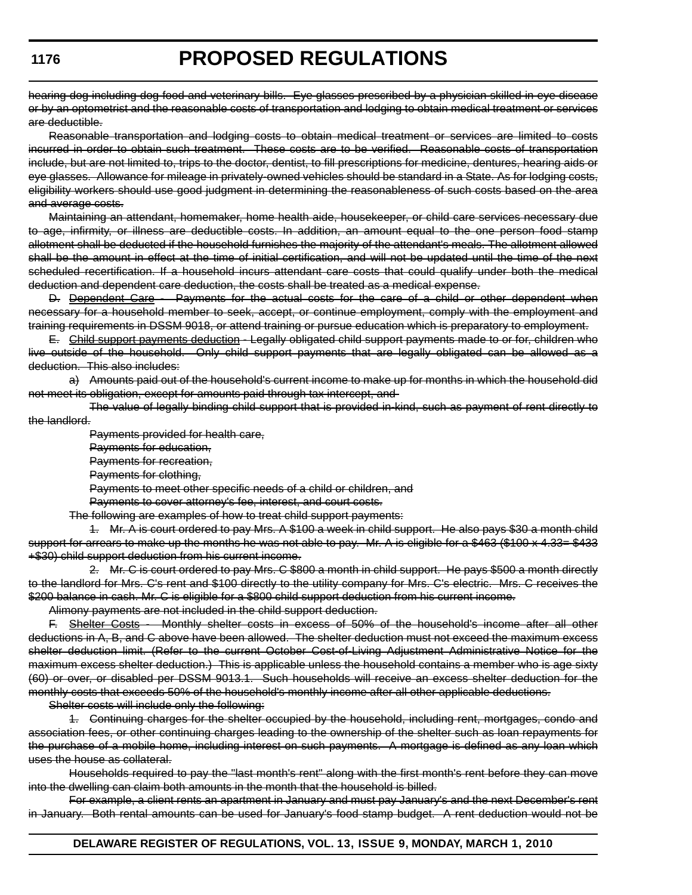~~hearing dog including dog food and veterinary bills. Eye glasses prescribed by a physician skilled in eye disease or by an optometrist and the reasonable costs of transportation and lodging to obtain medical treatment or services are deductible.~~

~~Reasonable transportation and lodging costs to obtain medical treatment or services are limited to costs incurred in order to obtain such treatment. These costs are to be verified. Reasonable costs of transportation include, but are not limited to, trips to the doctor, dentist, to fill prescriptions for medicine, dentures, hearing aids or eye glasses. Allowance for mileage in privately-owned vehicles should be standard in a State. As for lodging costs, eligibility workers should use good judgment in determining the reasonableness of such costs based on the area and average costs.~~

~~Maintaining an attendant, homemaker, home health aide, housekeeper, or child care services necessary due to age, infirmity, or illness are deductible costs. In addition, an amount equal to the one person food stamp allotment shall be deducted if the household furnishes the majority of the attendant's meals. The allotment allowed shall be the amount in effect at the time of initial certification, and will not be updated until the time of the next scheduled recertification. If a household incurs attendant care costs that could qualify under both the medical deduction and dependent care deduction, the costs shall be treated as a medical expense.~~

~~D. Dependent Care - Payments for the actual costs for the care of a child or other dependent when necessary for a household member to seek, accept, or continue employment, comply with the employment and training requirements in DSSM 9018, or attend training or pursue education which is preparatory to employment.~~

~~E. Child support payments deduction - Legally obligated child support payments made to or for, children who live outside of the household. Only child support payments that are legally obligated can be allowed as a deduction. This also includes:~~

~~a) Amounts paid out of the household's current income to make up for months in which the household did not meet its obligation, except for amounts paid through tax intercept, and~~

~~The value of legally binding child support that is provided in-kind, such as payment of rent directly to the landlord.~~

~~Payments provided for health care,~~

~~Payments for education,~~

~~Payments for recreation,~~

~~Payments for clothing,~~

~~Payments to meet other specific needs of a child or children, and~~

~~Payments to cover attorney's fee, interest, and court costs.~~

~~The following are examples of how to treat child support payments:~~

~~1. Mr. A is court ordered to pay Mrs. A $100 a week in child support. He also pays $30 a month child support for arrears to make up the months he was not able to pay. Mr. A is eligible for a $463 ($100 x 4.33= $433 +$30) child support deduction from his current income.~~

~~2. Mr. C is court ordered to pay Mrs. C $800 a month in child support. He pays $500 a month directly to the landlord for Mrs. C's rent and $100 directly to the utility company for Mrs. C's electric. Mrs. C receives the $200 balance in cash. Mr. C is eligible for a $800 child support deduction from his current income.~~

~~Alimony payments are not included in the child support deduction.~~

~~F. Shelter Costs - Monthly shelter costs in excess of 50% of the household's income after all other deductions in A, B, and C above have been allowed. The shelter deduction must not exceed the maximum excess shelter deduction limit. (Refer to the current October Cost-of-Living Adjustment Administrative Notice for the maximum excess shelter deduction.) This is applicable unless the household contains a member who is age sixty (60) or over, or disabled per DSSM 9013.1. Such households will receive an excess shelter deduction for the monthly costs that exceeds 50% of the household's monthly income after all other applicable deductions.~~

~~Shelter costs will include only the following:~~

~~1. Continuing charges for the shelter occupied by the household, including rent, mortgages, condo and association fees, or other continuing charges leading to the ownership of the shelter such as loan repayments for the purchase of a mobile home, including interest on such payments. A mortgage is defined as any loan which uses the house as collateral.~~

~~Households required to pay the "last month's rent" along with the first month's rent before they can move into the dwelling can claim both amounts in the month that the household is billed.~~

~~For example, a client rents an apartment in January and must pay January's and the next December's rent in January. Both rental amounts can be used for January's food stamp budget. A rent deduction would not be~~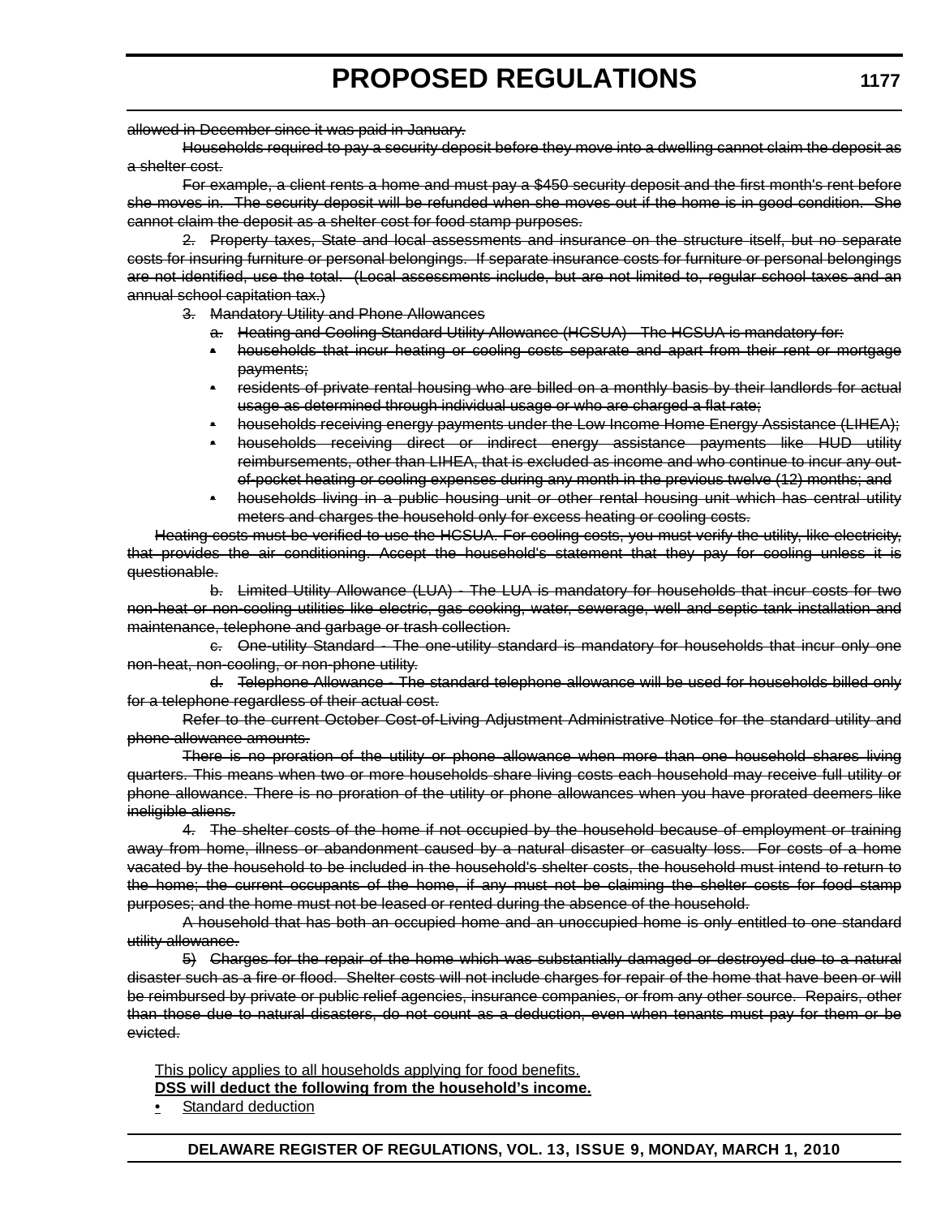~~allowed in December since it was paid in January.~~

~~Households required to pay a security deposit before they move into a dwelling cannot claim the deposit as a shelter cost.~~

~~For example, a client rents a home and must pay a $450 security deposit and the first month's rent before she moves in. The security deposit will be refunded when she moves out if the home is in good condition. She cannot claim the deposit as a shelter cost for food stamp purposes.~~

~~2. Property taxes, State and local assessments and insurance on the structure itself, but no separate costs for insuring furniture or personal belongings. If separate insurance costs for furniture or personal belongings are not identified, use the total. (Local assessments include, but are not limited to, regular school taxes and an annual school capitation tax.)~~

~~3. Mandatory Utility and Phone Allowances~~

~~a. Heating and Cooling Standard Utility Allowance (HCSUA) - The HCSUA is mandatory for:~~

- ~~households that incur heating or cooling costs separate and apart from their rent or mortgage payments;~~
- ~~residents of private rental housing who are billed on a monthly basis by their landlords for actual usage as determined through individual usage or who are charged a flat rate;~~
- ~~households receiving energy payments under the Low Income Home Energy Assistance (LIHEA);~~
- ~~households receiving direct or indirect energy assistance payments like HUD utility reimbursements, other than LIHEA, that is excluded as income and who continue to incur any out-of-pocket heating or cooling expenses during any month in the previous twelve (12) months; and~~
- ~~households living in a public housing unit or other rental housing unit which has central utility meters and charges the household only for excess heating or cooling costs.~~

~~Heating costs must be verified to use the HCSUA. For cooling costs, you must verify the utility, like electricity, that provides the air conditioning. Accept the household's statement that they pay for cooling unless it is questionable.~~

~~b. Limited Utility Allowance (LUA) - The LUA is mandatory for households that incur costs for two non-heat or non-cooling utilities like electric, gas cooking, water, sewerage, well and septic tank installation and maintenance, telephone and garbage or trash collection.~~

~~c. One-utility Standard - The one-utility standard is mandatory for households that incur only one non-heat, non-cooling, or non-phone utility.~~

~~d. Telephone Allowance - The standard telephone allowance will be used for households billed only for a telephone regardless of their actual cost.~~

~~Refer to the current October Cost-of-Living Adjustment Administrative Notice for the standard utility and phone allowance amounts.~~

~~There is no proration of the utility or phone allowance when more than one household shares living quarters. This means when two or more households share living costs each household may receive full utility or phone allowance. There is no proration of the utility or phone allowances when you have prorated deemers like ineligible aliens.~~

~~4. The shelter costs of the home if not occupied by the household because of employment or training away from home, illness or abandonment caused by a natural disaster or casualty loss. For costs of a home vacated by the household to be included in the household's shelter costs, the household must intend to return to the home; the current occupants of the home, if any must not be claiming the shelter costs for food stamp purposes; and the home must not be leased or rented during the absence of the household.~~

~~A household that has both an occupied home and an unoccupied home is only entitled to one standard utility allowance.~~

~~5) Charges for the repair of the home which was substantially damaged or destroyed due to a natural disaster such as a fire or flood. Shelter costs will not include charges for repair of the home that have been or will be reimbursed by private or public relief agencies, insurance companies, or from any other source. Repairs, other than those due to natural disasters, do not count as a deduction, even when tenants must pay for them or be evicted.~~

This policy applies to all households applying for food benefits.

**DSS will deduct the following from the household's income.**

- Standard deduction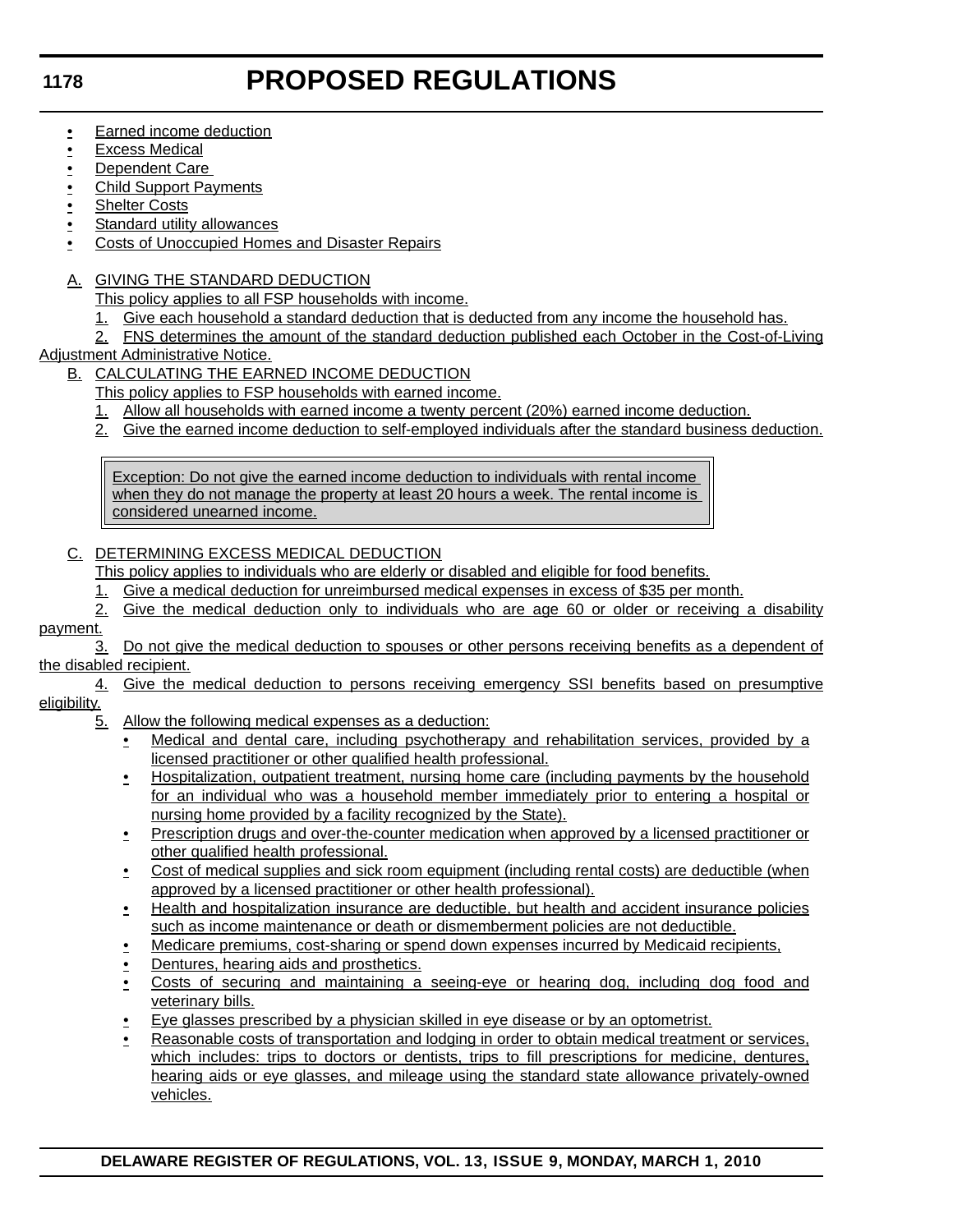- Earned income deduction
- Excess Medical
- Dependent Care
- Child Support Payments
- Shelter Costs
- Standard utility allowances
- Costs of Unoccupied Homes and Disaster Repairs

A. GIVING THE STANDARD DEDUCTION

This policy applies to all FSP households with income.

1. Give each household a standard deduction that is deducted from any income the household has.

2. FNS determines the amount of the standard deduction published each October in the Cost-of-Living Adjustment Administrative Notice.

B. CALCULATING THE EARNED INCOME DEDUCTION

This policy applies to FSP households with earned income.

1. Allow all households with earned income a twenty percent (20%) earned income deduction.

2. Give the earned income deduction to self-employed individuals after the standard business deduction.

> Exception: Do not give the earned income deduction to individuals with rental income when they do not manage the property at least 20 hours a week. The rental income is considered unearned income.

C. DETERMINING EXCESS MEDICAL DEDUCTION

This policy applies to individuals who are elderly or disabled and eligible for food benefits.

1. Give a medical deduction for unreimbursed medical expenses in excess of $35 per month.

2. Give the medical deduction only to individuals who are age 60 or older or receiving a disability payment.

3. Do not give the medical deduction to spouses or other persons receiving benefits as a dependent of the disabled recipient.

4. Give the medical deduction to persons receiving emergency SSI benefits based on presumptive eligibility.

5. Allow the following medical expenses as a deduction:

- Medical and dental care, including psychotherapy and rehabilitation services, provided by a licensed practitioner or other qualified health professional.
- Hospitalization, outpatient treatment, nursing home care (including payments by the household for an individual who was a household member immediately prior to entering a hospital or nursing home provided by a facility recognized by the State).
- Prescription drugs and over-the-counter medication when approved by a licensed practitioner or other qualified health professional.
- Cost of medical supplies and sick room equipment (including rental costs) are deductible (when approved by a licensed practitioner or other health professional).
- Health and hospitalization insurance are deductible, but health and accident insurance policies such as income maintenance or death or dismemberment policies are not deductible.
- Medicare premiums, cost-sharing or spend down expenses incurred by Medicaid recipients,
- Dentures, hearing aids and prosthetics.
- Costs of securing and maintaining a seeing-eye or hearing dog, including dog food and veterinary bills.
- Eye glasses prescribed by a physician skilled in eye disease or by an optometrist.
- Reasonable costs of transportation and lodging in order to obtain medical treatment or services, which includes: trips to doctors or dentists, trips to fill prescriptions for medicine, dentures, hearing aids or eye glasses, and mileage using the standard state allowance privately-owned vehicles.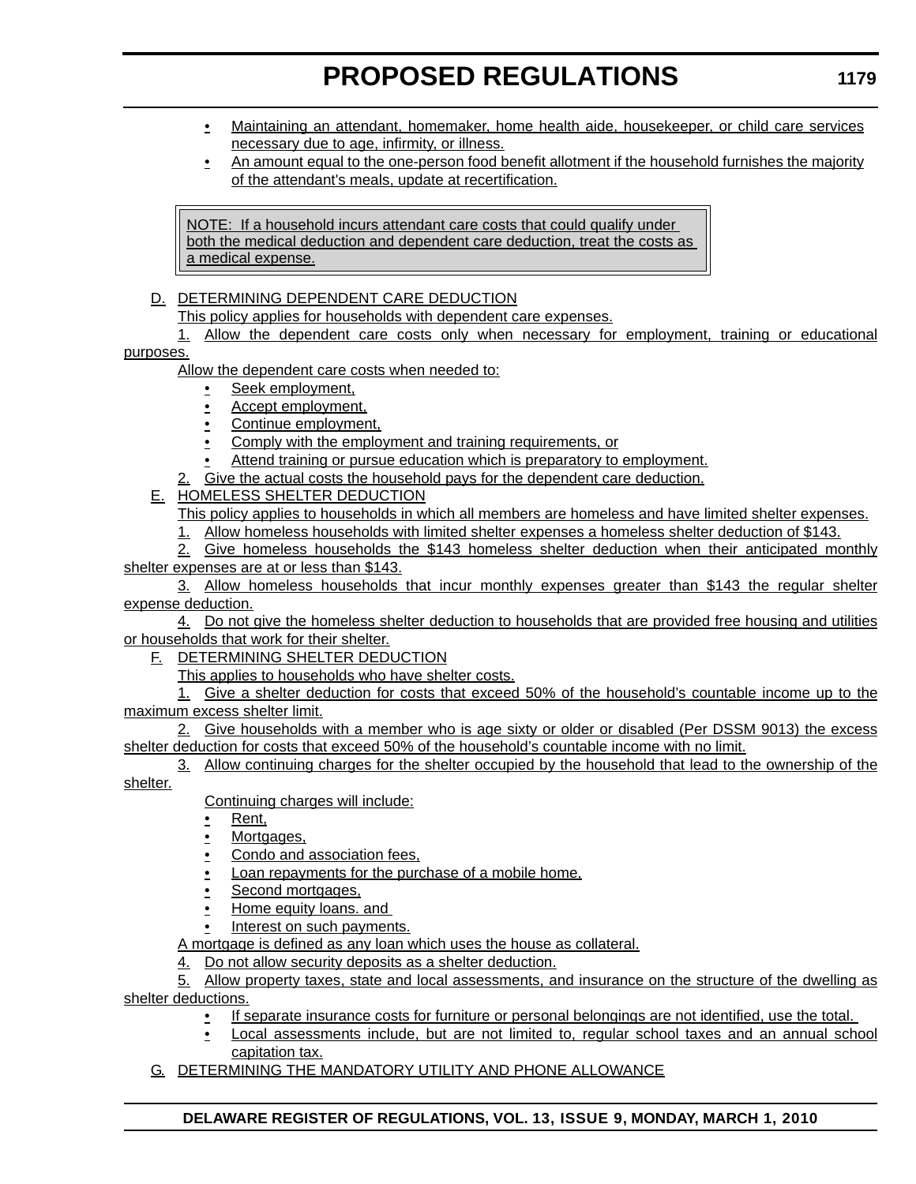- Maintaining an attendant, homemaker, home health aide, housekeeper, or child care services necessary due to age, infirmity, or illness.
- An amount equal to the one-person food benefit allotment if the household furnishes the majority of the attendant's meals, update at recertification.

> NOTE: If a household incurs attendant care costs that could qualify under both the medical deduction and dependent care deduction, treat the costs as a medical expense.

D. DETERMINING DEPENDENT CARE DEDUCTION

This policy applies for households with dependent care expenses.

1. Allow the dependent care costs only when necessary for employment, training or educational purposes.

Allow the dependent care costs when needed to:

- Seek employment,
- Accept employment,
- Continue employment,
- Comply with the employment and training requirements, or
- Attend training or pursue education which is preparatory to employment.

2. Give the actual costs the household pays for the dependent care deduction.

E. HOMELESS SHELTER DEDUCTION

This policy applies to households in which all members are homeless and have limited shelter expenses.

1. Allow homeless households with limited shelter expenses a homeless shelter deduction of $143.

2. Give homeless households the $143 homeless shelter deduction when their anticipated monthly shelter expenses are at or less than $143.

3. Allow homeless households that incur monthly expenses greater than $143 the regular shelter expense deduction.

4. Do not give the homeless shelter deduction to households that are provided free housing and utilities or households that work for their shelter.

F. DETERMINING SHELTER DEDUCTION

This applies to households who have shelter costs.

1. Give a shelter deduction for costs that exceed 50% of the household's countable income up to the maximum excess shelter limit.

2. Give households with a member who is age sixty or older or disabled (Per DSSM 9013) the excess shelter deduction for costs that exceed 50% of the household's countable income with no limit.

3. Allow continuing charges for the shelter occupied by the household that lead to the ownership of the shelter.

Continuing charges will include:

- Rent,
- Mortgages,
- Condo and association fees,
- Loan repayments for the purchase of a mobile home,
- Second mortgages,
- Home equity loans. and
- Interest on such payments.

A mortgage is defined as any loan which uses the house as collateral.

4. Do not allow security deposits as a shelter deduction.

5. Allow property taxes, state and local assessments, and insurance on the structure of the dwelling as shelter deductions.

- If separate insurance costs for furniture or personal belongings are not identified, use the total.
- Local assessments include, but are not limited to, regular school taxes and an annual school capitation tax.

G. DETERMINING THE MANDATORY UTILITY AND PHONE ALLOWANCE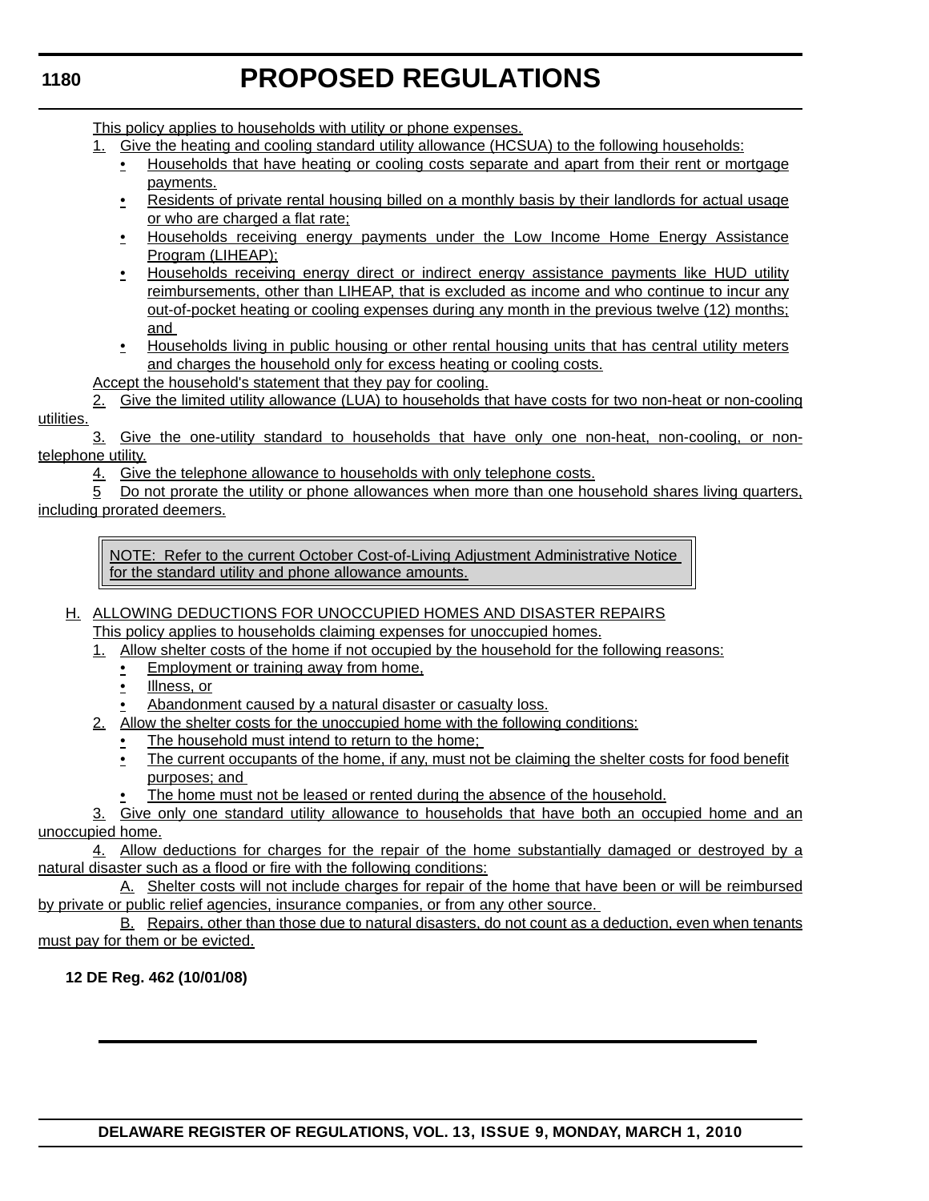This policy applies to households with utility or phone expenses.

1. Give the heating and cooling standard utility allowance (HCSUA) to the following households:
   - Households that have heating or cooling costs separate and apart from their rent or mortgage payments.
   - Residents of private rental housing billed on a monthly basis by their landlords for actual usage or who are charged a flat rate;
   - Households receiving energy payments under the Low Income Home Energy Assistance Program (LIHEAP);
   - Households receiving energy direct or indirect energy assistance payments like HUD utility reimbursements, other than LIHEAP, that is excluded as income and who continue to incur any out-of-pocket heating or cooling expenses during any month in the previous twelve (12) months; and
   - Households living in public housing or other rental housing units that has central utility meters and charges the household only for excess heating or cooling costs.

   Accept the household's statement that they pay for cooling.

2. Give the limited utility allowance (LUA) to households that have costs for two non-heat or non-cooling utilities.
3. Give the one-utility standard to households that have only one non-heat, non-cooling, or non-telephone utility.
4. Give the telephone allowance to households with only telephone costs.
5 Do not prorate the utility or phone allowances when more than one household shares living quarters, including prorated deemers.

> NOTE: Refer to the current October Cost-of-Living Adjustment Administrative Notice for the standard utility and phone allowance amounts.

H. ALLOWING DEDUCTIONS FOR UNOCCUPIED HOMES AND DISASTER REPAIRS

This policy applies to households claiming expenses for unoccupied homes.

1. Allow shelter costs of the home if not occupied by the household for the following reasons:
   - Employment or training away from home,
   - Illness, or
   - Abandonment caused by a natural disaster or casualty loss.
2. Allow the shelter costs for the unoccupied home with the following conditions:
   - The household must intend to return to the home;
   - The current occupants of the home, if any, must not be claiming the shelter costs for food benefit purposes; and
   - The home must not be leased or rented during the absence of the household.
3. Give only one standard utility allowance to households that have both an occupied home and an unoccupied home.
4. Allow deductions for charges for the repair of the home substantially damaged or destroyed by a natural disaster such as a flood or fire with the following conditions:

   A. Shelter costs will not include charges for repair of the home that have been or will be reimbursed by private or public relief agencies, insurance companies, or from any other source.

   B. Repairs, other than those due to natural disasters, do not count as a deduction, even when tenants must pay for them or be evicted.

**12 DE Reg. 462 (10/01/08)**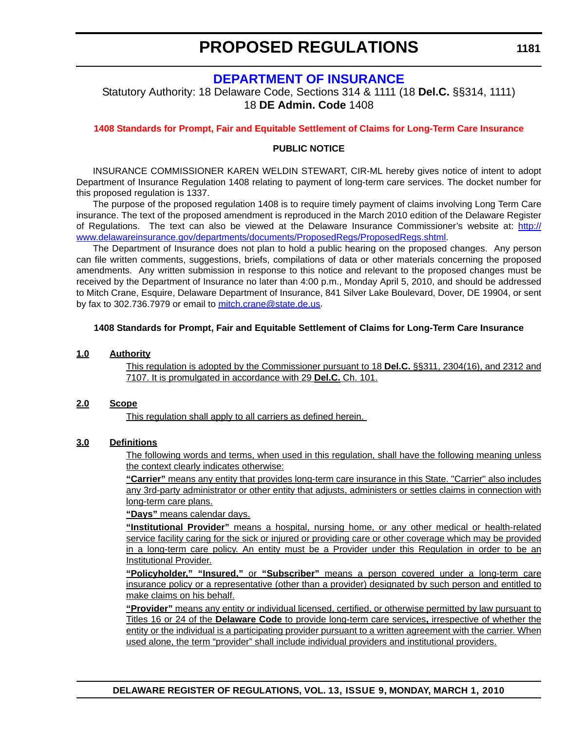# PROPOSED REGULATIONS

## DEPARTMENT OF INSURANCE

Statutory Authority: 18 Delaware Code, Sections 314 & 1111 (18 **Del.C.** §§314, 1111)
18 **DE Admin. Code** 1408

### 1408 Standards for Prompt, Fair and Equitable Settlement of Claims for Long-Term Care Insurance

**PUBLIC NOTICE**

INSURANCE COMMISSIONER KAREN WELDIN STEWART, CIR-ML hereby gives notice of intent to adopt Department of Insurance Regulation 1408 relating to payment of long-term care services. The docket number for this proposed regulation is 1337.

The purpose of the proposed regulation 1408 is to require timely payment of claims involving Long Term Care insurance. The text of the proposed amendment is reproduced in the March 2010 edition of the Delaware Register of Regulations. The text can also be viewed at the Delaware Insurance Commissioner's website at: http://www.delawareinsurance.gov/departments/documents/ProposedRegs/ProposedRegs.shtml.

The Department of Insurance does not plan to hold a public hearing on the proposed changes. Any person can file written comments, suggestions, briefs, compilations of data or other materials concerning the proposed amendments. Any written submission in response to this notice and relevant to the proposed changes must be received by the Department of Insurance no later than 4:00 p.m., Monday April 5, 2010, and should be addressed to Mitch Crane, Esquire, Delaware Department of Insurance, 841 Silver Lake Boulevard, Dover, DE 19904, or sent by fax to 302.736.7979 or email to mitch.crane@state.de.us.

**1408 Standards for Prompt, Fair and Equitable Settlement of Claims for Long-Term Care Insurance**

**1.0 Authority**

This regulation is adopted by the Commissioner pursuant to 18 **Del.C.** §§311, 2304(16), and 2312 and 7107. It is promulgated in accordance with 29 **Del.C.** Ch. 101.

**2.0 Scope**

This regulation shall apply to all carriers as defined herein.

**3.0 Definitions**

The following words and terms, when used in this regulation, shall have the following meaning unless the context clearly indicates otherwise:

**"Carrier"** means any entity that provides long-term care insurance in this State. "Carrier" also includes any 3rd-party administrator or other entity that adjusts, administers or settles claims in connection with long-term care plans.

**"Days"** means calendar days.

**"Institutional Provider"** means a hospital, nursing home, or any other medical or health-related service facility caring for the sick or injured or providing care or other coverage which may be provided in a long-term care policy. An entity must be a Provider under this Regulation in order to be an Institutional Provider.

**"Policyholder," "Insured,"** or **"Subscriber"** means a person covered under a long-term care insurance policy or a representative (other than a provider) designated by such person and entitled to make claims on his behalf.

**"Provider"** means any entity or individual licensed, certified, or otherwise permitted by law pursuant to Titles 16 or 24 of the **Delaware Code** to provide long-term care services**,** irrespective of whether the entity or the individual is a participating provider pursuant to a written agreement with the carrier. When used alone, the term "provider" shall include individual providers and institutional providers.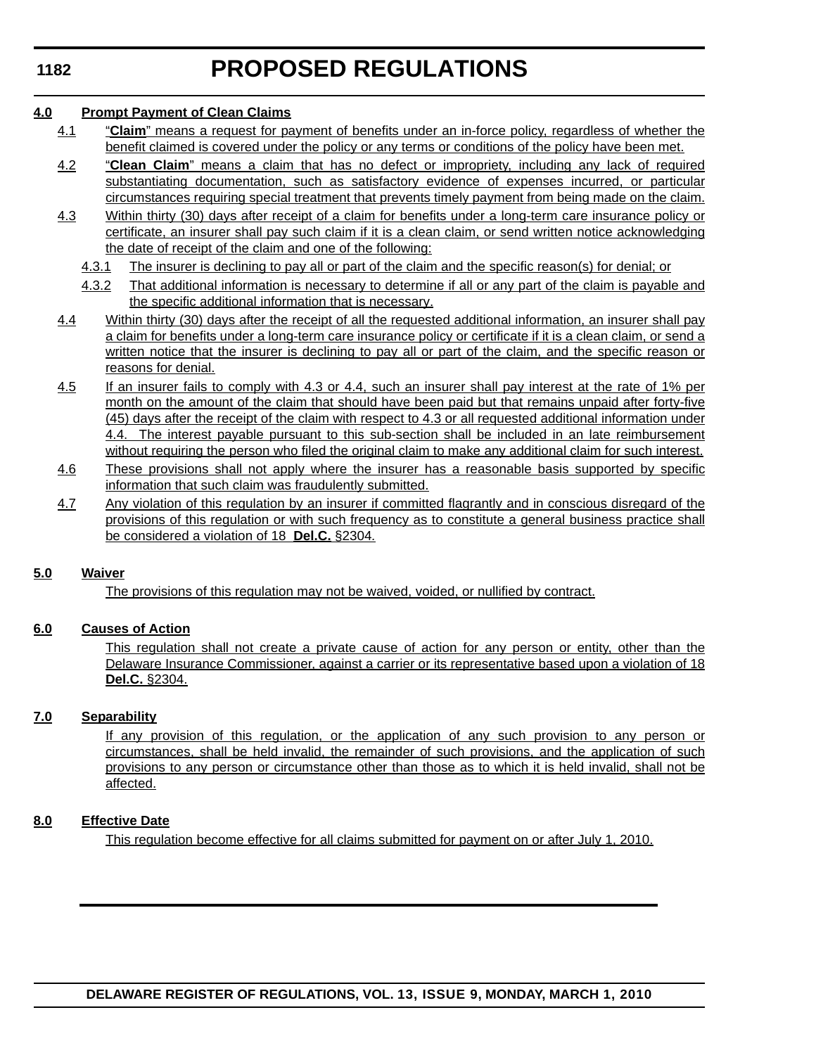**4.0 Prompt Payment of Clean Claims**

4.1 "**Claim**" means a request for payment of benefits under an in-force policy, regardless of whether the benefit claimed is covered under the policy or any terms or conditions of the policy have been met.

4.2 "**Clean Claim**" means a claim that has no defect or impropriety, including any lack of required substantiating documentation, such as satisfactory evidence of expenses incurred, or particular circumstances requiring special treatment that prevents timely payment from being made on the claim.

4.3 Within thirty (30) days after receipt of a claim for benefits under a long-term care insurance policy or certificate, an insurer shall pay such claim if it is a clean claim, or send written notice acknowledging the date of receipt of the claim and one of the following:

4.3.1 The insurer is declining to pay all or part of the claim and the specific reason(s) for denial; or

4.3.2 That additional information is necessary to determine if all or any part of the claim is payable and the specific additional information that is necessary.

4.4 Within thirty (30) days after the receipt of all the requested additional information, an insurer shall pay a claim for benefits under a long-term care insurance policy or certificate if it is a clean claim, or send a written notice that the insurer is declining to pay all or part of the claim, and the specific reason or reasons for denial.

4.5 If an insurer fails to comply with 4.3 or 4.4, such an insurer shall pay interest at the rate of 1% per month on the amount of the claim that should have been paid but that remains unpaid after forty-five (45) days after the receipt of the claim with respect to 4.3 or all requested additional information under 4.4. The interest payable pursuant to this sub-section shall be included in an late reimbursement without requiring the person who filed the original claim to make any additional claim for such interest.

4.6 These provisions shall not apply where the insurer has a reasonable basis supported by specific information that such claim was fraudulently submitted.

4.7 Any violation of this regulation by an insurer if committed flagrantly and in conscious disregard of the provisions of this regulation or with such frequency as to constitute a general business practice shall be considered a violation of 18 **Del.C.** §2304.

**5.0 Waiver**

The provisions of this regulation may not be waived, voided, or nullified by contract.

**6.0 Causes of Action**

This regulation shall not create a private cause of action for any person or entity, other than the Delaware Insurance Commissioner, against a carrier or its representative based upon a violation of 18 **Del.C.** §2304.

**7.0 Separability**

If any provision of this regulation, or the application of any such provision to any person or circumstances, shall be held invalid, the remainder of such provisions, and the application of such provisions to any person or circumstance other than those as to which it is held invalid, shall not be affected.

**8.0 Effective Date**

This regulation become effective for all claims submitted for payment on or after July 1, 2010.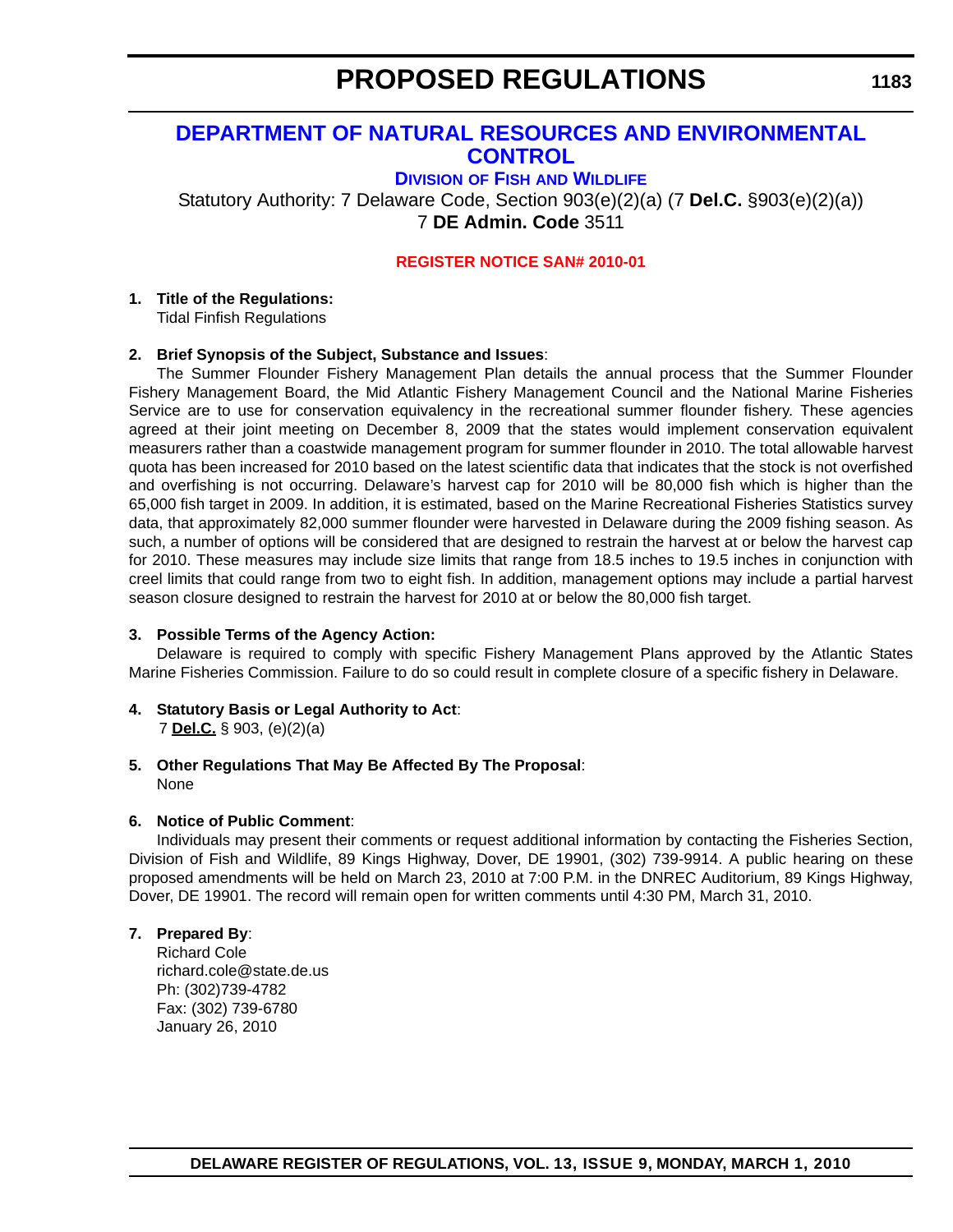# PROPOSED REGULATIONS

## DEPARTMENT OF NATURAL RESOURCES AND ENVIRONMENTAL CONTROL

### DIVISION OF FISH AND WILDLIFE

Statutory Authority: 7 Delaware Code, Section 903(e)(2)(a) (7 **Del.C.** §903(e)(2)(a))
7 **DE Admin. Code** 3511

**REGISTER NOTICE SAN# 2010-01**

**1. Title of the Regulations:**
Tidal Finfish Regulations

**2. Brief Synopsis of the Subject, Substance and Issues**:

The Summer Flounder Fishery Management Plan details the annual process that the Summer Flounder Fishery Management Board, the Mid Atlantic Fishery Management Council and the National Marine Fisheries Service are to use for conservation equivalency in the recreational summer flounder fishery. These agencies agreed at their joint meeting on December 8, 2009 that the states would implement conservation equivalent measurers rather than a coastwide management program for summer flounder in 2010. The total allowable harvest quota has been increased for 2010 based on the latest scientific data that indicates that the stock is not overfished and overfishing is not occurring. Delaware's harvest cap for 2010 will be 80,000 fish which is higher than the 65,000 fish target in 2009. In addition, it is estimated, based on the Marine Recreational Fisheries Statistics survey data, that approximately 82,000 summer flounder were harvested in Delaware during the 2009 fishing season. As such, a number of options will be considered that are designed to restrain the harvest at or below the harvest cap for 2010. These measures may include size limits that range from 18.5 inches to 19.5 inches in conjunction with creel limits that could range from two to eight fish. In addition, management options may include a partial harvest season closure designed to restrain the harvest for 2010 at or below the 80,000 fish target.

**3. Possible Terms of the Agency Action:**

Delaware is required to comply with specific Fishery Management Plans approved by the Atlantic States Marine Fisheries Commission. Failure to do so could result in complete closure of a specific fishery in Delaware.

**4. Statutory Basis or Legal Authority to Act**:
7 **Del.C.** § 903, (e)(2)(a)

**5. Other Regulations That May Be Affected By The Proposal**:
None

**6. Notice of Public Comment**:

Individuals may present their comments or request additional information by contacting the Fisheries Section, Division of Fish and Wildlife, 89 Kings Highway, Dover, DE 19901, (302) 739-9914. A public hearing on these proposed amendments will be held on March 23, 2010 at 7:00 P.M. in the DNREC Auditorium, 89 Kings Highway, Dover, DE 19901. The record will remain open for written comments until 4:30 PM, March 31, 2010.

**7. Prepared By**:
Richard Cole
richard.cole@state.de.us
Ph: (302)739-4782
Fax: (302) 739-6780
January 26, 2010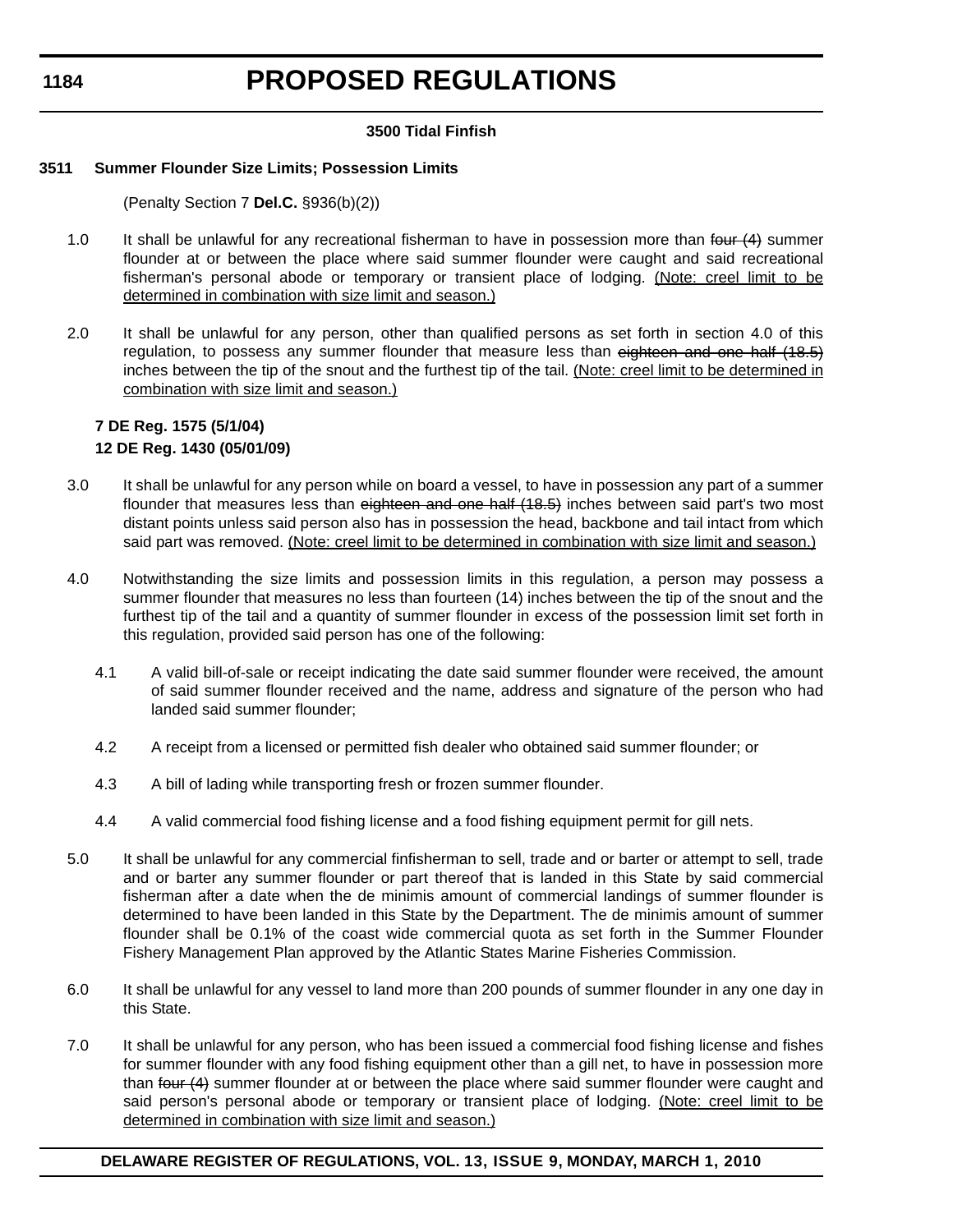**3500 Tidal Finfish**

**3511 Summer Flounder Size Limits; Possession Limits**

(Penalty Section 7 **Del.C.** §936(b)(2))

1.0 It shall be unlawful for any recreational fisherman to have in possession more than ~~four (4)~~ summer flounder at or between the place where said summer flounder were caught and said recreational fisherman's personal abode or temporary or transient place of lodging. <u>(Note: creel limit to be determined in combination with size limit and season.)</u>

2.0 It shall be unlawful for any person, other than qualified persons as set forth in section 4.0 of this regulation, to possess any summer flounder that measure less than ~~eighteen and one half (18.5)~~ inches between the tip of the snout and the furthest tip of the tail. <u>(Note: creel limit to be determined in combination with size limit and season.)</u>

**7 DE Reg. 1575 (5/1/04)**
**12 DE Reg. 1430 (05/01/09)**

3.0 It shall be unlawful for any person while on board a vessel, to have in possession any part of a summer flounder that measures less than ~~eighteen and one half (18.5)~~ inches between said part's two most distant points unless said person also has in possession the head, backbone and tail intact from which said part was removed. <u>(Note: creel limit to be determined in combination with size limit and season.)</u>

4.0 Notwithstanding the size limits and possession limits in this regulation, a person may possess a summer flounder that measures no less than fourteen (14) inches between the tip of the snout and the furthest tip of the tail and a quantity of summer flounder in excess of the possession limit set forth in this regulation, provided said person has one of the following:

4.1 A valid bill-of-sale or receipt indicating the date said summer flounder were received, the amount of said summer flounder received and the name, address and signature of the person who had landed said summer flounder;

4.2 A receipt from a licensed or permitted fish dealer who obtained said summer flounder; or

4.3 A bill of lading while transporting fresh or frozen summer flounder.

4.4 A valid commercial food fishing license and a food fishing equipment permit for gill nets.

5.0 It shall be unlawful for any commercial finfisherman to sell, trade and or barter or attempt to sell, trade and or barter any summer flounder or part thereof that is landed in this State by said commercial fisherman after a date when the de minimis amount of commercial landings of summer flounder is determined to have been landed in this State by the Department. The de minimis amount of summer flounder shall be 0.1% of the coast wide commercial quota as set forth in the Summer Flounder Fishery Management Plan approved by the Atlantic States Marine Fisheries Commission.

6.0 It shall be unlawful for any vessel to land more than 200 pounds of summer flounder in any one day in this State.

7.0 It shall be unlawful for any person, who has been issued a commercial food fishing license and fishes for summer flounder with any food fishing equipment other than a gill net, to have in possession more than ~~four (4)~~ summer flounder at or between the place where said summer flounder were caught and said person's personal abode or temporary or transient place of lodging. <u>(Note: creel limit to be determined in combination with size limit and season.)</u>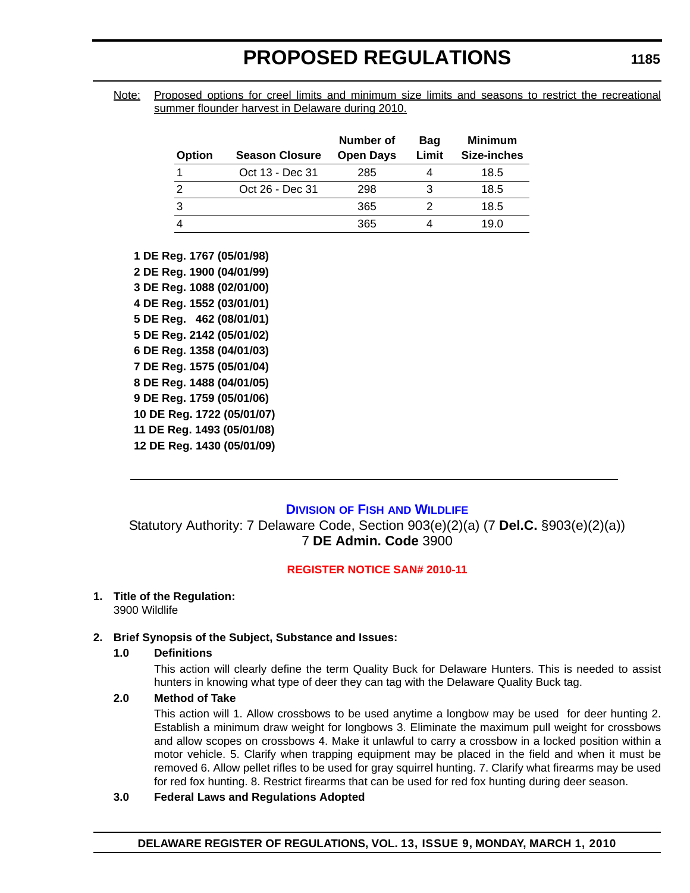Note: Proposed options for creel limits and minimum size limits and seasons to restrict the recreational summer flounder harvest in Delaware during 2010.

| Option | Season Closure | Number of Open Days | Bag Limit | Minimum Size-inches |
|---|---|---|---|---|
| 1 | Oct 13 - Dec 31 | 285 | 4 | 18.5 |
| 2 | Oct 26 - Dec 31 | 298 | 3 | 18.5 |
| 3 | | 365 | 2 | 18.5 |
| 4 | | 365 | 4 | 19.0 |

**1 DE Reg. 1767 (05/01/98)**
**2 DE Reg. 1900 (04/01/99)**
**3 DE Reg. 1088 (02/01/00)**
**4 DE Reg. 1552 (03/01/01)**
**5 DE Reg. 462 (08/01/01)**
**5 DE Reg. 2142 (05/01/02)**
**6 DE Reg. 1358 (04/01/03)**
**7 DE Reg. 1575 (05/01/04)**
**8 DE Reg. 1488 (04/01/05)**
**9 DE Reg. 1759 (05/01/06)**
**10 DE Reg. 1722 (05/01/07)**
**11 DE Reg. 1493 (05/01/08)**
**12 DE Reg. 1430 (05/01/09)**

---

## DIVISION OF FISH AND WILDLIFE

Statutory Authority: 7 Delaware Code, Section 903(e)(2)(a) (7 **Del.C.** §903(e)(2)(a))
7 **DE Admin. Code** 3900

### REGISTER NOTICE SAN# 2010-11

**1. Title of the Regulation:**

3900 Wildlife

**2. Brief Synopsis of the Subject, Substance and Issues:**

**1.0 Definitions**

This action will clearly define the term Quality Buck for Delaware Hunters. This is needed to assist hunters in knowing what type of deer they can tag with the Delaware Quality Buck tag.

**2.0 Method of Take**

This action will 1. Allow crossbows to be used anytime a longbow may be used for deer hunting 2. Establish a minimum draw weight for longbows 3. Eliminate the maximum pull weight for crossbows and allow scopes on crossbows 4. Make it unlawful to carry a crossbow in a locked position within a motor vehicle. 5. Clarify when trapping equipment may be placed in the field and when it must be removed 6. Allow pellet rifles to be used for gray squirrel hunting. 7. Clarify what firearms may be used for red fox hunting. 8. Restrict firearms that can be used for red fox hunting during deer season.

**3.0 Federal Laws and Regulations Adopted**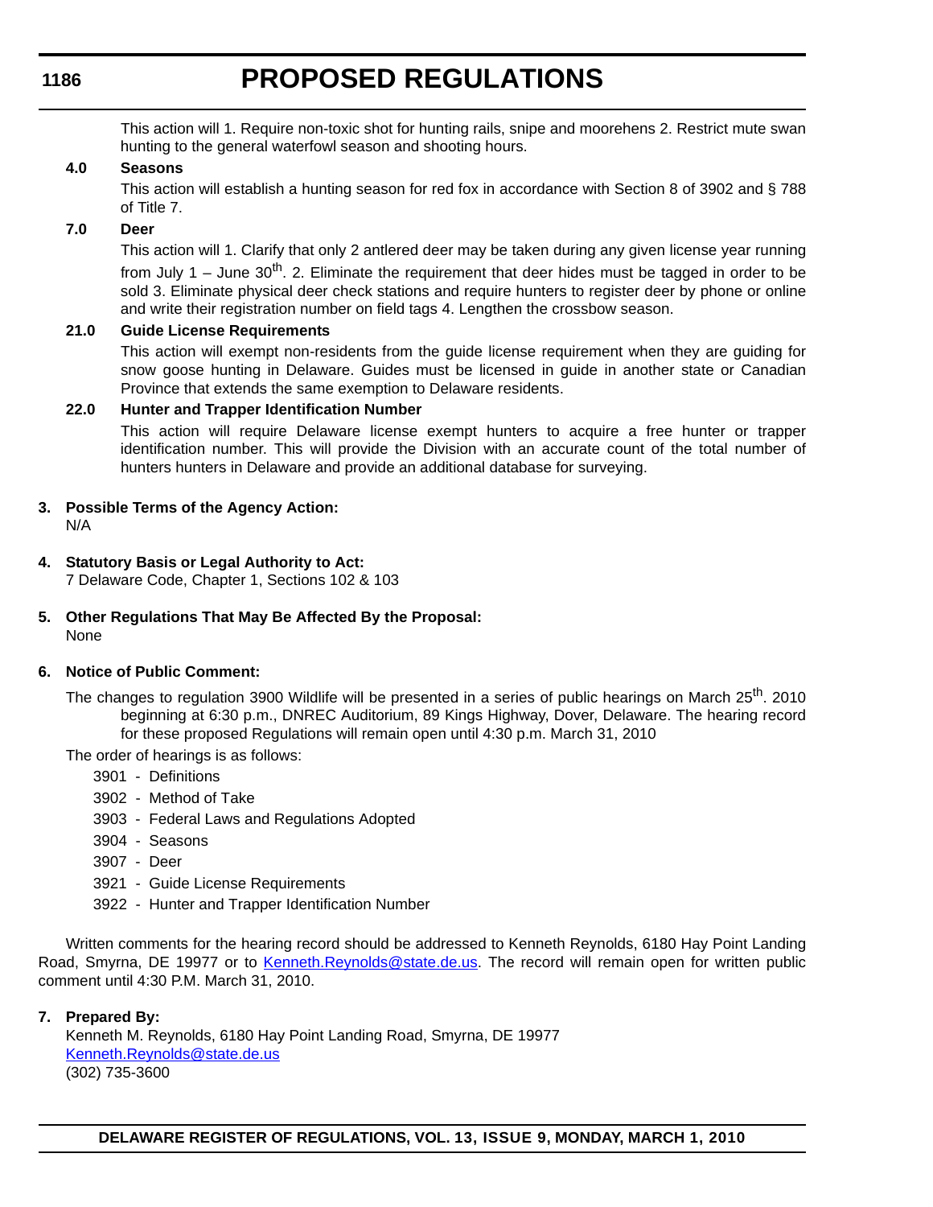This action will 1. Require non-toxic shot for hunting rails, snipe and moorehens 2. Restrict mute swan hunting to the general waterfowl season and shooting hours.

**4.0 Seasons**

This action will establish a hunting season for red fox in accordance with Section 8 of 3902 and § 788 of Title 7.

**7.0 Deer**

This action will 1. Clarify that only 2 antlered deer may be taken during any given license year running from July 1 – June 30th. 2. Eliminate the requirement that deer hides must be tagged in order to be sold 3. Eliminate physical deer check stations and require hunters to register deer by phone or online and write their registration number on field tags 4. Lengthen the crossbow season.

**21.0 Guide License Requirements**

This action will exempt non-residents from the guide license requirement when they are guiding for snow goose hunting in Delaware. Guides must be licensed in guide in another state or Canadian Province that extends the same exemption to Delaware residents.

**22.0 Hunter and Trapper Identification Number**

This action will require Delaware license exempt hunters to acquire a free hunter or trapper identification number. This will provide the Division with an accurate count of the total number of hunters hunters in Delaware and provide an additional database for surveying.

**3. Possible Terms of the Agency Action:**
N/A

**4. Statutory Basis or Legal Authority to Act:**
7 Delaware Code, Chapter 1, Sections 102 & 103

**5. Other Regulations That May Be Affected By the Proposal:**
None

**6. Notice of Public Comment:**

The changes to regulation 3900 Wildlife will be presented in a series of public hearings on March 25th. 2010 beginning at 6:30 p.m., DNREC Auditorium, 89 Kings Highway, Dover, Delaware. The hearing record for these proposed Regulations will remain open until 4:30 p.m. March 31, 2010

The order of hearings is as follows:

3901 - Definitions
3902 - Method of Take
3903 - Federal Laws and Regulations Adopted
3904 - Seasons
3907 - Deer
3921 - Guide License Requirements
3922 - Hunter and Trapper Identification Number

Written comments for the hearing record should be addressed to Kenneth Reynolds, 6180 Hay Point Landing Road, Smyrna, DE 19977 or to Kenneth.Reynolds@state.de.us. The record will remain open for written public comment until 4:30 P.M. March 31, 2010.

**7. Prepared By:**
Kenneth M. Reynolds, 6180 Hay Point Landing Road, Smyrna, DE 19977
Kenneth.Reynolds@state.de.us
(302) 735-3600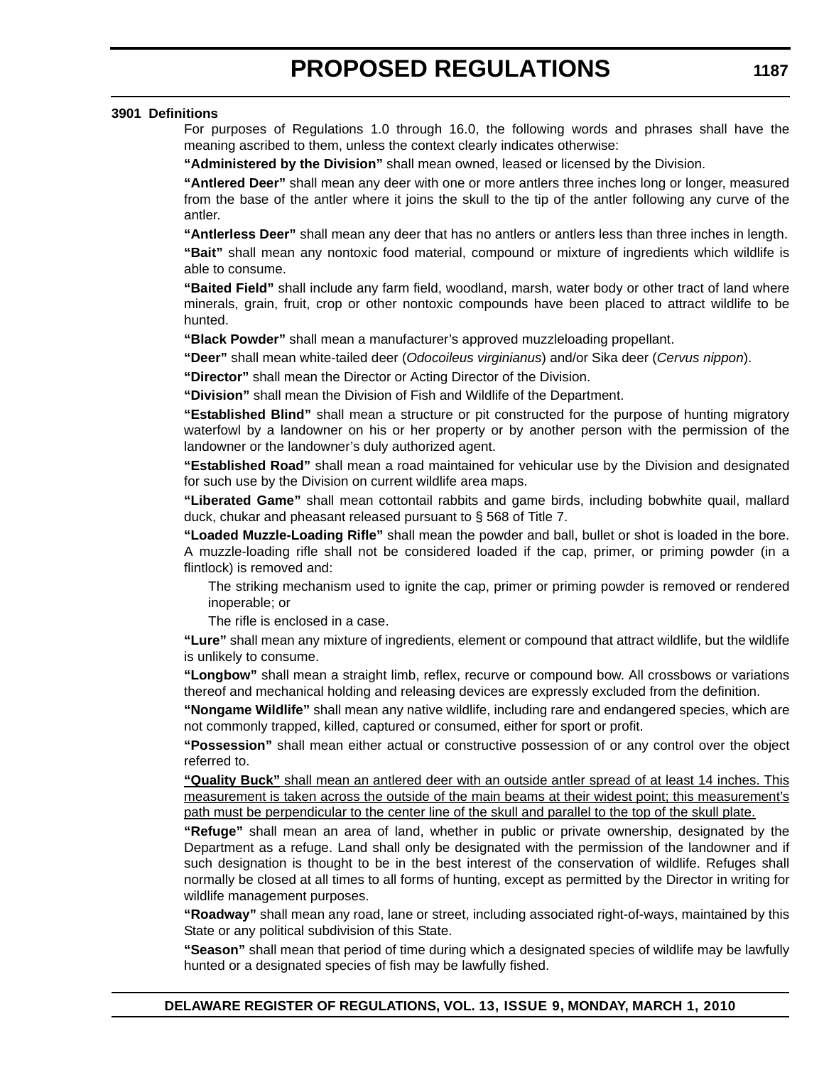**3901 Definitions**

For purposes of Regulations 1.0 through 16.0, the following words and phrases shall have the meaning ascribed to them, unless the context clearly indicates otherwise:

**"Administered by the Division"** shall mean owned, leased or licensed by the Division.

**"Antlered Deer"** shall mean any deer with one or more antlers three inches long or longer, measured from the base of the antler where it joins the skull to the tip of the antler following any curve of the antler.

**"Antlerless Deer"** shall mean any deer that has no antlers or antlers less than three inches in length.

**"Bait"** shall mean any nontoxic food material, compound or mixture of ingredients which wildlife is able to consume.

**"Baited Field"** shall include any farm field, woodland, marsh, water body or other tract of land where minerals, grain, fruit, crop or other nontoxic compounds have been placed to attract wildlife to be hunted.

**"Black Powder"** shall mean a manufacturer's approved muzzleloading propellant.

**"Deer"** shall mean white-tailed deer (*Odocoileus virginianus*) and/or Sika deer (*Cervus nippon*).

**"Director"** shall mean the Director or Acting Director of the Division.

**"Division"** shall mean the Division of Fish and Wildlife of the Department.

**"Established Blind"** shall mean a structure or pit constructed for the purpose of hunting migratory waterfowl by a landowner on his or her property or by another person with the permission of the landowner or the landowner's duly authorized agent.

**"Established Road"** shall mean a road maintained for vehicular use by the Division and designated for such use by the Division on current wildlife area maps.

**"Liberated Game"** shall mean cottontail rabbits and game birds, including bobwhite quail, mallard duck, chukar and pheasant released pursuant to § 568 of Title 7.

**"Loaded Muzzle-Loading Rifle"** shall mean the powder and ball, bullet or shot is loaded in the bore. A muzzle-loading rifle shall not be considered loaded if the cap, primer, or priming powder (in a flintlock) is removed and:

The striking mechanism used to ignite the cap, primer or priming powder is removed or rendered inoperable; or

The rifle is enclosed in a case.

**"Lure"** shall mean any mixture of ingredients, element or compound that attract wildlife, but the wildlife is unlikely to consume.

**"Longbow"** shall mean a straight limb, reflex, recurve or compound bow. All crossbows or variations thereof and mechanical holding and releasing devices are expressly excluded from the definition.

**"Nongame Wildlife"** shall mean any native wildlife, including rare and endangered species, which are not commonly trapped, killed, captured or consumed, either for sport or profit.

**"Possession"** shall mean either actual or constructive possession of or any control over the object referred to.

<u>**"Quality Buck"** shall mean an antlered deer with an outside antler spread of at least 14 inches. This measurement is taken across the outside of the main beams at their widest point; this measurement's path must be perpendicular to the center line of the skull and parallel to the top of the skull plate.</u>

**"Refuge"** shall mean an area of land, whether in public or private ownership, designated by the Department as a refuge. Land shall only be designated with the permission of the landowner and if such designation is thought to be in the best interest of the conservation of wildlife. Refuges shall normally be closed at all times to all forms of hunting, except as permitted by the Director in writing for wildlife management purposes.

**"Roadway"** shall mean any road, lane or street, including associated right-of-ways, maintained by this State or any political subdivision of this State.

**"Season"** shall mean that period of time during which a designated species of wildlife may be lawfully hunted or a designated species of fish may be lawfully fished.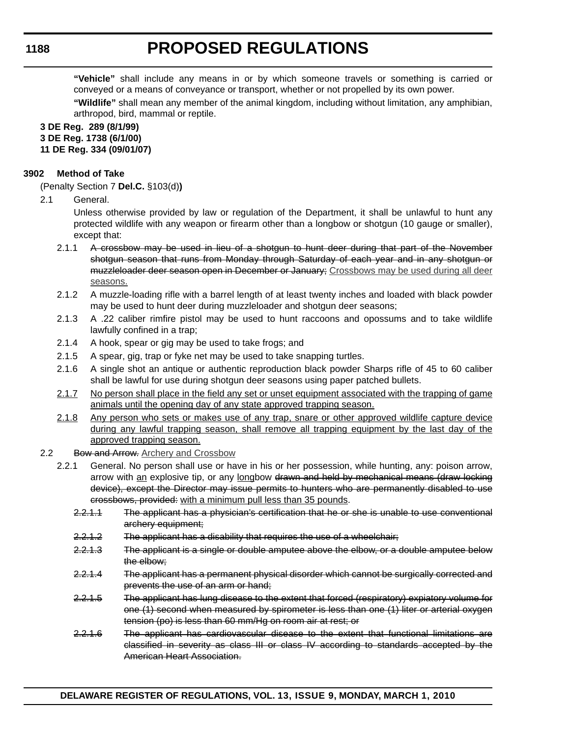**"Vehicle"** shall include any means in or by which someone travels or something is carried or conveyed or a means of conveyance or transport, whether or not propelled by its own power.

**"Wildlife"** shall mean any member of the animal kingdom, including without limitation, any amphibian, arthropod, bird, mammal or reptile.

**3 DE Reg. 289 (8/1/99)**
**3 DE Reg. 1738 (6/1/00)**
**11 DE Reg. 334 (09/01/07)**

**3902 Method of Take**

(Penalty Section 7 **Del.C.** §103(d)**)**

2.1 General.

Unless otherwise provided by law or regulation of the Department, it shall be unlawful to hunt any protected wildlife with any weapon or firearm other than a longbow or shotgun (10 gauge or smaller), except that:

2.1.1 ~~A crossbow may be used in lieu of a shotgun to hunt deer during that part of the November shotgun season that runs from Monday through Saturday of each year and in any shotgun or muzzleloader deer season open in December or January;~~ <u>Crossbows may be used during all deer seasons.</u>

2.1.2 A muzzle-loading rifle with a barrel length of at least twenty inches and loaded with black powder may be used to hunt deer during muzzleloader and shotgun deer seasons;

2.1.3 A .22 caliber rimfire pistol may be used to hunt raccoons and opossums and to take wildlife lawfully confined in a trap;

2.1.4 A hook, spear or gig may be used to take frogs; and

2.1.5 A spear, gig, trap or fyke net may be used to take snapping turtles.

2.1.6 A single shot an antique or authentic reproduction black powder Sharps rifle of 45 to 60 caliber shall be lawful for use during shotgun deer seasons using paper patched bullets.

<u>2.1.7</u> <u>No person shall place in the field any set or unset equipment associated with the trapping of game animals until the opening day of any state approved trapping season.</u>

<u>2.1.8</u> <u>Any person who sets or makes use of any trap, snare or other approved wildlife capture device during any lawful trapping season, shall remove all trapping equipment by the last day of the approved trapping season.</u>

2.2 ~~Bow and Arrow.~~ <u>Archery and Crossbow</u>

2.2.1 General. No person shall use or have in his or her possession, while hunting, any: poison arrow, arrow with <u>an</u> explosive tip, or any <u>long</u>bow ~~drawn and held by mechanical means (draw locking device), except the Director may issue permits to hunters who are permanently disabled to use crossbows, provided:~~ <u>with a minimum pull less than 35 pounds</u>.

~~2.2.1.1 The applicant has a physician's certification that he or she is unable to use conventional archery equipment;~~

~~2.2.1.2 The applicant has a disability that requires the use of a wheelchair;~~

~~2.2.1.3 The applicant is a single or double amputee above the elbow, or a double amputee below the elbow;~~

~~2.2.1.4 The applicant has a permanent physical disorder which cannot be surgically corrected and prevents the use of an arm or hand;~~

~~2.2.1.5 The applicant has lung disease to the extent that forced (respiratory) expiatory volume for one (1) second when measured by spirometer is less than one (1) liter or arterial oxygen tension (po) is less than 60 mm/Hg on room air at rest; or~~

~~2.2.1.6 The applicant has cardiovascular disease to the extent that functional limitations are classified in severity as class III or class IV according to standards accepted by the American Heart Association.~~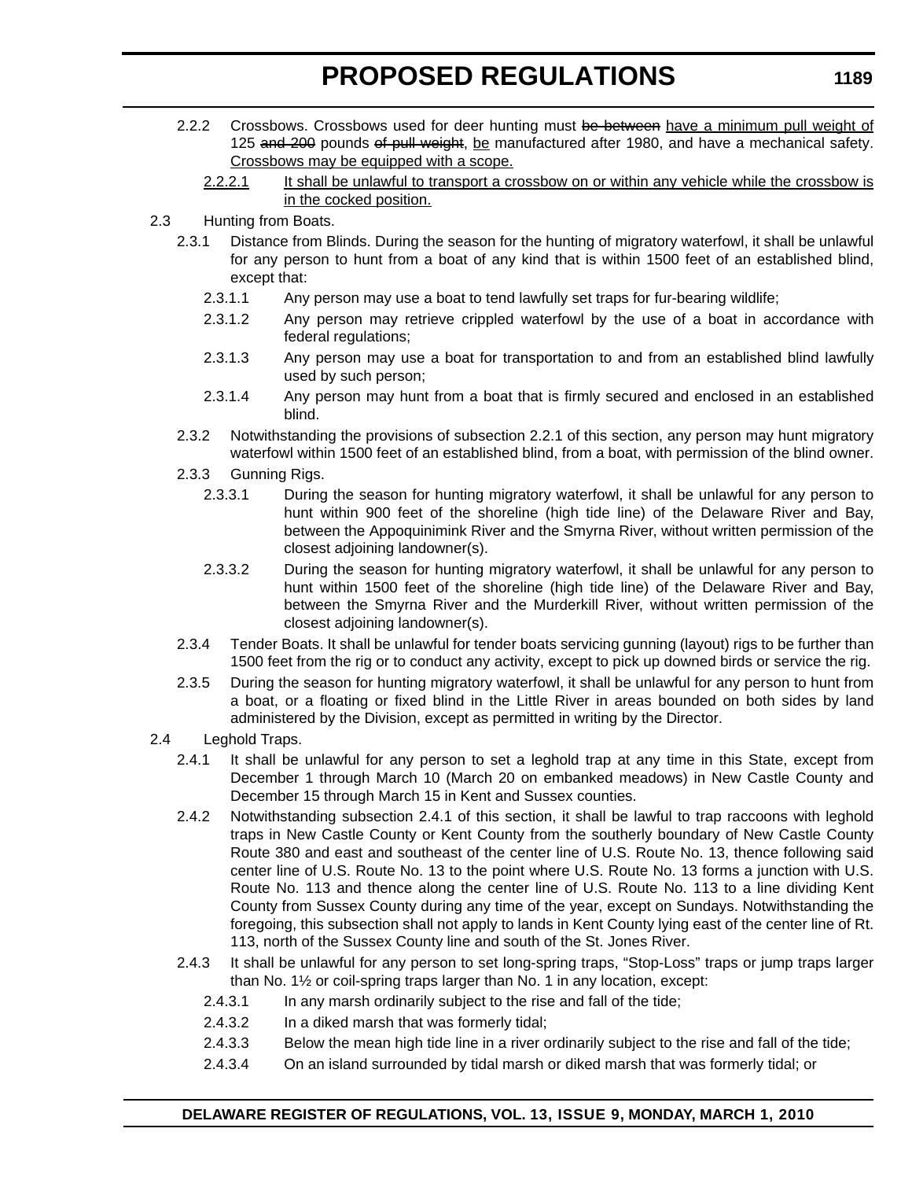2.2.2 Crossbows. Crossbows used for deer hunting must ~~be between~~ <u>have a minimum pull weight of</u> 125 ~~and 200~~ pounds ~~of pull weight~~, <u>be</u> manufactured after 1980, and have a mechanical safety. <u>Crossbows may be equipped with a scope.</u>

2.2.2.1 <u>It shall be unlawful to transport a crossbow on or within any vehicle while the crossbow is in the cocked position.</u>

2.3 Hunting from Boats.

2.3.1 Distance from Blinds. During the season for the hunting of migratory waterfowl, it shall be unlawful for any person to hunt from a boat of any kind that is within 1500 feet of an established blind, except that:

2.3.1.1 Any person may use a boat to tend lawfully set traps for fur-bearing wildlife;

2.3.1.2 Any person may retrieve crippled waterfowl by the use of a boat in accordance with federal regulations;

2.3.1.3 Any person may use a boat for transportation to and from an established blind lawfully used by such person;

2.3.1.4 Any person may hunt from a boat that is firmly secured and enclosed in an established blind.

2.3.2 Notwithstanding the provisions of subsection 2.2.1 of this section, any person may hunt migratory waterfowl within 1500 feet of an established blind, from a boat, with permission of the blind owner.

2.3.3 Gunning Rigs.

2.3.3.1 During the season for hunting migratory waterfowl, it shall be unlawful for any person to hunt within 900 feet of the shoreline (high tide line) of the Delaware River and Bay, between the Appoquinimink River and the Smyrna River, without written permission of the closest adjoining landowner(s).

2.3.3.2 During the season for hunting migratory waterfowl, it shall be unlawful for any person to hunt within 1500 feet of the shoreline (high tide line) of the Delaware River and Bay, between the Smyrna River and the Murderkill River, without written permission of the closest adjoining landowner(s).

2.3.4 Tender Boats. It shall be unlawful for tender boats servicing gunning (layout) rigs to be further than 1500 feet from the rig or to conduct any activity, except to pick up downed birds or service the rig.

2.3.5 During the season for hunting migratory waterfowl, it shall be unlawful for any person to hunt from a boat, or a floating or fixed blind in the Little River in areas bounded on both sides by land administered by the Division, except as permitted in writing by the Director.

2.4 Leghold Traps.

2.4.1 It shall be unlawful for any person to set a leghold trap at any time in this State, except from December 1 through March 10 (March 20 on embanked meadows) in New Castle County and December 15 through March 15 in Kent and Sussex counties.

2.4.2 Notwithstanding subsection 2.4.1 of this section, it shall be lawful to trap raccoons with leghold traps in New Castle County or Kent County from the southerly boundary of New Castle County Route 380 and east and southeast of the center line of U.S. Route No. 13, thence following said center line of U.S. Route No. 13 to the point where U.S. Route No. 13 forms a junction with U.S. Route No. 113 and thence along the center line of U.S. Route No. 113 to a line dividing Kent County from Sussex County during any time of the year, except on Sundays. Notwithstanding the foregoing, this subsection shall not apply to lands in Kent County lying east of the center line of Rt. 113, north of the Sussex County line and south of the St. Jones River.

2.4.3 It shall be unlawful for any person to set long-spring traps, "Stop-Loss" traps or jump traps larger than No. 1½ or coil-spring traps larger than No. 1 in any location, except:

2.4.3.1 In any marsh ordinarily subject to the rise and fall of the tide;

2.4.3.2 In a diked marsh that was formerly tidal;

2.4.3.3 Below the mean high tide line in a river ordinarily subject to the rise and fall of the tide;

2.4.3.4 On an island surrounded by tidal marsh or diked marsh that was formerly tidal; or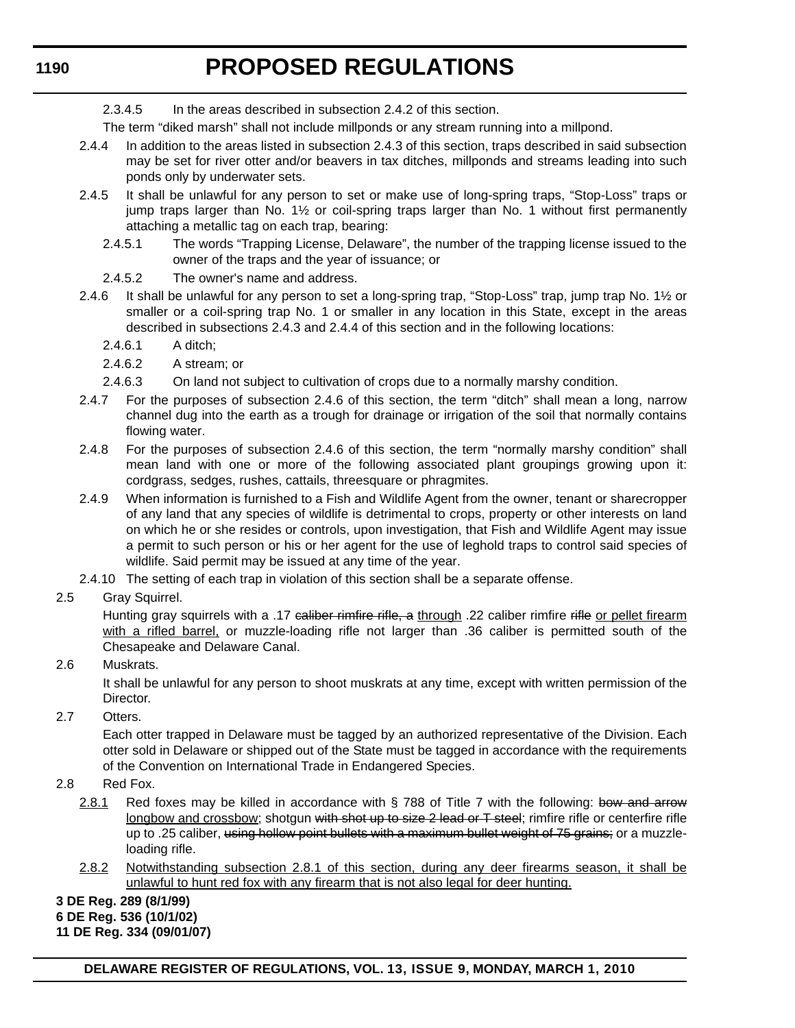2.3.4.5 In the areas described in subsection 2.4.2 of this section.

The term "diked marsh" shall not include millponds or any stream running into a millpond.

2.4.4 In addition to the areas listed in subsection 2.4.3 of this section, traps described in said subsection may be set for river otter and/or beavers in tax ditches, millponds and streams leading into such ponds only by underwater sets.

2.4.5 It shall be unlawful for any person to set or make use of long-spring traps, "Stop-Loss" traps or jump traps larger than No. 1½ or coil-spring traps larger than No. 1 without first permanently attaching a metallic tag on each trap, bearing:

2.4.5.1 The words "Trapping License, Delaware", the number of the trapping license issued to the owner of the traps and the year of issuance; or

2.4.5.2 The owner's name and address.

2.4.6 It shall be unlawful for any person to set a long-spring trap, "Stop-Loss" trap, jump trap No. 1½ or smaller or a coil-spring trap No. 1 or smaller in any location in this State, except in the areas described in subsections 2.4.3 and 2.4.4 of this section and in the following locations:

2.4.6.1 A ditch;

2.4.6.2 A stream; or

2.4.6.3 On land not subject to cultivation of crops due to a normally marshy condition.

2.4.7 For the purposes of subsection 2.4.6 of this section, the term "ditch" shall mean a long, narrow channel dug into the earth as a trough for drainage or irrigation of the soil that normally contains flowing water.

2.4.8 For the purposes of subsection 2.4.6 of this section, the term "normally marshy condition" shall mean land with one or more of the following associated plant groupings growing upon it: cordgrass, sedges, rushes, cattails, threesquare or phragmites.

2.4.9 When information is furnished to a Fish and Wildlife Agent from the owner, tenant or sharecropper of any land that any species of wildlife is detrimental to crops, property or other interests on land on which he or she resides or controls, upon investigation, that Fish and Wildlife Agent may issue a permit to such person or his or her agent for the use of leghold traps to control said species of wildlife. Said permit may be issued at any time of the year.

2.4.10 The setting of each trap in violation of this section shall be a separate offense.

2.5 Gray Squirrel.

Hunting gray squirrels with a .17 ~~caliber rimfire rifle, a~~ through .22 caliber rimfire ~~rifle~~ or pellet firearm with a rifled barrel, or muzzle-loading rifle not larger than .36 caliber is permitted south of the Chesapeake and Delaware Canal.

2.6 Muskrats.

It shall be unlawful for any person to shoot muskrats at any time, except with written permission of the Director.

2.7 Otters.

Each otter trapped in Delaware must be tagged by an authorized representative of the Division. Each otter sold in Delaware or shipped out of the State must be tagged in accordance with the requirements of the Convention on International Trade in Endangered Species.

2.8 Red Fox.

2.8.1 Red foxes may be killed in accordance with § 788 of Title 7 with the following: ~~bow and arrow~~ longbow and crossbow; shotgun ~~with shot up to size 2 lead or T steel~~; rimfire rifle or centerfire rifle up to .25 caliber, ~~using hollow point bullets with a maximum bullet weight of 75 grains;~~ or a muzzle-loading rifle.

2.8.2 Notwithstanding subsection 2.8.1 of this section, during any deer firearms season, it shall be unlawful to hunt red fox with any firearm that is not also legal for deer hunting.

**3 DE Reg. 289 (8/1/99)**
**6 DE Reg. 536 (10/1/02)**
**11 DE Reg. 334 (09/01/07)**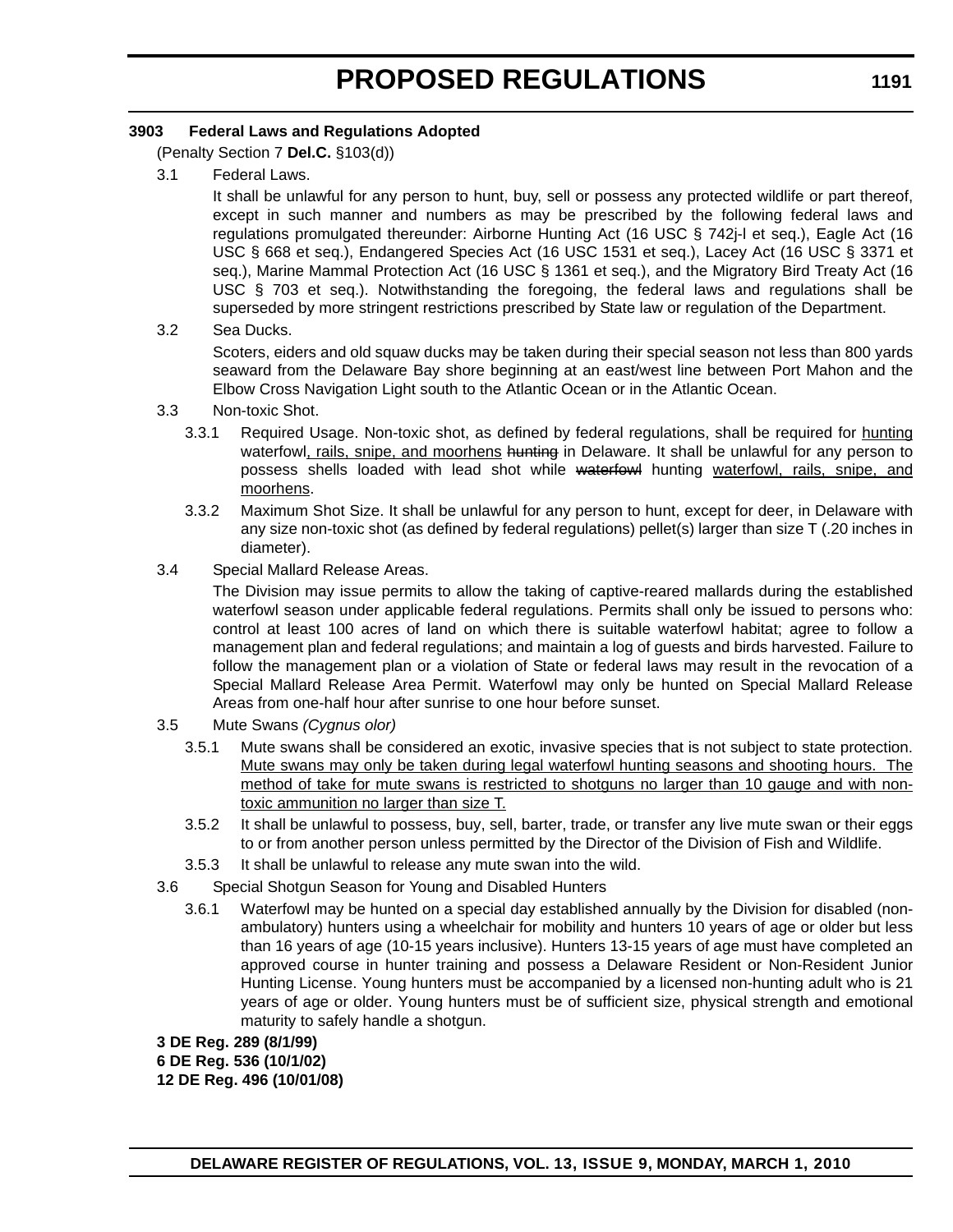**3903 Federal Laws and Regulations Adopted**

(Penalty Section 7 **Del.C.** §103(d))

3.1 Federal Laws.

It shall be unlawful for any person to hunt, buy, sell or possess any protected wildlife or part thereof, except in such manner and numbers as may be prescribed by the following federal laws and regulations promulgated thereunder: Airborne Hunting Act (16 USC § 742j-l et seq.), Eagle Act (16 USC § 668 et seq.), Endangered Species Act (16 USC 1531 et seq.), Lacey Act (16 USC § 3371 et seq.), Marine Mammal Protection Act (16 USC § 1361 et seq.), and the Migratory Bird Treaty Act (16 USC § 703 et seq.). Notwithstanding the foregoing, the federal laws and regulations shall be superseded by more stringent restrictions prescribed by State law or regulation of the Department.

3.2 Sea Ducks.

Scoters, eiders and old squaw ducks may be taken during their special season not less than 800 yards seaward from the Delaware Bay shore beginning at an east/west line between Port Mahon and the Elbow Cross Navigation Light south to the Atlantic Ocean or in the Atlantic Ocean.

3.3 Non-toxic Shot.

3.3.1 Required Usage. Non-toxic shot, as defined by federal regulations, shall be required for <u>hunting</u> waterfowl<u>, rails, snipe, and moorhens</u> ~~hunting~~ in Delaware. It shall be unlawful for any person to possess shells loaded with lead shot while ~~waterfowl~~ hunting <u>waterfowl, rails, snipe, and moorhens</u>.

3.3.2 Maximum Shot Size. It shall be unlawful for any person to hunt, except for deer, in Delaware with any size non-toxic shot (as defined by federal regulations) pellet(s) larger than size T (.20 inches in diameter).

3.4 Special Mallard Release Areas.

The Division may issue permits to allow the taking of captive-reared mallards during the established waterfowl season under applicable federal regulations. Permits shall only be issued to persons who: control at least 100 acres of land on which there is suitable waterfowl habitat; agree to follow a management plan and federal regulations; and maintain a log of guests and birds harvested. Failure to follow the management plan or a violation of State or federal laws may result in the revocation of a Special Mallard Release Area Permit. Waterfowl may only be hunted on Special Mallard Release Areas from one-half hour after sunrise to one hour before sunset.

3.5 Mute Swans *(Cygnus olor)*

3.5.1 Mute swans shall be considered an exotic, invasive species that is not subject to state protection. <u>Mute swans may only be taken during legal waterfowl hunting seasons and shooting hours. The method of take for mute swans is restricted to shotguns no larger than 10 gauge and with non-toxic ammunition no larger than size T.</u>

3.5.2 It shall be unlawful to possess, buy, sell, barter, trade, or transfer any live mute swan or their eggs to or from another person unless permitted by the Director of the Division of Fish and Wildlife.

3.5.3 It shall be unlawful to release any mute swan into the wild.

3.6 Special Shotgun Season for Young and Disabled Hunters

3.6.1 Waterfowl may be hunted on a special day established annually by the Division for disabled (non-ambulatory) hunters using a wheelchair for mobility and hunters 10 years of age or older but less than 16 years of age (10-15 years inclusive). Hunters 13-15 years of age must have completed an approved course in hunter training and possess a Delaware Resident or Non-Resident Junior Hunting License. Young hunters must be accompanied by a licensed non-hunting adult who is 21 years of age or older. Young hunters must be of sufficient size, physical strength and emotional maturity to safely handle a shotgun.

**3 DE Reg. 289 (8/1/99)**
**6 DE Reg. 536 (10/1/02)**
**12 DE Reg. 496 (10/01/08)**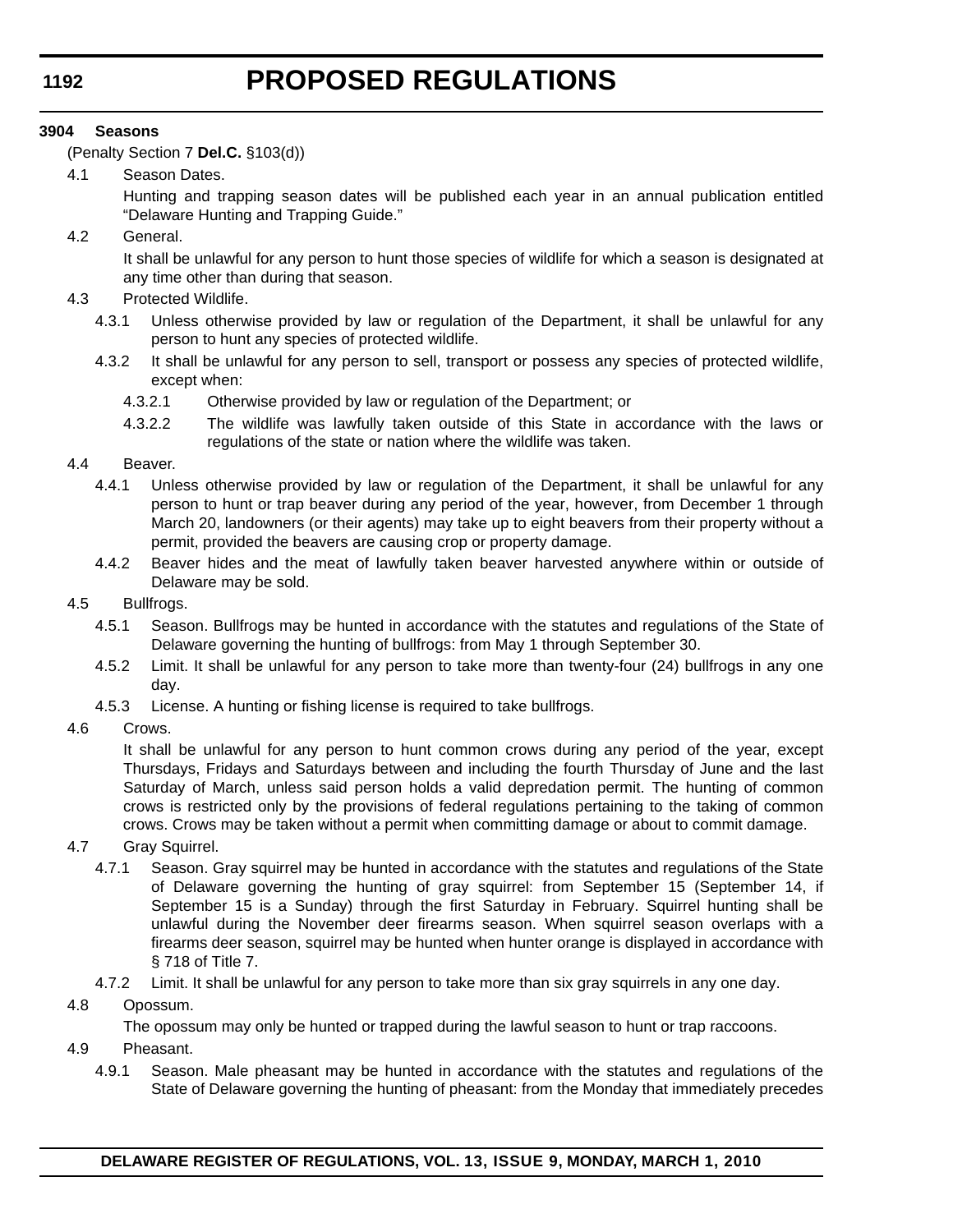**3904 Seasons**

(Penalty Section 7 **Del.C.** §103(d))

4.1 Season Dates.

Hunting and trapping season dates will be published each year in an annual publication entitled "Delaware Hunting and Trapping Guide."

4.2 General.

It shall be unlawful for any person to hunt those species of wildlife for which a season is designated at any time other than during that season.

4.3 Protected Wildlife.

4.3.1 Unless otherwise provided by law or regulation of the Department, it shall be unlawful for any person to hunt any species of protected wildlife.

4.3.2 It shall be unlawful for any person to sell, transport or possess any species of protected wildlife, except when:

4.3.2.1 Otherwise provided by law or regulation of the Department; or

4.3.2.2 The wildlife was lawfully taken outside of this State in accordance with the laws or regulations of the state or nation where the wildlife was taken.

4.4 Beaver.

4.4.1 Unless otherwise provided by law or regulation of the Department, it shall be unlawful for any person to hunt or trap beaver during any period of the year, however, from December 1 through March 20, landowners (or their agents) may take up to eight beavers from their property without a permit, provided the beavers are causing crop or property damage.

4.4.2 Beaver hides and the meat of lawfully taken beaver harvested anywhere within or outside of Delaware may be sold.

4.5 Bullfrogs.

4.5.1 Season. Bullfrogs may be hunted in accordance with the statutes and regulations of the State of Delaware governing the hunting of bullfrogs: from May 1 through September 30.

4.5.2 Limit. It shall be unlawful for any person to take more than twenty-four (24) bullfrogs in any one day.

4.5.3 License. A hunting or fishing license is required to take bullfrogs.

4.6 Crows.

It shall be unlawful for any person to hunt common crows during any period of the year, except Thursdays, Fridays and Saturdays between and including the fourth Thursday of June and the last Saturday of March, unless said person holds a valid depredation permit. The hunting of common crows is restricted only by the provisions of federal regulations pertaining to the taking of common crows. Crows may be taken without a permit when committing damage or about to commit damage.

4.7 Gray Squirrel.

4.7.1 Season. Gray squirrel may be hunted in accordance with the statutes and regulations of the State of Delaware governing the hunting of gray squirrel: from September 15 (September 14, if September 15 is a Sunday) through the first Saturday in February. Squirrel hunting shall be unlawful during the November deer firearms season. When squirrel season overlaps with a firearms deer season, squirrel may be hunted when hunter orange is displayed in accordance with § 718 of Title 7.

4.7.2 Limit. It shall be unlawful for any person to take more than six gray squirrels in any one day.

4.8 Opossum.

The opossum may only be hunted or trapped during the lawful season to hunt or trap raccoons.

4.9 Pheasant.

4.9.1 Season. Male pheasant may be hunted in accordance with the statutes and regulations of the State of Delaware governing the hunting of pheasant: from the Monday that immediately precedes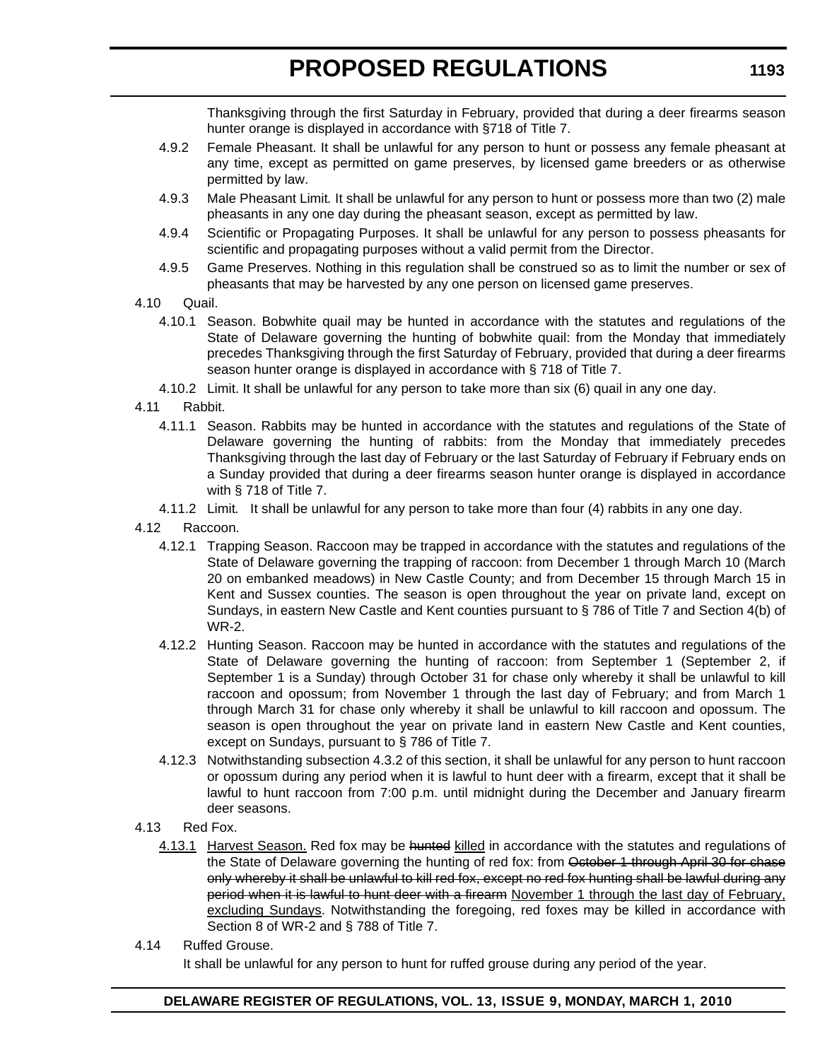Thanksgiving through the first Saturday in February, provided that during a deer firearms season hunter orange is displayed in accordance with §718 of Title 7.

4.9.2 Female Pheasant. It shall be unlawful for any person to hunt or possess any female pheasant at any time, except as permitted on game preserves, by licensed game breeders or as otherwise permitted by law.

4.9.3 Male Pheasant Limit*.* It shall be unlawful for any person to hunt or possess more than two (2) male pheasants in any one day during the pheasant season, except as permitted by law.

4.9.4 Scientific or Propagating Purposes. It shall be unlawful for any person to possess pheasants for scientific and propagating purposes without a valid permit from the Director.

4.9.5 Game Preserves. Nothing in this regulation shall be construed so as to limit the number or sex of pheasants that may be harvested by any one person on licensed game preserves.

4.10 Quail.

4.10.1 Season. Bobwhite quail may be hunted in accordance with the statutes and regulations of the State of Delaware governing the hunting of bobwhite quail: from the Monday that immediately precedes Thanksgiving through the first Saturday of February, provided that during a deer firearms season hunter orange is displayed in accordance with § 718 of Title 7.

4.10.2 Limit. It shall be unlawful for any person to take more than six (6) quail in any one day.

4.11 Rabbit.

4.11.1 Season. Rabbits may be hunted in accordance with the statutes and regulations of the State of Delaware governing the hunting of rabbits: from the Monday that immediately precedes Thanksgiving through the last day of February or the last Saturday of February if February ends on a Sunday provided that during a deer firearms season hunter orange is displayed in accordance with § 718 of Title 7.

4.11.2 Limit*.* It shall be unlawful for any person to take more than four (4) rabbits in any one day.

4.12 Raccoon.

4.12.1 Trapping Season. Raccoon may be trapped in accordance with the statutes and regulations of the State of Delaware governing the trapping of raccoon: from December 1 through March 10 (March 20 on embanked meadows) in New Castle County; and from December 15 through March 15 in Kent and Sussex counties. The season is open throughout the year on private land, except on Sundays, in eastern New Castle and Kent counties pursuant to § 786 of Title 7 and Section 4(b) of WR-2.

4.12.2 Hunting Season. Raccoon may be hunted in accordance with the statutes and regulations of the State of Delaware governing the hunting of raccoon: from September 1 (September 2, if September 1 is a Sunday) through October 31 for chase only whereby it shall be unlawful to kill raccoon and opossum; from November 1 through the last day of February; and from March 1 through March 31 for chase only whereby it shall be unlawful to kill raccoon and opossum. The season is open throughout the year on private land in eastern New Castle and Kent counties, except on Sundays, pursuant to § 786 of Title 7.

4.12.3 Notwithstanding subsection 4.3.2 of this section, it shall be unlawful for any person to hunt raccoon or opossum during any period when it is lawful to hunt deer with a firearm, except that it shall be lawful to hunt raccoon from 7:00 p.m. until midnight during the December and January firearm deer seasons.

4.13 Red Fox.

<u>4.13.1</u> <u>Harvest Season.</u> Red fox may be ~~hunted~~ <u>killed</u> in accordance with the statutes and regulations of the State of Delaware governing the hunting of red fox: from ~~October 1 through April 30 for chase only whereby it shall be unlawful to kill red fox, except no red fox hunting shall be lawful during any period when it is lawful to hunt deer with a firearm~~ <u>November 1 through the last day of February, excluding Sundays</u>. Notwithstanding the foregoing, red foxes may be killed in accordance with Section 8 of WR-2 and § 788 of Title 7.

4.14 Ruffed Grouse.

It shall be unlawful for any person to hunt for ruffed grouse during any period of the year.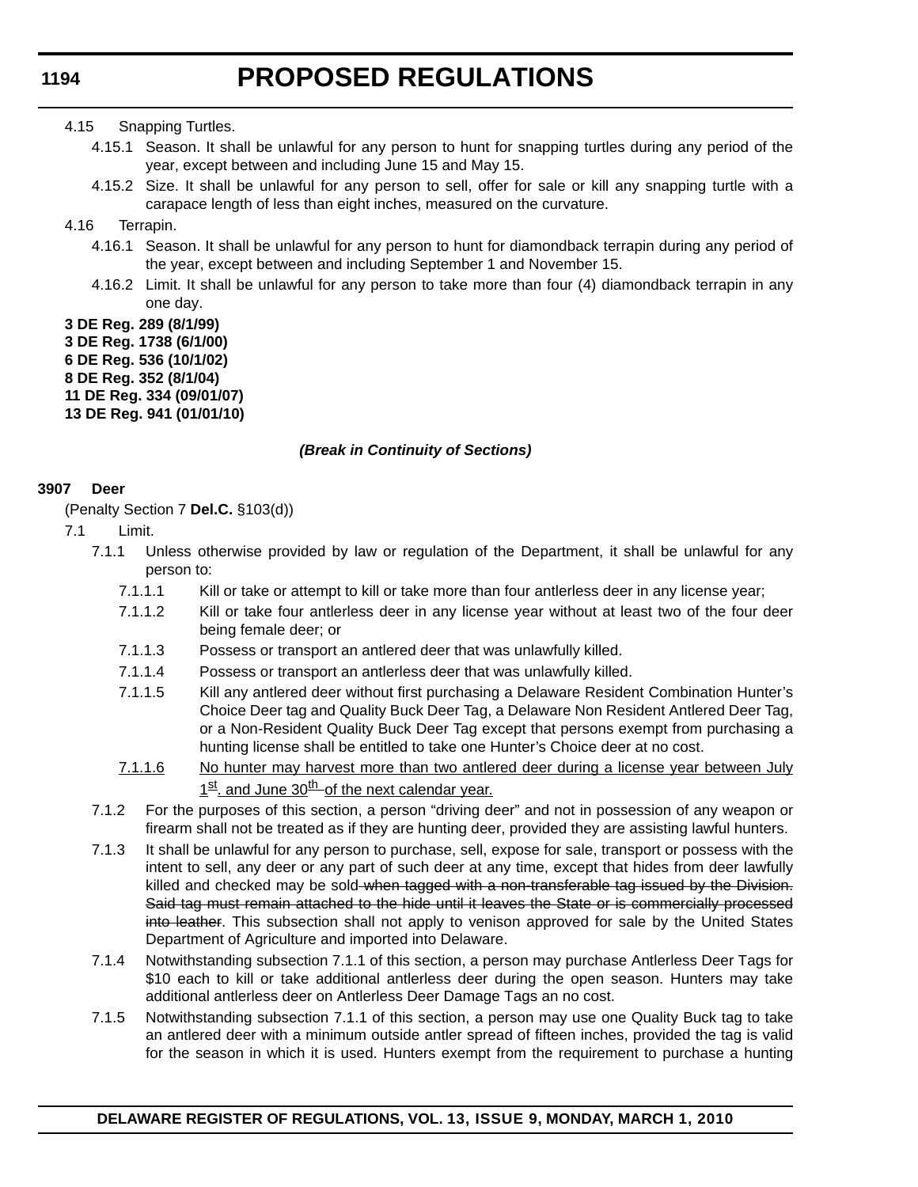4.15 Snapping Turtles.

4.15.1 Season. It shall be unlawful for any person to hunt for snapping turtles during any period of the year, except between and including June 15 and May 15.

4.15.2 Size. It shall be unlawful for any person to sell, offer for sale or kill any snapping turtle with a carapace length of less than eight inches, measured on the curvature.

4.16 Terrapin.

4.16.1 Season. It shall be unlawful for any person to hunt for diamondback terrapin during any period of the year, except between and including September 1 and November 15.

4.16.2 Limit. It shall be unlawful for any person to take more than four (4) diamondback terrapin in any one day.

**3 DE Reg. 289 (8/1/99)**
**3 DE Reg. 1738 (6/1/00)**
**6 DE Reg. 536 (10/1/02)**
**8 DE Reg. 352 (8/1/04)**
**11 DE Reg. 334 (09/01/07)**
**13 DE Reg. 941 (01/01/10)**

***(Break in Continuity of Sections)***

**3907 Deer**

(Penalty Section 7 **Del.C.** §103(d))

7.1 Limit.

7.1.1 Unless otherwise provided by law or regulation of the Department, it shall be unlawful for any person to:

7.1.1.1 Kill or take or attempt to kill or take more than four antlerless deer in any license year;

7.1.1.2 Kill or take four antlerless deer in any license year without at least two of the four deer being female deer; or

7.1.1.3 Possess or transport an antlered deer that was unlawfully killed.

7.1.1.4 Possess or transport an antlerless deer that was unlawfully killed.

7.1.1.5 Kill any antlered deer without first purchasing a Delaware Resident Combination Hunter's Choice Deer tag and Quality Buck Deer Tag, a Delaware Non Resident Antlered Deer Tag, or a Non-Resident Quality Buck Deer Tag except that persons exempt from purchasing a hunting license shall be entitled to take one Hunter's Choice deer at no cost.

<u>7.1.1.6 No hunter may harvest more than two antlered deer during a license year between July 1st. and June 30th of the next calendar year.</u>

7.1.2 For the purposes of this section, a person "driving deer" and not in possession of any weapon or firearm shall not be treated as if they are hunting deer, provided they are assisting lawful hunters.

7.1.3 It shall be unlawful for any person to purchase, sell, expose for sale, transport or possess with the intent to sell, any deer or any part of such deer at any time, except that hides from deer lawfully killed and checked may be sold~~ when tagged with a non-transferable tag issued by the Division. Said tag must remain attached to the hide until it leaves the State or is commercially processed into leather~~. This subsection shall not apply to venison approved for sale by the United States Department of Agriculture and imported into Delaware.

7.1.4 Notwithstanding subsection 7.1.1 of this section, a person may purchase Antlerless Deer Tags for $10 each to kill or take additional antlerless deer during the open season. Hunters may take additional antlerless deer on Antlerless Deer Damage Tags an no cost.

7.1.5 Notwithstanding subsection 7.1.1 of this section, a person may use one Quality Buck tag to take an antlered deer with a minimum outside antler spread of fifteen inches, provided the tag is valid for the season in which it is used. Hunters exempt from the requirement to purchase a hunting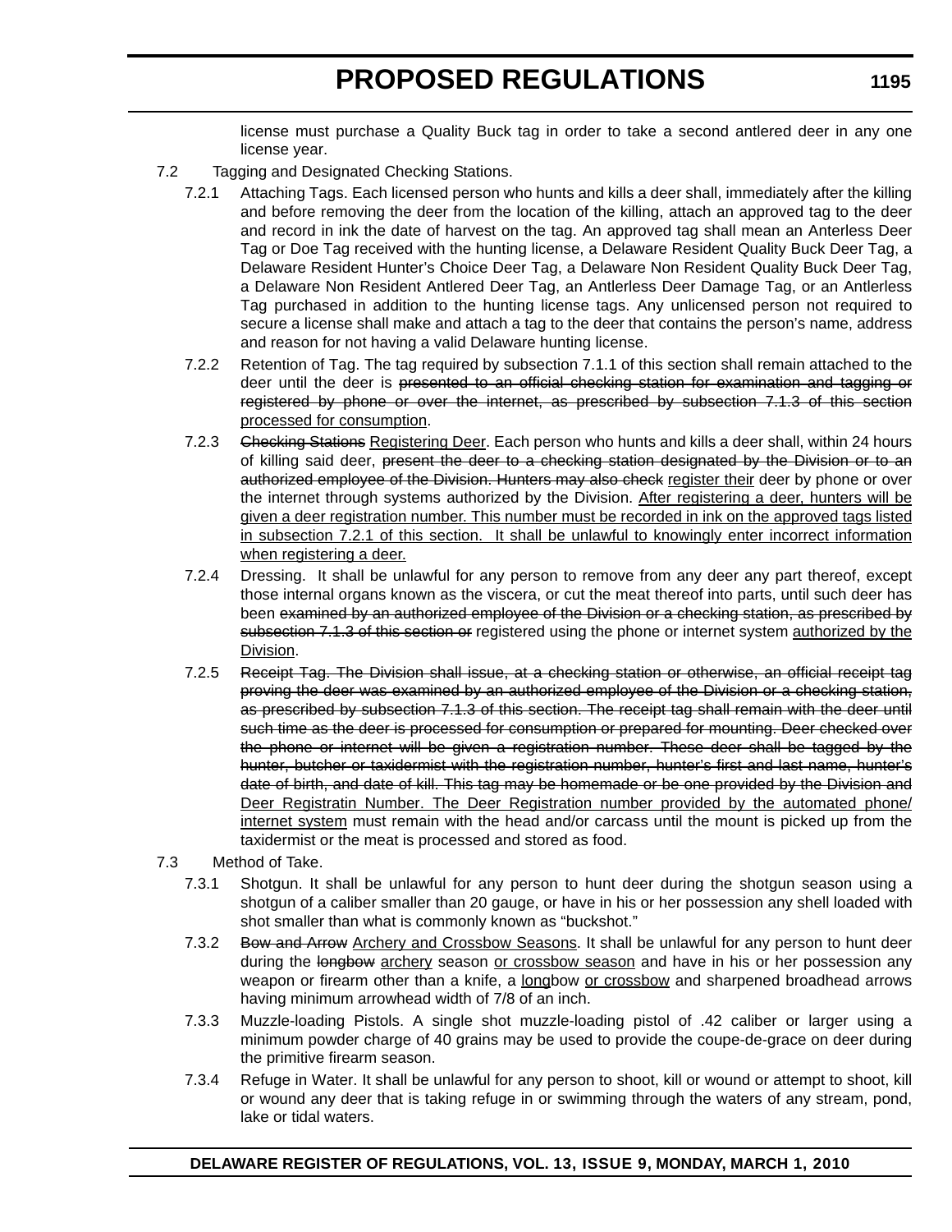license must purchase a Quality Buck tag in order to take a second antlered deer in any one license year.

7.2 Tagging and Designated Checking Stations.

7.2.1 Attaching Tags. Each licensed person who hunts and kills a deer shall, immediately after the killing and before removing the deer from the location of the killing, attach an approved tag to the deer and record in ink the date of harvest on the tag. An approved tag shall mean an Anterless Deer Tag or Doe Tag received with the hunting license, a Delaware Resident Quality Buck Deer Tag, a Delaware Resident Hunter's Choice Deer Tag, a Delaware Non Resident Quality Buck Deer Tag, a Delaware Non Resident Antlered Deer Tag, an Antlerless Deer Damage Tag, or an Antlerless Tag purchased in addition to the hunting license tags. Any unlicensed person not required to secure a license shall make and attach a tag to the deer that contains the person's name, address and reason for not having a valid Delaware hunting license.

7.2.2 Retention of Tag. The tag required by subsection 7.1.1 of this section shall remain attached to the deer until the deer is ~~presented to an official checking station for examination and tagging or registered by phone or over the internet, as prescribed by subsection 7.1.3 of this section~~ <u>processed for consumption</u>.

7.2.3 ~~Checking Stations~~ <u>Registering Deer</u>. Each person who hunts and kills a deer shall, within 24 hours of killing said deer, ~~present the deer to a checking station designated by the Division or to an authorized employee of the Division. Hunters may also check~~ <u>register their</u> deer by phone or over the internet through systems authorized by the Division. <u>After registering a deer, hunters will be given a deer registration number. This number must be recorded in ink on the approved tags listed in subsection 7.2.1 of this section. It shall be unlawful to knowingly enter incorrect information when registering a deer.</u>

7.2.4 Dressing. It shall be unlawful for any person to remove from any deer any part thereof, except those internal organs known as the viscera, or cut the meat thereof into parts, until such deer has been ~~examined by an authorized employee of the Division or a checking station, as prescribed by subsection 7.1.3 of this section or~~ registered using the phone or internet system <u>authorized by the Division</u>.

7.2.5 ~~Receipt Tag. The Division shall issue, at a checking station or otherwise, an official receipt tag proving the deer was examined by an authorized employee of the Division or a checking station, as prescribed by subsection 7.1.3 of this section. The receipt tag shall remain with the deer until such time as the deer is processed for consumption or prepared for mounting. Deer checked over the phone or internet will be given a registration number. These deer shall be tagged by the hunter, butcher or taxidermist with the registration number, hunter's first and last name, hunter's date of birth, and date of kill. This tag may be homemade or be one provided by the Division and~~ <u>Deer Registratin Number. The Deer Registration number provided by the automated phone/internet system</u> must remain with the head and/or carcass until the mount is picked up from the taxidermist or the meat is processed and stored as food.

7.3 Method of Take.

7.3.1 Shotgun. It shall be unlawful for any person to hunt deer during the shotgun season using a shotgun of a caliber smaller than 20 gauge, or have in his or her possession any shell loaded with shot smaller than what is commonly known as "buckshot."

7.3.2 ~~Bow and Arrow~~ <u>Archery and Crossbow Seasons</u>. It shall be unlawful for any person to hunt deer during the ~~longbow~~ <u>archery</u> season <u>or crossbow season</u> and have in his or her possession any weapon or firearm other than a knife, a <u>long</u>bow <u>or crossbow</u> and sharpened broadhead arrows having minimum arrowhead width of 7/8 of an inch.

7.3.3 Muzzle-loading Pistols. A single shot muzzle-loading pistol of .42 caliber or larger using a minimum powder charge of 40 grains may be used to provide the coupe-de-grace on deer during the primitive firearm season.

7.3.4 Refuge in Water. It shall be unlawful for any person to shoot, kill or wound or attempt to shoot, kill or wound any deer that is taking refuge in or swimming through the waters of any stream, pond, lake or tidal waters.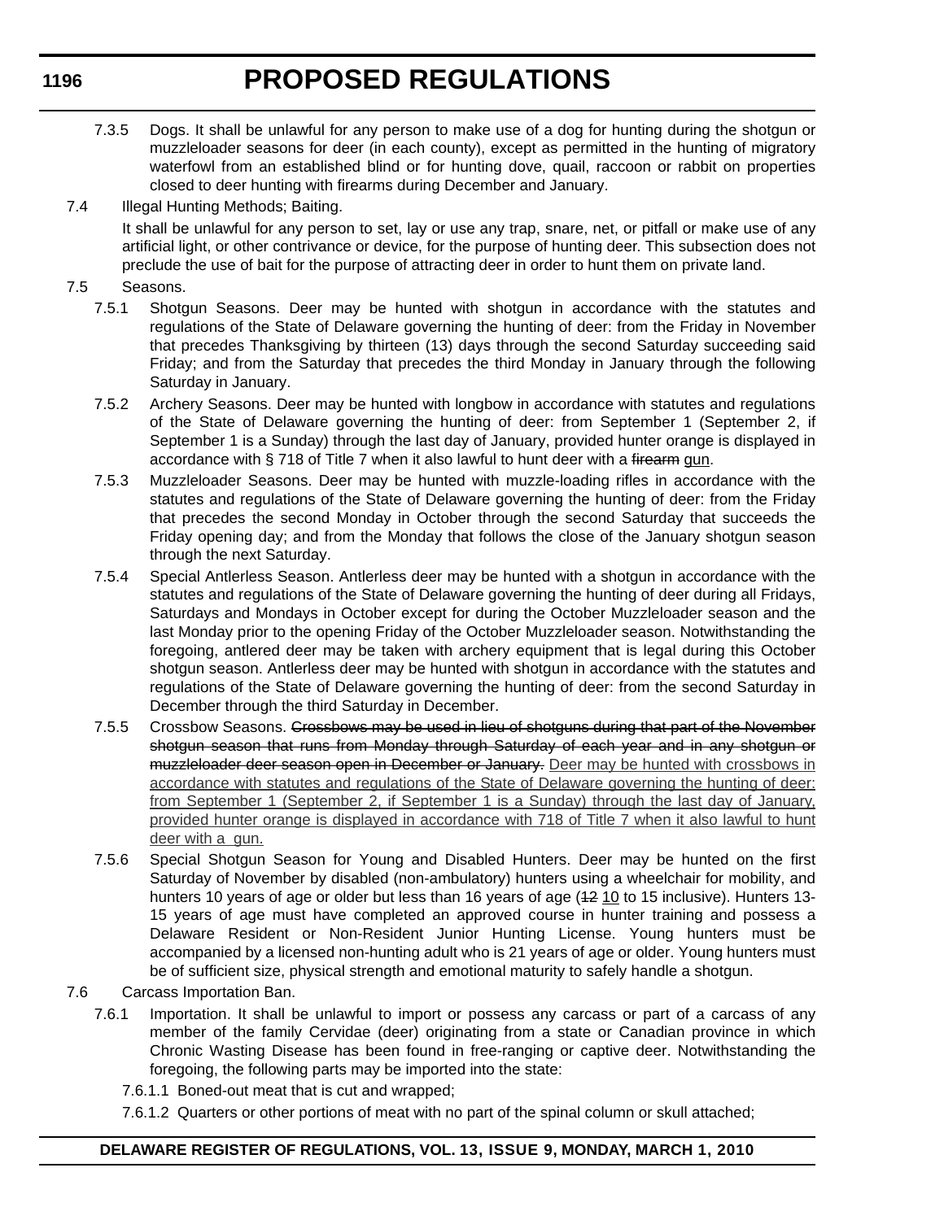7.3.5 Dogs. It shall be unlawful for any person to make use of a dog for hunting during the shotgun or muzzleloader seasons for deer (in each county), except as permitted in the hunting of migratory waterfowl from an established blind or for hunting dove, quail, raccoon or rabbit on properties closed to deer hunting with firearms during December and January.

7.4 Illegal Hunting Methods; Baiting.

It shall be unlawful for any person to set, lay or use any trap, snare, net, or pitfall or make use of any artificial light, or other contrivance or device, for the purpose of hunting deer. This subsection does not preclude the use of bait for the purpose of attracting deer in order to hunt them on private land.

7.5 Seasons.

7.5.1 Shotgun Seasons. Deer may be hunted with shotgun in accordance with the statutes and regulations of the State of Delaware governing the hunting of deer: from the Friday in November that precedes Thanksgiving by thirteen (13) days through the second Saturday succeeding said Friday; and from the Saturday that precedes the third Monday in January through the following Saturday in January.

7.5.2 Archery Seasons. Deer may be hunted with longbow in accordance with statutes and regulations of the State of Delaware governing the hunting of deer: from September 1 (September 2, if September 1 is a Sunday) through the last day of January, provided hunter orange is displayed in accordance with § 718 of Title 7 when it also lawful to hunt deer with a ~~firearm~~ gun.

7.5.3 Muzzleloader Seasons. Deer may be hunted with muzzle-loading rifles in accordance with the statutes and regulations of the State of Delaware governing the hunting of deer: from the Friday that precedes the second Monday in October through the second Saturday that succeeds the Friday opening day; and from the Monday that follows the close of the January shotgun season through the next Saturday.

7.5.4 Special Antlerless Season. Antlerless deer may be hunted with a shotgun in accordance with the statutes and regulations of the State of Delaware governing the hunting of deer during all Fridays, Saturdays and Mondays in October except for during the October Muzzleloader season and the last Monday prior to the opening Friday of the October Muzzleloader season. Notwithstanding the foregoing, antlered deer may be taken with archery equipment that is legal during this October shotgun season. Antlerless deer may be hunted with shotgun in accordance with the statutes and regulations of the State of Delaware governing the hunting of deer: from the second Saturday in December through the third Saturday in December.

7.5.5 Crossbow Seasons. ~~Crossbows may be used in lieu of shotguns during that part of the November shotgun season that runs from Monday through Saturday of each year and in any shotgun or muzzleloader deer season open in December or January.~~ Deer may be hunted with crossbows in accordance with statutes and regulations of the State of Delaware governing the hunting of deer: from September 1 (September 2, if September 1 is a Sunday) through the last day of January, provided hunter orange is displayed in accordance with 718 of Title 7 when it also lawful to hunt deer with a gun.

7.5.6 Special Shotgun Season for Young and Disabled Hunters. Deer may be hunted on the first Saturday of November by disabled (non-ambulatory) hunters using a wheelchair for mobility, and hunters 10 years of age or older but less than 16 years of age (~~12~~ 10 to 15 inclusive). Hunters 13-15 years of age must have completed an approved course in hunter training and possess a Delaware Resident or Non-Resident Junior Hunting License. Young hunters must be accompanied by a licensed non-hunting adult who is 21 years of age or older. Young hunters must be of sufficient size, physical strength and emotional maturity to safely handle a shotgun.

7.6 Carcass Importation Ban.

7.6.1 Importation. It shall be unlawful to import or possess any carcass or part of a carcass of any member of the family Cervidae (deer) originating from a state or Canadian province in which Chronic Wasting Disease has been found in free-ranging or captive deer. Notwithstanding the foregoing, the following parts may be imported into the state:

7.6.1.1 Boned-out meat that is cut and wrapped;

7.6.1.2 Quarters or other portions of meat with no part of the spinal column or skull attached;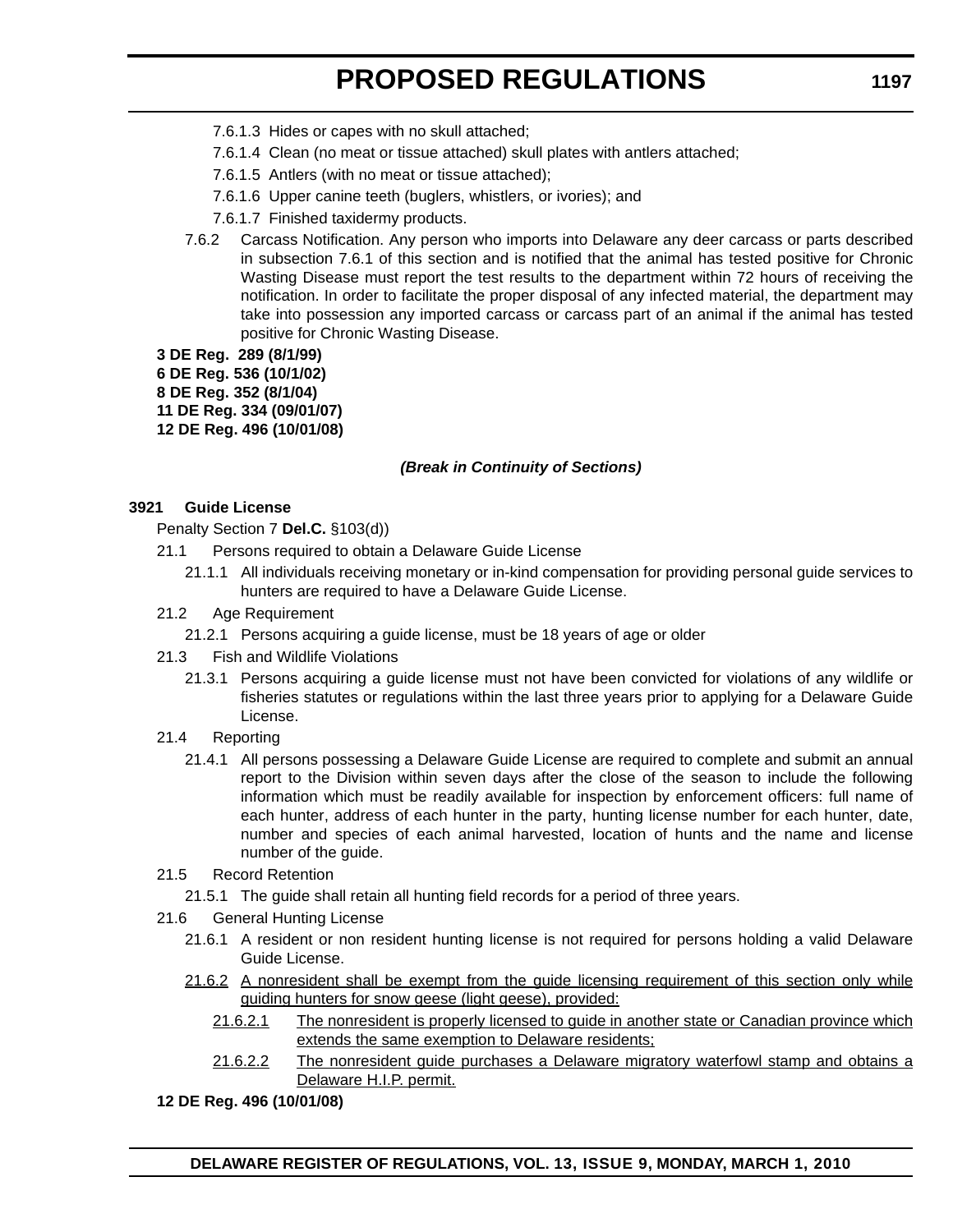7.6.1.3 Hides or capes with no skull attached;

7.6.1.4 Clean (no meat or tissue attached) skull plates with antlers attached;

7.6.1.5 Antlers (with no meat or tissue attached);

7.6.1.6 Upper canine teeth (buglers, whistlers, or ivories); and

7.6.1.7 Finished taxidermy products.

7.6.2 Carcass Notification. Any person who imports into Delaware any deer carcass or parts described in subsection 7.6.1 of this section and is notified that the animal has tested positive for Chronic Wasting Disease must report the test results to the department within 72 hours of receiving the notification. In order to facilitate the proper disposal of any infected material, the department may take into possession any imported carcass or carcass part of an animal if the animal has tested positive for Chronic Wasting Disease.

**3 DE Reg. 289 (8/1/99)**
**6 DE Reg. 536 (10/1/02)**
**8 DE Reg. 352 (8/1/04)**
**11 DE Reg. 334 (09/01/07)**
**12 DE Reg. 496 (10/01/08)**

***(Break in Continuity of Sections)***

**3921 Guide License**

Penalty Section 7 **Del.C.** §103(d))

21.1 Persons required to obtain a Delaware Guide License

21.1.1 All individuals receiving monetary or in-kind compensation for providing personal guide services to hunters are required to have a Delaware Guide License.

21.2 Age Requirement

21.2.1 Persons acquiring a guide license, must be 18 years of age or older

21.3 Fish and Wildlife Violations

21.3.1 Persons acquiring a guide license must not have been convicted for violations of any wildlife or fisheries statutes or regulations within the last three years prior to applying for a Delaware Guide License.

21.4 Reporting

21.4.1 All persons possessing a Delaware Guide License are required to complete and submit an annual report to the Division within seven days after the close of the season to include the following information which must be readily available for inspection by enforcement officers: full name of each hunter, address of each hunter in the party, hunting license number for each hunter, date, number and species of each animal harvested, location of hunts and the name and license number of the guide.

21.5 Record Retention

21.5.1 The guide shall retain all hunting field records for a period of three years.

21.6 General Hunting License

21.6.1 A resident or non resident hunting license is not required for persons holding a valid Delaware Guide License.

<u>21.6.2 A nonresident shall be exempt from the guide licensing requirement of this section only while guiding hunters for snow geese (light geese), provided:</u>

<u>21.6.2.1 The nonresident is properly licensed to guide in another state or Canadian province which extends the same exemption to Delaware residents;</u>

<u>21.6.2.2 The nonresident guide purchases a Delaware migratory waterfowl stamp and obtains a Delaware H.I.P. permit.</u>

**12 DE Reg. 496 (10/01/08)**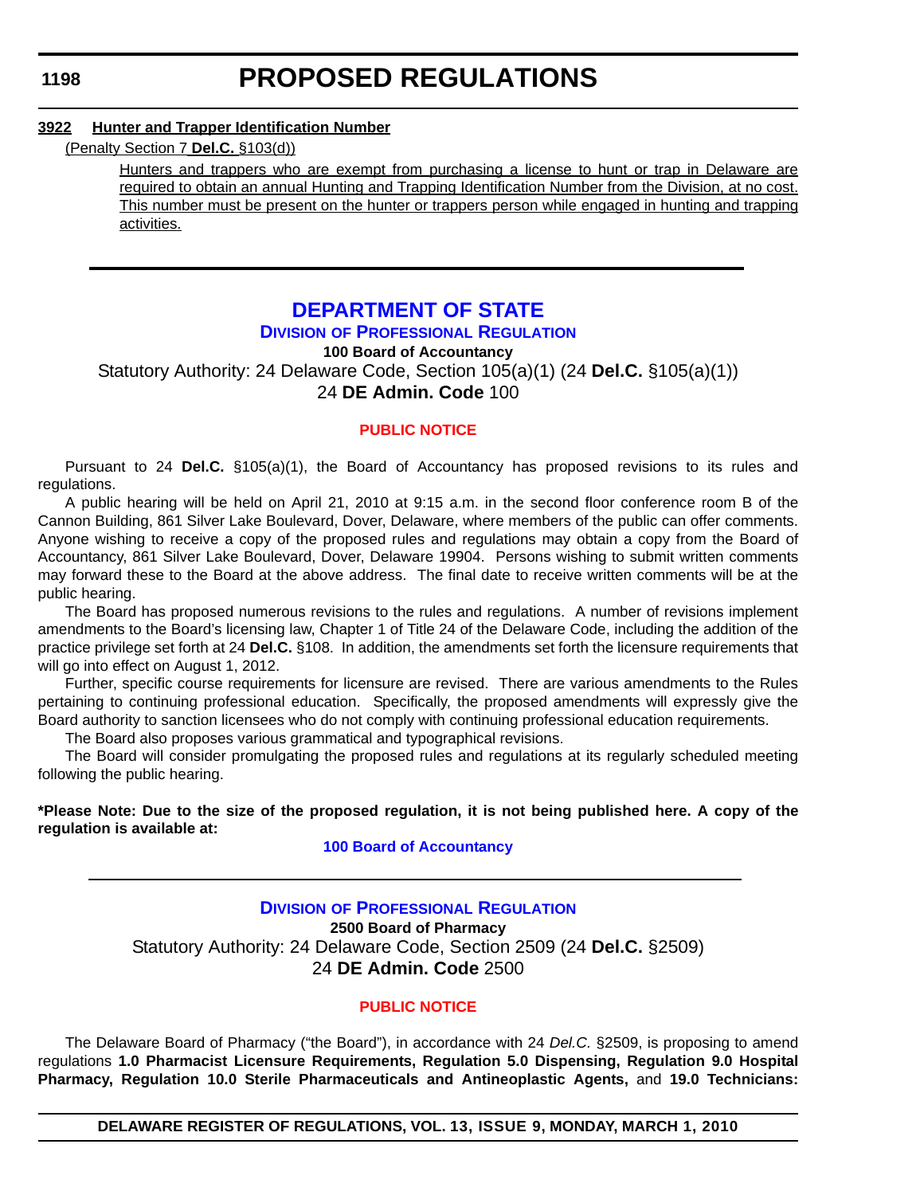**3922 Hunter and Trapper Identification Number**

(Penalty Section 7 **Del.C.** §103(d))

Hunters and trappers who are exempt from purchasing a license to hunt or trap in Delaware are required to obtain an annual Hunting and Trapping Identification Number from the Division, at no cost. This number must be present on the hunter or trappers person while engaged in hunting and trapping activities.

---

# DEPARTMENT OF STATE

## DIVISION OF PROFESSIONAL REGULATION

**100 Board of Accountancy**

Statutory Authority: 24 Delaware Code, Section 105(a)(1) (24 **Del.C.** §105(a)(1))

24 **DE Admin. Code** 100

### PUBLIC NOTICE

Pursuant to 24 **Del.C.** §105(a)(1), the Board of Accountancy has proposed revisions to its rules and regulations.

A public hearing will be held on April 21, 2010 at 9:15 a.m. in the second floor conference room B of the Cannon Building, 861 Silver Lake Boulevard, Dover, Delaware, where members of the public can offer comments. Anyone wishing to receive a copy of the proposed rules and regulations may obtain a copy from the Board of Accountancy, 861 Silver Lake Boulevard, Dover, Delaware 19904. Persons wishing to submit written comments may forward these to the Board at the above address. The final date to receive written comments will be at the public hearing.

The Board has proposed numerous revisions to the rules and regulations. A number of revisions implement amendments to the Board's licensing law, Chapter 1 of Title 24 of the Delaware Code, including the addition of the practice privilege set forth at 24 **Del.C.** §108. In addition, the amendments set forth the licensure requirements that will go into effect on August 1, 2012.

Further, specific course requirements for licensure are revised. There are various amendments to the Rules pertaining to continuing professional education. Specifically, the proposed amendments will expressly give the Board authority to sanction licensees who do not comply with continuing professional education requirements.

The Board also proposes various grammatical and typographical revisions.

The Board will consider promulgating the proposed rules and regulations at its regularly scheduled meeting following the public hearing.

**\*Please Note: Due to the size of the proposed regulation, it is not being published here. A copy of the regulation is available at:**

**100 Board of Accountancy**

---

## DIVISION OF PROFESSIONAL REGULATION

**2500 Board of Pharmacy**

Statutory Authority: 24 Delaware Code, Section 2509 (24 **Del.C.** §2509)

24 **DE Admin. Code** 2500

### PUBLIC NOTICE

The Delaware Board of Pharmacy ("the Board"), in accordance with 24 *Del.C.* §2509, is proposing to amend regulations **1.0 Pharmacist Licensure Requirements, Regulation 5.0 Dispensing, Regulation 9.0 Hospital Pharmacy, Regulation 10.0 Sterile Pharmaceuticals and Antineoplastic Agents,** and **19.0 Technicians:**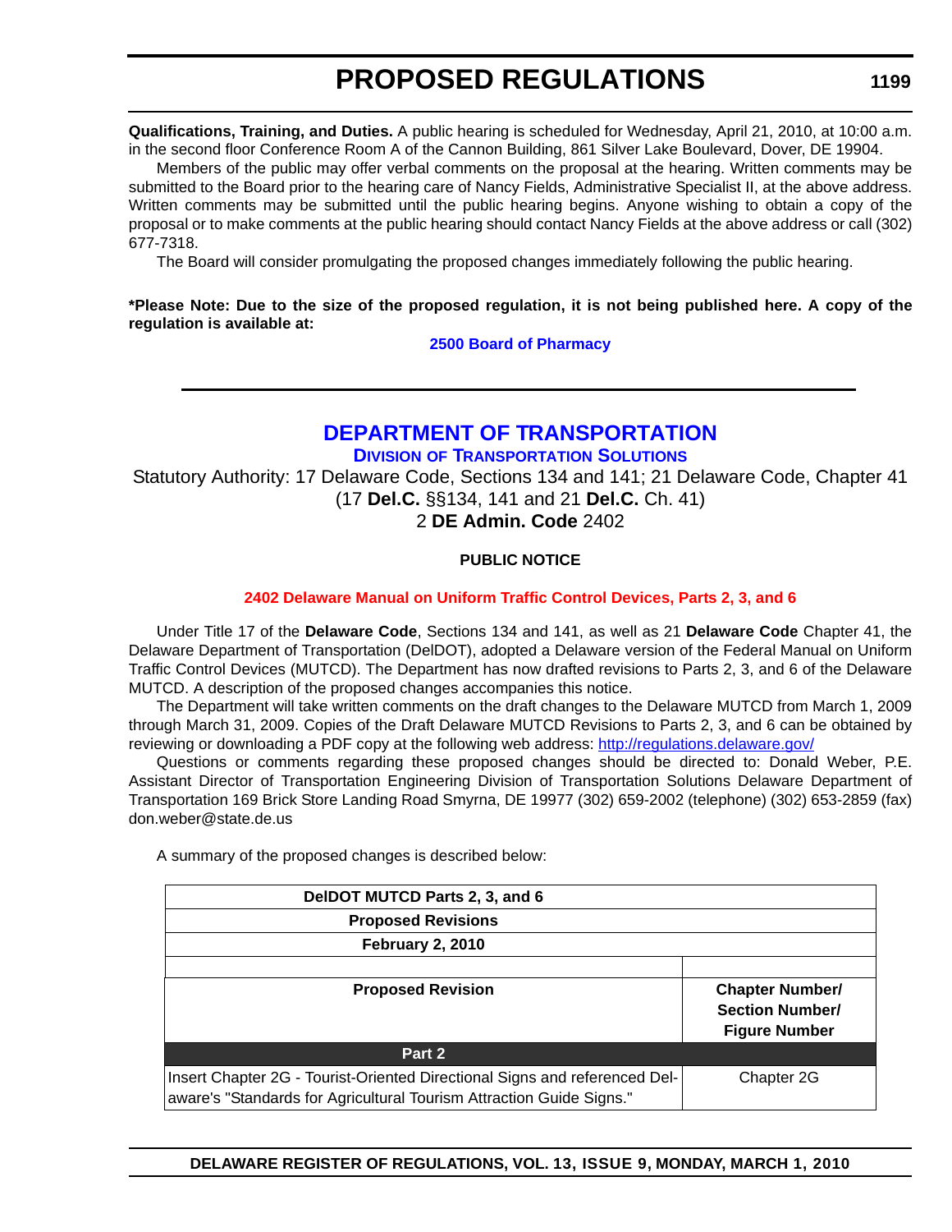**Qualifications, Training, and Duties.** A public hearing is scheduled for Wednesday, April 21, 2010, at 10:00 a.m. in the second floor Conference Room A of the Cannon Building, 861 Silver Lake Boulevard, Dover, DE 19904.

Members of the public may offer verbal comments on the proposal at the hearing. Written comments may be submitted to the Board prior to the hearing care of Nancy Fields, Administrative Specialist II, at the above address. Written comments may be submitted until the public hearing begins. Anyone wishing to obtain a copy of the proposal or to make comments at the public hearing should contact Nancy Fields at the above address or call (302) 677-7318.

The Board will consider promulgating the proposed changes immediately following the public hearing.

**\*Please Note: Due to the size of the proposed regulation, it is not being published here. A copy of the regulation is available at:**

**2500 Board of Pharmacy**

---

## DEPARTMENT OF TRANSPORTATION

### Division of Transportation Solutions

Statutory Authority: 17 Delaware Code, Sections 134 and 141; 21 Delaware Code, Chapter 41 (17 **Del.C.** §§134, 141 and 21 **Del.C.** Ch. 41)

2 **DE Admin. Code** 2402

**PUBLIC NOTICE**

**2402 Delaware Manual on Uniform Traffic Control Devices, Parts 2, 3, and 6**

Under Title 17 of the **Delaware Code**, Sections 134 and 141, as well as 21 **Delaware Code** Chapter 41, the Delaware Department of Transportation (DelDOT), adopted a Delaware version of the Federal Manual on Uniform Traffic Control Devices (MUTCD). The Department has now drafted revisions to Parts 2, 3, and 6 of the Delaware MUTCD. A description of the proposed changes accompanies this notice.

The Department will take written comments on the draft changes to the Delaware MUTCD from March 1, 2009 through March 31, 2009. Copies of the Draft Delaware MUTCD Revisions to Parts 2, 3, and 6 can be obtained by reviewing or downloading a PDF copy at the following web address: http://regulations.delaware.gov/

Questions or comments regarding these proposed changes should be directed to: Donald Weber, P.E. Assistant Director of Transportation Engineering Division of Transportation Solutions Delaware Department of Transportation 169 Brick Store Landing Road Smyrna, DE 19977 (302) 659-2002 (telephone) (302) 653-2859 (fax) don.weber@state.de.us

A summary of the proposed changes is described below:

| **DelDOT MUTCD Parts 2, 3, and 6** | |
|---|---|
| **Proposed Revisions** | |
| **February 2, 2010** | |
| | |
| **Proposed Revision** | **Chapter Number/ Section Number/ Figure Number** |
| **Part 2** | |
| Insert Chapter 2G - Tourist-Oriented Directional Signs and referenced Delaware's "Standards for Agricultural Tourism Attraction Guide Signs." | Chapter 2G |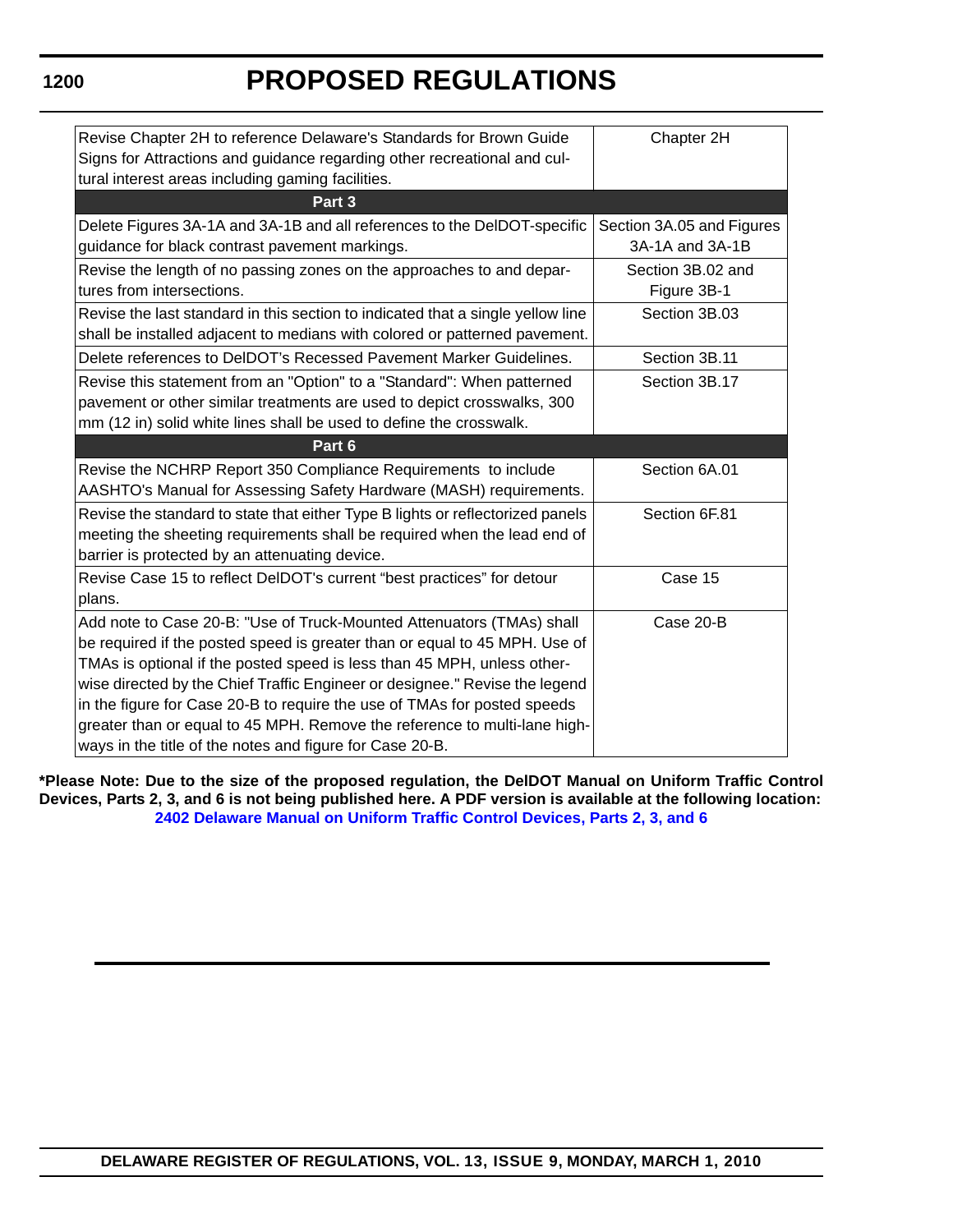| | |
|---|---|
| Revise Chapter 2H to reference Delaware's Standards for Brown Guide Signs for Attractions and guidance regarding other recreational and cultural interest areas including gaming facilities. | Chapter 2H |
| **Part 3** | |
| Delete Figures 3A-1A and 3A-1B and all references to the DelDOT-specific guidance for black contrast pavement markings. | Section 3A.05 and Figures 3A-1A and 3A-1B |
| Revise the length of no passing zones on the approaches to and departures from intersections. | Section 3B.02 and Figure 3B-1 |
| Revise the last standard in this section to indicated that a single yellow line shall be installed adjacent to medians with colored or patterned pavement. | Section 3B.03 |
| Delete references to DelDOT's Recessed Pavement Marker Guidelines. | Section 3B.11 |
| Revise this statement from an "Option" to a "Standard": When patterned pavement or other similar treatments are used to depict crosswalks, 300 mm (12 in) solid white lines shall be used to define the crosswalk. | Section 3B.17 |
| **Part 6** | |
| Revise the NCHRP Report 350 Compliance Requirements to include AASHTO's Manual for Assessing Safety Hardware (MASH) requirements. | Section 6A.01 |
| Revise the standard to state that either Type B lights or reflectorized panels meeting the sheeting requirements shall be required when the lead end of barrier is protected by an attenuating device. | Section 6F.81 |
| Revise Case 15 to reflect DelDOT's current "best practices" for detour plans. | Case 15 |
| Add note to Case 20-B: "Use of Truck-Mounted Attenuators (TMAs) shall be required if the posted speed is greater than or equal to 45 MPH. Use of TMAs is optional if the posted speed is less than 45 MPH, unless otherwise directed by the Chief Traffic Engineer or designee." Revise the legend in the figure for Case 20-B to require the use of TMAs for posted speeds greater than or equal to 45 MPH. Remove the reference to multi-lane highways in the title of the notes and figure for Case 20-B. | Case 20-B |

**\*Please Note: Due to the size of the proposed regulation, the DelDOT Manual on Uniform Traffic Control Devices, Parts 2, 3, and 6 is not being published here. A PDF version is available at the following location:**
**2402 Delaware Manual on Uniform Traffic Control Devices, Parts 2, 3, and 6**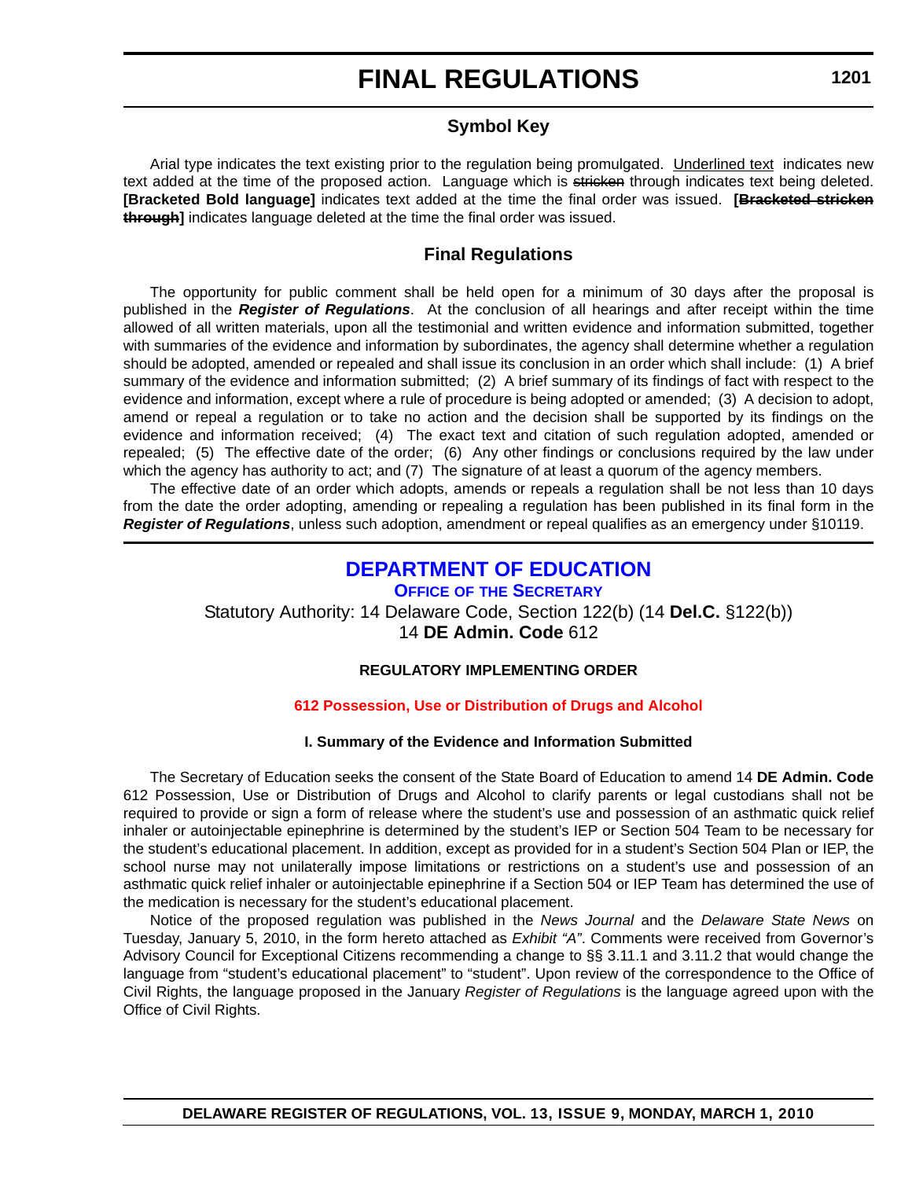# FINAL REGULATIONS

## Symbol Key

Arial type indicates the text existing prior to the regulation being promulgated. Underlined text indicates new text added at the time of the proposed action. Language which is ~~stricken~~ through indicates text being deleted. **[Bracketed Bold language]** indicates text added at the time the final order was issued. **[~~Bracketed stricken through~~]** indicates language deleted at the time the final order was issued.

## Final Regulations

The opportunity for public comment shall be held open for a minimum of 30 days after the proposal is published in the ***Register of Regulations***. At the conclusion of all hearings and after receipt within the time allowed of all written materials, upon all the testimonial and written evidence and information submitted, together with summaries of the evidence and information by subordinates, the agency shall determine whether a regulation should be adopted, amended or repealed and shall issue its conclusion in an order which shall include: (1) A brief summary of the evidence and information submitted; (2) A brief summary of its findings of fact with respect to the evidence and information, except where a rule of procedure is being adopted or amended; (3) A decision to adopt, amend or repeal a regulation or to take no action and the decision shall be supported by its findings on the evidence and information received; (4) The exact text and citation of such regulation adopted, amended or repealed; (5) The effective date of the order; (6) Any other findings or conclusions required by the law under which the agency has authority to act; and (7) The signature of at least a quorum of the agency members.

The effective date of an order which adopts, amends or repeals a regulation shall be not less than 10 days from the date the order adopting, amending or repealing a regulation has been published in its final form in the ***Register of Regulations***, unless such adoption, amendment or repeal qualifies as an emergency under §10119.

## DEPARTMENT OF EDUCATION

**OFFICE OF THE SECRETARY**

Statutory Authority: 14 Delaware Code, Section 122(b) (14 **Del.C.** §122(b))
14 **DE Admin. Code** 612

**REGULATORY IMPLEMENTING ORDER**

**612 Possession, Use or Distribution of Drugs and Alcohol**

**I. Summary of the Evidence and Information Submitted**

The Secretary of Education seeks the consent of the State Board of Education to amend 14 **DE Admin. Code** 612 Possession, Use or Distribution of Drugs and Alcohol to clarify parents or legal custodians shall not be required to provide or sign a form of release where the student's use and possession of an asthmatic quick relief inhaler or autoinjectable epinephrine is determined by the student's IEP or Section 504 Team to be necessary for the student's educational placement. In addition, except as provided for in a student's Section 504 Plan or IEP, the school nurse may not unilaterally impose limitations or restrictions on a student's use and possession of an asthmatic quick relief inhaler or autoinjectable epinephrine if a Section 504 or IEP Team has determined the use of the medication is necessary for the student's educational placement.

Notice of the proposed regulation was published in the *News Journal* and the *Delaware State News* on Tuesday, January 5, 2010, in the form hereto attached as *Exhibit "A"*. Comments were received from Governor's Advisory Council for Exceptional Citizens recommending a change to §§ 3.11.1 and 3.11.2 that would change the language from "student's educational placement" to "student". Upon review of the correspondence to the Office of Civil Rights, the language proposed in the January *Register of Regulations* is the language agreed upon with the Office of Civil Rights.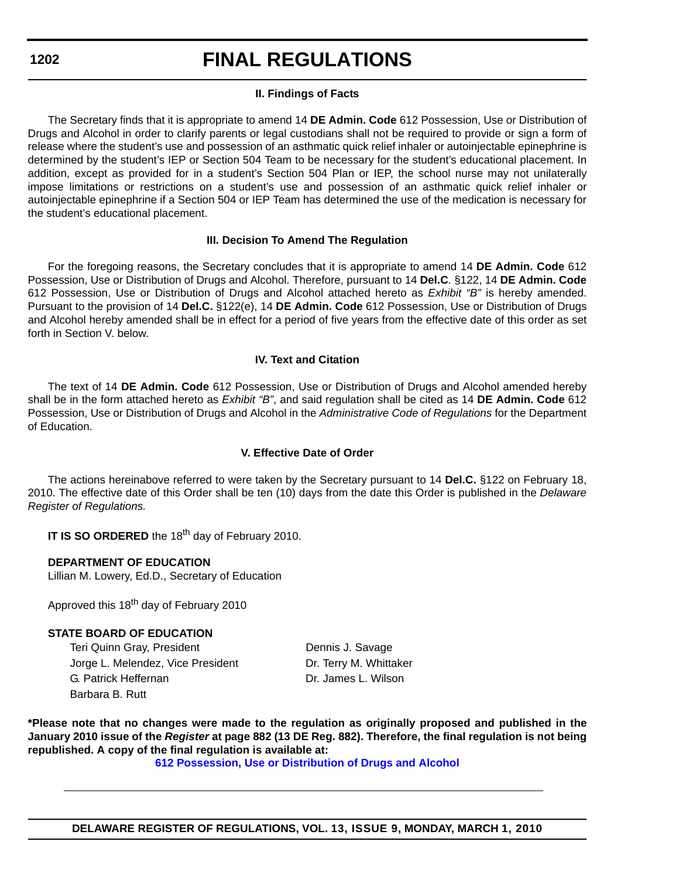### II. Findings of Facts

The Secretary finds that it is appropriate to amend 14 **DE Admin. Code** 612 Possession, Use or Distribution of Drugs and Alcohol in order to clarify parents or legal custodians shall not be required to provide or sign a form of release where the student's use and possession of an asthmatic quick relief inhaler or autoinjectable epinephrine is determined by the student's IEP or Section 504 Team to be necessary for the student's educational placement. In addition, except as provided for in a student's Section 504 Plan or IEP, the school nurse may not unilaterally impose limitations or restrictions on a student's use and possession of an asthmatic quick relief inhaler or autoinjectable epinephrine if a Section 504 or IEP Team has determined the use of the medication is necessary for the student's educational placement.

### III. Decision To Amend The Regulation

For the foregoing reasons, the Secretary concludes that it is appropriate to amend 14 **DE Admin. Code** 612 Possession, Use or Distribution of Drugs and Alcohol. Therefore, pursuant to 14 **Del.C**. §122, 14 **DE Admin. Code** 612 Possession, Use or Distribution of Drugs and Alcohol attached hereto as *Exhibit "B"* is hereby amended. Pursuant to the provision of 14 **Del.C.** §122(e), 14 **DE Admin. Code** 612 Possession, Use or Distribution of Drugs and Alcohol hereby amended shall be in effect for a period of five years from the effective date of this order as set forth in Section V. below.

### IV. Text and Citation

The text of 14 **DE Admin. Code** 612 Possession, Use or Distribution of Drugs and Alcohol amended hereby shall be in the form attached hereto as *Exhibit "B"*, and said regulation shall be cited as 14 **DE Admin. Code** 612 Possession, Use or Distribution of Drugs and Alcohol in the *Administrative Code of Regulations* for the Department of Education.

### V. Effective Date of Order

The actions hereinabove referred to were taken by the Secretary pursuant to 14 **Del.C.** §122 on February 18, 2010. The effective date of this Order shall be ten (10) days from the date this Order is published in the *Delaware Register of Regulations.*

**IT IS SO ORDERED** the 18th day of February 2010.

**DEPARTMENT OF EDUCATION**
Lillian M. Lowery, Ed.D., Secretary of Education

Approved this 18th day of February 2010

**STATE BOARD OF EDUCATION**

Teri Quinn Gray, President
Jorge L. Melendez, Vice President
G. Patrick Heffernan
Barbara B. Rutt
Dennis J. Savage
Dr. Terry M. Whittaker
Dr. James L. Wilson

**\*Please note that no changes were made to the regulation as originally proposed and published in the January 2010 issue of the *Register* at page 882 (13 DE Reg. 882). Therefore, the final regulation is not being republished. A copy of the final regulation is available at:**

**612 Possession, Use or Distribution of Drugs and Alcohol**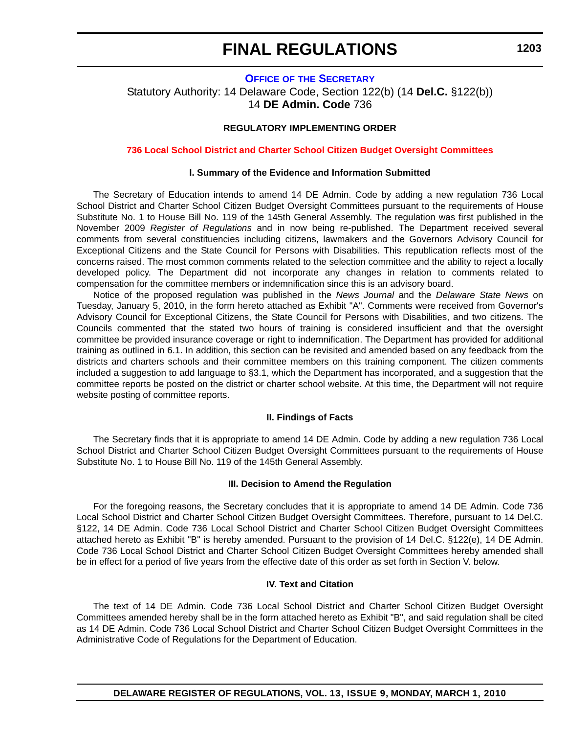# FINAL REGULATIONS

## OFFICE OF THE SECRETARY

Statutory Authority: 14 Delaware Code, Section 122(b) (14 **Del.C.** §122(b))
14 **DE Admin. Code** 736

### REGULATORY IMPLEMENTING ORDER

### 736 Local School District and Charter School Citizen Budget Oversight Committees

#### I. Summary of the Evidence and Information Submitted

The Secretary of Education intends to amend 14 DE Admin. Code by adding a new regulation 736 Local School District and Charter School Citizen Budget Oversight Committees pursuant to the requirements of House Substitute No. 1 to House Bill No. 119 of the 145th General Assembly. The regulation was first published in the November 2009 *Register of Regulations* and in now being re-published. The Department received several comments from several constituencies including citizens, lawmakers and the Governors Advisory Council for Exceptional Citizens and the State Council for Persons with Disabilities. This republication reflects most of the concerns raised. The most common comments related to the selection committee and the ability to reject a locally developed policy. The Department did not incorporate any changes in relation to comments related to compensation for the committee members or indemnification since this is an advisory board.

Notice of the proposed regulation was published in the *News Journal* and the *Delaware State News* on Tuesday, January 5, 2010, in the form hereto attached as Exhibit "A". Comments were received from Governor's Advisory Council for Exceptional Citizens, the State Council for Persons with Disabilities, and two citizens. The Councils commented that the stated two hours of training is considered insufficient and that the oversight committee be provided insurance coverage or right to indemnification. The Department has provided for additional training as outlined in 6.1. In addition, this section can be revisited and amended based on any feedback from the districts and charters schools and their committee members on this training component. The citizen comments included a suggestion to add language to §3.1, which the Department has incorporated, and a suggestion that the committee reports be posted on the district or charter school website. At this time, the Department will not require website posting of committee reports.

#### II. Findings of Facts

The Secretary finds that it is appropriate to amend 14 DE Admin. Code by adding a new regulation 736 Local School District and Charter School Citizen Budget Oversight Committees pursuant to the requirements of House Substitute No. 1 to House Bill No. 119 of the 145th General Assembly.

#### III. Decision to Amend the Regulation

For the foregoing reasons, the Secretary concludes that it is appropriate to amend 14 DE Admin. Code 736 Local School District and Charter School Citizen Budget Oversight Committees. Therefore, pursuant to 14 Del.C. §122, 14 DE Admin. Code 736 Local School District and Charter School Citizen Budget Oversight Committees attached hereto as Exhibit "B" is hereby amended. Pursuant to the provision of 14 Del.C. §122(e), 14 DE Admin. Code 736 Local School District and Charter School Citizen Budget Oversight Committees hereby amended shall be in effect for a period of five years from the effective date of this order as set forth in Section V. below.

#### IV. Text and Citation

The text of 14 DE Admin. Code 736 Local School District and Charter School Citizen Budget Oversight Committees amended hereby shall be in the form attached hereto as Exhibit "B", and said regulation shall be cited as 14 DE Admin. Code 736 Local School District and Charter School Citizen Budget Oversight Committees in the Administrative Code of Regulations for the Department of Education.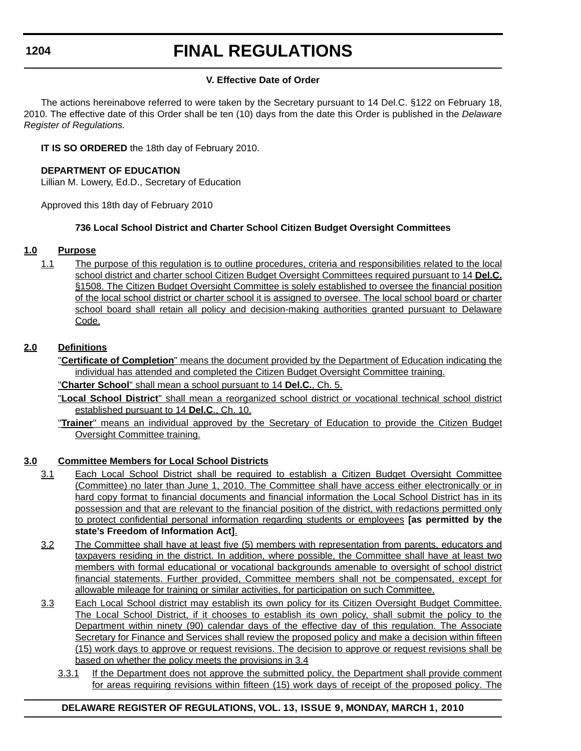### V. Effective Date of Order

The actions hereinabove referred to were taken by the Secretary pursuant to 14 Del.C. §122 on February 18, 2010. The effective date of this Order shall be ten (10) days from the date this Order is published in the *Delaware Register of Regulations.*

**IT IS SO ORDERED** the 18th day of February 2010.

**DEPARTMENT OF EDUCATION**
Lillian M. Lowery, Ed.D., Secretary of Education

Approved this 18th day of February 2010

### 736 Local School District and Charter School Citizen Budget Oversight Committees

**1.0 Purpose**

1.1 The purpose of this regulation is to outline procedures, criteria and responsibilities related to the local school district and charter school Citizen Budget Oversight Committees required pursuant to 14 **Del.C.** §1508. The Citizen Budget Oversight Committee is solely established to oversee the financial position of the local school district or charter school it is assigned to oversee. The local school board or charter school board shall retain all policy and decision-making authorities granted pursuant to Delaware Code.

**2.0 Definitions**

"**Certificate of Completion**" means the document provided by the Department of Education indicating the individual has attended and completed the Citizen Budget Oversight Committee training.

"**Charter School**" shall mean a school pursuant to 14 **Del.C.**, Ch. 5.

"**Local School District**" shall mean a reorganized school district or vocational technical school district established pursuant to 14 **Del.C**., Ch. 10.

"**Trainer**" means an individual approved by the Secretary of Education to provide the Citizen Budget Oversight Committee training.

**3.0 Committee Members for Local School Districts**

3.1 Each Local School District shall be required to establish a Citizen Budget Oversight Committee (Committee) no later than June 1, 2010. The Committee shall have access either electronically or in hard copy format to financial documents and financial information the Local School District has in its possession and that are relevant to the financial position of the district, with redactions permitted only to protect confidential personal information regarding students or employees **[as permitted by the state's Freedom of Information Act]**.

3.2 The Committee shall have at least five (5) members with representation from parents, educators and taxpayers residing in the district. In addition, where possible, the Committee shall have at least two members with formal educational or vocational backgrounds amenable to oversight of school district financial statements. Further provided, Committee members shall not be compensated, except for allowable mileage for training or similar activities, for participation on such Committee.

3.3 Each Local School district may establish its own policy for its Citizen Oversight Budget Committee. The Local School District, if it chooses to establish its own policy, shall submit the policy to the Department within ninety (90) calendar days of the effective day of this regulation. The Associate Secretary for Finance and Services shall review the proposed policy and make a decision within fifteen (15) work days to approve or request revisions. The decision to approve or request revisions shall be based on whether the policy meets the provisions in 3.4

3.3.1 If the Department does not approve the submitted policy, the Department shall provide comment for areas requiring revisions within fifteen (15) work days of receipt of the proposed policy. The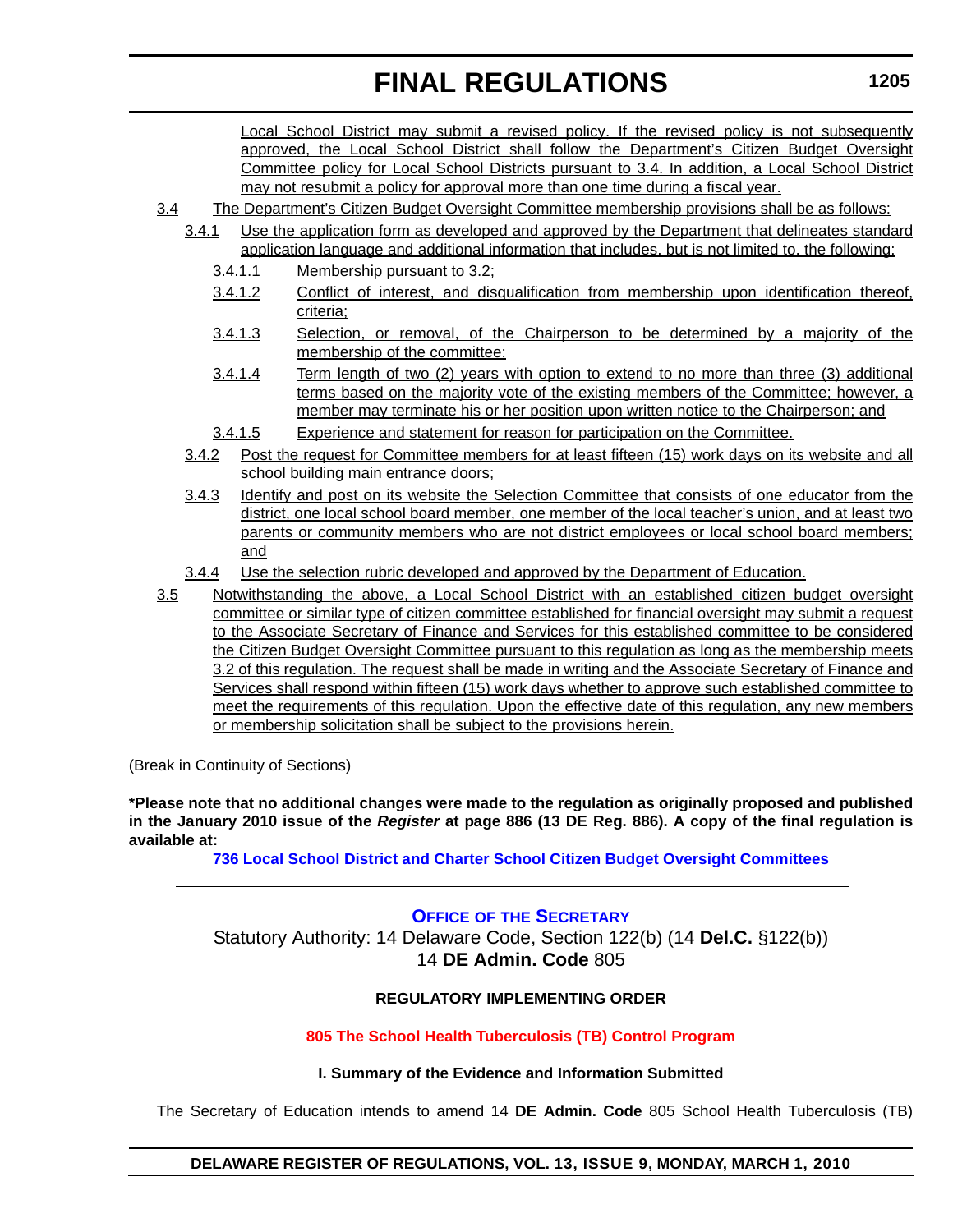Local School District may submit a revised policy. If the revised policy is not subsequently approved, the Local School District shall follow the Department's Citizen Budget Oversight Committee policy for Local School Districts pursuant to 3.4. In addition, a Local School District may not resubmit a policy for approval more than one time during a fiscal year.

3.4 The Department's Citizen Budget Oversight Committee membership provisions shall be as follows:

3.4.1 Use the application form as developed and approved by the Department that delineates standard application language and additional information that includes, but is not limited to, the following:

3.4.1.1 Membership pursuant to 3.2;

3.4.1.2 Conflict of interest, and disqualification from membership upon identification thereof, criteria;

3.4.1.3 Selection, or removal, of the Chairperson to be determined by a majority of the membership of the committee;

3.4.1.4 Term length of two (2) years with option to extend to no more than three (3) additional terms based on the majority vote of the existing members of the Committee; however, a member may terminate his or her position upon written notice to the Chairperson; and

3.4.1.5 Experience and statement for reason for participation on the Committee.

3.4.2 Post the request for Committee members for at least fifteen (15) work days on its website and all school building main entrance doors;

3.4.3 Identify and post on its website the Selection Committee that consists of one educator from the district, one local school board member, one member of the local teacher's union, and at least two parents or community members who are not district employees or local school board members; and

3.4.4 Use the selection rubric developed and approved by the Department of Education.

3.5 Notwithstanding the above, a Local School District with an established citizen budget oversight committee or similar type of citizen committee established for financial oversight may submit a request to the Associate Secretary of Finance and Services for this established committee to be considered the Citizen Budget Oversight Committee pursuant to this regulation as long as the membership meets 3.2 of this regulation. The request shall be made in writing and the Associate Secretary of Finance and Services shall respond within fifteen (15) work days whether to approve such established committee to meet the requirements of this regulation. Upon the effective date of this regulation, any new members or membership solicitation shall be subject to the provisions herein.

(Break in Continuity of Sections)

**\*Please note that no additional changes were made to the regulation as originally proposed and published in the January 2010 issue of the *Register* at page 886 (13 DE Reg. 886). A copy of the final regulation is available at:**

**736 Local School District and Charter School Citizen Budget Oversight Committees**

---

## OFFICE OF THE SECRETARY

Statutory Authority: 14 Delaware Code, Section 122(b) (14 **Del.C.** §122(b))
14 **DE Admin. Code** 805

### REGULATORY IMPLEMENTING ORDER

### 805 The School Health Tuberculosis (TB) Control Program

#### I. Summary of the Evidence and Information Submitted

The Secretary of Education intends to amend 14 **DE Admin. Code** 805 School Health Tuberculosis (TB)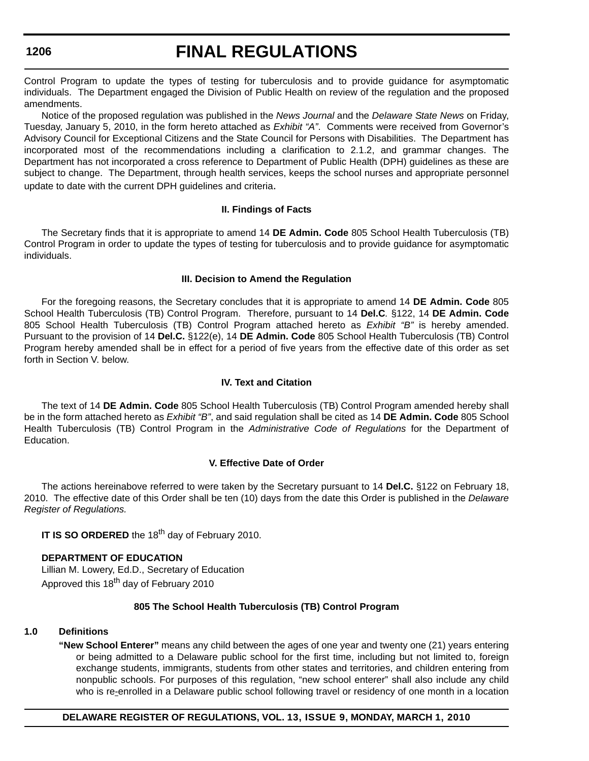Control Program to update the types of testing for tuberculosis and to provide guidance for asymptomatic individuals. The Department engaged the Division of Public Health on review of the regulation and the proposed amendments.

Notice of the proposed regulation was published in the *News Journal* and the *Delaware State News* on Friday, Tuesday, January 5, 2010, in the form hereto attached as *Exhibit "A"*. Comments were received from Governor's Advisory Council for Exceptional Citizens and the State Council for Persons with Disabilities. The Department has incorporated most of the recommendations including a clarification to 2.1.2, and grammar changes. The Department has not incorporated a cross reference to Department of Public Health (DPH) guidelines as these are subject to change. The Department, through health services, keeps the school nurses and appropriate personnel update to date with the current DPH guidelines and criteria.

### II. Findings of Facts

The Secretary finds that it is appropriate to amend 14 **DE Admin. Code** 805 School Health Tuberculosis (TB) Control Program in order to update the types of testing for tuberculosis and to provide guidance for asymptomatic individuals.

### III. Decision to Amend the Regulation

For the foregoing reasons, the Secretary concludes that it is appropriate to amend 14 **DE Admin. Code** 805 School Health Tuberculosis (TB) Control Program. Therefore, pursuant to 14 **Del.C**. §122, 14 **DE Admin. Code** 805 School Health Tuberculosis (TB) Control Program attached hereto as *Exhibit "B"* is hereby amended. Pursuant to the provision of 14 **Del.C.** §122(e), 14 **DE Admin. Code** 805 School Health Tuberculosis (TB) Control Program hereby amended shall be in effect for a period of five years from the effective date of this order as set forth in Section V. below.

### IV. Text and Citation

The text of 14 **DE Admin. Code** 805 School Health Tuberculosis (TB) Control Program amended hereby shall be in the form attached hereto as *Exhibit "B"*, and said regulation shall be cited as 14 **DE Admin. Code** 805 School Health Tuberculosis (TB) Control Program in the *Administrative Code of Regulations* for the Department of Education.

### V. Effective Date of Order

The actions hereinabove referred to were taken by the Secretary pursuant to 14 **Del.C.** §122 on February 18, 2010. The effective date of this Order shall be ten (10) days from the date this Order is published in the *Delaware Register of Regulations.*

**IT IS SO ORDERED** the 18th day of February 2010.

**DEPARTMENT OF EDUCATION**
Lillian M. Lowery, Ed.D., Secretary of Education
Approved this 18th day of February 2010

### 805 The School Health Tuberculosis (TB) Control Program

**1.0 Definitions**

**"New School Enterer"** means any child between the ages of one year and twenty one (21) years entering or being admitted to a Delaware public school for the first time, including but not limited to, foreign exchange students, immigrants, students from other states and territories, and children entering from nonpublic schools. For purposes of this regulation, "new school enterer" shall also include any child who is re-enrolled in a Delaware public school following travel or residency of one month in a location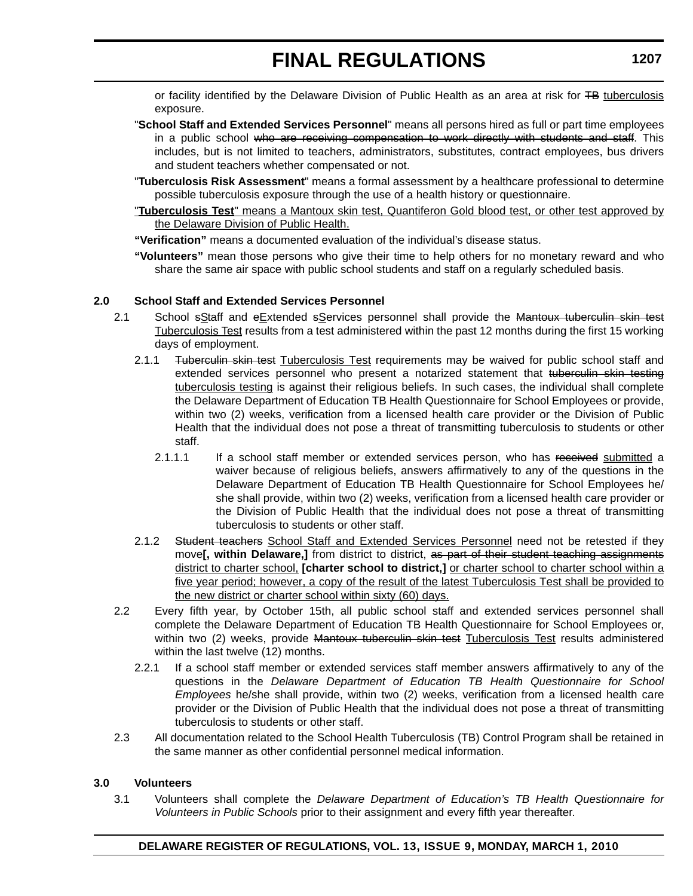or facility identified by the Delaware Division of Public Health as an area at risk for ~~TB~~ tuberculosis exposure.

"**School Staff and Extended Services Personnel**" means all persons hired as full or part time employees in a public school ~~who are receiving compensation to work directly with students and staff~~. This includes, but is not limited to teachers, administrators, substitutes, contract employees, bus drivers and student teachers whether compensated or not.

"**Tuberculosis Risk Assessment**" means a formal assessment by a healthcare professional to determine possible tuberculosis exposure through the use of a health history or questionnaire.

"**Tuberculosis Test**" means a Mantoux skin test, Quantiferon Gold blood test, or other test approved by the Delaware Division of Public Health.

**"Verification"** means a documented evaluation of the individual's disease status.

**"Volunteers"** mean those persons who give their time to help others for no monetary reward and who share the same air space with public school students and staff on a regularly scheduled basis.

**2.0 School Staff and Extended Services Personnel**

2.1 School ~~s~~Staff and ~~e~~Extended ~~s~~Services personnel shall provide the ~~Mantoux tuberculin skin test~~ Tuberculosis Test results from a test administered within the past 12 months during the first 15 working days of employment.

2.1.1 ~~Tuberculin skin test~~ Tuberculosis Test requirements may be waived for public school staff and extended services personnel who present a notarized statement that ~~tuberculin skin testing~~ tuberculosis testing is against their religious beliefs. In such cases, the individual shall complete the Delaware Department of Education TB Health Questionnaire for School Employees or provide, within two (2) weeks, verification from a licensed health care provider or the Division of Public Health that the individual does not pose a threat of transmitting tuberculosis to students or other staff.

2.1.1.1 If a school staff member or extended services person, who has ~~received~~ submitted a waiver because of religious beliefs, answers affirmatively to any of the questions in the Delaware Department of Education TB Health Questionnaire for School Employees he/she shall provide, within two (2) weeks, verification from a licensed health care provider or the Division of Public Health that the individual does not pose a threat of transmitting tuberculosis to students or other staff.

2.1.2 ~~Student teachers~~ School Staff and Extended Services Personnel need not be retested if they move**[, within Delaware,]** from district to district, ~~as part of their student teaching assignments~~ district to charter school, **[charter school to district,]** or charter school to charter school within a five year period; however, a copy of the result of the latest Tuberculosis Test shall be provided to the new district or charter school within sixty (60) days.

2.2 Every fifth year, by October 15th, all public school staff and extended services personnel shall complete the Delaware Department of Education TB Health Questionnaire for School Employees or, within two (2) weeks, provide ~~Mantoux tuberculin skin test~~ Tuberculosis Test results administered within the last twelve (12) months.

2.2.1 If a school staff member or extended services staff member answers affirmatively to any of the questions in the *Delaware Department of Education TB Health Questionnaire for School Employees* he/she shall provide, within two (2) weeks, verification from a licensed health care provider or the Division of Public Health that the individual does not pose a threat of transmitting tuberculosis to students or other staff.

2.3 All documentation related to the School Health Tuberculosis (TB) Control Program shall be retained in the same manner as other confidential personnel medical information.

**3.0 Volunteers**

3.1 Volunteers shall complete the *Delaware Department of Education's TB Health Questionnaire for Volunteers in Public Schools* prior to their assignment and every fifth year thereafter.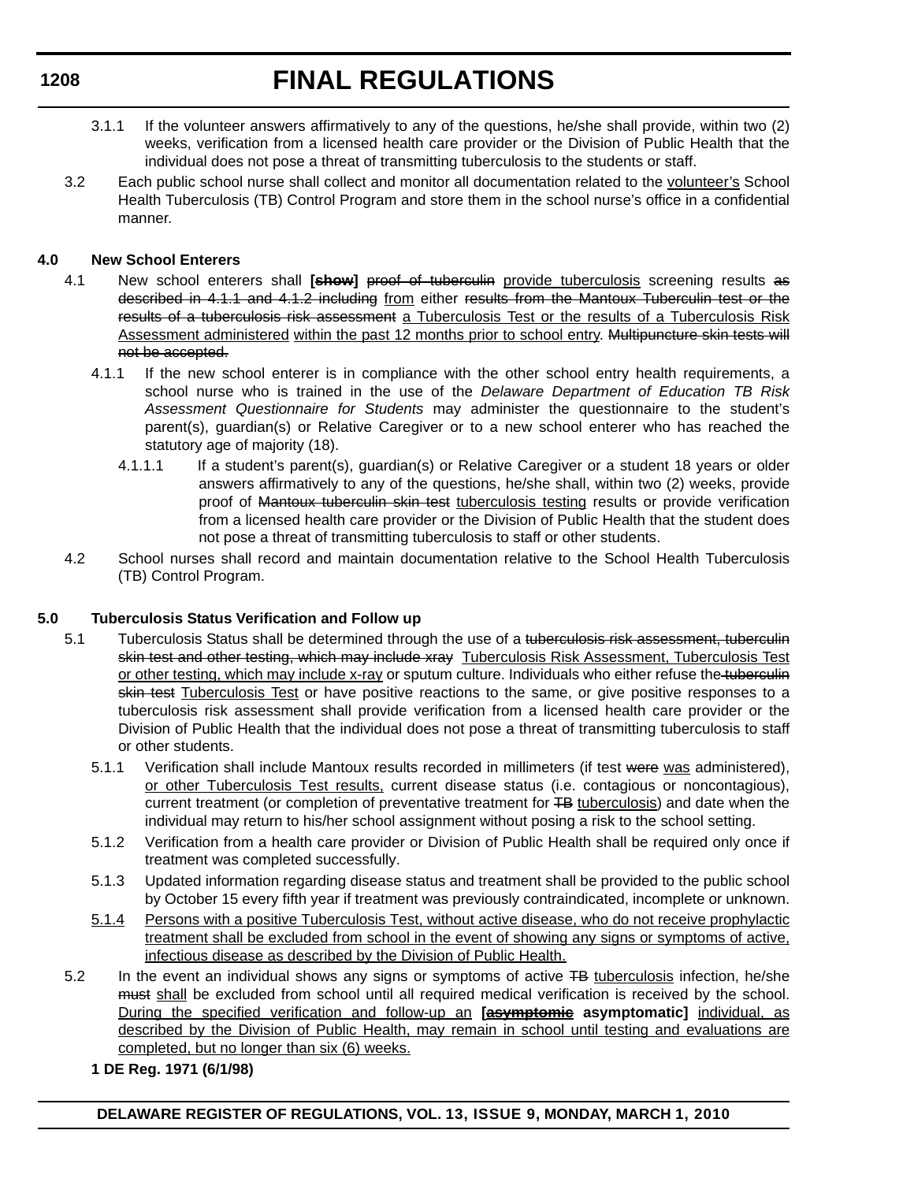3.1.1 If the volunteer answers affirmatively to any of the questions, he/she shall provide, within two (2) weeks, verification from a licensed health care provider or the Division of Public Health that the individual does not pose a threat of transmitting tuberculosis to the students or staff.

3.2 Each public school nurse shall collect and monitor all documentation related to the <u>volunteer's</u> School Health Tuberculosis (TB) Control Program and store them in the school nurse's office in a confidential manner.

**4.0 New School Enterers**

4.1 New school enterers shall **[~~show~~]** ~~proof of tuberculin~~ <u>provide tuberculosis</u> screening results ~~as described in 4.1.1 and 4.1.2 including~~ <u>from</u> either ~~results from the Mantoux Tuberculin test or the results of a tuberculosis risk assessment~~ <u>a Tuberculosis Test or the results of a Tuberculosis Risk Assessment administered</u> <u>within the past 12 months prior to school entry</u>. ~~Multipuncture skin tests will not be accepted.~~

4.1.1 If the new school enterer is in compliance with the other school entry health requirements, a school nurse who is trained in the use of the *Delaware Department of Education TB Risk Assessment Questionnaire for Students* may administer the questionnaire to the student's parent(s), guardian(s) or Relative Caregiver or to a new school enterer who has reached the statutory age of majority (18).

4.1.1.1 If a student's parent(s), guardian(s) or Relative Caregiver or a student 18 years or older answers affirmatively to any of the questions, he/she shall, within two (2) weeks, provide proof of ~~Mantoux tuberculin skin test~~ <u>tuberculosis testing</u> results or provide verification from a licensed health care provider or the Division of Public Health that the student does not pose a threat of transmitting tuberculosis to staff or other students.

4.2 School nurses shall record and maintain documentation relative to the School Health Tuberculosis (TB) Control Program.

**5.0 Tuberculosis Status Verification and Follow up**

5.1 Tuberculosis Status shall be determined through the use of a ~~tuberculosis risk assessment, tuberculin skin test and other testing, which may include xray~~ <u>Tuberculosis Risk Assessment, Tuberculosis Test or other testing, which may include x-ray</u> or sputum culture. Individuals who either refuse the ~~tuberculin skin test~~ <u>Tuberculosis Test</u> or have positive reactions to the same, or give positive responses to a tuberculosis risk assessment shall provide verification from a licensed health care provider or the Division of Public Health that the individual does not pose a threat of transmitting tuberculosis to staff or other students.

5.1.1 Verification shall include Mantoux results recorded in millimeters (if test ~~were~~ <u>was</u> administered), <u>or other Tuberculosis Test results,</u> current disease status (i.e. contagious or noncontagious), current treatment (or completion of preventative treatment for ~~TB~~ <u>tuberculosis</u>) and date when the individual may return to his/her school assignment without posing a risk to the school setting.

5.1.2 Verification from a health care provider or Division of Public Health shall be required only once if treatment was completed successfully.

5.1.3 Updated information regarding disease status and treatment shall be provided to the public school by October 15 every fifth year if treatment was previously contraindicated, incomplete or unknown.

<u>5.1.4</u> <u>Persons with a positive Tuberculosis Test, without active disease, who do not receive prophylactic treatment shall be excluded from school in the event of showing any signs or symptoms of active, infectious disease as described by the Division of Public Health.</u>

5.2 In the event an individual shows any signs or symptoms of active ~~TB~~ <u>tuberculosis</u> infection, he/she ~~must~~ <u>shall</u> be excluded from school until all required medical verification is received by the school. <u>During the specified verification and follow-up an</u> **[~~asymptomic~~ asymptomatic]** <u>individual, as described by the Division of Public Health, may remain in school until testing and evaluations are completed, but no longer than six (6) weeks.</u>

**1 DE Reg. 1971 (6/1/98)**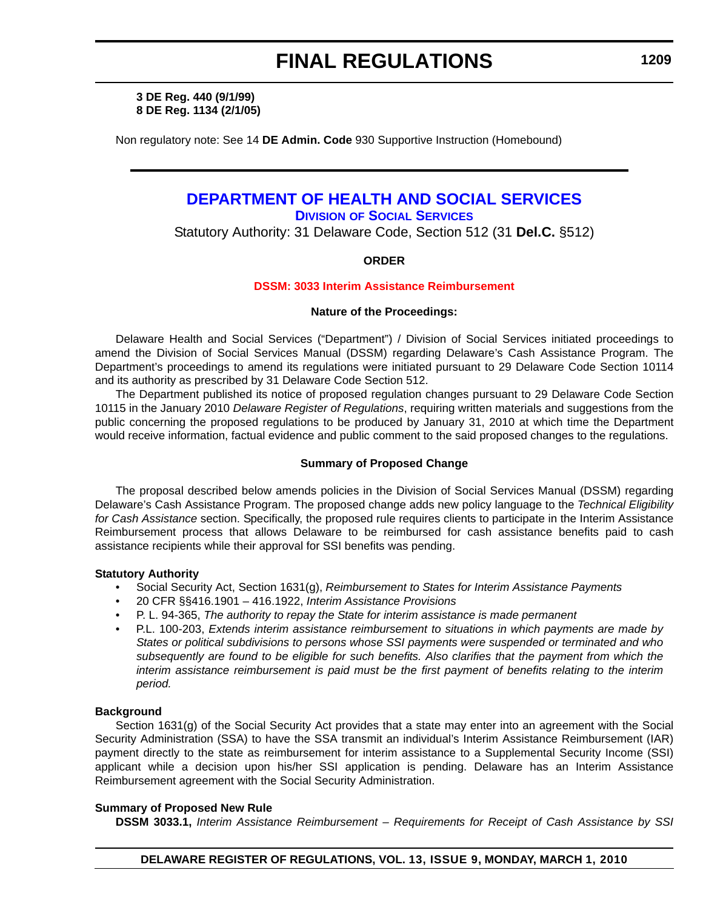**3 DE Reg. 440 (9/1/99)**
**8 DE Reg. 1134 (2/1/05)**

Non regulatory note: See 14 **DE Admin. Code** 930 Supportive Instruction (Homebound)

---

# DEPARTMENT OF HEALTH AND SOCIAL SERVICES

## DIVISION OF SOCIAL SERVICES

Statutory Authority: 31 Delaware Code, Section 512 (31 **Del.C.** §512)

**ORDER**

**DSSM: 3033 Interim Assistance Reimbursement**

**Nature of the Proceedings:**

Delaware Health and Social Services ("Department") / Division of Social Services initiated proceedings to amend the Division of Social Services Manual (DSSM) regarding Delaware's Cash Assistance Program. The Department's proceedings to amend its regulations were initiated pursuant to 29 Delaware Code Section 10114 and its authority as prescribed by 31 Delaware Code Section 512.

The Department published its notice of proposed regulation changes pursuant to 29 Delaware Code Section 10115 in the January 2010 *Delaware Register of Regulations*, requiring written materials and suggestions from the public concerning the proposed regulations to be produced by January 31, 2010 at which time the Department would receive information, factual evidence and public comment to the said proposed changes to the regulations.

**Summary of Proposed Change**

The proposal described below amends policies in the Division of Social Services Manual (DSSM) regarding Delaware's Cash Assistance Program. The proposed change adds new policy language to the *Technical Eligibility for Cash Assistance* section. Specifically, the proposed rule requires clients to participate in the Interim Assistance Reimbursement process that allows Delaware to be reimbursed for cash assistance benefits paid to cash assistance recipients while their approval for SSI benefits was pending.

**Statutory Authority**

- Social Security Act, Section 1631(g), *Reimbursement to States for Interim Assistance Payments*
- 20 CFR §§416.1901 – 416.1922, *Interim Assistance Provisions*
- P. L. 94-365, *The authority to repay the State for interim assistance is made permanent*
- P.L. 100-203, *Extends interim assistance reimbursement to situations in which payments are made by States or political subdivisions to persons whose SSI payments were suspended or terminated and who subsequently are found to be eligible for such benefits. Also clarifies that the payment from which the interim assistance reimbursement is paid must be the first payment of benefits relating to the interim period.*

**Background**

Section 1631(g) of the Social Security Act provides that a state may enter into an agreement with the Social Security Administration (SSA) to have the SSA transmit an individual's Interim Assistance Reimbursement (IAR) payment directly to the state as reimbursement for interim assistance to a Supplemental Security Income (SSI) applicant while a decision upon his/her SSI application is pending. Delaware has an Interim Assistance Reimbursement agreement with the Social Security Administration.

**Summary of Proposed New Rule**

**DSSM 3033.1,** *Interim Assistance Reimbursement – Requirements for Receipt of Cash Assistance by SSI*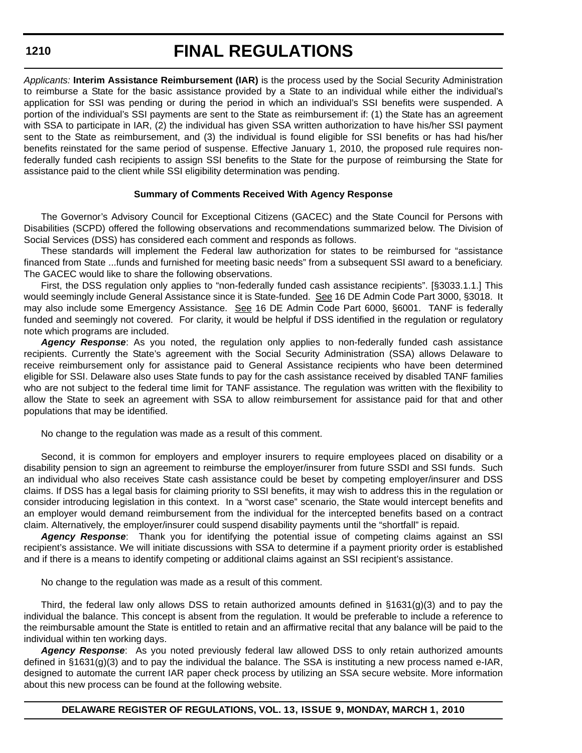*Applicants:* **Interim Assistance Reimbursement (IAR)** is the process used by the Social Security Administration to reimburse a State for the basic assistance provided by a State to an individual while either the individual's application for SSI was pending or during the period in which an individual's SSI benefits were suspended. A portion of the individual's SSI payments are sent to the State as reimbursement if: (1) the State has an agreement with SSA to participate in IAR, (2) the individual has given SSA written authorization to have his/her SSI payment sent to the State as reimbursement, and (3) the individual is found eligible for SSI benefits or has had his/her benefits reinstated for the same period of suspense. Effective January 1, 2010, the proposed rule requires non-federally funded cash recipients to assign SSI benefits to the State for the purpose of reimbursing the State for assistance paid to the client while SSI eligibility determination was pending.

**Summary of Comments Received With Agency Response**

The Governor's Advisory Council for Exceptional Citizens (GACEC) and the State Council for Persons with Disabilities (SCPD) offered the following observations and recommendations summarized below. The Division of Social Services (DSS) has considered each comment and responds as follows.

These standards will implement the Federal law authorization for states to be reimbursed for "assistance financed from State ...funds and furnished for meeting basic needs" from a subsequent SSI award to a beneficiary. The GACEC would like to share the following observations.

First, the DSS regulation only applies to "non-federally funded cash assistance recipients". [§3033.1.1.] This would seemingly include General Assistance since it is State-funded. See 16 DE Admin Code Part 3000, §3018. It may also include some Emergency Assistance. See 16 DE Admin Code Part 6000, §6001. TANF is federally funded and seemingly not covered. For clarity, it would be helpful if DSS identified in the regulation or regulatory note which programs are included.

***Agency Response***: As you noted, the regulation only applies to non-federally funded cash assistance recipients. Currently the State's agreement with the Social Security Administration (SSA) allows Delaware to receive reimbursement only for assistance paid to General Assistance recipients who have been determined eligible for SSI. Delaware also uses State funds to pay for the cash assistance received by disabled TANF families who are not subject to the federal time limit for TANF assistance. The regulation was written with the flexibility to allow the State to seek an agreement with SSA to allow reimbursement for assistance paid for that and other populations that may be identified.

No change to the regulation was made as a result of this comment.

Second, it is common for employers and employer insurers to require employees placed on disability or a disability pension to sign an agreement to reimburse the employer/insurer from future SSDI and SSI funds. Such an individual who also receives State cash assistance could be beset by competing employer/insurer and DSS claims. If DSS has a legal basis for claiming priority to SSI benefits, it may wish to address this in the regulation or consider introducing legislation in this context. In a "worst case" scenario, the State would intercept benefits and an employer would demand reimbursement from the individual for the intercepted benefits based on a contract claim. Alternatively, the employer/insurer could suspend disability payments until the "shortfall" is repaid.

***Agency Response***: Thank you for identifying the potential issue of competing claims against an SSI recipient's assistance. We will initiate discussions with SSA to determine if a payment priority order is established and if there is a means to identify competing or additional claims against an SSI recipient's assistance.

No change to the regulation was made as a result of this comment.

Third, the federal law only allows DSS to retain authorized amounts defined in §1631(g)(3) and to pay the individual the balance. This concept is absent from the regulation. It would be preferable to include a reference to the reimbursable amount the State is entitled to retain and an affirmative recital that any balance will be paid to the individual within ten working days.

***Agency Response***: As you noted previously federal law allowed DSS to only retain authorized amounts defined in §1631(g)(3) and to pay the individual the balance. The SSA is instituting a new process named e-IAR, designed to automate the current IAR paper check process by utilizing an SSA secure website. More information about this new process can be found at the following website.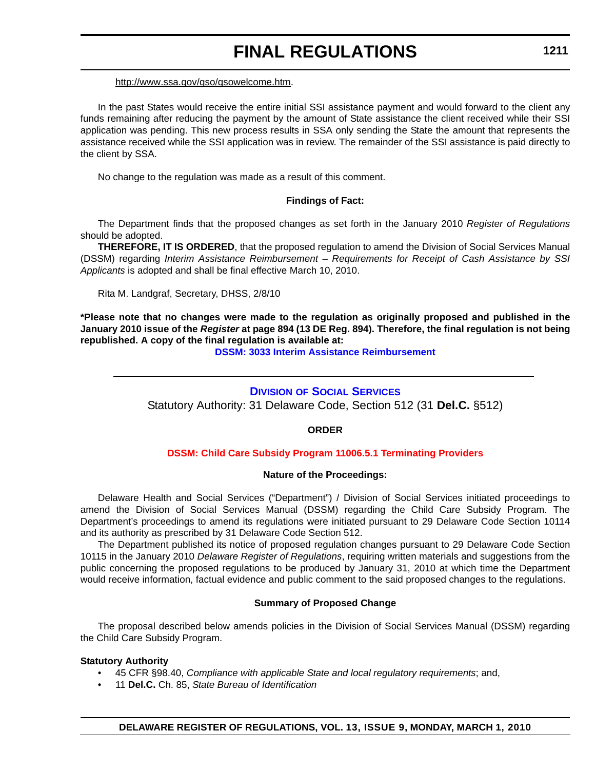http://www.ssa.gov/gso/gsowelcome.htm.

In the past States would receive the entire initial SSI assistance payment and would forward to the client any funds remaining after reducing the payment by the amount of State assistance the client received while their SSI application was pending. This new process results in SSA only sending the State the amount that represents the assistance received while the SSI application was in review. The remainder of the SSI assistance is paid directly to the client by SSA.

No change to the regulation was made as a result of this comment.

**Findings of Fact:**

The Department finds that the proposed changes as set forth in the January 2010 *Register of Regulations* should be adopted.

**THEREFORE, IT IS ORDERED**, that the proposed regulation to amend the Division of Social Services Manual (DSSM) regarding *Interim Assistance Reimbursement – Requirements for Receipt of Cash Assistance by SSI Applicants* is adopted and shall be final effective March 10, 2010.

Rita M. Landgraf, Secretary, DHSS, 2/8/10

**\*Please note that no changes were made to the regulation as originally proposed and published in the January 2010 issue of the *Register* at page 894 (13 DE Reg. 894). Therefore, the final regulation is not being republished. A copy of the final regulation is available at:**

**DSSM: 3033 Interim Assistance Reimbursement**

---

## DIVISION OF SOCIAL SERVICES

Statutory Authority: 31 Delaware Code, Section 512 (31 **Del.C.** §512)

**ORDER**

**DSSM: Child Care Subsidy Program 11006.5.1 Terminating Providers**

**Nature of the Proceedings:**

Delaware Health and Social Services ("Department") / Division of Social Services initiated proceedings to amend the Division of Social Services Manual (DSSM) regarding the Child Care Subsidy Program. The Department's proceedings to amend its regulations were initiated pursuant to 29 Delaware Code Section 10114 and its authority as prescribed by 31 Delaware Code Section 512.

The Department published its notice of proposed regulation changes pursuant to 29 Delaware Code Section 10115 in the January 2010 *Delaware Register of Regulations*, requiring written materials and suggestions from the public concerning the proposed regulations to be produced by January 31, 2010 at which time the Department would receive information, factual evidence and public comment to the said proposed changes to the regulations.

**Summary of Proposed Change**

The proposal described below amends policies in the Division of Social Services Manual (DSSM) regarding the Child Care Subsidy Program.

**Statutory Authority**

- 45 CFR §98.40, *Compliance with applicable State and local regulatory requirements*; and,
- 11 **Del.C.** Ch. 85, *State Bureau of Identification*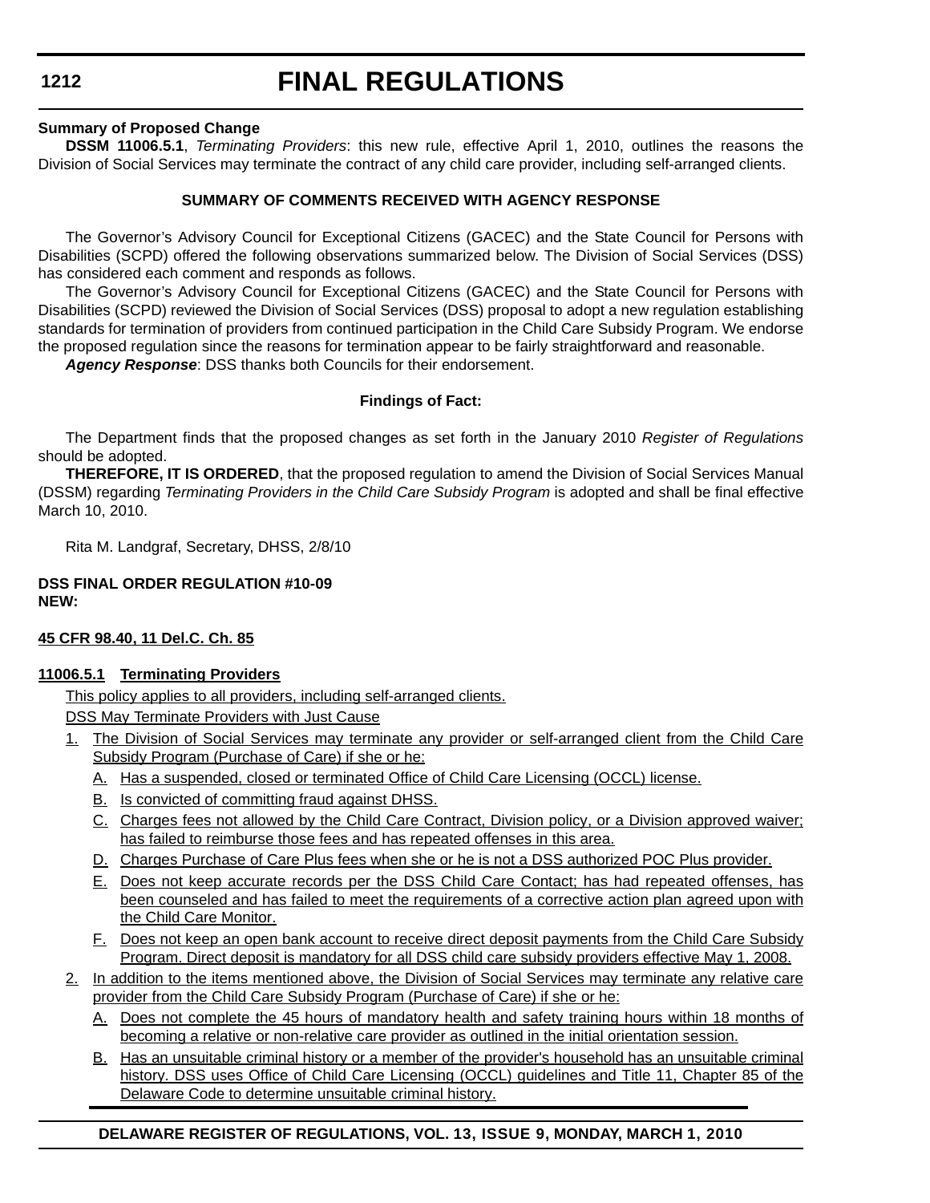**Summary of Proposed Change**

**DSSM 11006.5.1**, *Terminating Providers*: this new rule, effective April 1, 2010, outlines the reasons the Division of Social Services may terminate the contract of any child care provider, including self-arranged clients.

**SUMMARY OF COMMENTS RECEIVED WITH AGENCY RESPONSE**

The Governor's Advisory Council for Exceptional Citizens (GACEC) and the State Council for Persons with Disabilities (SCPD) offered the following observations summarized below. The Division of Social Services (DSS) has considered each comment and responds as follows.

The Governor's Advisory Council for Exceptional Citizens (GACEC) and the State Council for Persons with Disabilities (SCPD) reviewed the Division of Social Services (DSS) proposal to adopt a new regulation establishing standards for termination of providers from continued participation in the Child Care Subsidy Program. We endorse the proposed regulation since the reasons for termination appear to be fairly straightforward and reasonable.

***Agency Response***: DSS thanks both Councils for their endorsement.

**Findings of Fact:**

The Department finds that the proposed changes as set forth in the January 2010 *Register of Regulations* should be adopted.

**THEREFORE, IT IS ORDERED**, that the proposed regulation to amend the Division of Social Services Manual (DSSM) regarding *Terminating Providers in the Child Care Subsidy Program* is adopted and shall be final effective March 10, 2010.

Rita M. Landgraf, Secretary, DHSS, 2/8/10

**DSS FINAL ORDER REGULATION #10-09**
**NEW:**

**45 CFR 98.40, 11 Del.C. Ch. 85**

**11006.5.1 Terminating Providers**

This policy applies to all providers, including self-arranged clients.

DSS May Terminate Providers with Just Cause

1. The Division of Social Services may terminate any provider or self-arranged client from the Child Care Subsidy Program (Purchase of Care) if she or he:
   - A. Has a suspended, closed or terminated Office of Child Care Licensing (OCCL) license.
   - B. Is convicted of committing fraud against DHSS.
   - C. Charges fees not allowed by the Child Care Contract, Division policy, or a Division approved waiver; has failed to reimburse those fees and has repeated offenses in this area.
   - D. Charges Purchase of Care Plus fees when she or he is not a DSS authorized POC Plus provider.
   - E. Does not keep accurate records per the DSS Child Care Contact; has had repeated offenses, has been counseled and has failed to meet the requirements of a corrective action plan agreed upon with the Child Care Monitor.
   - F. Does not keep an open bank account to receive direct deposit payments from the Child Care Subsidy Program. Direct deposit is mandatory for all DSS child care subsidy providers effective May 1, 2008.
2. In addition to the items mentioned above, the Division of Social Services may terminate any relative care provider from the Child Care Subsidy Program (Purchase of Care) if she or he:
   - A. Does not complete the 45 hours of mandatory health and safety training hours within 18 months of becoming a relative or non-relative care provider as outlined in the initial orientation session.
   - B. Has an unsuitable criminal history or a member of the provider's household has an unsuitable criminal history. DSS uses Office of Child Care Licensing (OCCL) guidelines and Title 11, Chapter 85 of the Delaware Code to determine unsuitable criminal history.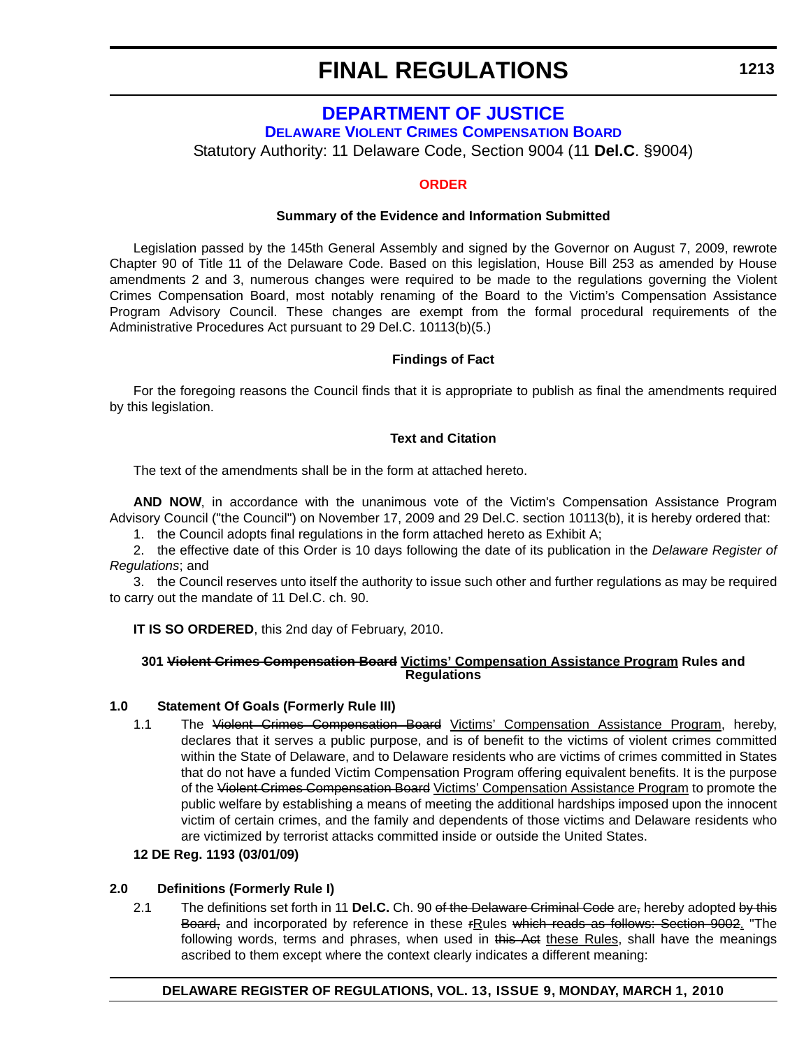# DEPARTMENT OF JUSTICE

## DELAWARE VIOLENT CRIMES COMPENSATION BOARD

Statutory Authority: 11 Delaware Code, Section 9004 (11 **Del.C**. §9004)

### ORDER

#### Summary of the Evidence and Information Submitted

Legislation passed by the 145th General Assembly and signed by the Governor on August 7, 2009, rewrote Chapter 90 of Title 11 of the Delaware Code. Based on this legislation, House Bill 253 as amended by House amendments 2 and 3, numerous changes were required to be made to the regulations governing the Violent Crimes Compensation Board, most notably renaming of the Board to the Victim's Compensation Assistance Program Advisory Council. These changes are exempt from the formal procedural requirements of the Administrative Procedures Act pursuant to 29 Del.C. 10113(b)(5.)

#### Findings of Fact

For the foregoing reasons the Council finds that it is appropriate to publish as final the amendments required by this legislation.

#### Text and Citation

The text of the amendments shall be in the form at attached hereto.

**AND NOW**, in accordance with the unanimous vote of the Victim's Compensation Assistance Program Advisory Council ("the Council") on November 17, 2009 and 29 Del.C. section 10113(b), it is hereby ordered that:

1. the Council adopts final regulations in the form attached hereto as Exhibit A;
2. the effective date of this Order is 10 days following the date of its publication in the *Delaware Register of Regulations*; and
3. the Council reserves unto itself the authority to issue such other and further regulations as may be required to carry out the mandate of 11 Del.C. ch. 90.

**IT IS SO ORDERED**, this 2nd day of February, 2010.

#### 301 ~~Violent Crimes Compensation Board~~ <u>Victims' Compensation Assistance Program</u> Rules and Regulations

**1.0 Statement Of Goals (Formerly Rule III)**

1.1 The ~~Violent Crimes Compensation Board~~ <u>Victims' Compensation Assistance Program</u>, hereby, declares that it serves a public purpose, and is of benefit to the victims of violent crimes committed within the State of Delaware, and to Delaware residents who are victims of crimes committed in States that do not have a funded Victim Compensation Program offering equivalent benefits. It is the purpose of the ~~Violent Crimes Compensation Board~~ <u>Victims' Compensation Assistance Program</u> to promote the public welfare by establishing a means of meeting the additional hardships imposed upon the innocent victim of certain crimes, and the family and dependents of those victims and Delaware residents who are victimized by terrorist attacks committed inside or outside the United States.

**12 DE Reg. 1193 (03/01/09)**

**2.0 Definitions (Formerly Rule I)**

2.1 The definitions set forth in 11 **Del.C.** Ch. 90 ~~of the Delaware Criminal Code~~ are~~,~~ hereby adopted ~~by this Board,~~ and incorporated by reference in these ~~r~~<u>R</u>ules ~~which reads as follows: Section 9002~~<u>.</u> "The following words, terms and phrases, when used in ~~this Act~~ <u>these Rules</u>, shall have the meanings ascribed to them except where the context clearly indicates a different meaning: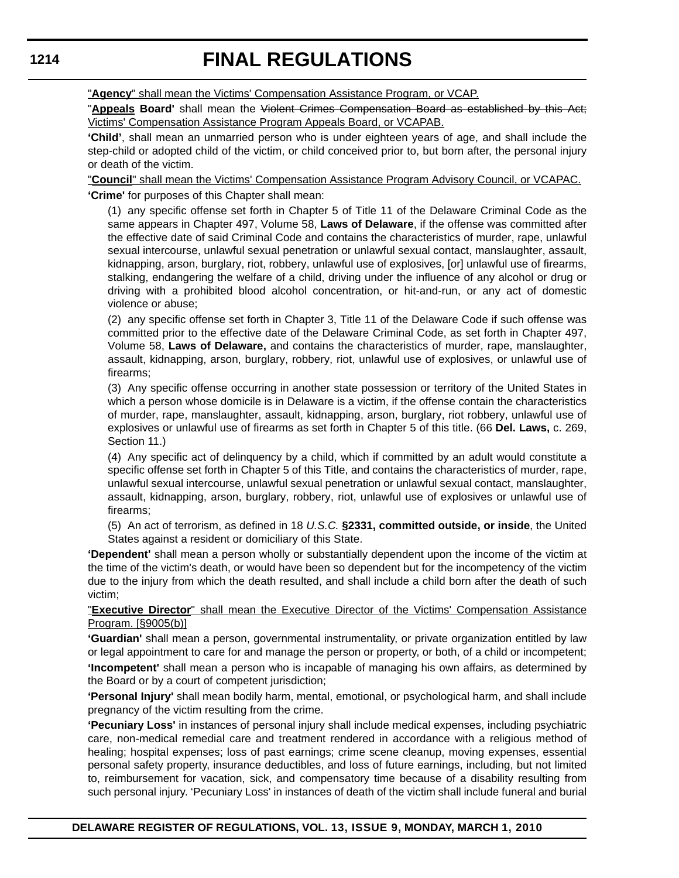"**Agency**" shall mean the Victims' Compensation Assistance Program, or VCAP.

"**Appeals Board'** shall mean the ~~Violent Crimes Compensation Board as established by this Act;~~ Victims' Compensation Assistance Program Appeals Board, or VCAPAB.

**'Child'**, shall mean an unmarried person who is under eighteen years of age, and shall include the step-child or adopted child of the victim, or child conceived prior to, but born after, the personal injury or death of the victim.

"**Council**" shall mean the Victims' Compensation Assistance Program Advisory Council, or VCAPAC.

**'Crime'** for purposes of this Chapter shall mean:

(1) any specific offense set forth in Chapter 5 of Title 11 of the Delaware Criminal Code as the same appears in Chapter 497, Volume 58, **Laws of Delaware**, if the offense was committed after the effective date of said Criminal Code and contains the characteristics of murder, rape, unlawful sexual intercourse, unlawful sexual penetration or unlawful sexual contact, manslaughter, assault, kidnapping, arson, burglary, riot, robbery, unlawful use of explosives, [or] unlawful use of firearms, stalking, endangering the welfare of a child, driving under the influence of any alcohol or drug or driving with a prohibited blood alcohol concentration, or hit-and-run, or any act of domestic violence or abuse;

(2) any specific offense set forth in Chapter 3, Title 11 of the Delaware Code if such offense was committed prior to the effective date of the Delaware Criminal Code, as set forth in Chapter 497, Volume 58, **Laws of Delaware,** and contains the characteristics of murder, rape, manslaughter, assault, kidnapping, arson, burglary, robbery, riot, unlawful use of explosives, or unlawful use of firearms;

(3) Any specific offense occurring in another state possession or territory of the United States in which a person whose domicile is in Delaware is a victim, if the offense contain the characteristics of murder, rape, manslaughter, assault, kidnapping, arson, burglary, riot robbery, unlawful use of explosives or unlawful use of firearms as set forth in Chapter 5 of this title. (66 **Del. Laws,** c. 269, Section 11.)

(4) Any specific act of delinquency by a child, which if committed by an adult would constitute a specific offense set forth in Chapter 5 of this Title, and contains the characteristics of murder, rape, unlawful sexual intercourse, unlawful sexual penetration or unlawful sexual contact, manslaughter, assault, kidnapping, arson, burglary, robbery, riot, unlawful use of explosives or unlawful use of firearms;

(5) An act of terrorism, as defined in 18 *U.S.C.* **§2331, committed outside, or inside**, the United States against a resident or domiciliary of this State.

**'Dependent'** shall mean a person wholly or substantially dependent upon the income of the victim at the time of the victim's death, or would have been so dependent but for the incompetency of the victim due to the injury from which the death resulted, and shall include a child born after the death of such victim;

"**Executive Director**" shall mean the Executive Director of the Victims' Compensation Assistance Program. [§9005(b)]

**'Guardian'** shall mean a person, governmental instrumentality, or private organization entitled by law or legal appointment to care for and manage the person or property, or both, of a child or incompetent;

**'Incompetent'** shall mean a person who is incapable of managing his own affairs, as determined by the Board or by a court of competent jurisdiction;

**'Personal Injury'** shall mean bodily harm, mental, emotional, or psychological harm, and shall include pregnancy of the victim resulting from the crime.

**'Pecuniary Loss'** in instances of personal injury shall include medical expenses, including psychiatric care, non-medical remedial care and treatment rendered in accordance with a religious method of healing; hospital expenses; loss of past earnings; crime scene cleanup, moving expenses, essential personal safety property, insurance deductibles, and loss of future earnings, including, but not limited to, reimbursement for vacation, sick, and compensatory time because of a disability resulting from such personal injury. 'Pecuniary Loss' in instances of death of the victim shall include funeral and burial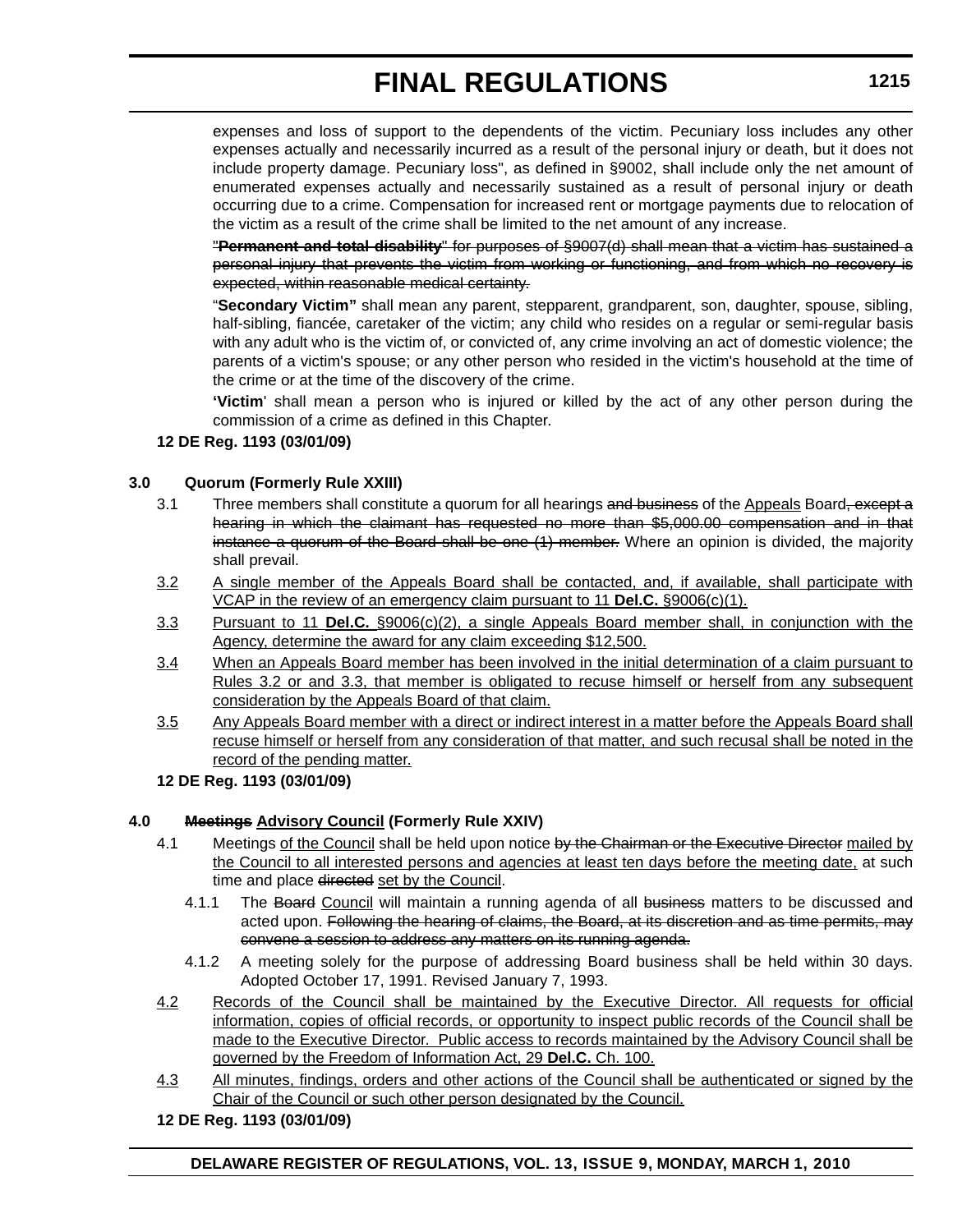expenses and loss of support to the dependents of the victim. Pecuniary loss includes any other expenses actually and necessarily incurred as a result of the personal injury or death, but it does not include property damage. Pecuniary loss", as defined in §9002, shall include only the net amount of enumerated expenses actually and necessarily sustained as a result of personal injury or death occurring due to a crime. Compensation for increased rent or mortgage payments due to relocation of the victim as a result of the crime shall be limited to the net amount of any increase.

~~"**Permanent and total disability**" for purposes of §9007(d) shall mean that a victim has sustained a personal injury that prevents the victim from working or functioning, and from which no recovery is expected, within reasonable medical certainty.~~

"**Secondary Victim"** shall mean any parent, stepparent, grandparent, son, daughter, spouse, sibling, half-sibling, fiancée, caretaker of the victim; any child who resides on a regular or semi-regular basis with any adult who is the victim of, or convicted of, any crime involving an act of domestic violence; the parents of a victim's spouse; or any other person who resided in the victim's household at the time of the crime or at the time of the discovery of the crime.

**'Victim**' shall mean a person who is injured or killed by the act of any other person during the commission of a crime as defined in this Chapter.

**12 DE Reg. 1193 (03/01/09)**

**3.0 Quorum (Formerly Rule XXIII)**

3.1 Three members shall constitute a quorum for all hearings ~~and business~~ of the <u>Appeals</u> Board~~, except a hearing in which the claimant has requested no more than $5,000.00 compensation and in that instance a quorum of the Board shall be one (1) member.~~ Where an opinion is divided, the majority shall prevail.

<u>3.2 A single member of the Appeals Board shall be contacted, and, if available, shall participate with VCAP in the review of an emergency claim pursuant to 11 **Del.C.** §9006(c)(1).</u>

<u>3.3 Pursuant to 11 **Del.C.** §9006(c)(2), a single Appeals Board member shall, in conjunction with the Agency, determine the award for any claim exceeding $12,500.</u>

<u>3.4 When an Appeals Board member has been involved in the initial determination of a claim pursuant to Rules 3.2 or and 3.3, that member is obligated to recuse himself or herself from any subsequent consideration by the Appeals Board of that claim.</u>

<u>3.5 Any Appeals Board member with a direct or indirect interest in a matter before the Appeals Board shall recuse himself or herself from any consideration of that matter, and such recusal shall be noted in the record of the pending matter.</u>

**12 DE Reg. 1193 (03/01/09)**

**4.0 ~~Meetings~~ <u>Advisory Council</u> (Formerly Rule XXIV)**

4.1 Meetings <u>of the Council</u> shall be held upon notice ~~by the Chairman or the Executive Director~~ <u>mailed by the Council to all interested persons and agencies at least ten days before the meeting date,</u> at such time and place ~~directed~~ <u>set by the Council</u>.

4.1.1 The ~~Board~~ <u>Council</u> will maintain a running agenda of all ~~business~~ matters to be discussed and acted upon. ~~Following the hearing of claims, the Board, at its discretion and as time permits, may convene a session to address any matters on its running agenda.~~

4.1.2 A meeting solely for the purpose of addressing Board business shall be held within 30 days. Adopted October 17, 1991. Revised January 7, 1993.

<u>4.2 Records of the Council shall be maintained by the Executive Director. All requests for official information, copies of official records, or opportunity to inspect public records of the Council shall be made to the Executive Director. Public access to records maintained by the Advisory Council shall be governed by the Freedom of Information Act, 29 **Del.C.** Ch. 100.</u>

<u>4.3 All minutes, findings, orders and other actions of the Council shall be authenticated or signed by the Chair of the Council or such other person designated by the Council.</u>

**12 DE Reg. 1193 (03/01/09)**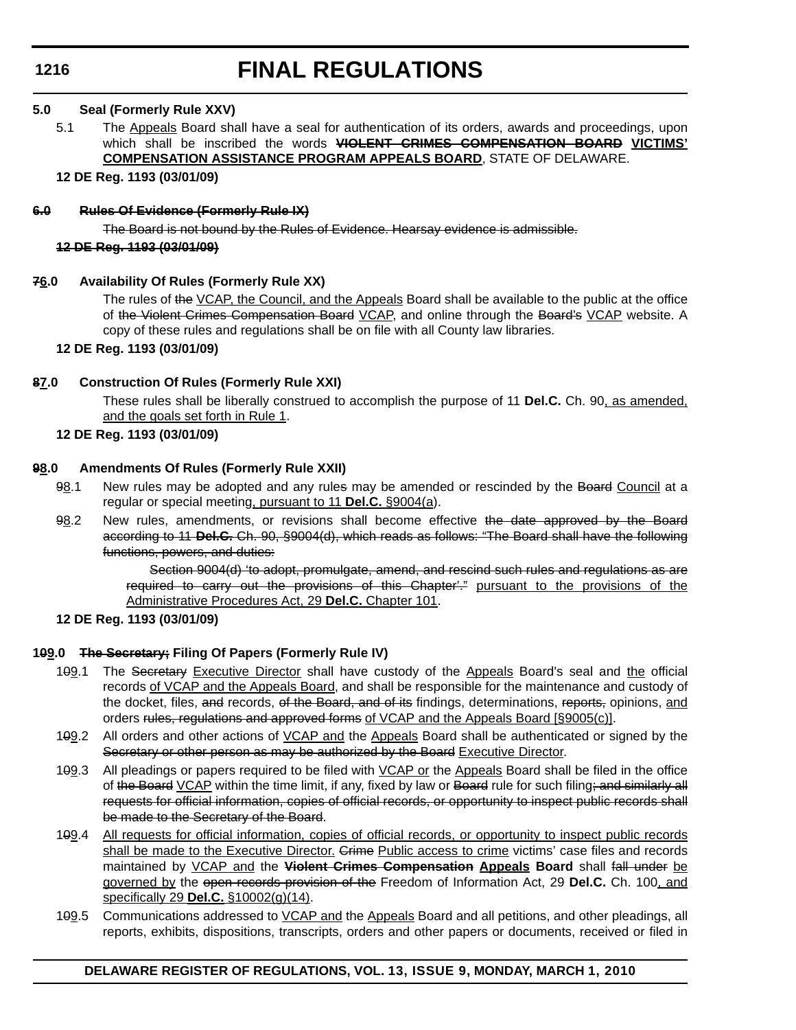### 5.0 Seal (Formerly Rule XXV)

5.1 The Appeals Board shall have a seal for authentication of its orders, awards and proceedings, upon which shall be inscribed the words ~~**VIOLENT CRIMES COMPENSATION BOARD**~~ **VICTIMS' COMPENSATION ASSISTANCE PROGRAM APPEALS BOARD**, STATE OF DELAWARE.

**12 DE Reg. 1193 (03/01/09)**

### ~~6.0 Rules Of Evidence (Formerly Rule IX)~~

~~The Board is not bound by the Rules of Evidence. Hearsay evidence is admissible.~~

~~**12 DE Reg. 1193 (03/01/09)**~~

### ~~7~~6.0 Availability Of Rules (Formerly Rule XX)

The rules of ~~the~~ VCAP, the Council, and the Appeals Board shall be available to the public at the office of ~~the Violent Crimes Compensation Board~~ VCAP, and online through the ~~Board's~~ VCAP website. A copy of these rules and regulations shall be on file with all County law libraries.

**12 DE Reg. 1193 (03/01/09)**

### ~~8~~7.0 Construction Of Rules (Formerly Rule XXI)

These rules shall be liberally construed to accomplish the purpose of 11 **Del.C.** Ch. 90, as amended, and the goals set forth in Rule 1.

**12 DE Reg. 1193 (03/01/09)**

### ~~9~~8.0 Amendments Of Rules (Formerly Rule XXII)

~~9~~8.1 New rules may be adopted and any rule~~s~~ may be amended or rescinded by the ~~Board~~ Council at a regular or special meeting, pursuant to 11 **Del.C.** §9004(a).

~~9~~8.2 New rules, amendments, or revisions shall become effective ~~the date approved by the Board according to 11 **Del.C.** Ch. 90, §9004(d), which reads as follows: "The Board shall have the following functions, powers, and duties:~~

~~Section 9004(d) 'to adopt, promulgate, amend, and rescind such rules and regulations as are required to carry out the provisions of this Chapter'."~~ pursuant to the provisions of the Administrative Procedures Act, 29 **Del.C.** Chapter 101.

**12 DE Reg. 1193 (03/01/09)**

### 1~~0~~9.0 ~~The Secretary;~~ Filing Of Papers (Formerly Rule IV)

1~~0~~9.1 The ~~Secretary~~ Executive Director shall have custody of the Appeals Board's seal and the official records of VCAP and the Appeals Board, and shall be responsible for the maintenance and custody of the docket, files, ~~and~~ records, ~~of the Board, and of its~~ findings, determinations, ~~reports,~~ opinions, and orders ~~rules, regulations and approved forms~~ of VCAP and the Appeals Board [§9005(c)].

1~~0~~9.2 All orders and other actions of VCAP and the Appeals Board shall be authenticated or signed by the ~~Secretary or other person as may be authorized by the Board~~ Executive Director.

1~~0~~9.3 All pleadings or papers required to be filed with VCAP or the Appeals Board shall be filed in the office of ~~the Board~~ VCAP within the time limit, if any, fixed by law or ~~Board~~ rule for such filing~~; and similarly all requests for official information, copies of official records, or opportunity to inspect public records shall be made to the Secretary of the Board~~.

1~~0~~9.4 All requests for official information, copies of official records, or opportunity to inspect public records shall be made to the Executive Director. ~~Crime~~ Public access to crime victims' case files and records maintained by VCAP and the ~~**Violent Crimes Compensation**~~ **Appeals Board** shall ~~fall under~~ be governed by the ~~open records provision of the~~ Freedom of Information Act, 29 **Del.C.** Ch. 100, and specifically 29 **Del.C.** §10002(g)(14).

1~~0~~9.5 Communications addressed to VCAP and the Appeals Board and all petitions, and other pleadings, all reports, exhibits, dispositions, transcripts, orders and other papers or documents, received or filed in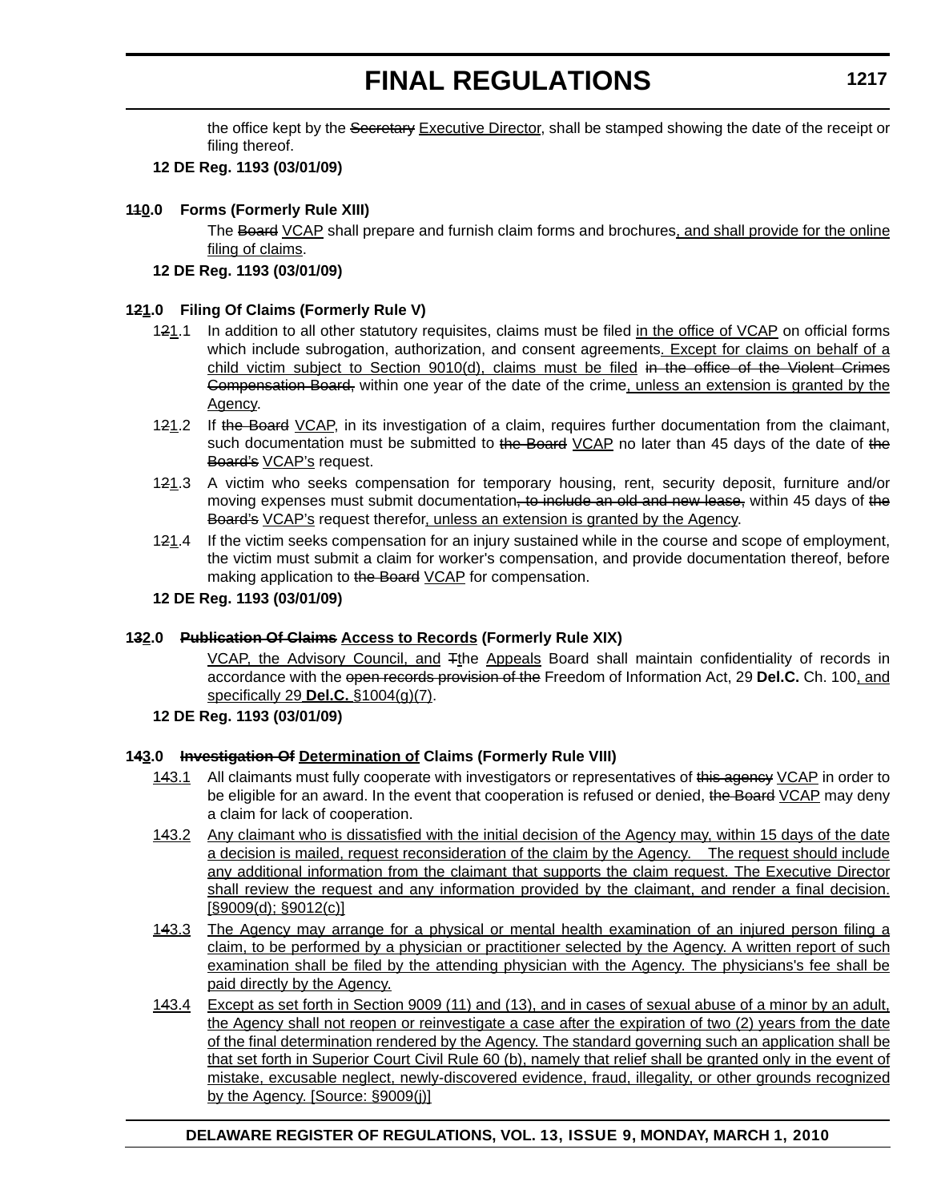the office kept by the ~~Secretary~~ Executive Director, shall be stamped showing the date of the receipt or filing thereof.

**12 DE Reg. 1193 (03/01/09)**

**1~~1~~0.0 Forms (Formerly Rule XIII)**

The ~~Board~~ VCAP shall prepare and furnish claim forms and brochures, and shall provide for the online filing of claims.

**12 DE Reg. 1193 (03/01/09)**

**1~~2~~1.0 Filing Of Claims (Formerly Rule V)**

1~~2~~1.1 In addition to all other statutory requisites, claims must be filed in the office of VCAP on official forms which include subrogation, authorization, and consent agreements. Except for claims on behalf of a child victim subject to Section 9010(d), claims must be filed ~~in the office of the Violent Crimes Compensation Board,~~ within one year of the date of the crime, unless an extension is granted by the Agency.

1~~2~~1.2 If ~~the Board~~ VCAP, in its investigation of a claim, requires further documentation from the claimant, such documentation must be submitted to ~~the Board~~ VCAP no later than 45 days of the date of ~~the Board's~~ VCAP's request.

1~~2~~1.3 A victim who seeks compensation for temporary housing, rent, security deposit, furniture and/or moving expenses must submit documentation~~, to include an old and new lease,~~ within 45 days of ~~the Board's~~ VCAP's request therefor, unless an extension is granted by the Agency.

1~~2~~1.4 If the victim seeks compensation for an injury sustained while in the course and scope of employment, the victim must submit a claim for worker's compensation, and provide documentation thereof, before making application to ~~the Board~~ VCAP for compensation.

**12 DE Reg. 1193 (03/01/09)**

**1~~3~~2.0 ~~Publication Of Claims~~ Access to Records (Formerly Rule XIX)**

VCAP, the Advisory Council, and ~~T~~the Appeals Board shall maintain confidentiality of records in accordance with the ~~open records provision of the~~ Freedom of Information Act, 29 **Del.C.** Ch. 100, and specifically 29 **Del.C.** §1004(g)(7).

**12 DE Reg. 1193 (03/01/09)**

**1~~4~~3.0 ~~Investigation Of~~ Determination of Claims (Formerly Rule VIII)**

1~~4~~3.1 All claimants must fully cooperate with investigators or representatives of ~~this agency~~ VCAP in order to be eligible for an award. In the event that cooperation is refused or denied, ~~the Board~~ VCAP may deny a claim for lack of cooperation.

1~~4~~3.2 Any claimant who is dissatisfied with the initial decision of the Agency may, within 15 days of the date a decision is mailed, request reconsideration of the claim by the Agency. The request should include any additional information from the claimant that supports the claim request. The Executive Director shall review the request and any information provided by the claimant, and render a final decision. [§9009(d); §9012(c)]

1~~4~~3.3 The Agency may arrange for a physical or mental health examination of an injured person filing a claim, to be performed by a physician or practitioner selected by the Agency. A written report of such examination shall be filed by the attending physician with the Agency. The physicians's fee shall be paid directly by the Agency.

1~~4~~3.4 Except as set forth in Section 9009 (11) and (13), and in cases of sexual abuse of a minor by an adult, the Agency shall not reopen or reinvestigate a case after the expiration of two (2) years from the date of the final determination rendered by the Agency. The standard governing such an application shall be that set forth in Superior Court Civil Rule 60 (b), namely that relief shall be granted only in the event of mistake, excusable neglect, newly-discovered evidence, fraud, illegality, or other grounds recognized by the Agency. [Source: §9009(j)]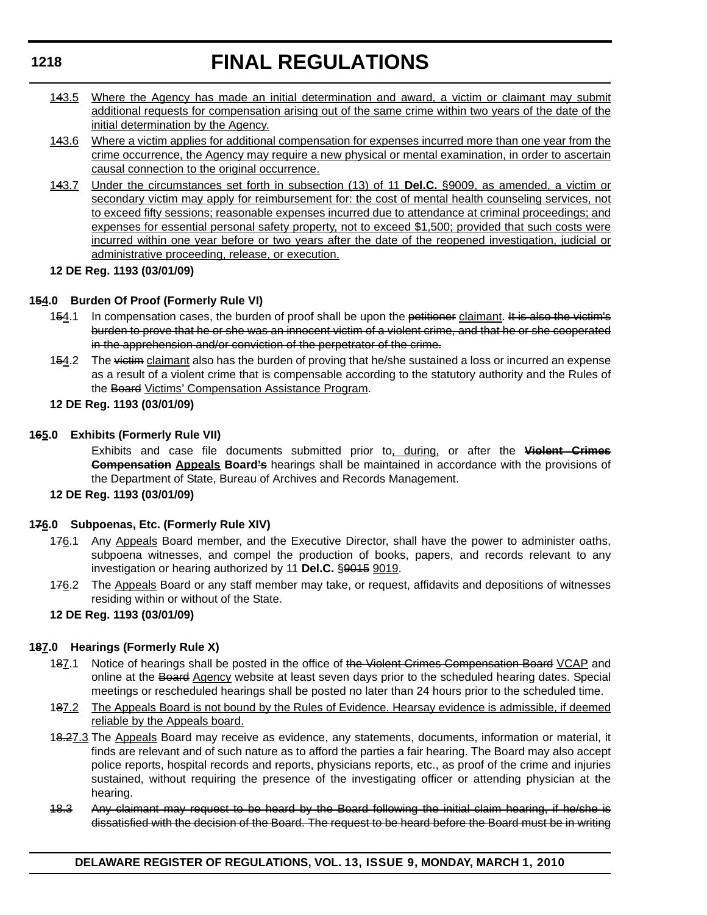14~~4~~3.5 Where the Agency has made an initial determination and award, a victim or claimant may submit additional requests for compensation arising out of the same crime within two years of the date of the initial determination by the Agency.

143.6 Where a victim applies for additional compensation for expenses incurred more than one year from the crime occurrence, the Agency may require a new physical or mental examination, in order to ascertain causal connection to the original occurrence.

14~~4~~3.7 Under the circumstances set forth in subsection (13) of 11 **Del.C.** §9009, as amended, a victim or secondary victim may apply for reimbursement for: the cost of mental health counseling services, not to exceed fifty sessions; reasonable expenses incurred due to attendance at criminal proceedings; and expenses for essential personal safety property, not to exceed $1,500; provided that such costs were incurred within one year before or two years after the date of the reopened investigation, judicial or administrative proceeding, release, or execution.

**12 DE Reg. 1193 (03/01/09)**

**1~~5~~4.0 Burden Of Proof (Formerly Rule VI)**

1~~5~~4.1 In compensation cases, the burden of proof shall be upon the ~~petitioner~~ claimant. ~~It is also the victim's burden to prove that he or she was an innocent victim of a violent crime, and that he or she cooperated in the apprehension and/or conviction of the perpetrator of the crime.~~

1~~5~~4.2 The ~~victim~~ claimant also has the burden of proving that he/she sustained a loss or incurred an expense as a result of a violent crime that is compensable according to the statutory authority and the Rules of the ~~Board~~ Victims' Compensation Assistance Program.

**12 DE Reg. 1193 (03/01/09)**

**1~~6~~5.0 Exhibits (Formerly Rule VII)**

Exhibits and case file documents submitted prior to, during, or after the **~~Violent Crimes Compensation~~ Appeals Board'~~s~~** hearings shall be maintained in accordance with the provisions of the Department of State, Bureau of Archives and Records Management.

**12 DE Reg. 1193 (03/01/09)**

**1~~7~~6.0 Subpoenas, Etc. (Formerly Rule XIV)**

1~~7~~6.1 Any Appeals Board member, and the Executive Director, shall have the power to administer oaths, subpoena witnesses, and compel the production of books, papers, and records relevant to any investigation or hearing authorized by 11 **Del.C.** §~~9015~~ 9019.

1~~7~~6.2 The Appeals Board or any staff member may take, or request, affidavits and depositions of witnesses residing within or without of the State.

**12 DE Reg. 1193 (03/01/09)**

**1~~8~~7.0 Hearings (Formerly Rule X)**

1~~8~~7.1 Notice of hearings shall be posted in the office of ~~the Violent Crimes Compensation Board~~ VCAP and online at the ~~Board~~ Agency website at least seven days prior to the scheduled hearing dates. Special meetings or rescheduled hearings shall be posted no later than 24 hours prior to the scheduled time.

1~~8~~7.2 The Appeals Board is not bound by the Rules of Evidence. Hearsay evidence is admissible, if deemed reliable by the Appeals board.

1~~8.2~~7.3 The Appeals Board may receive as evidence, any statements, documents, information or material, it finds are relevant and of such nature as to afford the parties a fair hearing. The Board may also accept police reports, hospital records and reports, physicians reports, etc., as proof of the crime and injuries sustained, without requiring the presence of the investigating officer or attending physician at the hearing.

~~18.3 Any claimant may request to be heard by the Board following the initial claim hearing, if he/she is dissatisfied with the decision of the Board. The request to be heard before the Board must be in writing~~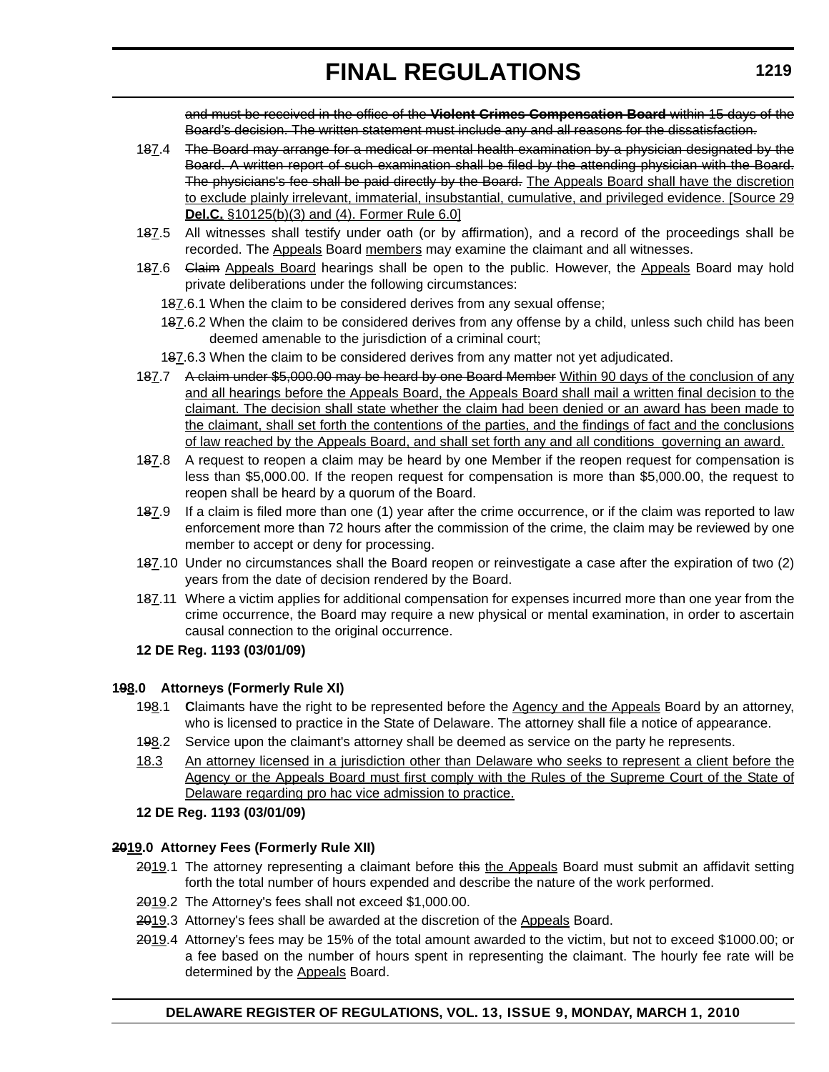~~and must be received in the office of the **Violent Crimes Compensation Board** within 15 days of the Board's decision. The written statement must include any and all reasons for the dissatisfaction.~~

1~~8~~7.4 ~~The Board may arrange for a medical or mental health examination by a physician designated by the Board. A written report of such examination shall be filed by the attending physician with the Board. The physicians's fee shall be paid directly by the Board.~~ <u>The Appeals Board shall have the discretion to exclude plainly irrelevant, immaterial, insubstantial, cumulative, and privileged evidence. [Source 29 **Del.C.** §10125(b)(3) and (4). Former Rule 6.0]</u>

1~~8~~7.5 All witnesses shall testify under oath (or by affirmation), and a record of the proceedings shall be recorded. The <u>Appeals</u> Board <u>members</u> may examine the claimant and all witnesses.

1~~8~~7.6 ~~Claim~~ <u>Appeals Board</u> hearings shall be open to the public. However, the <u>Appeals</u> Board may hold private deliberations under the following circumstances:

1~~8~~7.6.1 When the claim to be considered derives from any sexual offense;

1~~8~~7.6.2 When the claim to be considered derives from any offense by a child, unless such child has been deemed amenable to the jurisdiction of a criminal court;

1~~8~~7.6.3 When the claim to be considered derives from any matter not yet adjudicated.

1~~8~~7.7 ~~A claim under \$5,000.00 may be heard by one Board Member~~ <u>Within 90 days of the conclusion of any and all hearings before the Appeals Board, the Appeals Board shall mail a written final decision to the claimant. The decision shall state whether the claim had been denied or an award has been made to the claimant, shall set forth the contentions of the parties, and the findings of fact and the conclusions of law reached by the Appeals Board, and shall set forth any and all conditions governing an award.</u>

1~~8~~7.8 A request to reopen a claim may be heard by one Member if the reopen request for compensation is less than \$5,000.00. If the reopen request for compensation is more than \$5,000.00, the request to reopen shall be heard by a quorum of the Board.

1~~8~~7.9 If a claim is filed more than one (1) year after the crime occurrence, or if the claim was reported to law enforcement more than 72 hours after the commission of the crime, the claim may be reviewed by one member to accept or deny for processing.

1~~8~~7.10 Under no circumstances shall the Board reopen or reinvestigate a case after the expiration of two (2) years from the date of decision rendered by the Board.

1~~8~~7.11 Where a victim applies for additional compensation for expenses incurred more than one year from the crime occurrence, the Board may require a new physical or mental examination, in order to ascertain causal connection to the original occurrence.

**12 DE Reg. 1193 (03/01/09)**

**1~~9~~8.0 Attorneys (Formerly Rule XI)**

1~~9~~8.1 **C**laimants have the right to be represented before the <u>Agency and the Appeals</u> Board by an attorney, who is licensed to practice in the State of Delaware. The attorney shall file a notice of appearance.

1~~9~~8.2 Service upon the claimant's attorney shall be deemed as service on the party he represents.

<u>18.3 An attorney licensed in a jurisdiction other than Delaware who seeks to represent a client before the Agency or the Appeals Board must first comply with the Rules of the Supreme Court of the State of Delaware regarding pro hac vice admission to practice.</u>

**12 DE Reg. 1193 (03/01/09)**

**~~20~~19.0 Attorney Fees (Formerly Rule XII)**

~~20~~19.1 The attorney representing a claimant before ~~this~~ <u>the Appeals</u> Board must submit an affidavit setting forth the total number of hours expended and describe the nature of the work performed.

~~20~~19.2 The Attorney's fees shall not exceed \$1,000.00.

~~20~~19.3 Attorney's fees shall be awarded at the discretion of the <u>Appeals</u> Board.

~~20~~19.4 Attorney's fees may be 15% of the total amount awarded to the victim, but not to exceed \$1000.00; or a fee based on the number of hours spent in representing the claimant. The hourly fee rate will be determined by the <u>Appeals</u> Board.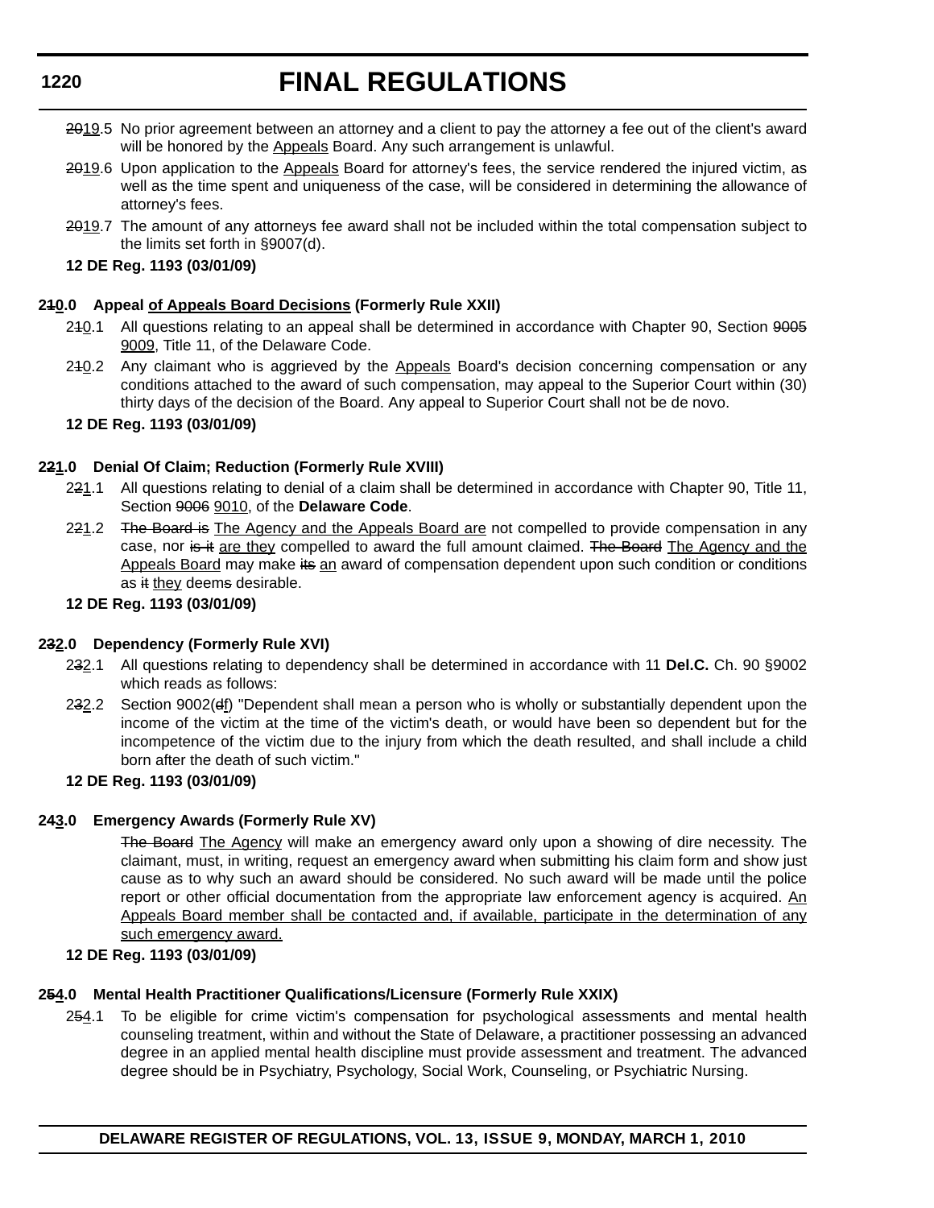~~20~~19.5 No prior agreement between an attorney and a client to pay the attorney a fee out of the client's award will be honored by the Appeals Board. Any such arrangement is unlawful.

~~20~~19.6 Upon application to the Appeals Board for attorney's fees, the service rendered the injured victim, as well as the time spent and uniqueness of the case, will be considered in determining the allowance of attorney's fees.

~~20~~19.7 The amount of any attorneys fee award shall not be included within the total compensation subject to the limits set forth in §9007(d).

**12 DE Reg. 1193 (03/01/09)**

**2~~1~~0.0 Appeal of Appeals Board Decisions (Formerly Rule XXII)**

2~~1~~0.1 All questions relating to an appeal shall be determined in accordance with Chapter 90, Section ~~9005~~ 9009, Title 11, of the Delaware Code.

2~~1~~0.2 Any claimant who is aggrieved by the Appeals Board's decision concerning compensation or any conditions attached to the award of such compensation, may appeal to the Superior Court within (30) thirty days of the decision of the Board. Any appeal to Superior Court shall not be de novo.

**12 DE Reg. 1193 (03/01/09)**

**2~~2~~1.0 Denial Of Claim; Reduction (Formerly Rule XVIII)**

2~~2~~1.1 All questions relating to denial of a claim shall be determined in accordance with Chapter 90, Title 11, Section ~~9006~~ 9010, of the **Delaware Code**.

2~~2~~1.2 ~~The Board is~~ The Agency and the Appeals Board are not compelled to provide compensation in any case, nor ~~is it~~ are they compelled to award the full amount claimed. ~~The Board~~ The Agency and the Appeals Board may make ~~its~~ an award of compensation dependent upon such condition or conditions as ~~it~~ they deem~~s~~ desirable.

**12 DE Reg. 1193 (03/01/09)**

**2~~3~~2.0 Dependency (Formerly Rule XVI)**

2~~3~~2.1 All questions relating to dependency shall be determined in accordance with 11 **Del.C.** Ch. 90 §9002 which reads as follows:

2~~3~~2.2 Section 9002(~~d~~f) "Dependent shall mean a person who is wholly or substantially dependent upon the income of the victim at the time of the victim's death, or would have been so dependent but for the incompetence of the victim due to the injury from which the death resulted, and shall include a child born after the death of such victim."

**12 DE Reg. 1193 (03/01/09)**

**2~~4~~3.0 Emergency Awards (Formerly Rule XV)**

~~The Board~~ The Agency will make an emergency award only upon a showing of dire necessity. The claimant, must, in writing, request an emergency award when submitting his claim form and show just cause as to why such an award should be considered. No such award will be made until the police report or other official documentation from the appropriate law enforcement agency is acquired. An Appeals Board member shall be contacted and, if available, participate in the determination of any such emergency award.

**12 DE Reg. 1193 (03/01/09)**

**2~~5~~4.0 Mental Health Practitioner Qualifications/Licensure (Formerly Rule XXIX)**

2~~5~~4.1 To be eligible for crime victim's compensation for psychological assessments and mental health counseling treatment, within and without the State of Delaware, a practitioner possessing an advanced degree in an applied mental health discipline must provide assessment and treatment. The advanced degree should be in Psychiatry, Psychology, Social Work, Counseling, or Psychiatric Nursing.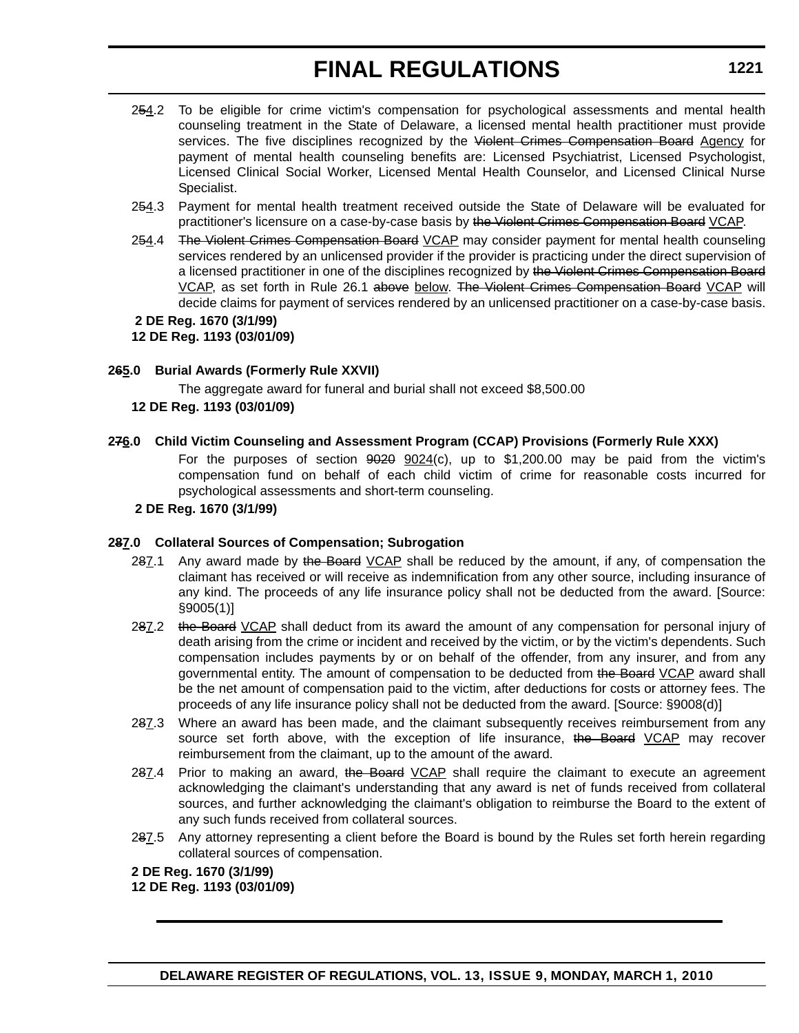2~~5~~4.2 To be eligible for crime victim's compensation for psychological assessments and mental health counseling treatment in the State of Delaware, a licensed mental health practitioner must provide services. The five disciplines recognized by the ~~Violent Crimes Compensation Board~~ <u>Agency</u> for payment of mental health counseling benefits are: Licensed Psychiatrist, Licensed Psychologist, Licensed Clinical Social Worker, Licensed Mental Health Counselor, and Licensed Clinical Nurse Specialist.

2~~5~~4.3 Payment for mental health treatment received outside the State of Delaware will be evaluated for practitioner's licensure on a case-by-case basis by ~~the Violent Crimes Compensation Board~~ <u>VCAP</u>.

2~~5~~4.4 ~~The Violent Crimes Compensation Board~~ <u>VCAP</u> may consider payment for mental health counseling services rendered by an unlicensed provider if the provider is practicing under the direct supervision of a licensed practitioner in one of the disciplines recognized by ~~the Violent Crimes Compensation Board~~ <u>VCAP</u>, as set forth in Rule 26.1 ~~above~~ <u>below</u>. ~~The Violent Crimes Compensation Board~~ <u>VCAP</u> will decide claims for payment of services rendered by an unlicensed practitioner on a case-by-case basis.

**2 DE Reg. 1670 (3/1/99)**
**12 DE Reg. 1193 (03/01/09)**

**2~~6~~5.0 Burial Awards (Formerly Rule XXVII)**

The aggregate award for funeral and burial shall not exceed $8,500.00

**12 DE Reg. 1193 (03/01/09)**

**2~~7~~6.0 Child Victim Counseling and Assessment Program (CCAP) Provisions (Formerly Rule XXX)**

For the purposes of section ~~9020~~ <u>9024</u>(c), up to $1,200.00 may be paid from the victim's compensation fund on behalf of each child victim of crime for reasonable costs incurred for psychological assessments and short-term counseling.

**2 DE Reg. 1670 (3/1/99)**

**2~~8~~7.0 Collateral Sources of Compensation; Subrogation**

2~~8~~7.1 Any award made by ~~the Board~~ <u>VCAP</u> shall be reduced by the amount, if any, of compensation the claimant has received or will receive as indemnification from any other source, including insurance of any kind. The proceeds of any life insurance policy shall not be deducted from the award. [Source: §9005(1)]

2~~8~~7.2 ~~the Board~~ <u>VCAP</u> shall deduct from its award the amount of any compensation for personal injury of death arising from the crime or incident and received by the victim, or by the victim's dependents. Such compensation includes payments by or on behalf of the offender, from any insurer, and from any governmental entity. The amount of compensation to be deducted from ~~the Board~~ <u>VCAP</u> award shall be the net amount of compensation paid to the victim, after deductions for costs or attorney fees. The proceeds of any life insurance policy shall not be deducted from the award. [Source: §9008(d)]

2~~8~~7.3 Where an award has been made, and the claimant subsequently receives reimbursement from any source set forth above, with the exception of life insurance, ~~the Board~~ <u>VCAP</u> may recover reimbursement from the claimant, up to the amount of the award.

2~~8~~7.4 Prior to making an award, ~~the Board~~ <u>VCAP</u> shall require the claimant to execute an agreement acknowledging the claimant's understanding that any award is net of funds received from collateral sources, and further acknowledging the claimant's obligation to reimburse the Board to the extent of any such funds received from collateral sources.

2~~8~~7.5 Any attorney representing a client before the Board is bound by the Rules set forth herein regarding collateral sources of compensation.

**2 DE Reg. 1670 (3/1/99)**
**12 DE Reg. 1193 (03/01/09)**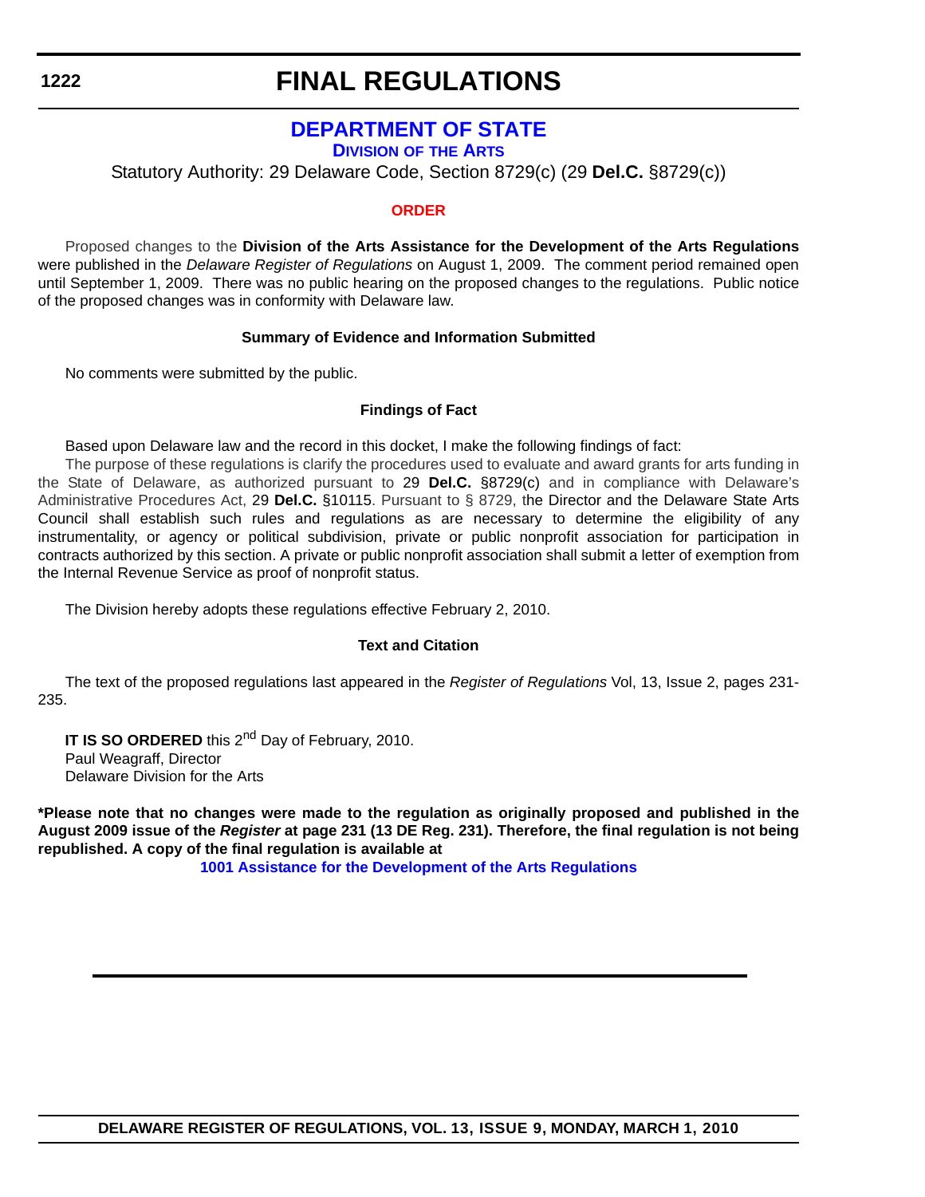# FINAL REGULATIONS

## DEPARTMENT OF STATE

### DIVISION OF THE ARTS

Statutory Authority: 29 Delaware Code, Section 8729(c) (29 **Del.C.** §8729(c))

### ORDER

Proposed changes to the **Division of the Arts Assistance for the Development of the Arts Regulations** were published in the *Delaware Register of Regulations* on August 1, 2009. The comment period remained open until September 1, 2009. There was no public hearing on the proposed changes to the regulations. Public notice of the proposed changes was in conformity with Delaware law.

**Summary of Evidence and Information Submitted**

No comments were submitted by the public.

**Findings of Fact**

Based upon Delaware law and the record in this docket, I make the following findings of fact:

The purpose of these regulations is clarify the procedures used to evaluate and award grants for arts funding in the State of Delaware, as authorized pursuant to 29 **Del.C.** §8729(c) and in compliance with Delaware's Administrative Procedures Act, 29 **Del.C.** §10115. Pursuant to § 8729, the Director and the Delaware State Arts Council shall establish such rules and regulations as are necessary to determine the eligibility of any instrumentality, or agency or political subdivision, private or public nonprofit association for participation in contracts authorized by this section. A private or public nonprofit association shall submit a letter of exemption from the Internal Revenue Service as proof of nonprofit status.

The Division hereby adopts these regulations effective February 2, 2010.

**Text and Citation**

The text of the proposed regulations last appeared in the *Register of Regulations* Vol, 13, Issue 2, pages 231-235.

**IT IS SO ORDERED** this 2nd Day of February, 2010.
Paul Weagraff, Director
Delaware Division for the Arts

**\*Please note that no changes were made to the regulation as originally proposed and published in the August 2009 issue of the *Register* at page 231 (13 DE Reg. 231). Therefore, the final regulation is not being republished. A copy of the final regulation is available at**

**1001 Assistance for the Development of the Arts Regulations**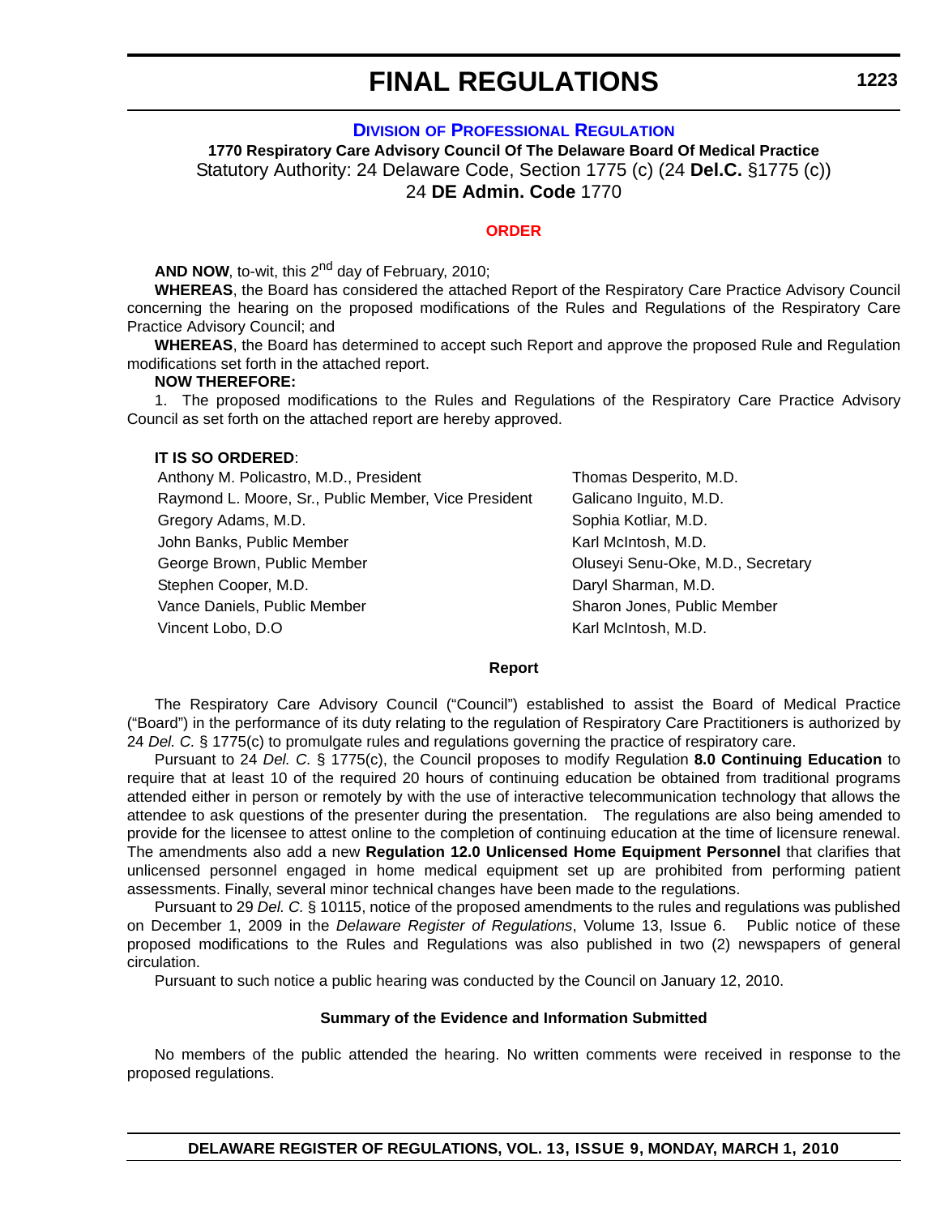# FINAL REGULATIONS

## DIVISION OF PROFESSIONAL REGULATION

**1770 Respiratory Care Advisory Council Of The Delaware Board Of Medical Practice**

Statutory Authority: 24 Delaware Code, Section 1775 (c) (24 **Del.C.** §1775 (c))

24 **DE Admin. Code** 1770

### ORDER

**AND NOW**, to-wit, this 2nd day of February, 2010;

**WHEREAS**, the Board has considered the attached Report of the Respiratory Care Practice Advisory Council concerning the hearing on the proposed modifications of the Rules and Regulations of the Respiratory Care Practice Advisory Council; and

**WHEREAS**, the Board has determined to accept such Report and approve the proposed Rule and Regulation modifications set forth in the attached report.

**NOW THEREFORE:**

1. The proposed modifications to the Rules and Regulations of the Respiratory Care Practice Advisory Council as set forth on the attached report are hereby approved.

**IT IS SO ORDERED**:

Anthony M. Policastro, M.D., President
Raymond L. Moore, Sr., Public Member, Vice President
Gregory Adams, M.D.
John Banks, Public Member
George Brown, Public Member
Stephen Cooper, M.D.
Vance Daniels, Public Member
Vincent Lobo, D.O
Thomas Desperito, M.D.
Galicano Inguito, M.D.
Sophia Kotliar, M.D.
Karl McIntosh, M.D.
Oluseyi Senu-Oke, M.D., Secretary
Daryl Sharman, M.D.
Sharon Jones, Public Member
Karl McIntosh, M.D.

### Report

The Respiratory Care Advisory Council ("Council") established to assist the Board of Medical Practice ("Board") in the performance of its duty relating to the regulation of Respiratory Care Practitioners is authorized by 24 *Del. C.* § 1775(c) to promulgate rules and regulations governing the practice of respiratory care.

Pursuant to 24 *Del. C.* § 1775(c), the Council proposes to modify Regulation **8.0 Continuing Education** to require that at least 10 of the required 20 hours of continuing education be obtained from traditional programs attended either in person or remotely by with the use of interactive telecommunication technology that allows the attendee to ask questions of the presenter during the presentation. The regulations are also being amended to provide for the licensee to attest online to the completion of continuing education at the time of licensure renewal. The amendments also add a new **Regulation 12.0 Unlicensed Home Equipment Personnel** that clarifies that unlicensed personnel engaged in home medical equipment set up are prohibited from performing patient assessments. Finally, several minor technical changes have been made to the regulations.

Pursuant to 29 *Del. C.* § 10115, notice of the proposed amendments to the rules and regulations was published on December 1, 2009 in the *Delaware Register of Regulations*, Volume 13, Issue 6. Public notice of these proposed modifications to the Rules and Regulations was also published in two (2) newspapers of general circulation.

Pursuant to such notice a public hearing was conducted by the Council on January 12, 2010.

### Summary of the Evidence and Information Submitted

No members of the public attended the hearing. No written comments were received in response to the proposed regulations.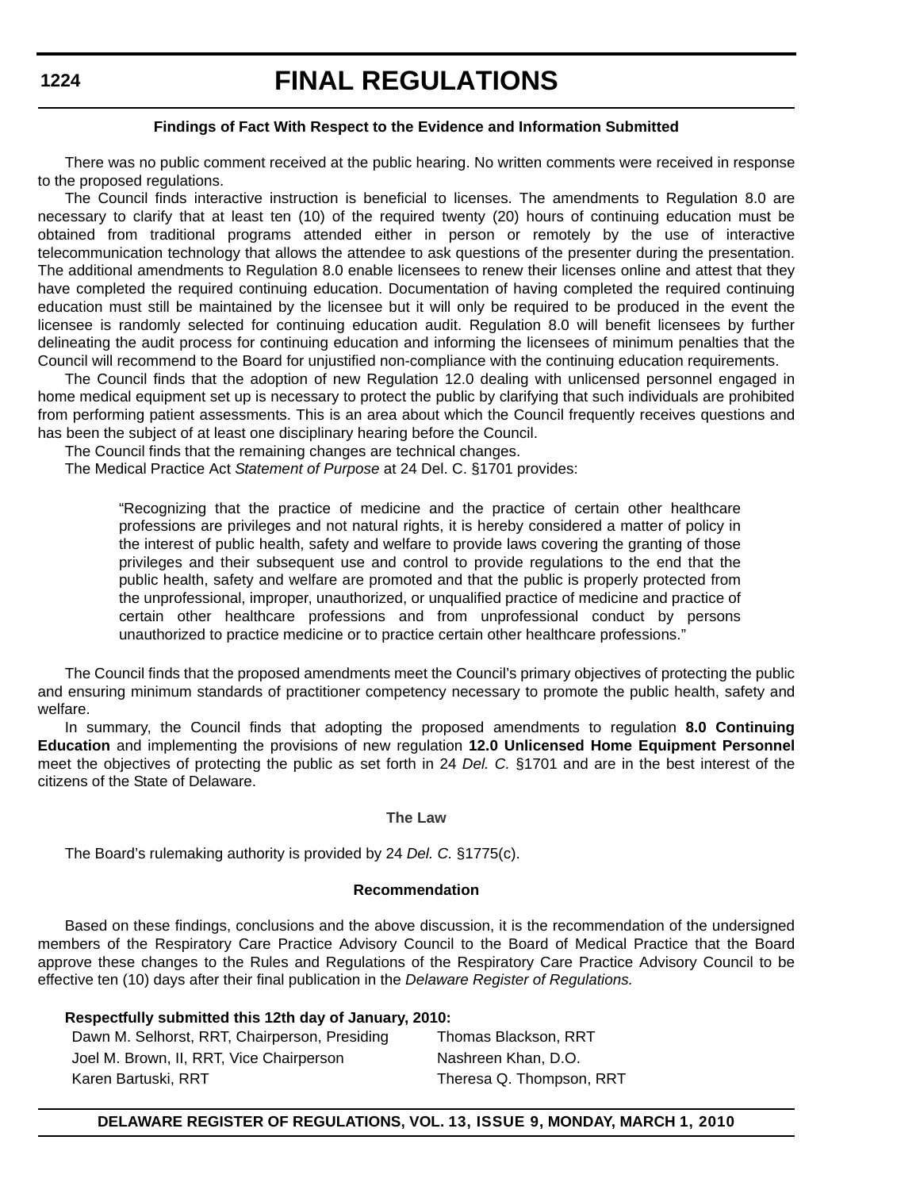#### Findings of Fact With Respect to the Evidence and Information Submitted

There was no public comment received at the public hearing. No written comments were received in response to the proposed regulations.

The Council finds interactive instruction is beneficial to licenses. The amendments to Regulation 8.0 are necessary to clarify that at least ten (10) of the required twenty (20) hours of continuing education must be obtained from traditional programs attended either in person or remotely by the use of interactive telecommunication technology that allows the attendee to ask questions of the presenter during the presentation. The additional amendments to Regulation 8.0 enable licensees to renew their licenses online and attest that they have completed the required continuing education. Documentation of having completed the required continuing education must still be maintained by the licensee but it will only be required to be produced in the event the licensee is randomly selected for continuing education audit. Regulation 8.0 will benefit licensees by further delineating the audit process for continuing education and informing the licensees of minimum penalties that the Council will recommend to the Board for unjustified non-compliance with the continuing education requirements.

The Council finds that the adoption of new Regulation 12.0 dealing with unlicensed personnel engaged in home medical equipment set up is necessary to protect the public by clarifying that such individuals are prohibited from performing patient assessments. This is an area about which the Council frequently receives questions and has been the subject of at least one disciplinary hearing before the Council.

The Council finds that the remaining changes are technical changes.

The Medical Practice Act *Statement of Purpose* at 24 Del. C. §1701 provides:

> "Recognizing that the practice of medicine and the practice of certain other healthcare professions are privileges and not natural rights, it is hereby considered a matter of policy in the interest of public health, safety and welfare to provide laws covering the granting of those privileges and their subsequent use and control to provide regulations to the end that the public health, safety and welfare are promoted and that the public is properly protected from the unprofessional, improper, unauthorized, or unqualified practice of medicine and practice of certain other healthcare professions and from unprofessional conduct by persons unauthorized to practice medicine or to practice certain other healthcare professions."

The Council finds that the proposed amendments meet the Council's primary objectives of protecting the public and ensuring minimum standards of practitioner competency necessary to promote the public health, safety and welfare.

In summary, the Council finds that adopting the proposed amendments to regulation **8.0 Continuing Education** and implementing the provisions of new regulation **12.0 Unlicensed Home Equipment Personnel** meet the objectives of protecting the public as set forth in 24 *Del. C.* §1701 and are in the best interest of the citizens of the State of Delaware.

#### The Law

The Board's rulemaking authority is provided by 24 *Del. C.* §1775(c).

#### Recommendation

Based on these findings, conclusions and the above discussion, it is the recommendation of the undersigned members of the Respiratory Care Practice Advisory Council to the Board of Medical Practice that the Board approve these changes to the Rules and Regulations of the Respiratory Care Practice Advisory Council to be effective ten (10) days after their final publication in the *Delaware Register of Regulations.*

**Respectfully submitted this 12th day of January, 2010:**

Dawn M. Selhorst, RRT, Chairperson, Presiding
Joel M. Brown, II, RRT, Vice Chairperson
Karen Bartuski, RRT
Thomas Blackson, RRT
Nashreen Khan, D.O.
Theresa Q. Thompson, RRT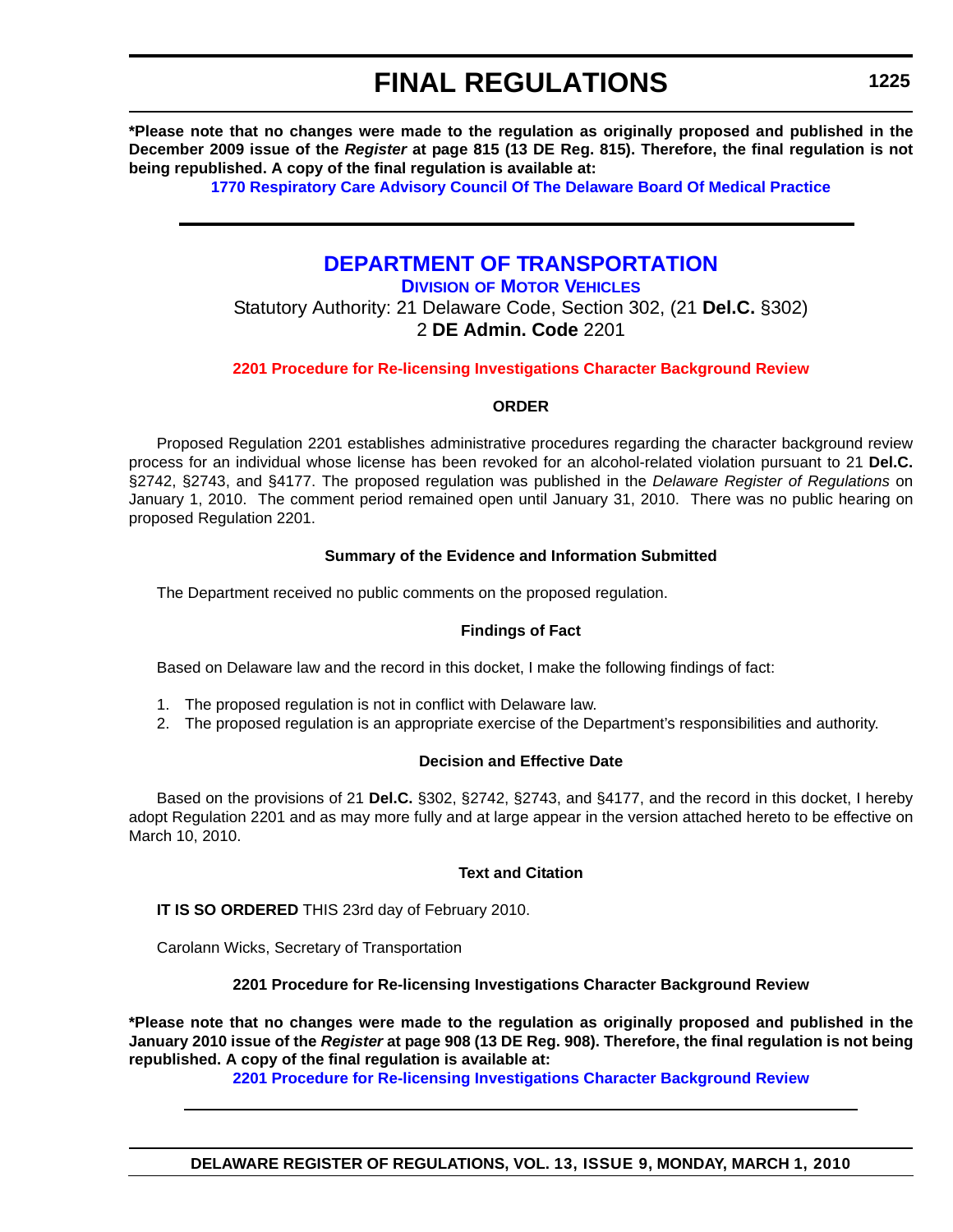**\*Please note that no changes were made to the regulation as originally proposed and published in the December 2009 issue of the *Register* at page 815 (13 DE Reg. 815). Therefore, the final regulation is not being republished. A copy of the final regulation is available at:**

**1770 Respiratory Care Advisory Council Of The Delaware Board Of Medical Practice**

---

# DEPARTMENT OF TRANSPORTATION

## DIVISION OF MOTOR VEHICLES

Statutory Authority: 21 Delaware Code, Section 302, (21 **Del.C.** §302)
2 **DE Admin. Code** 2201

**2201 Procedure for Re-licensing Investigations Character Background Review**

**ORDER**

Proposed Regulation 2201 establishes administrative procedures regarding the character background review process for an individual whose license has been revoked for an alcohol-related violation pursuant to 21 **Del.C.** §2742, §2743, and §4177. The proposed regulation was published in the *Delaware Register of Regulations* on January 1, 2010. The comment period remained open until January 31, 2010. There was no public hearing on proposed Regulation 2201.

**Summary of the Evidence and Information Submitted**

The Department received no public comments on the proposed regulation.

**Findings of Fact**

Based on Delaware law and the record in this docket, I make the following findings of fact:

1. The proposed regulation is not in conflict with Delaware law.
2. The proposed regulation is an appropriate exercise of the Department's responsibilities and authority.

**Decision and Effective Date**

Based on the provisions of 21 **Del.C.** §302, §2742, §2743, and §4177, and the record in this docket, I hereby adopt Regulation 2201 and as may more fully and at large appear in the version attached hereto to be effective on March 10, 2010.

**Text and Citation**

**IT IS SO ORDERED** THIS 23rd day of February 2010.

Carolann Wicks, Secretary of Transportation

**2201 Procedure for Re-licensing Investigations Character Background Review**

**\*Please note that no changes were made to the regulation as originally proposed and published in the January 2010 issue of the *Register* at page 908 (13 DE Reg. 908). Therefore, the final regulation is not being republished. A copy of the final regulation is available at:**

**2201 Procedure for Re-licensing Investigations Character Background Review**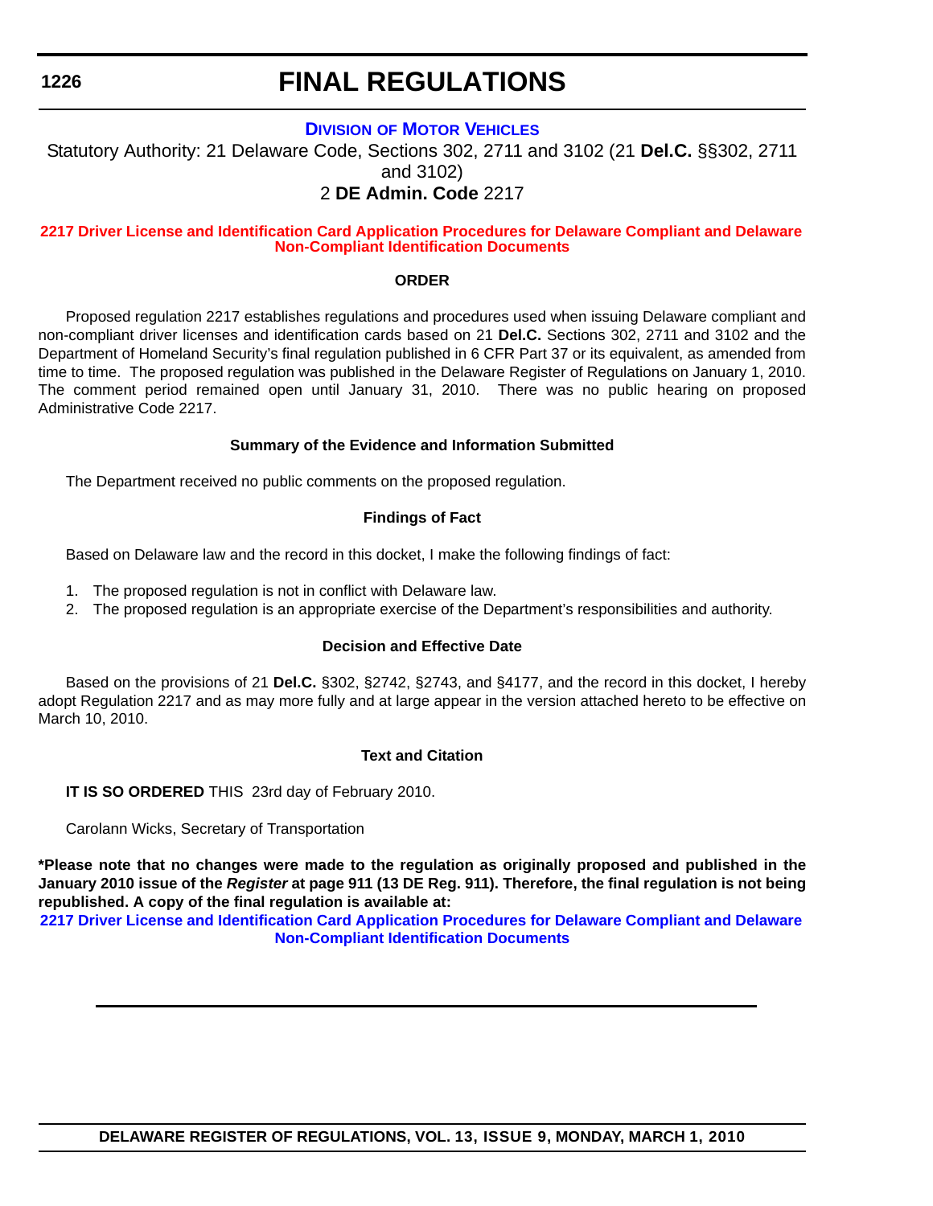# FINAL REGULATIONS

### DIVISION OF MOTOR VEHICLES

Statutory Authority: 21 Delaware Code, Sections 302, 2711 and 3102 (21 **Del.C.** §§302, 2711 and 3102)

2 **DE Admin. Code** 2217

### 2217 Driver License and Identification Card Application Procedures for Delaware Compliant and Delaware Non-Compliant Identification Documents

**ORDER**

Proposed regulation 2217 establishes regulations and procedures used when issuing Delaware compliant and non-compliant driver licenses and identification cards based on 21 **Del.C.** Sections 302, 2711 and 3102 and the Department of Homeland Security's final regulation published in 6 CFR Part 37 or its equivalent, as amended from time to time. The proposed regulation was published in the Delaware Register of Regulations on January 1, 2010. The comment period remained open until January 31, 2010. There was no public hearing on proposed Administrative Code 2217.

**Summary of the Evidence and Information Submitted**

The Department received no public comments on the proposed regulation.

**Findings of Fact**

Based on Delaware law and the record in this docket, I make the following findings of fact:

1. The proposed regulation is not in conflict with Delaware law.
2. The proposed regulation is an appropriate exercise of the Department's responsibilities and authority.

**Decision and Effective Date**

Based on the provisions of 21 **Del.C.** §302, §2742, §2743, and §4177, and the record in this docket, I hereby adopt Regulation 2217 and as may more fully and at large appear in the version attached hereto to be effective on March 10, 2010.

**Text and Citation**

**IT IS SO ORDERED** THIS 23rd day of February 2010.

Carolann Wicks, Secretary of Transportation

**\*Please note that no changes were made to the regulation as originally proposed and published in the January 2010 issue of the *Register* at page 911 (13 DE Reg. 911). Therefore, the final regulation is not being republished. A copy of the final regulation is available at:**

**2217 Driver License and Identification Card Application Procedures for Delaware Compliant and Delaware Non-Compliant Identification Documents**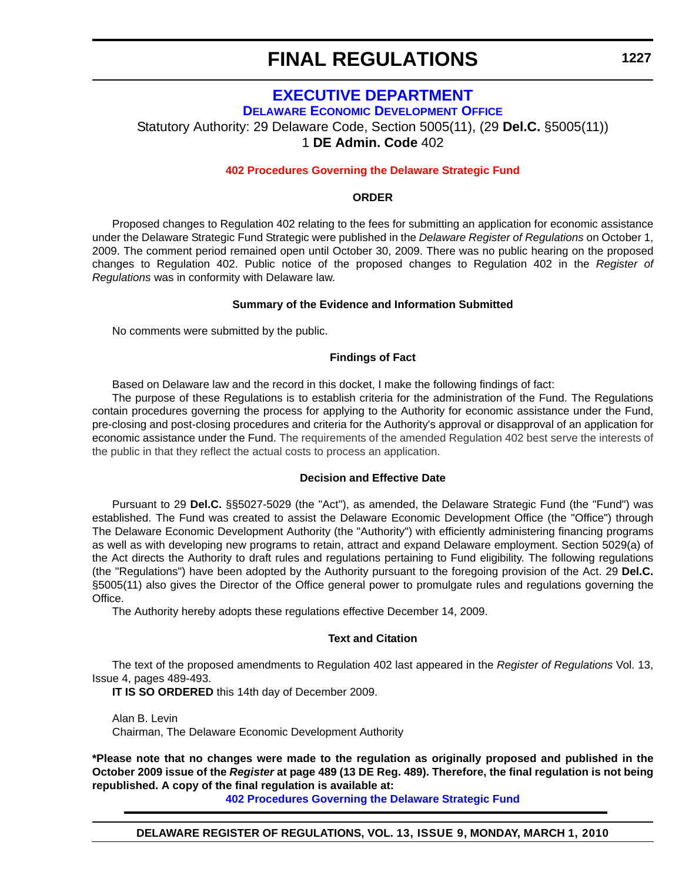# FINAL REGULATIONS

## EXECUTIVE DEPARTMENT

### DELAWARE ECONOMIC DEVELOPMENT OFFICE

Statutory Authority: 29 Delaware Code, Section 5005(11), (29 **Del.C.** §5005(11))
1 **DE Admin. Code** 402

**402 Procedures Governing the Delaware Strategic Fund**

**ORDER**

Proposed changes to Regulation 402 relating to the fees for submitting an application for economic assistance under the Delaware Strategic Fund Strategic were published in the *Delaware Register of Regulations* on October 1, 2009. The comment period remained open until October 30, 2009. There was no public hearing on the proposed changes to Regulation 402. Public notice of the proposed changes to Regulation 402 in the *Register of Regulations* was in conformity with Delaware law.

**Summary of the Evidence and Information Submitted**

No comments were submitted by the public.

**Findings of Fact**

Based on Delaware law and the record in this docket, I make the following findings of fact:

The purpose of these Regulations is to establish criteria for the administration of the Fund. The Regulations contain procedures governing the process for applying to the Authority for economic assistance under the Fund, pre-closing and post-closing procedures and criteria for the Authority's approval or disapproval of an application for economic assistance under the Fund. The requirements of the amended Regulation 402 best serve the interests of the public in that they reflect the actual costs to process an application.

**Decision and Effective Date**

Pursuant to 29 **Del.C.** §§5027-5029 (the "Act"), as amended, the Delaware Strategic Fund (the "Fund") was established. The Fund was created to assist the Delaware Economic Development Office (the "Office") through The Delaware Economic Development Authority (the "Authority") with efficiently administering financing programs as well as with developing new programs to retain, attract and expand Delaware employment. Section 5029(a) of the Act directs the Authority to draft rules and regulations pertaining to Fund eligibility. The following regulations (the "Regulations") have been adopted by the Authority pursuant to the foregoing provision of the Act. 29 **Del.C.** §5005(11) also gives the Director of the Office general power to promulgate rules and regulations governing the Office.

The Authority hereby adopts these regulations effective December 14, 2009.

**Text and Citation**

The text of the proposed amendments to Regulation 402 last appeared in the *Register of Regulations* Vol. 13, Issue 4, pages 489-493.

**IT IS SO ORDERED** this 14th day of December 2009.

Alan B. Levin
Chairman, The Delaware Economic Development Authority

**\*Please note that no changes were made to the regulation as originally proposed and published in the October 2009 issue of the *Register* at page 489 (13 DE Reg. 489). Therefore, the final regulation is not being republished. A copy of the final regulation is available at:**

**402 Procedures Governing the Delaware Strategic Fund**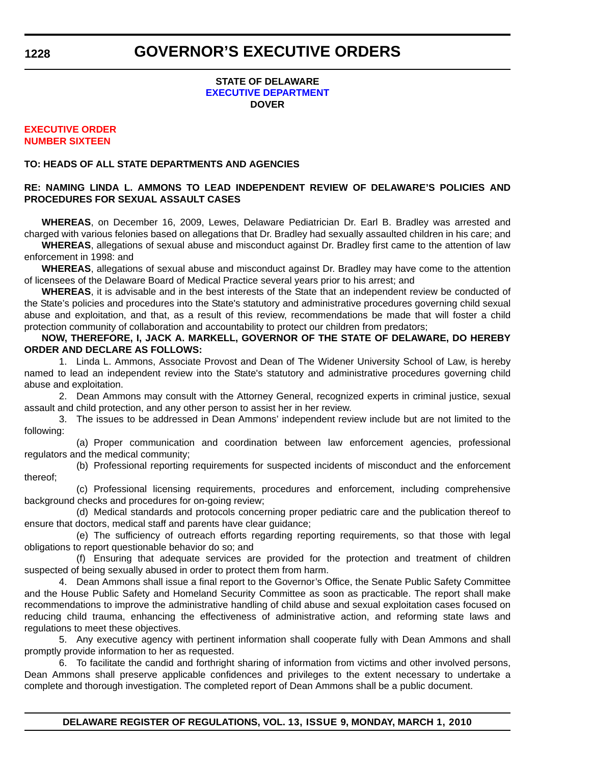**STATE OF DELAWARE**
**EXECUTIVE DEPARTMENT**
**DOVER**

**EXECUTIVE ORDER**
**NUMBER SIXTEEN**

**TO: HEADS OF ALL STATE DEPARTMENTS AND AGENCIES**

**RE: NAMING LINDA L. AMMONS TO LEAD INDEPENDENT REVIEW OF DELAWARE'S POLICIES AND PROCEDURES FOR SEXUAL ASSAULT CASES**

**WHEREAS**, on December 16, 2009, Lewes, Delaware Pediatrician Dr. Earl B. Bradley was arrested and charged with various felonies based on allegations that Dr. Bradley had sexually assaulted children in his care; and

**WHEREAS**, allegations of sexual abuse and misconduct against Dr. Bradley first came to the attention of law enforcement in 1998: and

**WHEREAS**, allegations of sexual abuse and misconduct against Dr. Bradley may have come to the attention of licensees of the Delaware Board of Medical Practice several years prior to his arrest; and

**WHEREAS**, it is advisable and in the best interests of the State that an independent review be conducted of the State's policies and procedures into the State's statutory and administrative procedures governing child sexual abuse and exploitation, and that, as a result of this review, recommendations be made that will foster a child protection community of collaboration and accountability to protect our children from predators;

**NOW, THEREFORE, I, JACK A. MARKELL, GOVERNOR OF THE STATE OF DELAWARE, DO HEREBY ORDER AND DECLARE AS FOLLOWS:**

1. Linda L. Ammons, Associate Provost and Dean of The Widener University School of Law, is hereby named to lead an independent review into the State's statutory and administrative procedures governing child abuse and exploitation.

2. Dean Ammons may consult with the Attorney General, recognized experts in criminal justice, sexual assault and child protection, and any other person to assist her in her review.

3. The issues to be addressed in Dean Ammons' independent review include but are not limited to the following:

   (a) Proper communication and coordination between law enforcement agencies, professional regulators and the medical community;

   (b) Professional reporting requirements for suspected incidents of misconduct and the enforcement thereof;

   (c) Professional licensing requirements, procedures and enforcement, including comprehensive background checks and procedures for on-going review;

   (d) Medical standards and protocols concerning proper pediatric care and the publication thereof to ensure that doctors, medical staff and parents have clear guidance;

   (e) The sufficiency of outreach efforts regarding reporting requirements, so that those with legal obligations to report questionable behavior do so; and

   (f) Ensuring that adequate services are provided for the protection and treatment of children suspected of being sexually abused in order to protect them from harm.

4. Dean Ammons shall issue a final report to the Governor's Office, the Senate Public Safety Committee and the House Public Safety and Homeland Security Committee as soon as practicable. The report shall make recommendations to improve the administrative handling of child abuse and sexual exploitation cases focused on reducing child trauma, enhancing the effectiveness of administrative action, and reforming state laws and regulations to meet these objectives.

5. Any executive agency with pertinent information shall cooperate fully with Dean Ammons and shall promptly provide information to her as requested.

6. To facilitate the candid and forthright sharing of information from victims and other involved persons, Dean Ammons shall preserve applicable confidences and privileges to the extent necessary to undertake a complete and thorough investigation. The completed report of Dean Ammons shall be a public document.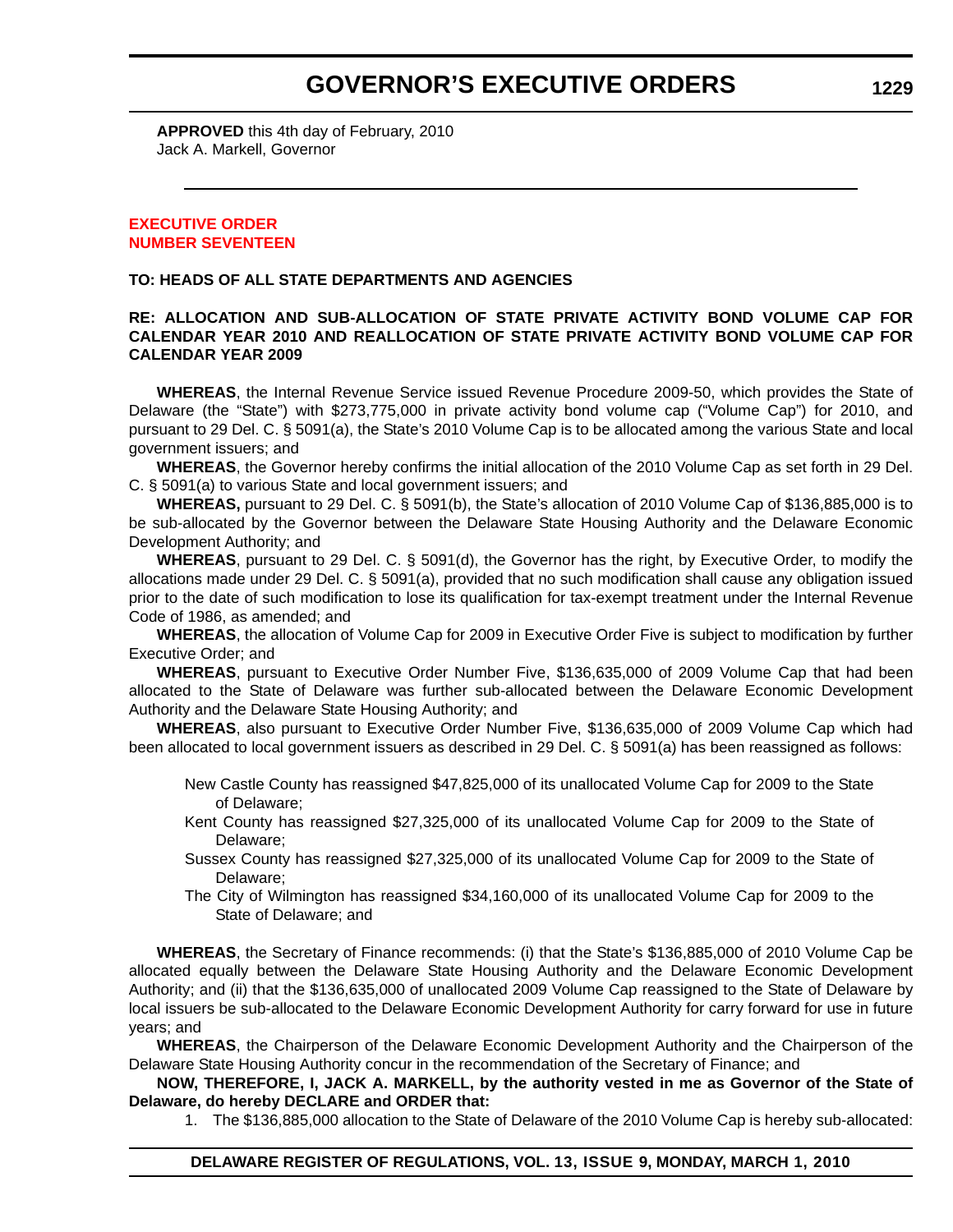**APPROVED** this 4th day of February, 2010
Jack A. Markell, Governor

---

## EXECUTIVE ORDER NUMBER SEVENTEEN

**TO: HEADS OF ALL STATE DEPARTMENTS AND AGENCIES**

**RE: ALLOCATION AND SUB-ALLOCATION OF STATE PRIVATE ACTIVITY BOND VOLUME CAP FOR CALENDAR YEAR 2010 AND REALLOCATION OF STATE PRIVATE ACTIVITY BOND VOLUME CAP FOR CALENDAR YEAR 2009**

**WHEREAS**, the Internal Revenue Service issued Revenue Procedure 2009-50, which provides the State of Delaware (the "State") with $273,775,000 in private activity bond volume cap ("Volume Cap") for 2010, and pursuant to 29 Del. C. § 5091(a), the State's 2010 Volume Cap is to be allocated among the various State and local government issuers; and

**WHEREAS**, the Governor hereby confirms the initial allocation of the 2010 Volume Cap as set forth in 29 Del. C. § 5091(a) to various State and local government issuers; and

**WHEREAS,** pursuant to 29 Del. C. § 5091(b), the State's allocation of 2010 Volume Cap of $136,885,000 is to be sub-allocated by the Governor between the Delaware State Housing Authority and the Delaware Economic Development Authority; and

**WHEREAS**, pursuant to 29 Del. C. § 5091(d), the Governor has the right, by Executive Order, to modify the allocations made under 29 Del. C. § 5091(a), provided that no such modification shall cause any obligation issued prior to the date of such modification to lose its qualification for tax-exempt treatment under the Internal Revenue Code of 1986, as amended; and

**WHEREAS**, the allocation of Volume Cap for 2009 in Executive Order Five is subject to modification by further Executive Order; and

**WHEREAS**, pursuant to Executive Order Number Five, $136,635,000 of 2009 Volume Cap that had been allocated to the State of Delaware was further sub-allocated between the Delaware Economic Development Authority and the Delaware State Housing Authority; and

**WHEREAS**, also pursuant to Executive Order Number Five, $136,635,000 of 2009 Volume Cap which had been allocated to local government issuers as described in 29 Del. C. § 5091(a) has been reassigned as follows:

New Castle County has reassigned $47,825,000 of its unallocated Volume Cap for 2009 to the State of Delaware;

Kent County has reassigned $27,325,000 of its unallocated Volume Cap for 2009 to the State of Delaware;

Sussex County has reassigned $27,325,000 of its unallocated Volume Cap for 2009 to the State of Delaware;

The City of Wilmington has reassigned $34,160,000 of its unallocated Volume Cap for 2009 to the State of Delaware; and

**WHEREAS**, the Secretary of Finance recommends: (i) that the State's $136,885,000 of 2010 Volume Cap be allocated equally between the Delaware State Housing Authority and the Delaware Economic Development Authority; and (ii) that the $136,635,000 of unallocated 2009 Volume Cap reassigned to the State of Delaware by local issuers be sub-allocated to the Delaware Economic Development Authority for carry forward for use in future years; and

**WHEREAS**, the Chairperson of the Delaware Economic Development Authority and the Chairperson of the Delaware State Housing Authority concur in the recommendation of the Secretary of Finance; and

**NOW, THEREFORE, I, JACK A. MARKELL, by the authority vested in me as Governor of the State of Delaware, do hereby DECLARE and ORDER that:**

1. The $136,885,000 allocation to the State of Delaware of the 2010 Volume Cap is hereby sub-allocated: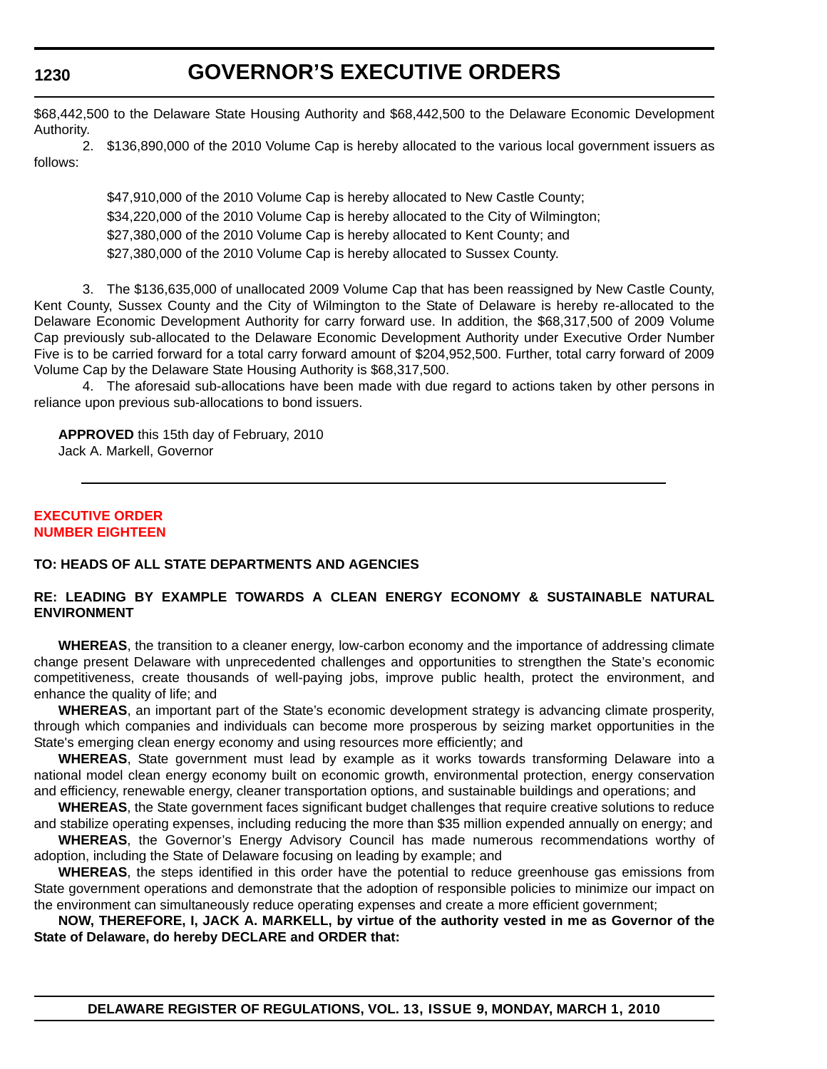$68,442,500 to the Delaware State Housing Authority and $68,442,500 to the Delaware Economic Development Authority.

2. $136,890,000 of the 2010 Volume Cap is hereby allocated to the various local government issuers as follows:

$47,910,000 of the 2010 Volume Cap is hereby allocated to New Castle County;

$34,220,000 of the 2010 Volume Cap is hereby allocated to the City of Wilmington;

$27,380,000 of the 2010 Volume Cap is hereby allocated to Kent County; and

$27,380,000 of the 2010 Volume Cap is hereby allocated to Sussex County.

3. The $136,635,000 of unallocated 2009 Volume Cap that has been reassigned by New Castle County, Kent County, Sussex County and the City of Wilmington to the State of Delaware is hereby re-allocated to the Delaware Economic Development Authority for carry forward use. In addition, the $68,317,500 of 2009 Volume Cap previously sub-allocated to the Delaware Economic Development Authority under Executive Order Number Five is to be carried forward for a total carry forward amount of $204,952,500. Further, total carry forward of 2009 Volume Cap by the Delaware State Housing Authority is $68,317,500.

4. The aforesaid sub-allocations have been made with due regard to actions taken by other persons in reliance upon previous sub-allocations to bond issuers.

**APPROVED** this 15th day of February, 2010
Jack A. Markell, Governor

---

## EXECUTIVE ORDER NUMBER EIGHTEEN

**TO: HEADS OF ALL STATE DEPARTMENTS AND AGENCIES**

**RE: LEADING BY EXAMPLE TOWARDS A CLEAN ENERGY ECONOMY & SUSTAINABLE NATURAL ENVIRONMENT**

**WHEREAS**, the transition to a cleaner energy, low-carbon economy and the importance of addressing climate change present Delaware with unprecedented challenges and opportunities to strengthen the State's economic competitiveness, create thousands of well-paying jobs, improve public health, protect the environment, and enhance the quality of life; and

**WHEREAS**, an important part of the State's economic development strategy is advancing climate prosperity, through which companies and individuals can become more prosperous by seizing market opportunities in the State's emerging clean energy economy and using resources more efficiently; and

**WHEREAS**, State government must lead by example as it works towards transforming Delaware into a national model clean energy economy built on economic growth, environmental protection, energy conservation and efficiency, renewable energy, cleaner transportation options, and sustainable buildings and operations; and

**WHEREAS**, the State government faces significant budget challenges that require creative solutions to reduce and stabilize operating expenses, including reducing the more than $35 million expended annually on energy; and

**WHEREAS**, the Governor's Energy Advisory Council has made numerous recommendations worthy of adoption, including the State of Delaware focusing on leading by example; and

**WHEREAS**, the steps identified in this order have the potential to reduce greenhouse gas emissions from State government operations and demonstrate that the adoption of responsible policies to minimize our impact on the environment can simultaneously reduce operating expenses and create a more efficient government;

**NOW, THEREFORE, I, JACK A. MARKELL, by virtue of the authority vested in me as Governor of the State of Delaware, do hereby DECLARE and ORDER that:**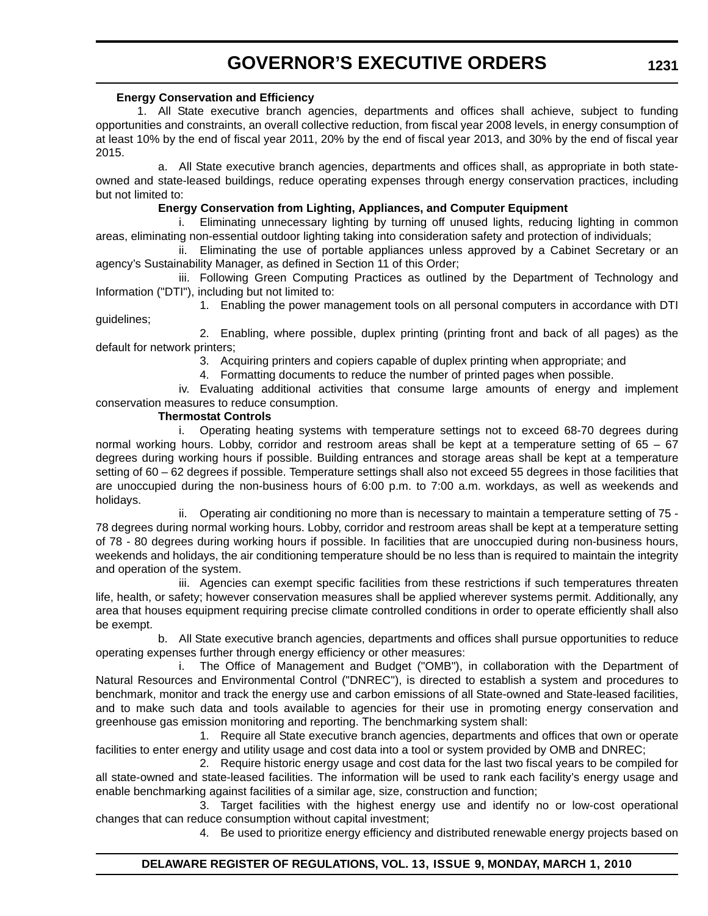**Energy Conservation and Efficiency**

1. All State executive branch agencies, departments and offices shall achieve, subject to funding opportunities and constraints, an overall collective reduction, from fiscal year 2008 levels, in energy consumption of at least 10% by the end of fiscal year 2011, 20% by the end of fiscal year 2013, and 30% by the end of fiscal year 2015.

a. All State executive branch agencies, departments and offices shall, as appropriate in both state-owned and state-leased buildings, reduce operating expenses through energy conservation practices, including but not limited to:

**Energy Conservation from Lighting, Appliances, and Computer Equipment**

i. Eliminating unnecessary lighting by turning off unused lights, reducing lighting in common areas, eliminating non-essential outdoor lighting taking into consideration safety and protection of individuals;

ii. Eliminating the use of portable appliances unless approved by a Cabinet Secretary or an agency's Sustainability Manager, as defined in Section 11 of this Order;

iii. Following Green Computing Practices as outlined by the Department of Technology and Information ("DTI"), including but not limited to:

1. Enabling the power management tools on all personal computers in accordance with DTI guidelines;

2. Enabling, where possible, duplex printing (printing front and back of all pages) as the default for network printers;

3. Acquiring printers and copiers capable of duplex printing when appropriate; and

4. Formatting documents to reduce the number of printed pages when possible.

iv. Evaluating additional activities that consume large amounts of energy and implement conservation measures to reduce consumption.

**Thermostat Controls**

i. Operating heating systems with temperature settings not to exceed 68-70 degrees during normal working hours. Lobby, corridor and restroom areas shall be kept at a temperature setting of 65 – 67 degrees during working hours if possible. Building entrances and storage areas shall be kept at a temperature setting of 60 – 62 degrees if possible. Temperature settings shall also not exceed 55 degrees in those facilities that are unoccupied during the non-business hours of 6:00 p.m. to 7:00 a.m. workdays, as well as weekends and holidays.

ii. Operating air conditioning no more than is necessary to maintain a temperature setting of 75 - 78 degrees during normal working hours. Lobby, corridor and restroom areas shall be kept at a temperature setting of 78 - 80 degrees during working hours if possible. In facilities that are unoccupied during non-business hours, weekends and holidays, the air conditioning temperature should be no less than is required to maintain the integrity and operation of the system.

iii. Agencies can exempt specific facilities from these restrictions if such temperatures threaten life, health, or safety; however conservation measures shall be applied wherever systems permit. Additionally, any area that houses equipment requiring precise climate controlled conditions in order to operate efficiently shall also be exempt.

b. All State executive branch agencies, departments and offices shall pursue opportunities to reduce operating expenses further through energy efficiency or other measures:

i. The Office of Management and Budget ("OMB"), in collaboration with the Department of Natural Resources and Environmental Control ("DNREC"), is directed to establish a system and procedures to benchmark, monitor and track the energy use and carbon emissions of all State-owned and State-leased facilities, and to make such data and tools available to agencies for their use in promoting energy conservation and greenhouse gas emission monitoring and reporting. The benchmarking system shall:

1. Require all State executive branch agencies, departments and offices that own or operate facilities to enter energy and utility usage and cost data into a tool or system provided by OMB and DNREC;

2. Require historic energy usage and cost data for the last two fiscal years to be compiled for all state-owned and state-leased facilities. The information will be used to rank each facility's energy usage and enable benchmarking against facilities of a similar age, size, construction and function;

3. Target facilities with the highest energy use and identify no or low-cost operational changes that can reduce consumption without capital investment;

4. Be used to prioritize energy efficiency and distributed renewable energy projects based on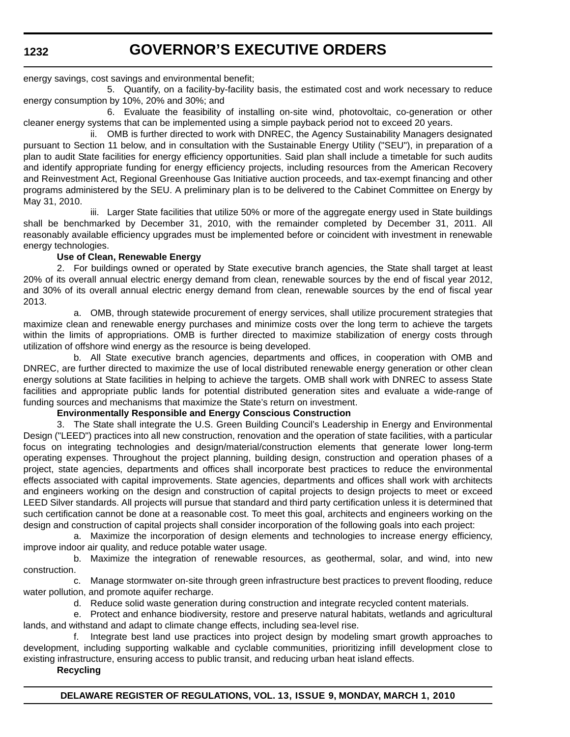energy savings, cost savings and environmental benefit;

5. Quantify, on a facility-by-facility basis, the estimated cost and work necessary to reduce energy consumption by 10%, 20% and 30%; and

6. Evaluate the feasibility of installing on-site wind, photovoltaic, co-generation or other cleaner energy systems that can be implemented using a simple payback period not to exceed 20 years.

ii. OMB is further directed to work with DNREC, the Agency Sustainability Managers designated pursuant to Section 11 below, and in consultation with the Sustainable Energy Utility ("SEU"), in preparation of a plan to audit State facilities for energy efficiency opportunities. Said plan shall include a timetable for such audits and identify appropriate funding for energy efficiency projects, including resources from the American Recovery and Reinvestment Act, Regional Greenhouse Gas Initiative auction proceeds, and tax-exempt financing and other programs administered by the SEU. A preliminary plan is to be delivered to the Cabinet Committee on Energy by May 31, 2010.

iii. Larger State facilities that utilize 50% or more of the aggregate energy used in State buildings shall be benchmarked by December 31, 2010, with the remainder completed by December 31, 2011. All reasonably available efficiency upgrades must be implemented before or coincident with investment in renewable energy technologies.

**Use of Clean, Renewable Energy**

2. For buildings owned or operated by State executive branch agencies, the State shall target at least 20% of its overall annual electric energy demand from clean, renewable sources by the end of fiscal year 2012, and 30% of its overall annual electric energy demand from clean, renewable sources by the end of fiscal year 2013.

a. OMB, through statewide procurement of energy services, shall utilize procurement strategies that maximize clean and renewable energy purchases and minimize costs over the long term to achieve the targets within the limits of appropriations. OMB is further directed to maximize stabilization of energy costs through utilization of offshore wind energy as the resource is being developed.

b. All State executive branch agencies, departments and offices, in cooperation with OMB and DNREC, are further directed to maximize the use of local distributed renewable energy generation or other clean energy solutions at State facilities in helping to achieve the targets. OMB shall work with DNREC to assess State facilities and appropriate public lands for potential distributed generation sites and evaluate a wide-range of funding sources and mechanisms that maximize the State's return on investment.

**Environmentally Responsible and Energy Conscious Construction**

3. The State shall integrate the U.S. Green Building Council's Leadership in Energy and Environmental Design ("LEED") practices into all new construction, renovation and the operation of state facilities, with a particular focus on integrating technologies and design/material/construction elements that generate lower long-term operating expenses. Throughout the project planning, building design, construction and operation phases of a project, state agencies, departments and offices shall incorporate best practices to reduce the environmental effects associated with capital improvements. State agencies, departments and offices shall work with architects and engineers working on the design and construction of capital projects to design projects to meet or exceed LEED Silver standards. All projects will pursue that standard and third party certification unless it is determined that such certification cannot be done at a reasonable cost. To meet this goal, architects and engineers working on the design and construction of capital projects shall consider incorporation of the following goals into each project:

a. Maximize the incorporation of design elements and technologies to increase energy efficiency, improve indoor air quality, and reduce potable water usage.

b. Maximize the integration of renewable resources, as geothermal, solar, and wind, into new construction.

c. Manage stormwater on-site through green infrastructure best practices to prevent flooding, reduce water pollution, and promote aquifer recharge.

d. Reduce solid waste generation during construction and integrate recycled content materials.

e. Protect and enhance biodiversity, restore and preserve natural habitats, wetlands and agricultural lands, and withstand and adapt to climate change effects, including sea-level rise.

f. Integrate best land use practices into project design by modeling smart growth approaches to development, including supporting walkable and cyclable communities, prioritizing infill development close to existing infrastructure, ensuring access to public transit, and reducing urban heat island effects.

**Recycling**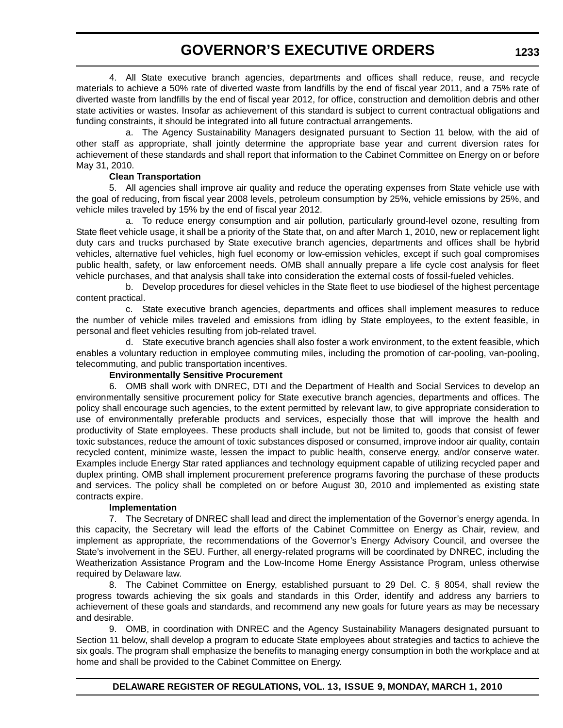4. All State executive branch agencies, departments and offices shall reduce, reuse, and recycle materials to achieve a 50% rate of diverted waste from landfills by the end of fiscal year 2011, and a 75% rate of diverted waste from landfills by the end of fiscal year 2012, for office, construction and demolition debris and other state activities or wastes. Insofar as achievement of this standard is subject to current contractual obligations and funding constraints, it should be integrated into all future contractual arrangements.

a. The Agency Sustainability Managers designated pursuant to Section 11 below, with the aid of other staff as appropriate, shall jointly determine the appropriate base year and current diversion rates for achievement of these standards and shall report that information to the Cabinet Committee on Energy on or before May 31, 2010.

**Clean Transportation**

5. All agencies shall improve air quality and reduce the operating expenses from State vehicle use with the goal of reducing, from fiscal year 2008 levels, petroleum consumption by 25%, vehicle emissions by 25%, and vehicle miles traveled by 15% by the end of fiscal year 2012.

a. To reduce energy consumption and air pollution, particularly ground-level ozone, resulting from State fleet vehicle usage, it shall be a priority of the State that, on and after March 1, 2010, new or replacement light duty cars and trucks purchased by State executive branch agencies, departments and offices shall be hybrid vehicles, alternative fuel vehicles, high fuel economy or low-emission vehicles, except if such goal compromises public health, safety, or law enforcement needs. OMB shall annually prepare a life cycle cost analysis for fleet vehicle purchases, and that analysis shall take into consideration the external costs of fossil-fueled vehicles.

b. Develop procedures for diesel vehicles in the State fleet to use biodiesel of the highest percentage content practical.

c. State executive branch agencies, departments and offices shall implement measures to reduce the number of vehicle miles traveled and emissions from idling by State employees, to the extent feasible, in personal and fleet vehicles resulting from job-related travel.

d. State executive branch agencies shall also foster a work environment, to the extent feasible, which enables a voluntary reduction in employee commuting miles, including the promotion of car-pooling, van-pooling, telecommuting, and public transportation incentives.

**Environmentally Sensitive Procurement**

6. OMB shall work with DNREC, DTI and the Department of Health and Social Services to develop an environmentally sensitive procurement policy for State executive branch agencies, departments and offices. The policy shall encourage such agencies, to the extent permitted by relevant law, to give appropriate consideration to use of environmentally preferable products and services, especially those that will improve the health and productivity of State employees. These products shall include, but not be limited to, goods that consist of fewer toxic substances, reduce the amount of toxic substances disposed or consumed, improve indoor air quality, contain recycled content, minimize waste, lessen the impact to public health, conserve energy, and/or conserve water. Examples include Energy Star rated appliances and technology equipment capable of utilizing recycled paper and duplex printing. OMB shall implement procurement preference programs favoring the purchase of these products and services. The policy shall be completed on or before August 30, 2010 and implemented as existing state contracts expire.

**Implementation**

7. The Secretary of DNREC shall lead and direct the implementation of the Governor's energy agenda. In this capacity, the Secretary will lead the efforts of the Cabinet Committee on Energy as Chair, review, and implement as appropriate, the recommendations of the Governor's Energy Advisory Council, and oversee the State's involvement in the SEU. Further, all energy-related programs will be coordinated by DNREC, including the Weatherization Assistance Program and the Low-Income Home Energy Assistance Program, unless otherwise required by Delaware law.

8. The Cabinet Committee on Energy, established pursuant to 29 Del. C. § 8054, shall review the progress towards achieving the six goals and standards in this Order, identify and address any barriers to achievement of these goals and standards, and recommend any new goals for future years as may be necessary and desirable.

9. OMB, in coordination with DNREC and the Agency Sustainability Managers designated pursuant to Section 11 below, shall develop a program to educate State employees about strategies and tactics to achieve the six goals. The program shall emphasize the benefits to managing energy consumption in both the workplace and at home and shall be provided to the Cabinet Committee on Energy.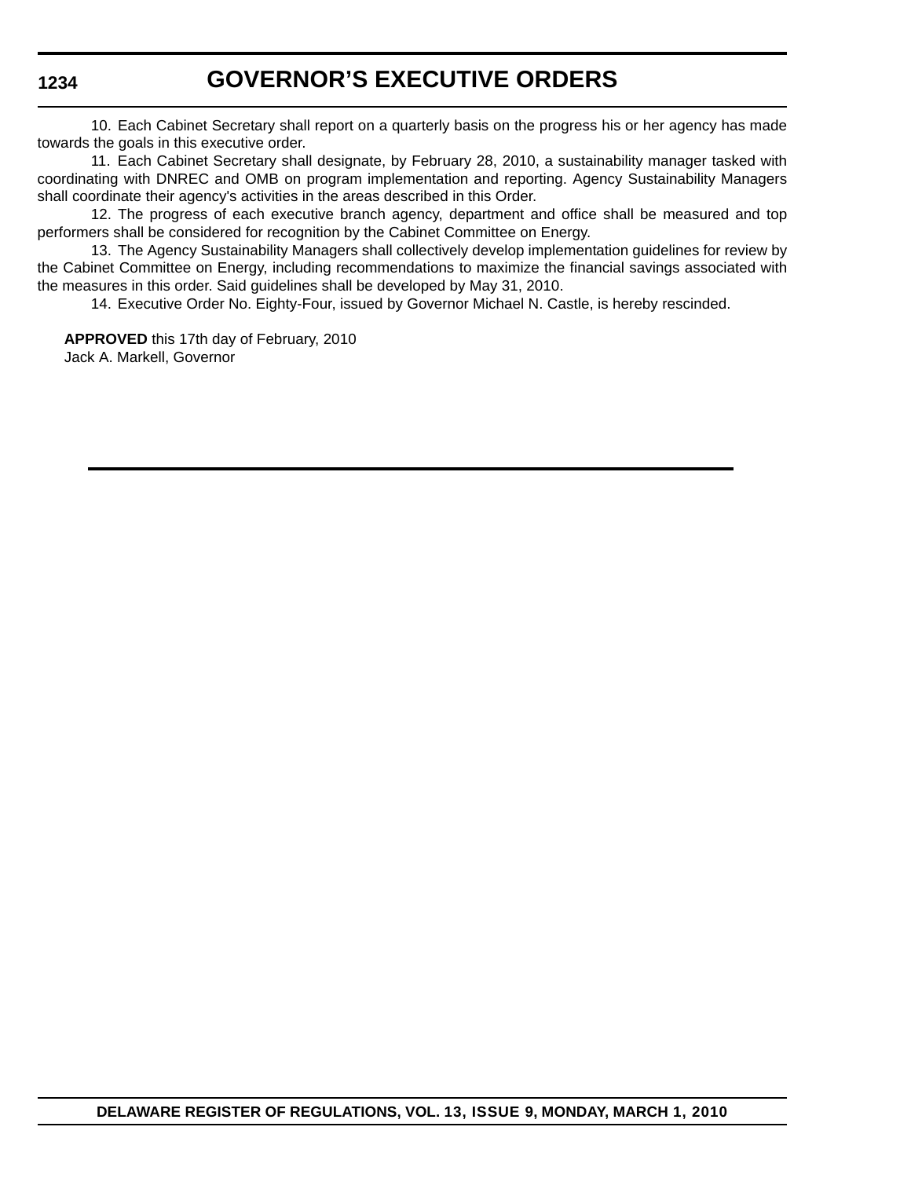10. Each Cabinet Secretary shall report on a quarterly basis on the progress his or her agency has made towards the goals in this executive order.

11. Each Cabinet Secretary shall designate, by February 28, 2010, a sustainability manager tasked with coordinating with DNREC and OMB on program implementation and reporting. Agency Sustainability Managers shall coordinate their agency's activities in the areas described in this Order.

12. The progress of each executive branch agency, department and office shall be measured and top performers shall be considered for recognition by the Cabinet Committee on Energy.

13. The Agency Sustainability Managers shall collectively develop implementation guidelines for review by the Cabinet Committee on Energy, including recommendations to maximize the financial savings associated with the measures in this order. Said guidelines shall be developed by May 31, 2010.

14. Executive Order No. Eighty-Four, issued by Governor Michael N. Castle, is hereby rescinded.

**APPROVED** this 17th day of February, 2010
Jack A. Markell, Governor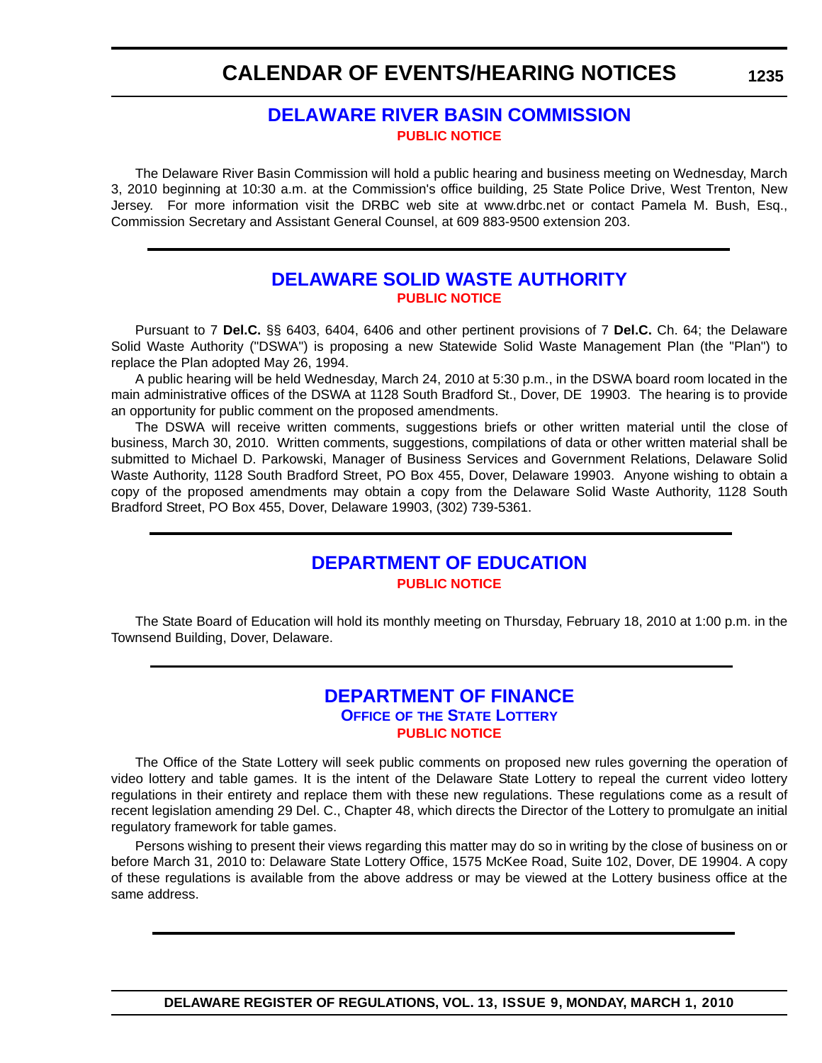# CALENDAR OF EVENTS/HEARING NOTICES

## DELAWARE RIVER BASIN COMMISSION

**PUBLIC NOTICE**

The Delaware River Basin Commission will hold a public hearing and business meeting on Wednesday, March 3, 2010 beginning at 10:30 a.m. at the Commission's office building, 25 State Police Drive, West Trenton, New Jersey. For more information visit the DRBC web site at www.drbc.net or contact Pamela M. Bush, Esq., Commission Secretary and Assistant General Counsel, at 609 883-9500 extension 203.

## DELAWARE SOLID WASTE AUTHORITY

**PUBLIC NOTICE**

Pursuant to 7 **Del.C.** §§ 6403, 6404, 6406 and other pertinent provisions of 7 **Del.C.** Ch. 64; the Delaware Solid Waste Authority ("DSWA") is proposing a new Statewide Solid Waste Management Plan (the "Plan") to replace the Plan adopted May 26, 1994.

A public hearing will be held Wednesday, March 24, 2010 at 5:30 p.m., in the DSWA board room located in the main administrative offices of the DSWA at 1128 South Bradford St., Dover, DE 19903. The hearing is to provide an opportunity for public comment on the proposed amendments.

The DSWA will receive written comments, suggestions briefs or other written material until the close of business, March 30, 2010. Written comments, suggestions, compilations of data or other written material shall be submitted to Michael D. Parkowski, Manager of Business Services and Government Relations, Delaware Solid Waste Authority, 1128 South Bradford Street, PO Box 455, Dover, Delaware 19903. Anyone wishing to obtain a copy of the proposed amendments may obtain a copy from the Delaware Solid Waste Authority, 1128 South Bradford Street, PO Box 455, Dover, Delaware 19903, (302) 739-5361.

## DEPARTMENT OF EDUCATION

**PUBLIC NOTICE**

The State Board of Education will hold its monthly meeting on Thursday, February 18, 2010 at 1:00 p.m. in the Townsend Building, Dover, Delaware.

## DEPARTMENT OF FINANCE

### OFFICE OF THE STATE LOTTERY

**PUBLIC NOTICE**

The Office of the State Lottery will seek public comments on proposed new rules governing the operation of video lottery and table games. It is the intent of the Delaware State Lottery to repeal the current video lottery regulations in their entirety and replace them with these new regulations. These regulations come as a result of recent legislation amending 29 Del. C., Chapter 48, which directs the Director of the Lottery to promulgate an initial regulatory framework for table games.

Persons wishing to present their views regarding this matter may do so in writing by the close of business on or before March 31, 2010 to: Delaware State Lottery Office, 1575 McKee Road, Suite 102, Dover, DE 19904. A copy of these regulations is available from the above address or may be viewed at the Lottery business office at the same address.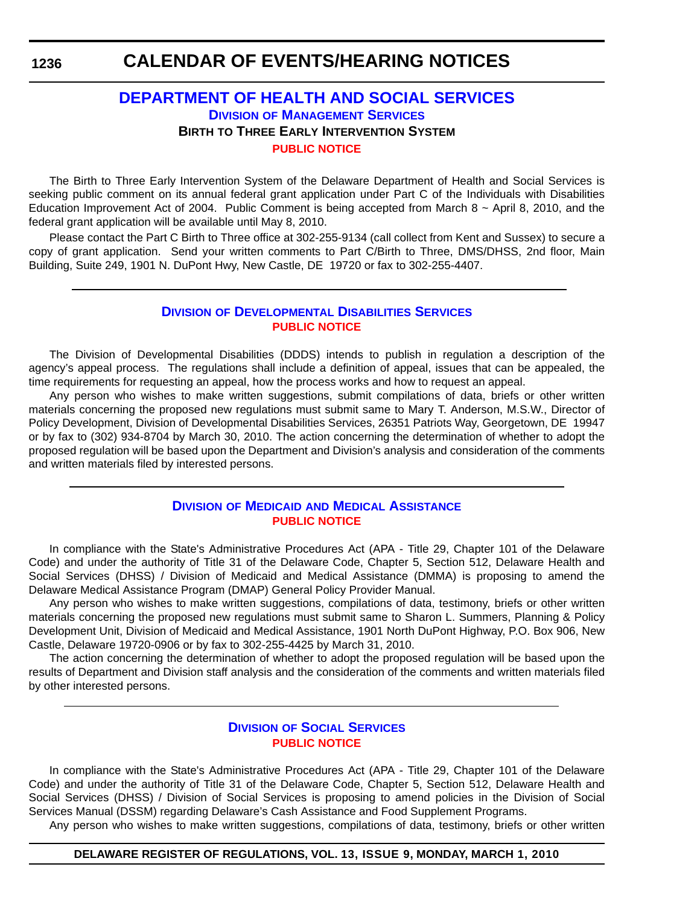# CALENDAR OF EVENTS/HEARING NOTICES

## DEPARTMENT OF HEALTH AND SOCIAL SERVICES

### DIVISION OF MANAGEMENT SERVICES

### BIRTH TO THREE EARLY INTERVENTION SYSTEM

**PUBLIC NOTICE**

The Birth to Three Early Intervention System of the Delaware Department of Health and Social Services is seeking public comment on its annual federal grant application under Part C of the Individuals with Disabilities Education Improvement Act of 2004. Public Comment is being accepted from March 8 ~ April 8, 2010, and the federal grant application will be available until May 8, 2010.

Please contact the Part C Birth to Three office at 302-255-9134 (call collect from Kent and Sussex) to secure a copy of grant application. Send your written comments to Part C/Birth to Three, DMS/DHSS, 2nd floor, Main Building, Suite 249, 1901 N. DuPont Hwy, New Castle, DE 19720 or fax to 302-255-4407.

---

### DIVISION OF DEVELOPMENTAL DISABILITIES SERVICES

**PUBLIC NOTICE**

The Division of Developmental Disabilities (DDDS) intends to publish in regulation a description of the agency's appeal process. The regulations shall include a definition of appeal, issues that can be appealed, the time requirements for requesting an appeal, how the process works and how to request an appeal.

Any person who wishes to make written suggestions, submit compilations of data, briefs or other written materials concerning the proposed new regulations must submit same to Mary T. Anderson, M.S.W., Director of Policy Development, Division of Developmental Disabilities Services, 26351 Patriots Way, Georgetown, DE 19947 or by fax to (302) 934-8704 by March 30, 2010. The action concerning the determination of whether to adopt the proposed regulation will be based upon the Department and Division's analysis and consideration of the comments and written materials filed by interested persons.

---

### DIVISION OF MEDICAID AND MEDICAL ASSISTANCE

**PUBLIC NOTICE**

In compliance with the State's Administrative Procedures Act (APA - Title 29, Chapter 101 of the Delaware Code) and under the authority of Title 31 of the Delaware Code, Chapter 5, Section 512, Delaware Health and Social Services (DHSS) / Division of Medicaid and Medical Assistance (DMMA) is proposing to amend the Delaware Medical Assistance Program (DMAP) General Policy Provider Manual.

Any person who wishes to make written suggestions, compilations of data, testimony, briefs or other written materials concerning the proposed new regulations must submit same to Sharon L. Summers, Planning & Policy Development Unit, Division of Medicaid and Medical Assistance, 1901 North DuPont Highway, P.O. Box 906, New Castle, Delaware 19720-0906 or by fax to 302-255-4425 by March 31, 2010.

The action concerning the determination of whether to adopt the proposed regulation will be based upon the results of Department and Division staff analysis and the consideration of the comments and written materials filed by other interested persons.

---

### DIVISION OF SOCIAL SERVICES

**PUBLIC NOTICE**

In compliance with the State's Administrative Procedures Act (APA - Title 29, Chapter 101 of the Delaware Code) and under the authority of Title 31 of the Delaware Code, Chapter 5, Section 512, Delaware Health and Social Services (DHSS) / Division of Social Services is proposing to amend policies in the Division of Social Services Manual (DSSM) regarding Delaware's Cash Assistance and Food Supplement Programs.

Any person who wishes to make written suggestions, compilations of data, testimony, briefs or other written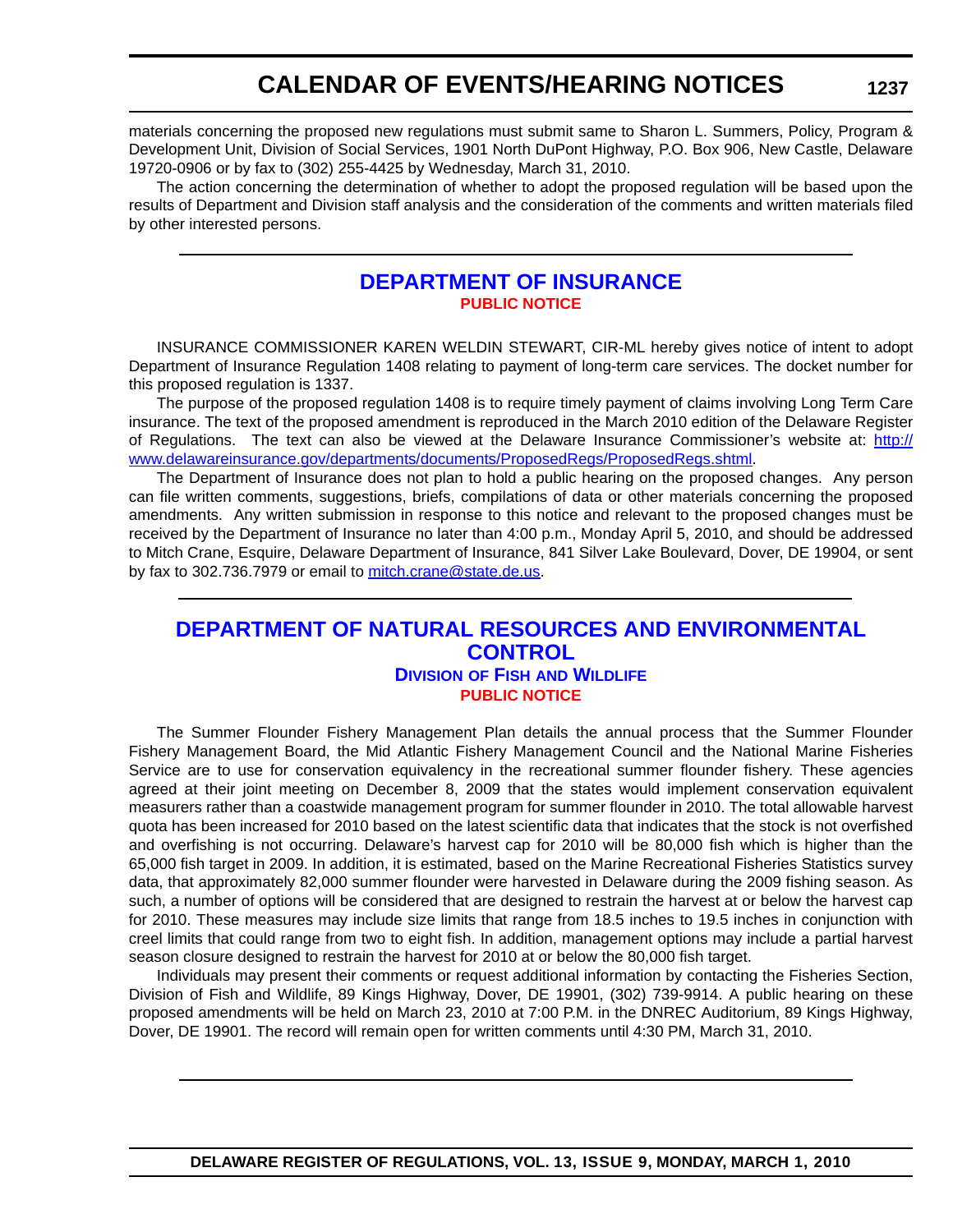materials concerning the proposed new regulations must submit same to Sharon L. Summers, Policy, Program & Development Unit, Division of Social Services, 1901 North DuPont Highway, P.O. Box 906, New Castle, Delaware 19720-0906 or by fax to (302) 255-4425 by Wednesday, March 31, 2010.

The action concerning the determination of whether to adopt the proposed regulation will be based upon the results of Department and Division staff analysis and the consideration of the comments and written materials filed by other interested persons.

## DEPARTMENT OF INSURANCE

**PUBLIC NOTICE**

INSURANCE COMMISSIONER KAREN WELDIN STEWART, CIR-ML hereby gives notice of intent to adopt Department of Insurance Regulation 1408 relating to payment of long-term care services. The docket number for this proposed regulation is 1337.

The purpose of the proposed regulation 1408 is to require timely payment of claims involving Long Term Care insurance. The text of the proposed amendment is reproduced in the March 2010 edition of the Delaware Register of Regulations. The text can also be viewed at the Delaware Insurance Commissioner's website at: http://www.delawareinsurance.gov/departments/documents/ProposedRegs/ProposedRegs.shtml.

The Department of Insurance does not plan to hold a public hearing on the proposed changes. Any person can file written comments, suggestions, briefs, compilations of data or other materials concerning the proposed amendments. Any written submission in response to this notice and relevant to the proposed changes must be received by the Department of Insurance no later than 4:00 p.m., Monday April 5, 2010, and should be addressed to Mitch Crane, Esquire, Delaware Department of Insurance, 841 Silver Lake Boulevard, Dover, DE 19904, or sent by fax to 302.736.7979 or email to mitch.crane@state.de.us.

## DEPARTMENT OF NATURAL RESOURCES AND ENVIRONMENTAL CONTROL

**DIVISION OF FISH AND WILDLIFE**

**PUBLIC NOTICE**

The Summer Flounder Fishery Management Plan details the annual process that the Summer Flounder Fishery Management Board, the Mid Atlantic Fishery Management Council and the National Marine Fisheries Service are to use for conservation equivalency in the recreational summer flounder fishery. These agencies agreed at their joint meeting on December 8, 2009 that the states would implement conservation equivalent measurers rather than a coastwide management program for summer flounder in 2010. The total allowable harvest quota has been increased for 2010 based on the latest scientific data that indicates that the stock is not overfished and overfishing is not occurring. Delaware's harvest cap for 2010 will be 80,000 fish which is higher than the 65,000 fish target in 2009. In addition, it is estimated, based on the Marine Recreational Fisheries Statistics survey data, that approximately 82,000 summer flounder were harvested in Delaware during the 2009 fishing season. As such, a number of options will be considered that are designed to restrain the harvest at or below the harvest cap for 2010. These measures may include size limits that range from 18.5 inches to 19.5 inches in conjunction with creel limits that could range from two to eight fish. In addition, management options may include a partial harvest season closure designed to restrain the harvest for 2010 at or below the 80,000 fish target.

Individuals may present their comments or request additional information by contacting the Fisheries Section, Division of Fish and Wildlife, 89 Kings Highway, Dover, DE 19901, (302) 739-9914. A public hearing on these proposed amendments will be held on March 23, 2010 at 7:00 P.M. in the DNREC Auditorium, 89 Kings Highway, Dover, DE 19901. The record will remain open for written comments until 4:30 PM, March 31, 2010.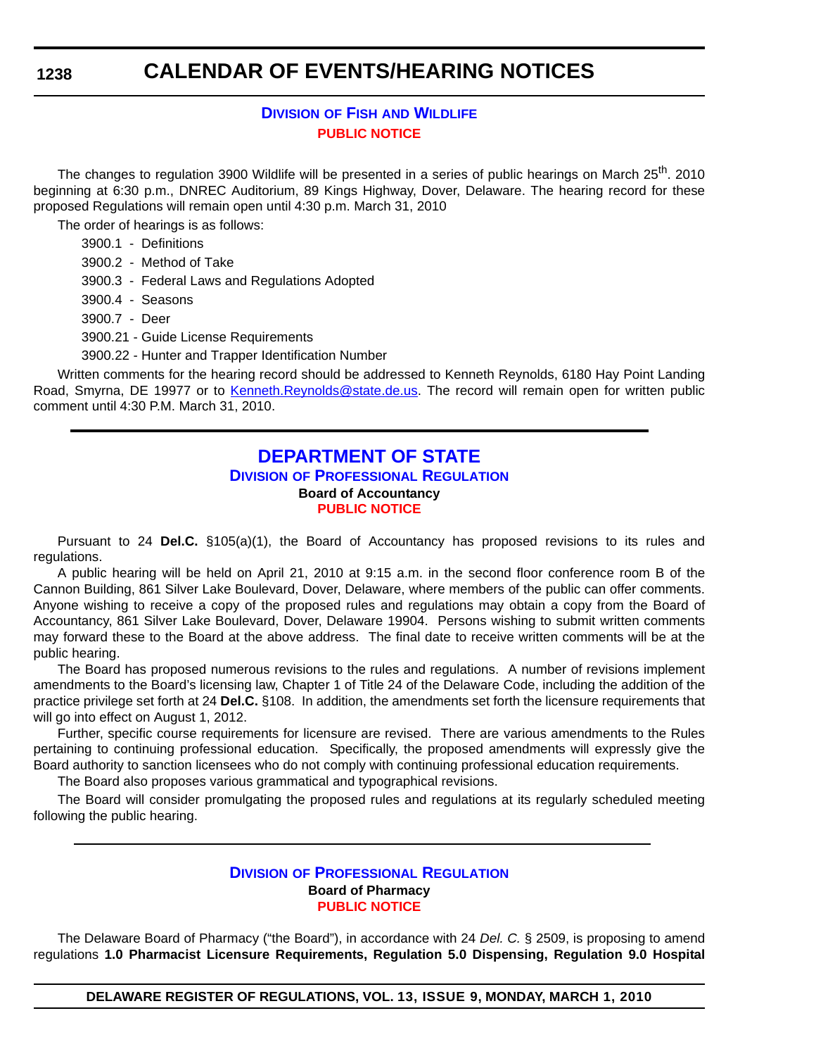## DIVISION OF FISH AND WILDLIFE

### PUBLIC NOTICE

The changes to regulation 3900 Wildlife will be presented in a series of public hearings on March 25th. 2010 beginning at 6:30 p.m., DNREC Auditorium, 89 Kings Highway, Dover, Delaware. The hearing record for these proposed Regulations will remain open until 4:30 p.m. March 31, 2010

The order of hearings is as follows:

3900.1 - Definitions

3900.2 - Method of Take

3900.3 - Federal Laws and Regulations Adopted

3900.4 - Seasons

3900.7 - Deer

3900.21 - Guide License Requirements

3900.22 - Hunter and Trapper Identification Number

Written comments for the hearing record should be addressed to Kenneth Reynolds, 6180 Hay Point Landing Road, Smyrna, DE 19977 or to Kenneth.Reynolds@state.de.us. The record will remain open for written public comment until 4:30 P.M. March 31, 2010.

---

# DEPARTMENT OF STATE

## DIVISION OF PROFESSIONAL REGULATION

### Board of Accountancy

### PUBLIC NOTICE

Pursuant to 24 **Del.C.** §105(a)(1), the Board of Accountancy has proposed revisions to its rules and regulations.

A public hearing will be held on April 21, 2010 at 9:15 a.m. in the second floor conference room B of the Cannon Building, 861 Silver Lake Boulevard, Dover, Delaware, where members of the public can offer comments. Anyone wishing to receive a copy of the proposed rules and regulations may obtain a copy from the Board of Accountancy, 861 Silver Lake Boulevard, Dover, Delaware 19904. Persons wishing to submit written comments may forward these to the Board at the above address. The final date to receive written comments will be at the public hearing.

The Board has proposed numerous revisions to the rules and regulations. A number of revisions implement amendments to the Board's licensing law, Chapter 1 of Title 24 of the Delaware Code, including the addition of the practice privilege set forth at 24 **Del.C.** §108. In addition, the amendments set forth the licensure requirements that will go into effect on August 1, 2012.

Further, specific course requirements for licensure are revised. There are various amendments to the Rules pertaining to continuing professional education. Specifically, the proposed amendments will expressly give the Board authority to sanction licensees who do not comply with continuing professional education requirements.

The Board also proposes various grammatical and typographical revisions.

The Board will consider promulgating the proposed rules and regulations at its regularly scheduled meeting following the public hearing.

---

## DIVISION OF PROFESSIONAL REGULATION

### Board of Pharmacy

### PUBLIC NOTICE

The Delaware Board of Pharmacy ("the Board"), in accordance with 24 *Del. C.* § 2509, is proposing to amend regulations **1.0 Pharmacist Licensure Requirements, Regulation 5.0 Dispensing, Regulation 9.0 Hospital**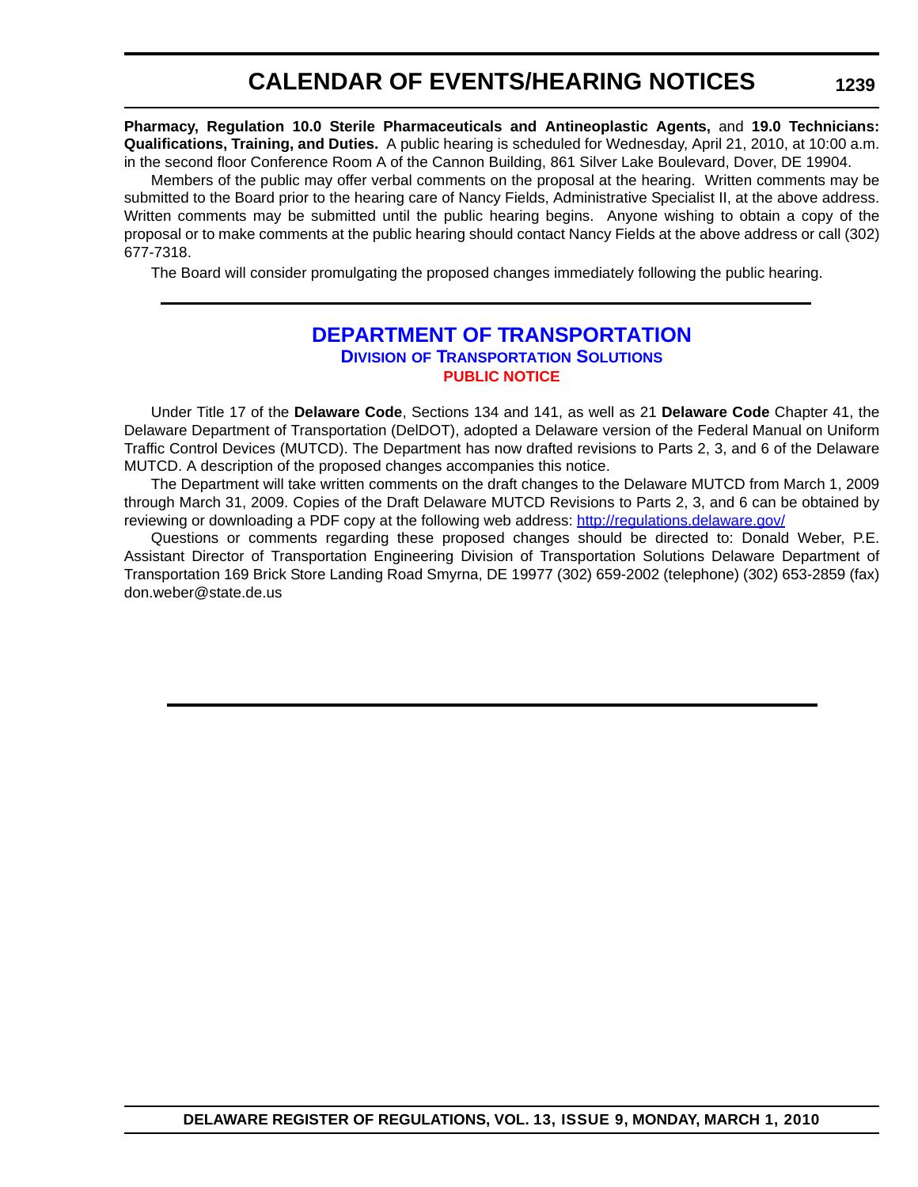**Pharmacy, Regulation 10.0 Sterile Pharmaceuticals and Antineoplastic Agents,** and **19.0 Technicians: Qualifications, Training, and Duties.** A public hearing is scheduled for Wednesday, April 21, 2010, at 10:00 a.m. in the second floor Conference Room A of the Cannon Building, 861 Silver Lake Boulevard, Dover, DE 19904.

Members of the public may offer verbal comments on the proposal at the hearing. Written comments may be submitted to the Board prior to the hearing care of Nancy Fields, Administrative Specialist II, at the above address. Written comments may be submitted until the public hearing begins. Anyone wishing to obtain a copy of the proposal or to make comments at the public hearing should contact Nancy Fields at the above address or call (302) 677-7318.

The Board will consider promulgating the proposed changes immediately following the public hearing.

---

# DEPARTMENT OF TRANSPORTATION

## DIVISION OF TRANSPORTATION SOLUTIONS

### PUBLIC NOTICE

Under Title 17 of the **Delaware Code**, Sections 134 and 141, as well as 21 **Delaware Code** Chapter 41, the Delaware Department of Transportation (DelDOT), adopted a Delaware version of the Federal Manual on Uniform Traffic Control Devices (MUTCD). The Department has now drafted revisions to Parts 2, 3, and 6 of the Delaware MUTCD. A description of the proposed changes accompanies this notice.

The Department will take written comments on the draft changes to the Delaware MUTCD from March 1, 2009 through March 31, 2009. Copies of the Draft Delaware MUTCD Revisions to Parts 2, 3, and 6 can be obtained by reviewing or downloading a PDF copy at the following web address: http://regulations.delaware.gov/

Questions or comments regarding these proposed changes should be directed to: Donald Weber, P.E. Assistant Director of Transportation Engineering Division of Transportation Solutions Delaware Department of Transportation 169 Brick Store Landing Road Smyrna, DE 19977 (302) 659-2002 (telephone) (302) 653-2859 (fax) don.weber@state.de.us